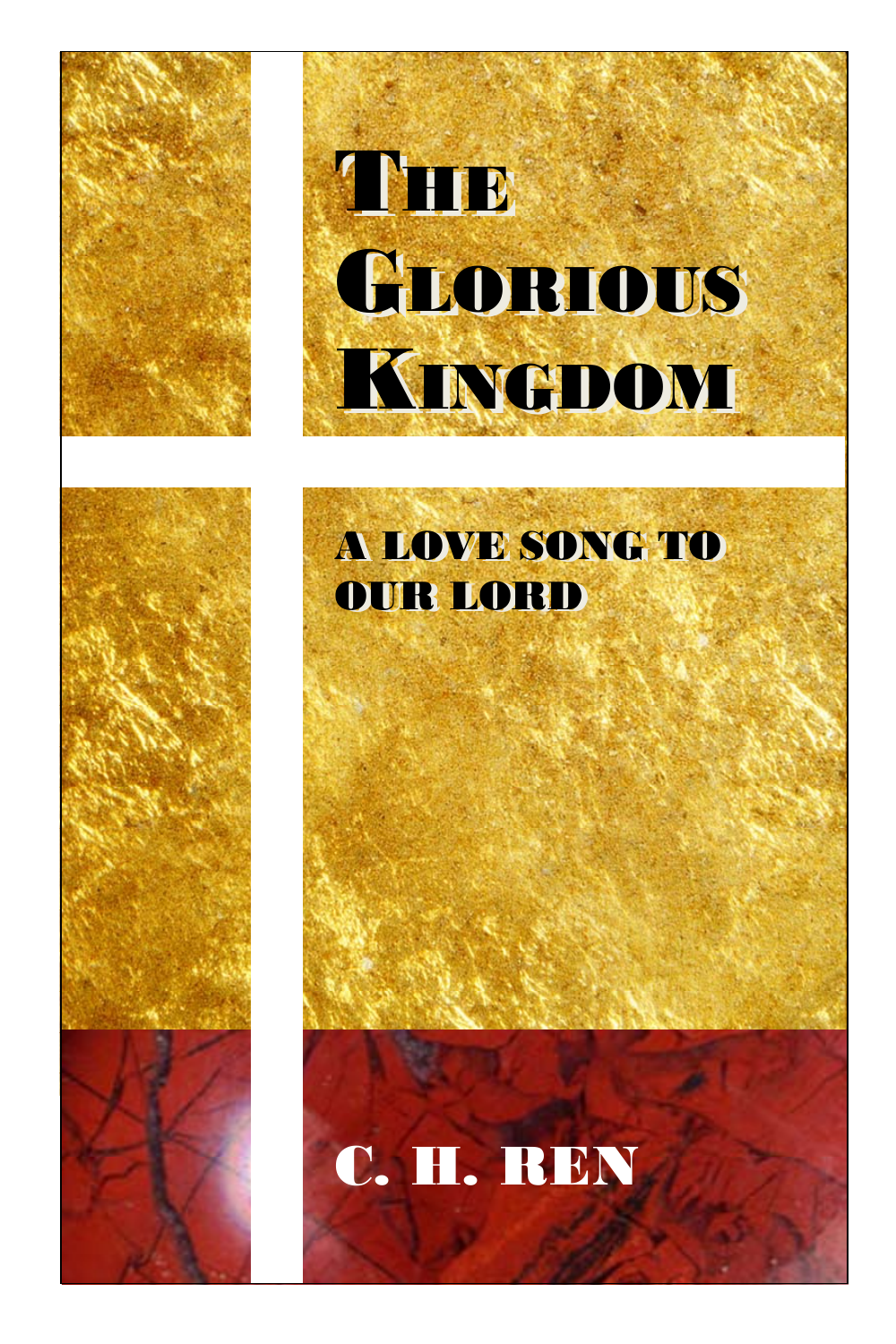# The Glorious Kingdom

## A Love Song to Our Lord

C. H. Ren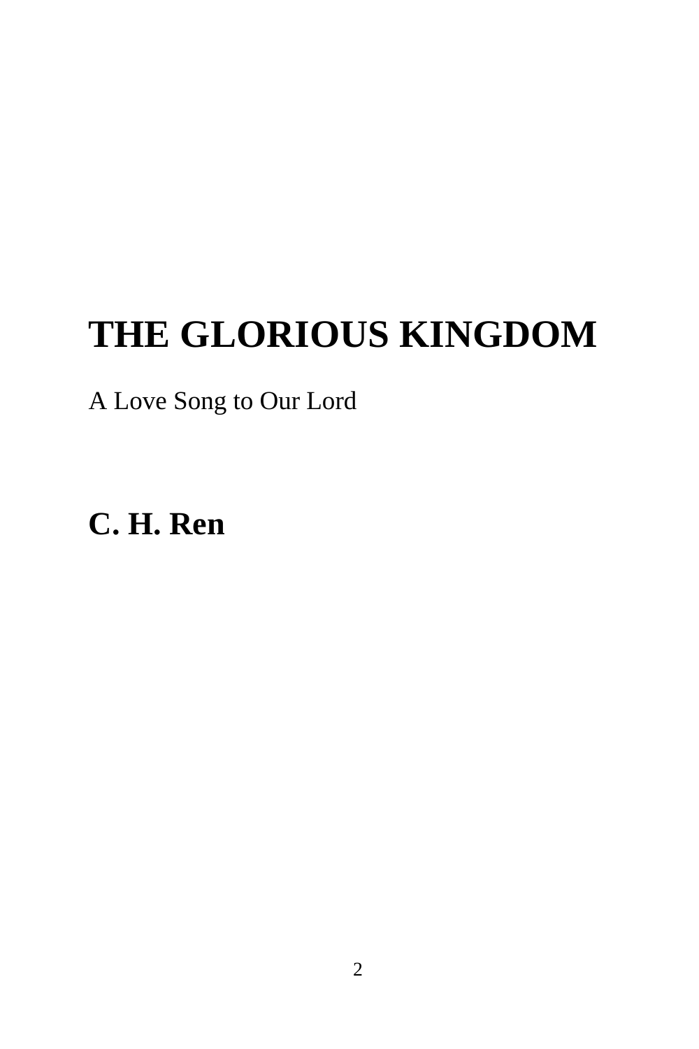# THE GLORIOUS KINGDOM

A Love Song to Our Lord

**C. H. Ren**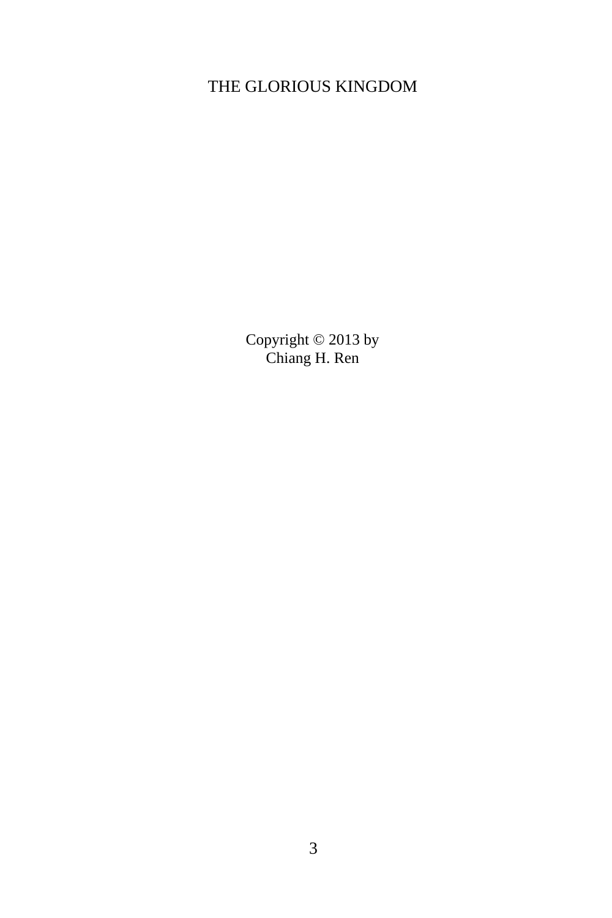# THE GLORIOUS KINGDOM

Copyright © 2013 by
Chiang H. Ren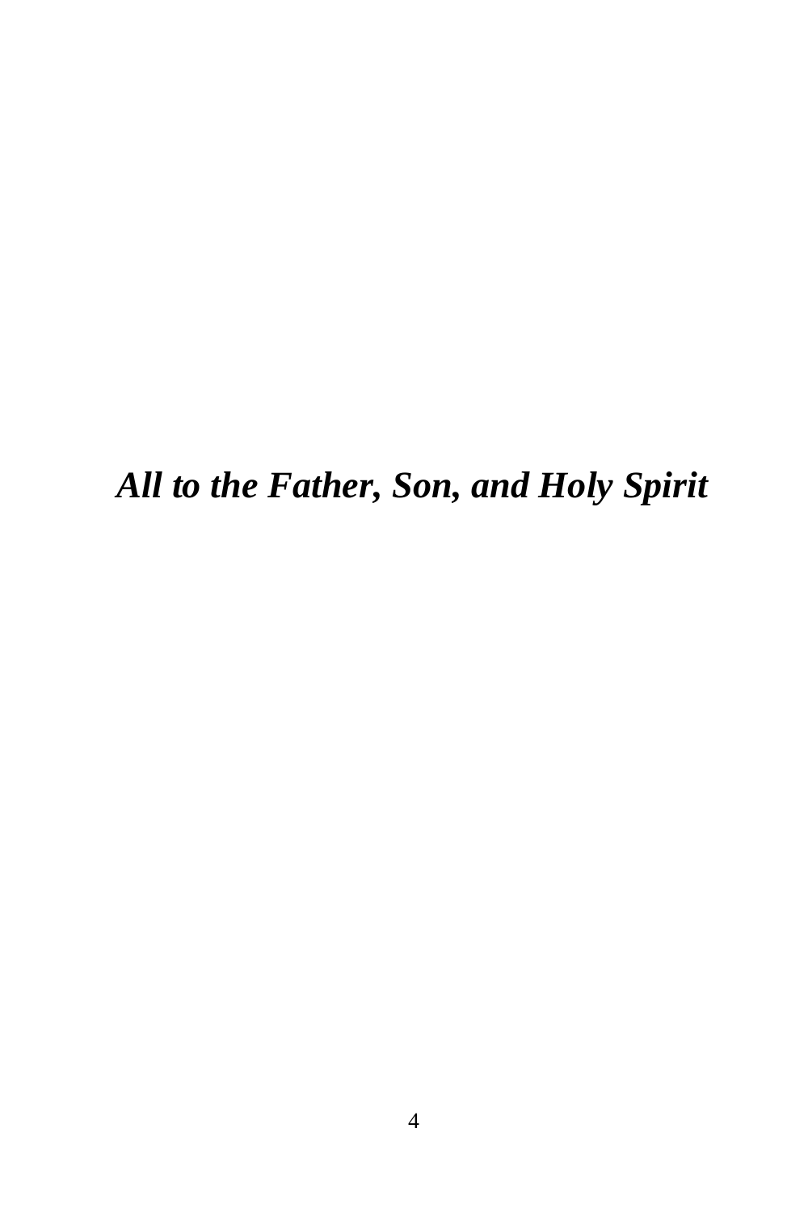***All to the Father, Son, and Holy Spirit***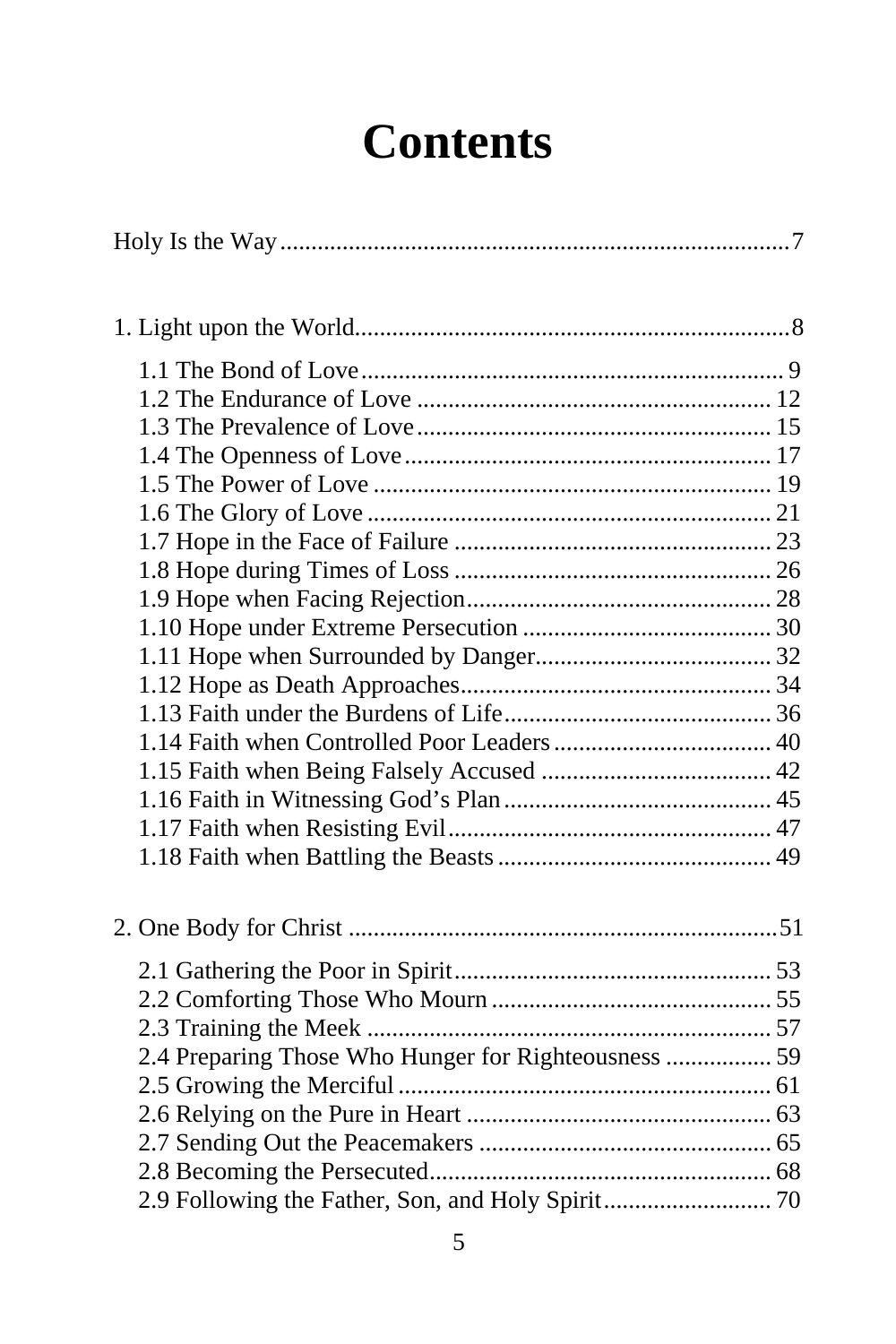# Contents

Holy Is the Way ..... 7

1. Light upon the World ..... 8

- 1.1 The Bond of Love ..... 9
- 1.2 The Endurance of Love ..... 12
- 1.3 The Prevalence of Love ..... 15
- 1.4 The Openness of Love ..... 17
- 1.5 The Power of Love ..... 19
- 1.6 The Glory of Love ..... 21
- 1.7 Hope in the Face of Failure ..... 23
- 1.8 Hope during Times of Loss ..... 26
- 1.9 Hope when Facing Rejection ..... 28
- 1.10 Hope under Extreme Persecution ..... 30
- 1.11 Hope when Surrounded by Danger ..... 32
- 1.12 Hope as Death Approaches ..... 34
- 1.13 Faith under the Burdens of Life ..... 36
- 1.14 Faith when Controlled Poor Leaders ..... 40
- 1.15 Faith when Being Falsely Accused ..... 42
- 1.16 Faith in Witnessing God's Plan ..... 45
- 1.17 Faith when Resisting Evil ..... 47
- 1.18 Faith when Battling the Beasts ..... 49

2. One Body for Christ ..... 51

- 2.1 Gathering the Poor in Spirit ..... 53
- 2.2 Comforting Those Who Mourn ..... 55
- 2.3 Training the Meek ..... 57
- 2.4 Preparing Those Who Hunger for Righteousness ..... 59
- 2.5 Growing the Merciful ..... 61
- 2.6 Relying on the Pure in Heart ..... 63
- 2.7 Sending Out the Peacemakers ..... 65
- 2.8 Becoming the Persecuted ..... 68
- 2.9 Following the Father, Son, and Holy Spirit ..... 70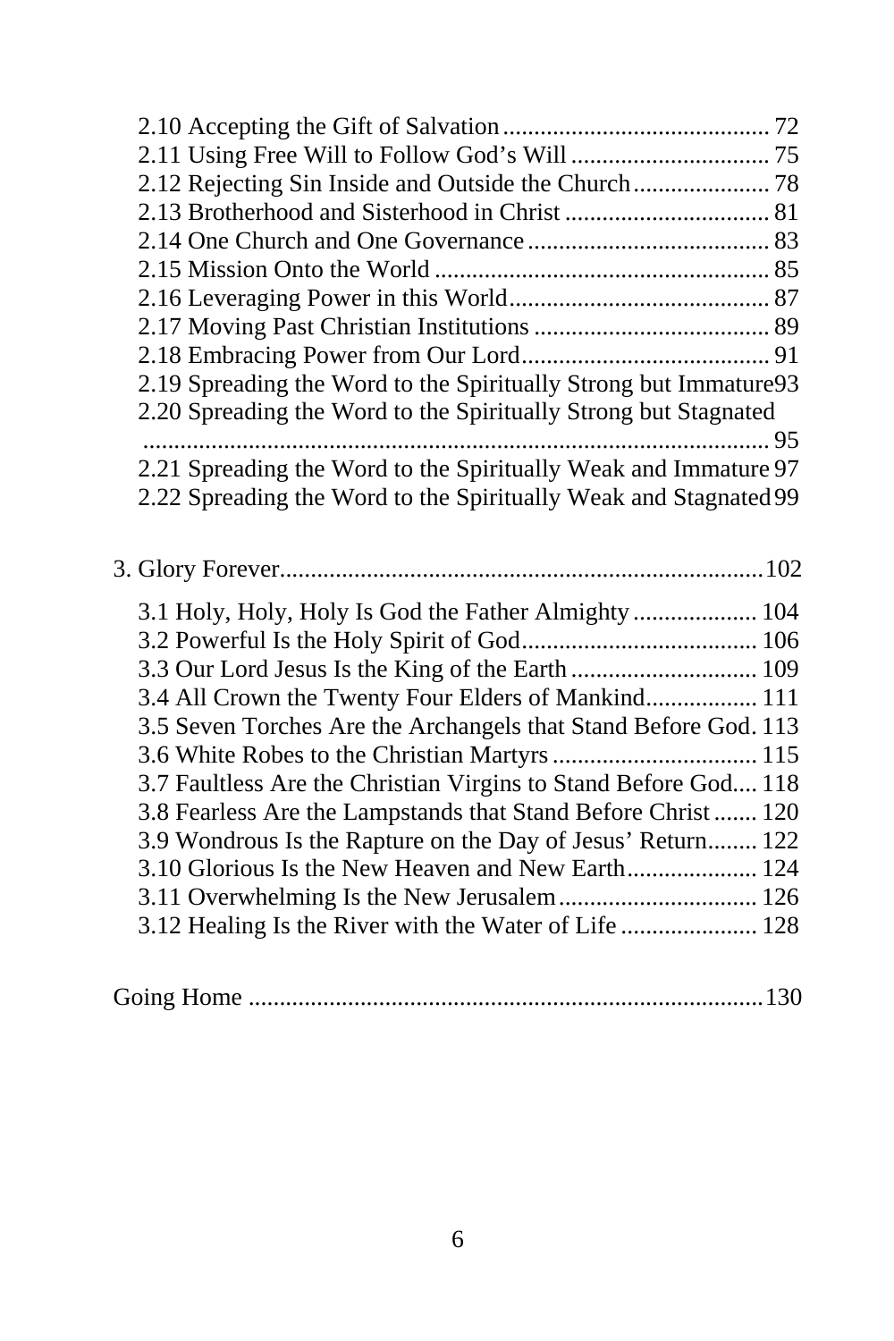2.10 Accepting the Gift of Salvation .......................................... 72
2.11 Using Free Will to Follow God's Will ................................ 75
2.12 Rejecting Sin Inside and Outside the Church ...................... 78
2.13 Brotherhood and Sisterhood in Christ ................................. 81
2.14 One Church and One Governance ....................................... 83
2.15 Mission Onto the World ..................................................... 85
2.16 Leveraging Power in this World .......................................... 87
2.17 Moving Past Christian Institutions ...................................... 89
2.18 Embracing Power from Our Lord ........................................ 91
2.19 Spreading the Word to the Spiritually Strong but Immature 93
2.20 Spreading the Word to the Spiritually Strong but Stagnated ...................................................................................... 95
2.21 Spreading the Word to the Spiritually Weak and Immature 97
2.22 Spreading the Word to the Spiritually Weak and Stagnated 99

3. Glory Forever ............................................................................ 102

3.1 Holy, Holy, Holy Is God the Father Almighty .................... 104
3.2 Powerful Is the Holy Spirit of God ...................................... 106
3.3 Our Lord Jesus Is the King of the Earth .............................. 109
3.4 All Crown the Twenty Four Elders of Mankind .................. 111
3.5 Seven Torches Are the Archangels that Stand Before God. 113
3.6 White Robes to the Christian Martyrs ................................. 115
3.7 Faultless Are the Christian Virgins to Stand Before God .... 118
3.8 Fearless Are the Lampstands that Stand Before Christ ....... 120
3.9 Wondrous Is the Rapture on the Day of Jesus' Return ........ 122
3.10 Glorious Is the New Heaven and New Earth ..................... 124
3.11 Overwhelming Is the New Jerusalem ................................ 126
3.12 Healing Is the River with the Water of Life ...................... 128

Going Home .................................................................................. 130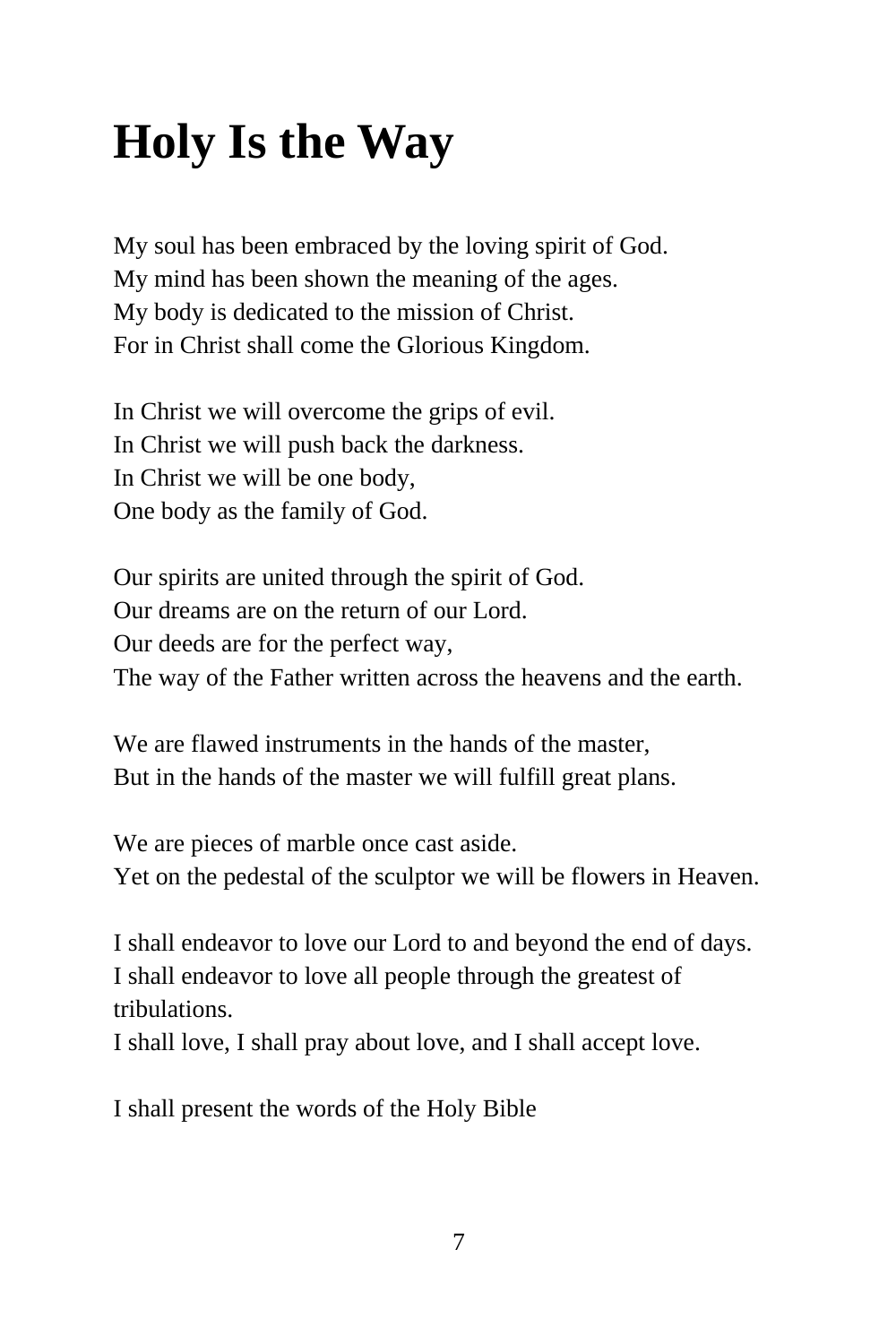# Holy Is the Way

My soul has been embraced by the loving spirit of God.
My mind has been shown the meaning of the ages.
My body is dedicated to the mission of Christ.
For in Christ shall come the Glorious Kingdom.

In Christ we will overcome the grips of evil.
In Christ we will push back the darkness.
In Christ we will be one body,
One body as the family of God.

Our spirits are united through the spirit of God.
Our dreams are on the return of our Lord.
Our deeds are for the perfect way,
The way of the Father written across the heavens and the earth.

We are flawed instruments in the hands of the master,
But in the hands of the master we will fulfill great plans.

We are pieces of marble once cast aside.
Yet on the pedestal of the sculptor we will be flowers in Heaven.

I shall endeavor to love our Lord to and beyond the end of days.
I shall endeavor to love all people through the greatest of tribulations.
I shall love, I shall pray about love, and I shall accept love.

I shall present the words of the Holy Bible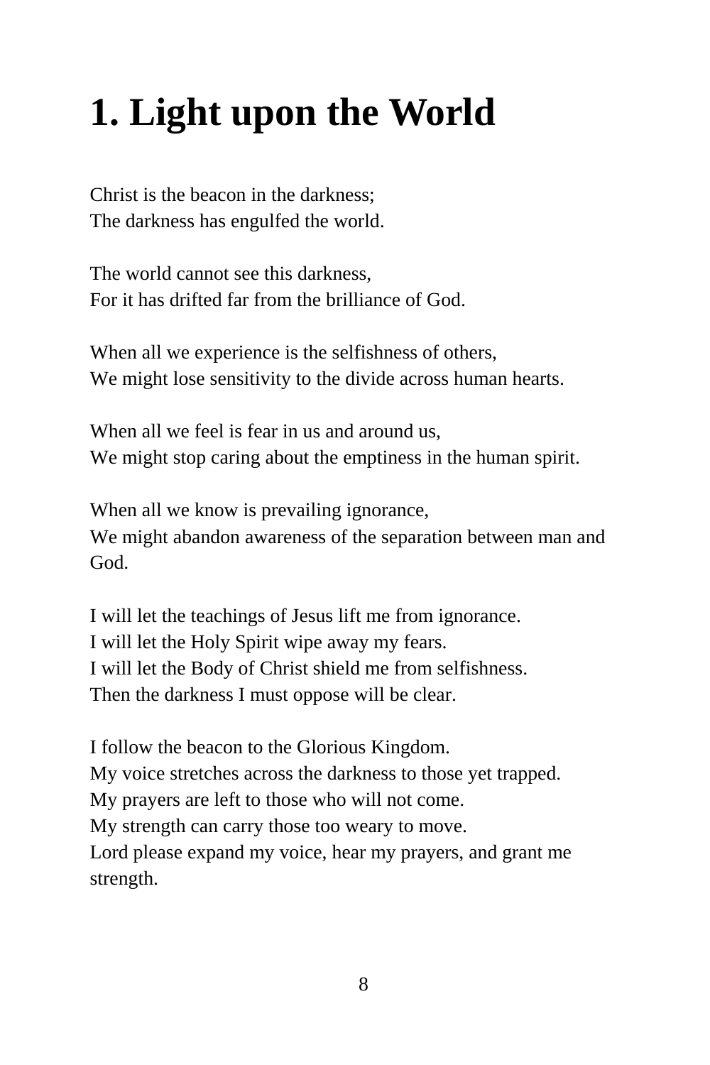# 1. Light upon the World

Christ is the beacon in the darkness;  
The darkness has engulfed the world.

The world cannot see this darkness,  
For it has drifted far from the brilliance of God.

When all we experience is the selfishness of others,  
We might lose sensitivity to the divide across human hearts.

When all we feel is fear in us and around us,  
We might stop caring about the emptiness in the human spirit.

When all we know is prevailing ignorance,  
We might abandon awareness of the separation between man and God.

I will let the teachings of Jesus lift me from ignorance.  
I will let the Holy Spirit wipe away my fears.  
I will let the Body of Christ shield me from selfishness.  
Then the darkness I must oppose will be clear.

I follow the beacon to the Glorious Kingdom.  
My voice stretches across the darkness to those yet trapped.  
My prayers are left to those who will not come.  
My strength can carry those too weary to move.  
Lord please expand my voice, hear my prayers, and grant me strength.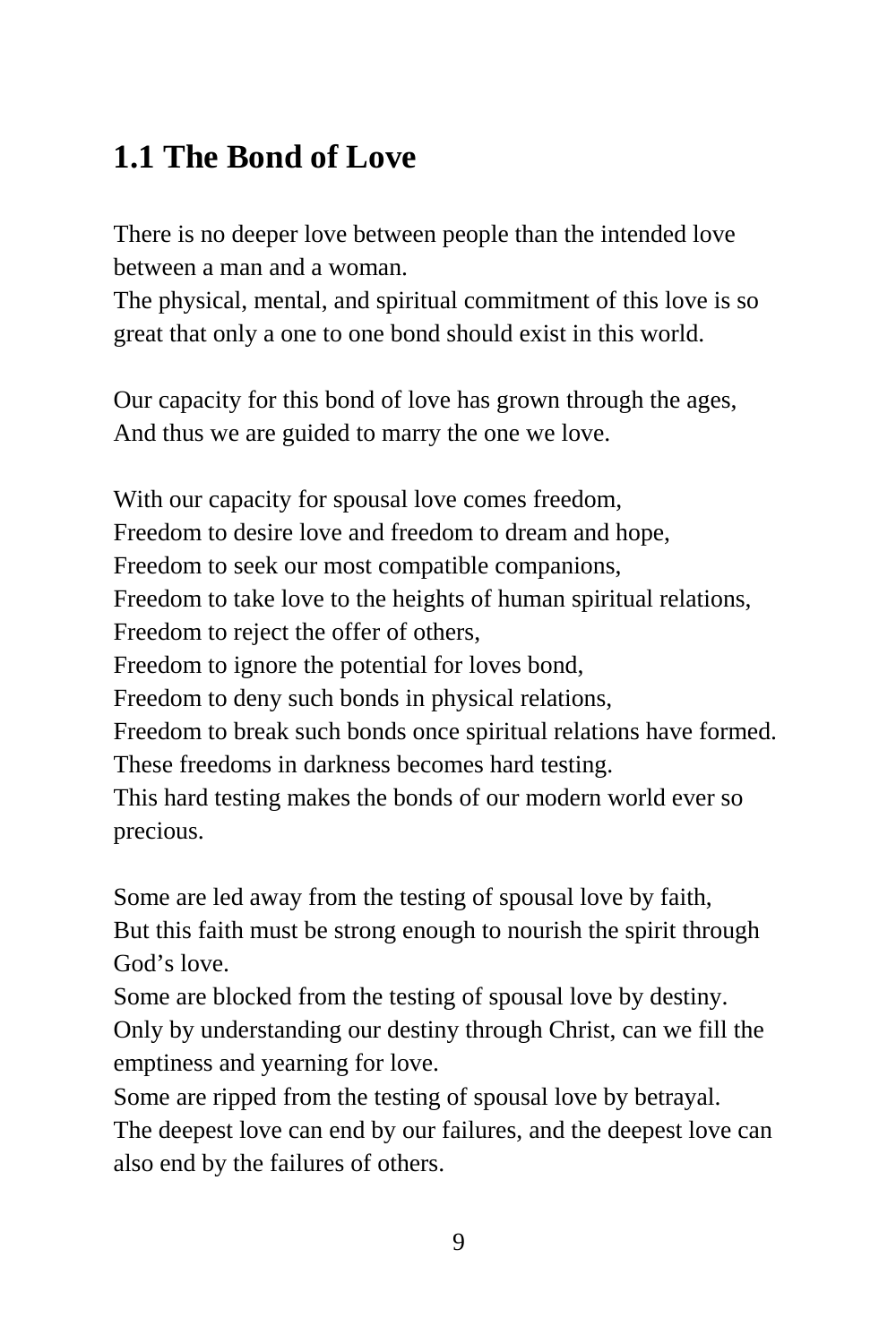## 1.1 The Bond of Love

There is no deeper love between people than the intended love between a man and a woman.
The physical, mental, and spiritual commitment of this love is so great that only a one to one bond should exist in this world.

Our capacity for this bond of love has grown through the ages,
And thus we are guided to marry the one we love.

With our capacity for spousal love comes freedom,
Freedom to desire love and freedom to dream and hope,
Freedom to seek our most compatible companions,
Freedom to take love to the heights of human spiritual relations,
Freedom to reject the offer of others,
Freedom to ignore the potential for loves bond,
Freedom to deny such bonds in physical relations,
Freedom to break such bonds once spiritual relations have formed.
These freedoms in darkness becomes hard testing.
This hard testing makes the bonds of our modern world ever so precious.

Some are led away from the testing of spousal love by faith,
But this faith must be strong enough to nourish the spirit through God's love.
Some are blocked from the testing of spousal love by destiny.
Only by understanding our destiny through Christ, can we fill the emptiness and yearning for love.
Some are ripped from the testing of spousal love by betrayal.
The deepest love can end by our failures, and the deepest love can also end by the failures of others.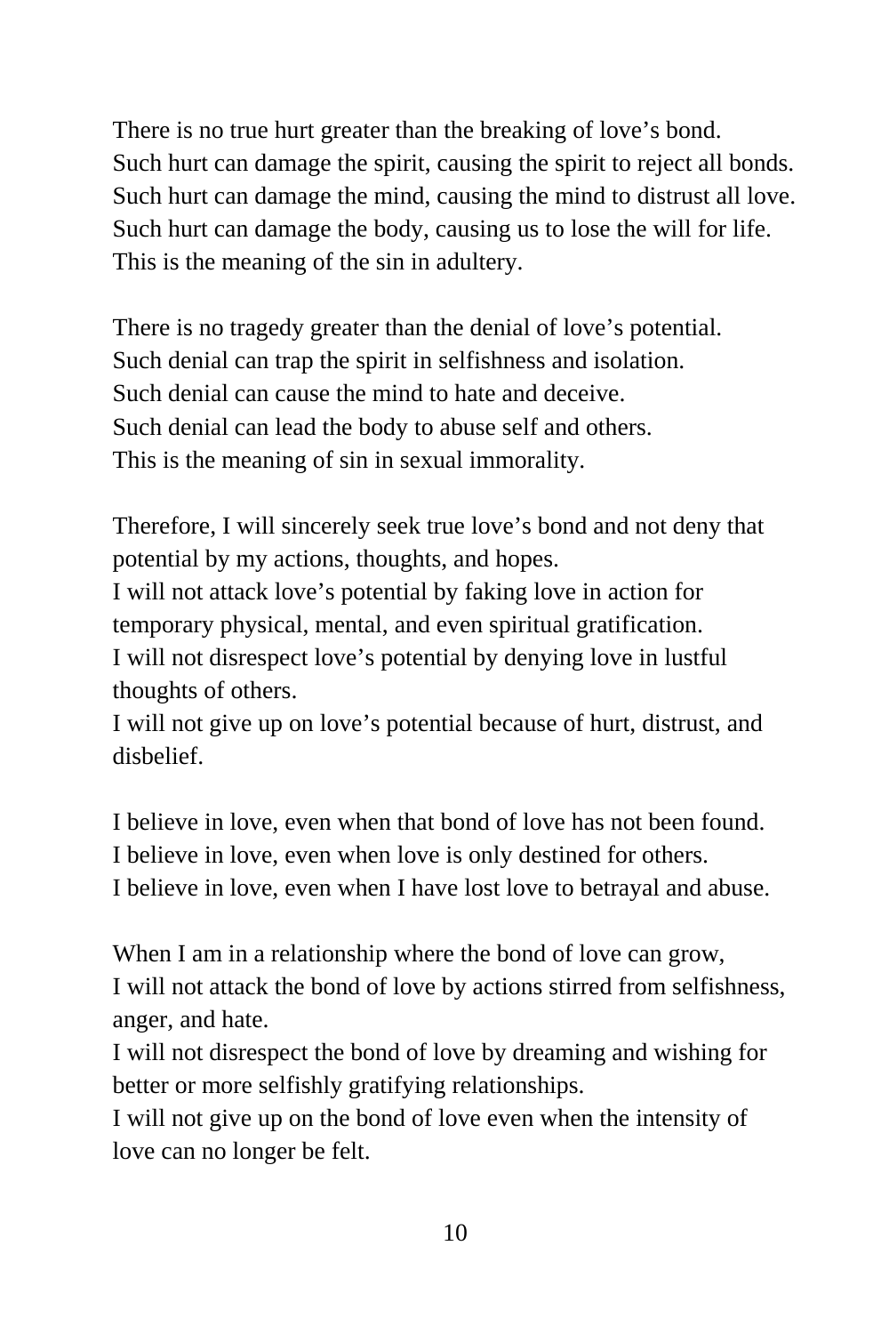There is no true hurt greater than the breaking of love's bond.
Such hurt can damage the spirit, causing the spirit to reject all bonds.
Such hurt can damage the mind, causing the mind to distrust all love.
Such hurt can damage the body, causing us to lose the will for life.
This is the meaning of the sin in adultery.

There is no tragedy greater than the denial of love's potential.
Such denial can trap the spirit in selfishness and isolation.
Such denial can cause the mind to hate and deceive.
Such denial can lead the body to abuse self and others.
This is the meaning of sin in sexual immorality.

Therefore, I will sincerely seek true love's bond and not deny that potential by my actions, thoughts, and hopes.
I will not attack love's potential by faking love in action for temporary physical, mental, and even spiritual gratification.
I will not disrespect love's potential by denying love in lustful thoughts of others.
I will not give up on love's potential because of hurt, distrust, and disbelief.

I believe in love, even when that bond of love has not been found.
I believe in love, even when love is only destined for others.
I believe in love, even when I have lost love to betrayal and abuse.

When I am in a relationship where the bond of love can grow,
I will not attack the bond of love by actions stirred from selfishness, anger, and hate.
I will not disrespect the bond of love by dreaming and wishing for better or more selfishly gratifying relationships.
I will not give up on the bond of love even when the intensity of love can no longer be felt.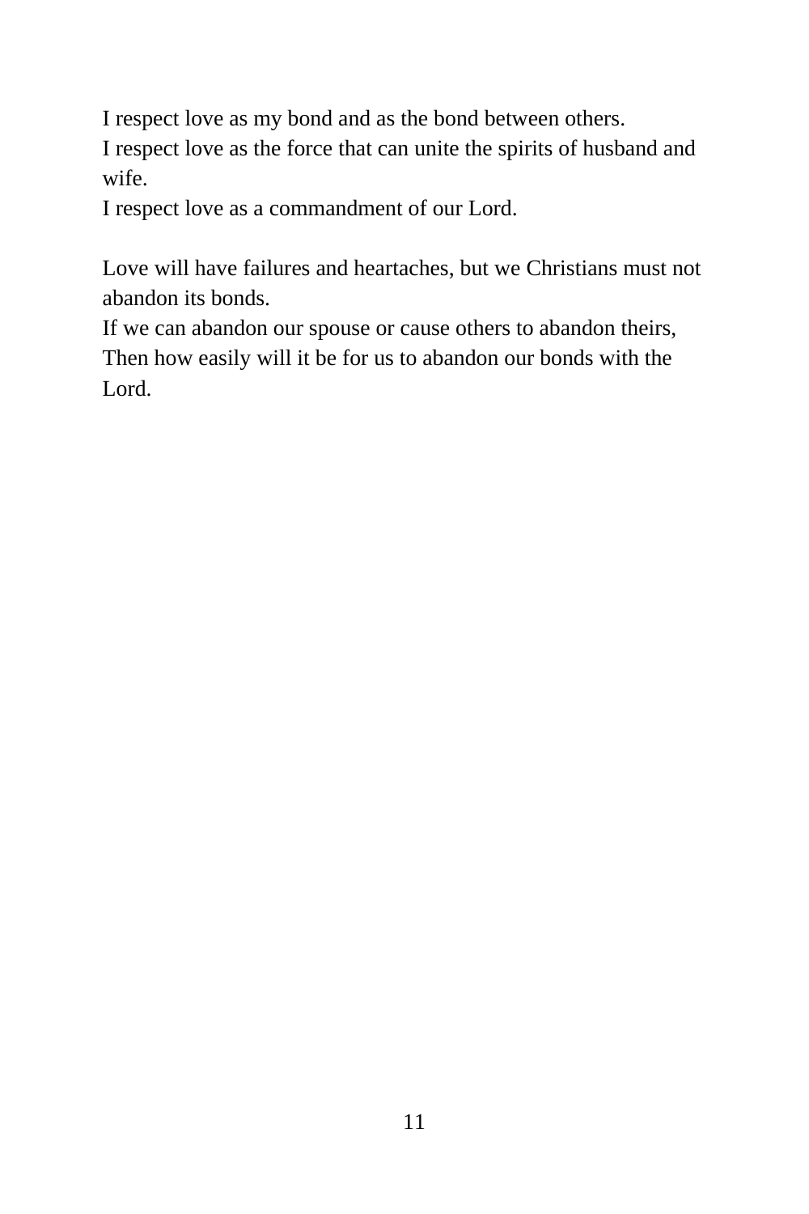I respect love as my bond and as the bond between others.
I respect love as the force that can unite the spirits of husband and wife.
I respect love as a commandment of our Lord.

Love will have failures and heartaches, but we Christians must not abandon its bonds.
If we can abandon our spouse or cause others to abandon theirs,
Then how easily will it be for us to abandon our bonds with the Lord.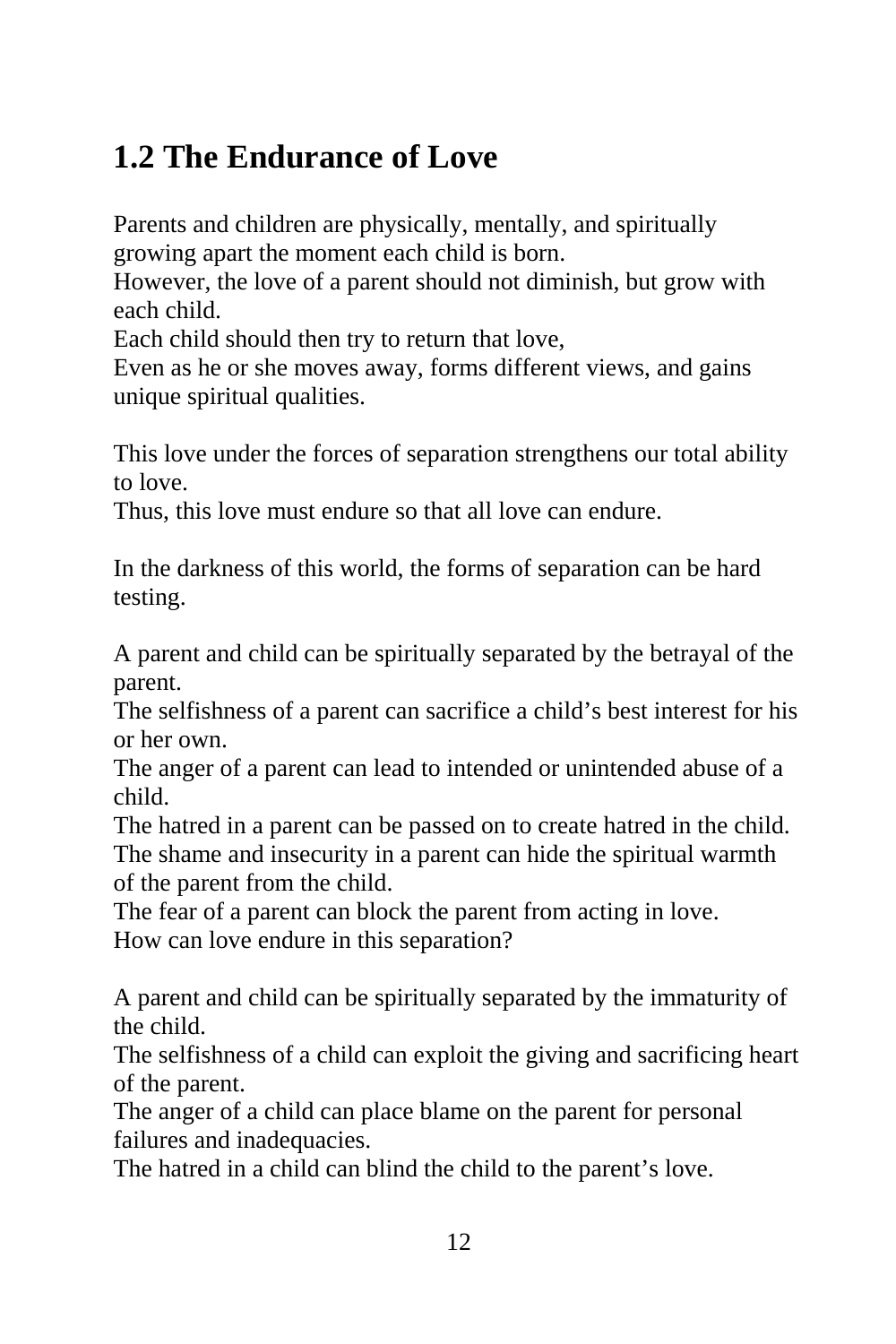## 1.2 The Endurance of Love

Parents and children are physically, mentally, and spiritually growing apart the moment each child is born.
However, the love of a parent should not diminish, but grow with each child.
Each child should then try to return that love,
Even as he or she moves away, forms different views, and gains unique spiritual qualities.

This love under the forces of separation strengthens our total ability to love.
Thus, this love must endure so that all love can endure.

In the darkness of this world, the forms of separation can be hard testing.

A parent and child can be spiritually separated by the betrayal of the parent.
The selfishness of a parent can sacrifice a child's best interest for his or her own.
The anger of a parent can lead to intended or unintended abuse of a child.
The hatred in a parent can be passed on to create hatred in the child.
The shame and insecurity in a parent can hide the spiritual warmth of the parent from the child.
The fear of a parent can block the parent from acting in love.
How can love endure in this separation?

A parent and child can be spiritually separated by the immaturity of the child.
The selfishness of a child can exploit the giving and sacrificing heart of the parent.
The anger of a child can place blame on the parent for personal failures and inadequacies.
The hatred in a child can blind the child to the parent's love.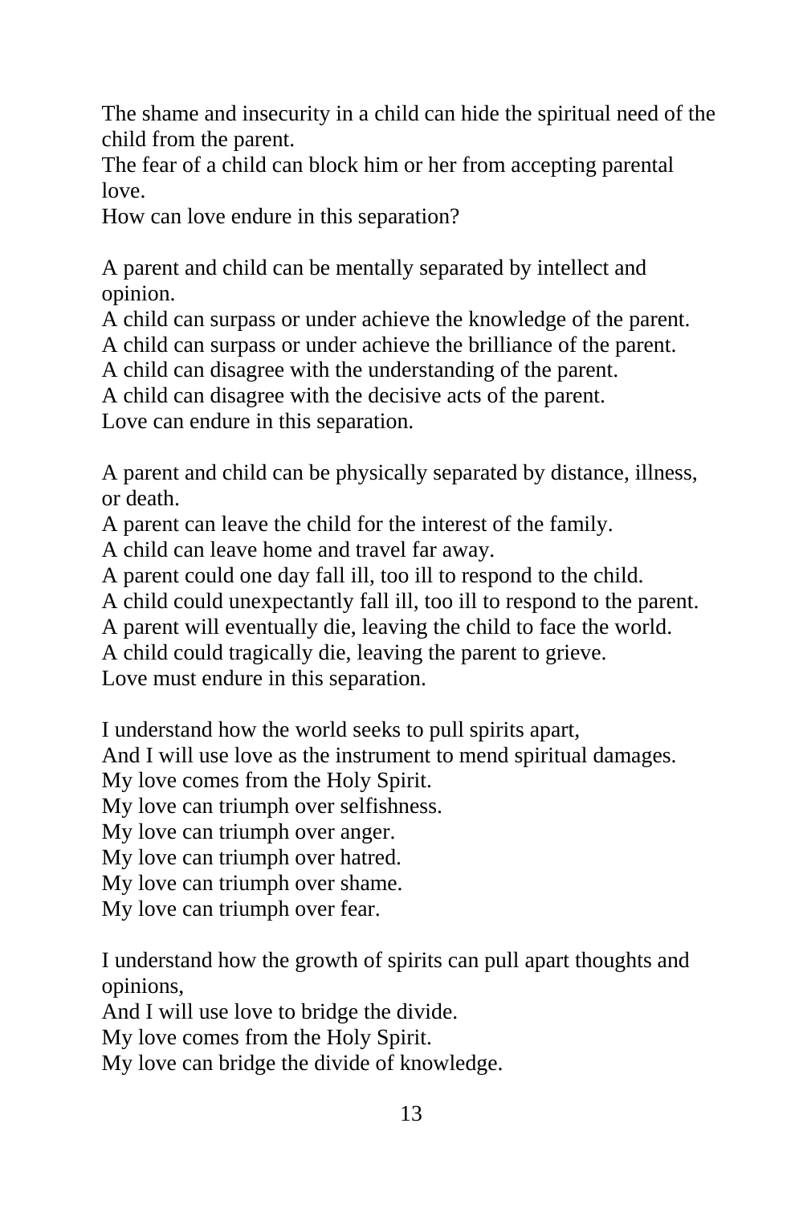The shame and insecurity in a child can hide the spiritual need of the child from the parent.
The fear of a child can block him or her from accepting parental love.
How can love endure in this separation?

A parent and child can be mentally separated by intellect and opinion.
A child can surpass or under achieve the knowledge of the parent.
A child can surpass or under achieve the brilliance of the parent.
A child can disagree with the understanding of the parent.
A child can disagree with the decisive acts of the parent.
Love can endure in this separation.

A parent and child can be physically separated by distance, illness, or death.
A parent can leave the child for the interest of the family.
A child can leave home and travel far away.
A parent could one day fall ill, too ill to respond to the child.
A child could unexpectantly fall ill, too ill to respond to the parent.
A parent will eventually die, leaving the child to face the world.
A child could tragically die, leaving the parent to grieve.
Love must endure in this separation.

I understand how the world seeks to pull spirits apart,
And I will use love as the instrument to mend spiritual damages.
My love comes from the Holy Spirit.
My love can triumph over selfishness.
My love can triumph over anger.
My love can triumph over hatred.
My love can triumph over shame.
My love can triumph over fear.

I understand how the growth of spirits can pull apart thoughts and opinions,
And I will use love to bridge the divide.
My love comes from the Holy Spirit.
My love can bridge the divide of knowledge.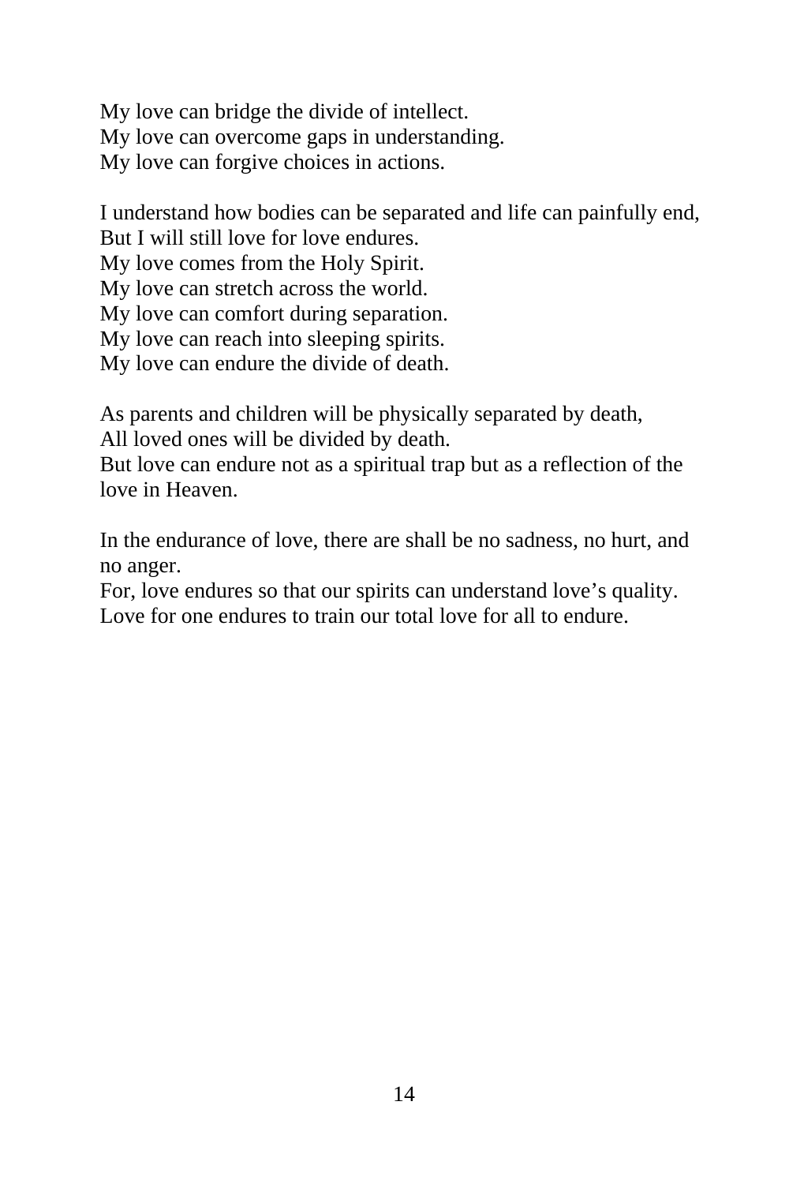My love can bridge the divide of intellect.  
My love can overcome gaps in understanding.  
My love can forgive choices in actions.

I understand how bodies can be separated and life can painfully end,  
But I will still love for love endures.  
My love comes from the Holy Spirit.  
My love can stretch across the world.  
My love can comfort during separation.  
My love can reach into sleeping spirits.  
My love can endure the divide of death.

As parents and children will be physically separated by death,  
All loved ones will be divided by death.  
But love can endure not as a spiritual trap but as a reflection of the love in Heaven.

In the endurance of love, there are shall be no sadness, no hurt, and no anger.  
For, love endures so that our spirits can understand love's quality.  
Love for one endures to train our total love for all to endure.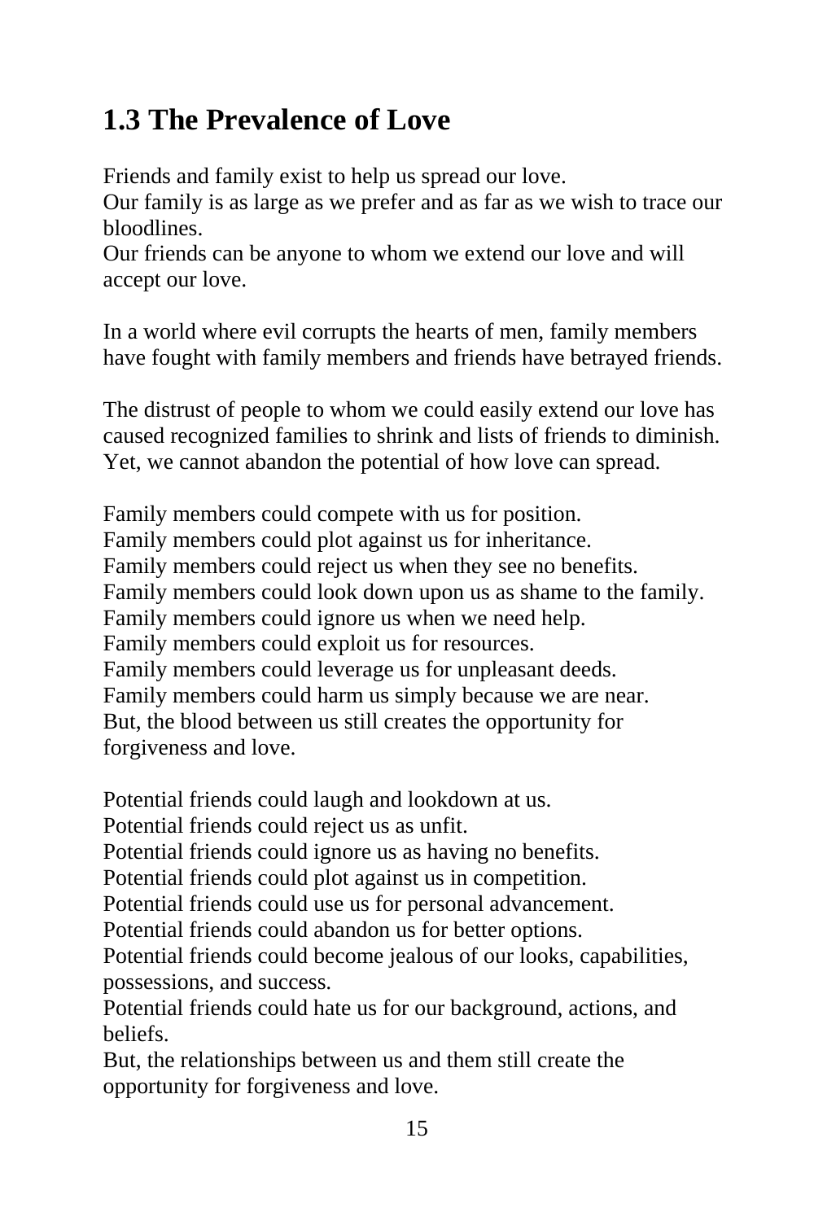## 1.3 The Prevalence of Love

Friends and family exist to help us spread our love.
Our family is as large as we prefer and as far as we wish to trace our bloodlines.
Our friends can be anyone to whom we extend our love and will accept our love.

In a world where evil corrupts the hearts of men, family members have fought with family members and friends have betrayed friends.

The distrust of people to whom we could easily extend our love has caused recognized families to shrink and lists of friends to diminish. Yet, we cannot abandon the potential of how love can spread.

Family members could compete with us for position.
Family members could plot against us for inheritance.
Family members could reject us when they see no benefits.
Family members could look down upon us as shame to the family.
Family members could ignore us when we need help.
Family members could exploit us for resources.
Family members could leverage us for unpleasant deeds.
Family members could harm us simply because we are near.
But, the blood between us still creates the opportunity for forgiveness and love.

Potential friends could laugh and lookdown at us.
Potential friends could reject us as unfit.
Potential friends could ignore us as having no benefits.
Potential friends could plot against us in competition.
Potential friends could use us for personal advancement.
Potential friends could abandon us for better options.
Potential friends could become jealous of our looks, capabilities, possessions, and success.
Potential friends could hate us for our background, actions, and beliefs.
But, the relationships between us and them still create the opportunity for forgiveness and love.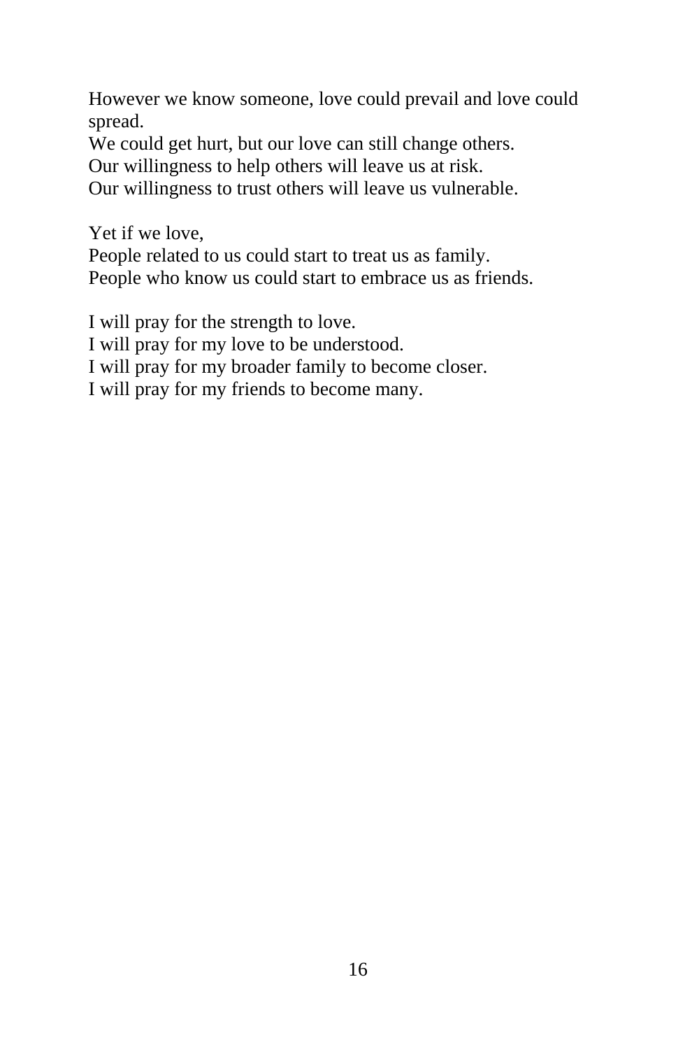However we know someone, love could prevail and love could spread.
We could get hurt, but our love can still change others.
Our willingness to help others will leave us at risk.
Our willingness to trust others will leave us vulnerable.

Yet if we love,
People related to us could start to treat us as family.
People who know us could start to embrace us as friends.

I will pray for the strength to love.
I will pray for my love to be understood.
I will pray for my broader family to become closer.
I will pray for my friends to become many.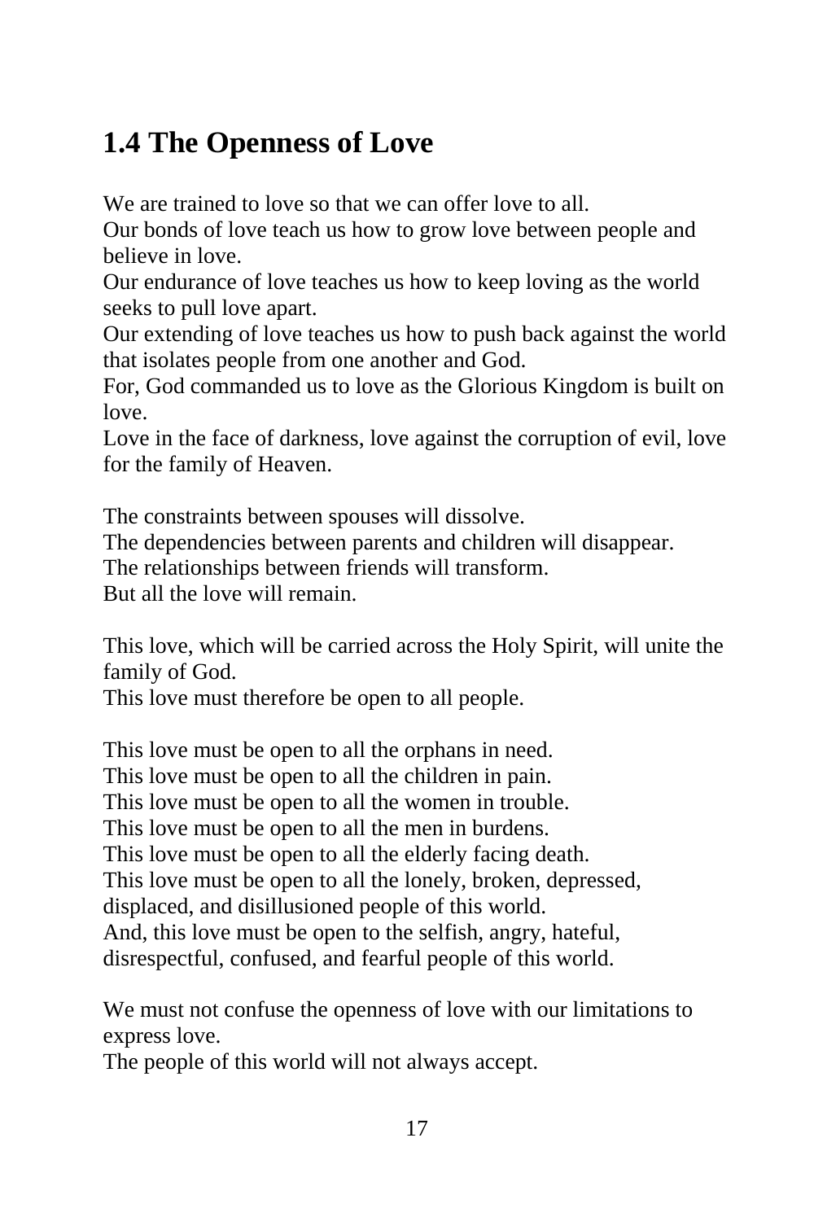## 1.4 The Openness of Love

We are trained to love so that we can offer love to all.
Our bonds of love teach us how to grow love between people and believe in love.
Our endurance of love teaches us how to keep loving as the world seeks to pull love apart.
Our extending of love teaches us how to push back against the world that isolates people from one another and God.
For, God commanded us to love as the Glorious Kingdom is built on love.
Love in the face of darkness, love against the corruption of evil, love for the family of Heaven.

The constraints between spouses will dissolve.
The dependencies between parents and children will disappear.
The relationships between friends will transform.
But all the love will remain.

This love, which will be carried across the Holy Spirit, will unite the family of God.
This love must therefore be open to all people.

This love must be open to all the orphans in need.
This love must be open to all the children in pain.
This love must be open to all the women in trouble.
This love must be open to all the men in burdens.
This love must be open to all the elderly facing death.
This love must be open to all the lonely, broken, depressed, displaced, and disillusioned people of this world.
And, this love must be open to the selfish, angry, hateful, disrespectful, confused, and fearful people of this world.

We must not confuse the openness of love with our limitations to express love.
The people of this world will not always accept.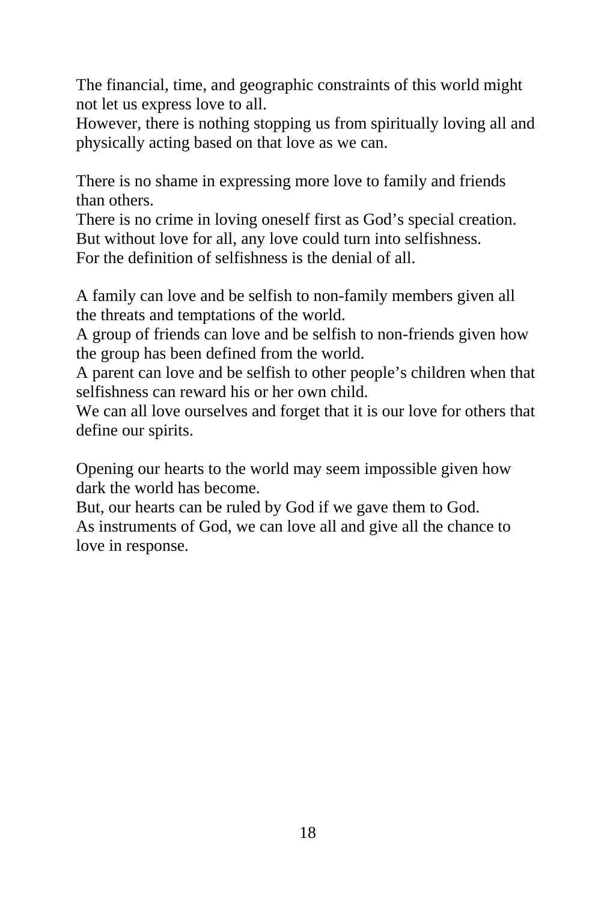The financial, time, and geographic constraints of this world might not let us express love to all.
However, there is nothing stopping us from spiritually loving all and physically acting based on that love as we can.

There is no shame in expressing more love to family and friends than others.
There is no crime in loving oneself first as God's special creation.
But without love for all, any love could turn into selfishness.
For the definition of selfishness is the denial of all.

A family can love and be selfish to non-family members given all the threats and temptations of the world.
A group of friends can love and be selfish to non-friends given how the group has been defined from the world.
A parent can love and be selfish to other people's children when that selfishness can reward his or her own child.
We can all love ourselves and forget that it is our love for others that define our spirits.

Opening our hearts to the world may seem impossible given how dark the world has become.
But, our hearts can be ruled by God if we gave them to God.
As instruments of God, we can love all and give all the chance to love in response.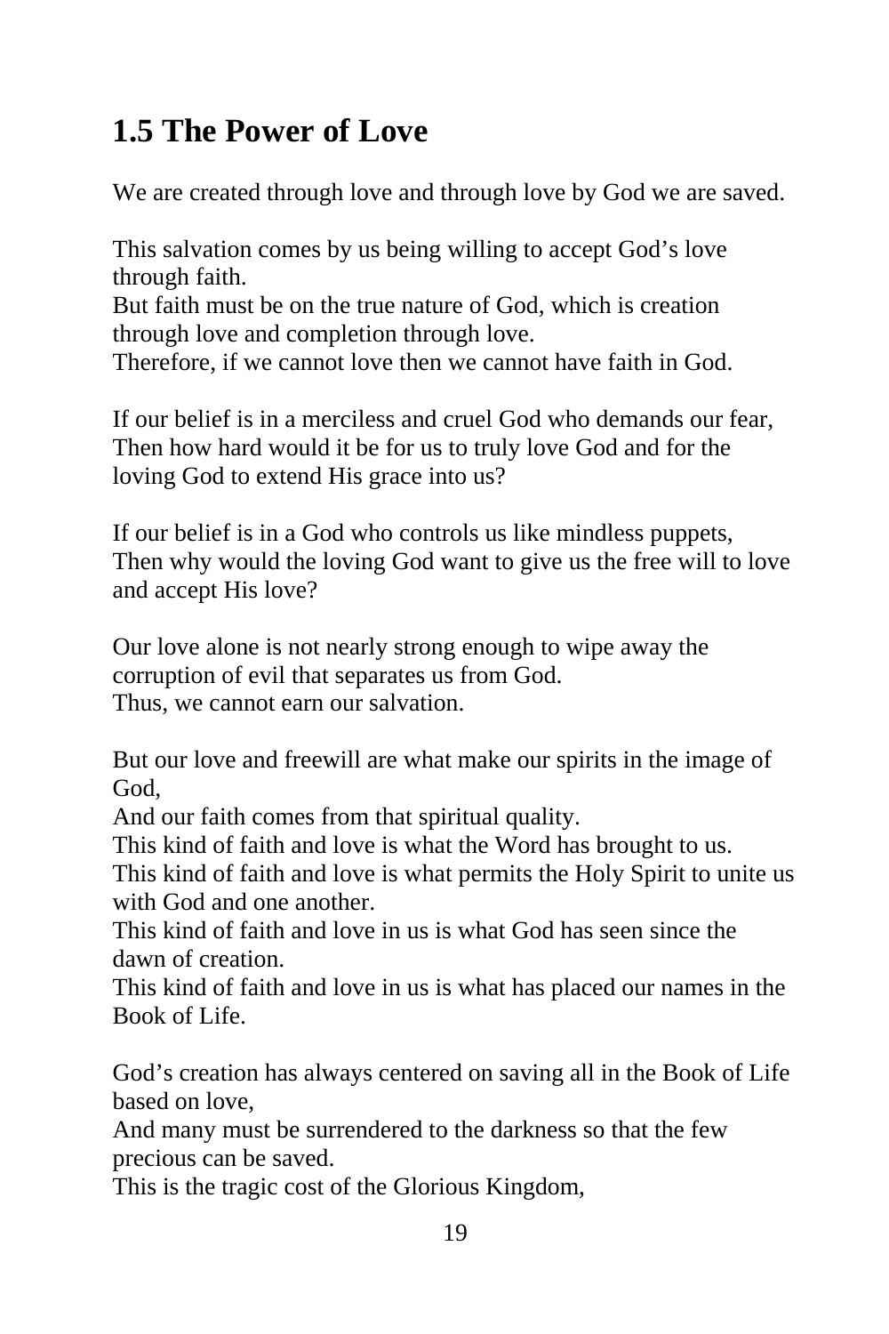## 1.5 The Power of Love

We are created through love and through love by God we are saved.

This salvation comes by us being willing to accept God's love through faith.
But faith must be on the true nature of God, which is creation through love and completion through love.
Therefore, if we cannot love then we cannot have faith in God.

If our belief is in a merciless and cruel God who demands our fear,
Then how hard would it be for us to truly love God and for the loving God to extend His grace into us?

If our belief is in a God who controls us like mindless puppets,
Then why would the loving God want to give us the free will to love and accept His love?

Our love alone is not nearly strong enough to wipe away the corruption of evil that separates us from God.
Thus, we cannot earn our salvation.

But our love and freewill are what make our spirits in the image of God,
And our faith comes from that spiritual quality.
This kind of faith and love is what the Word has brought to us.
This kind of faith and love is what permits the Holy Spirit to unite us with God and one another.
This kind of faith and love in us is what God has seen since the dawn of creation.
This kind of faith and love in us is what has placed our names in the Book of Life.

God's creation has always centered on saving all in the Book of Life based on love,
And many must be surrendered to the darkness so that the few precious can be saved.
This is the tragic cost of the Glorious Kingdom,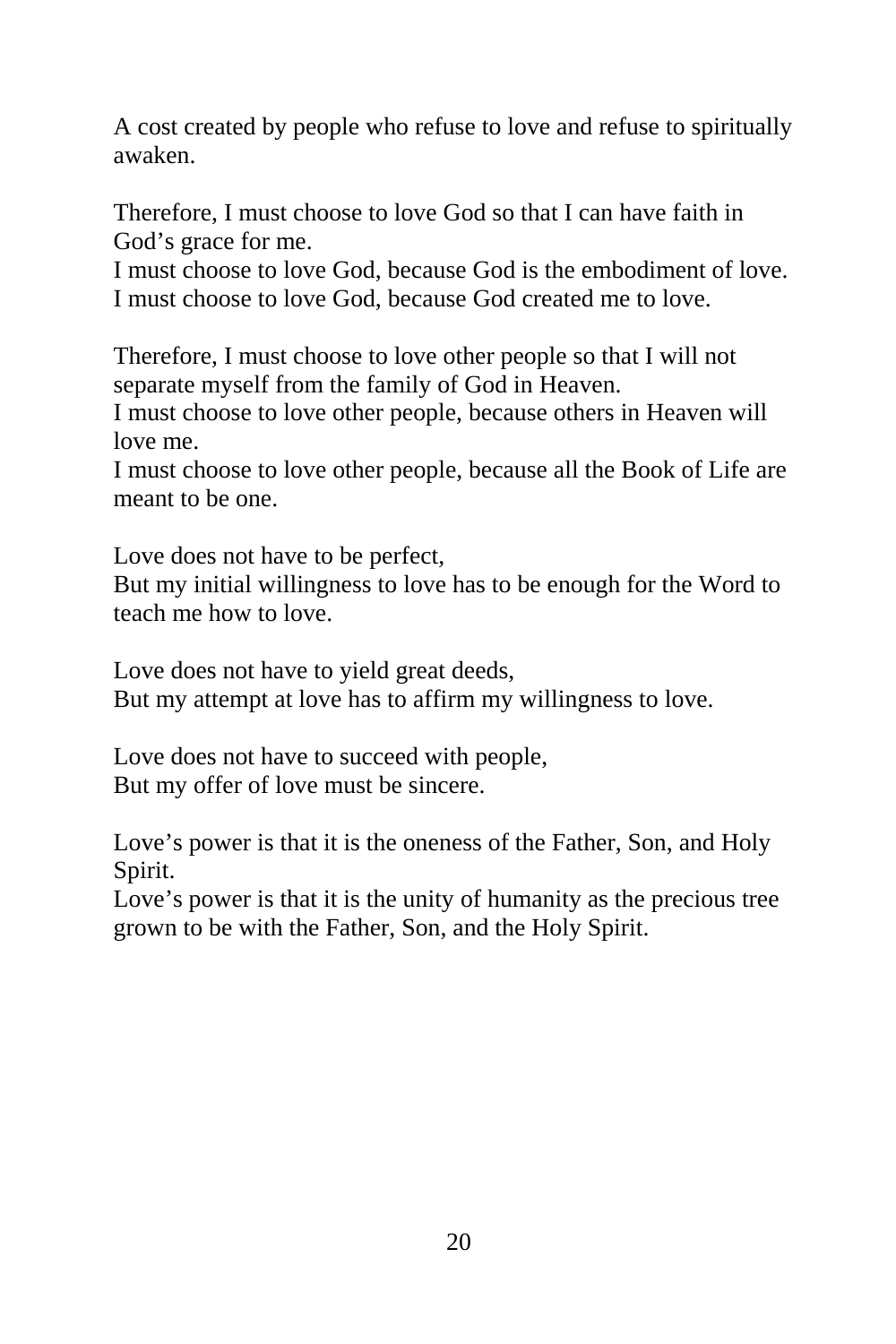A cost created by people who refuse to love and refuse to spiritually awaken.

Therefore, I must choose to love God so that I can have faith in God's grace for me.
I must choose to love God, because God is the embodiment of love.
I must choose to love God, because God created me to love.

Therefore, I must choose to love other people so that I will not separate myself from the family of God in Heaven.
I must choose to love other people, because others in Heaven will love me.
I must choose to love other people, because all the Book of Life are meant to be one.

Love does not have to be perfect,
But my initial willingness to love has to be enough for the Word to teach me how to love.

Love does not have to yield great deeds,
But my attempt at love has to affirm my willingness to love.

Love does not have to succeed with people,
But my offer of love must be sincere.

Love's power is that it is the oneness of the Father, Son, and Holy Spirit.
Love's power is that it is the unity of humanity as the precious tree grown to be with the Father, Son, and the Holy Spirit.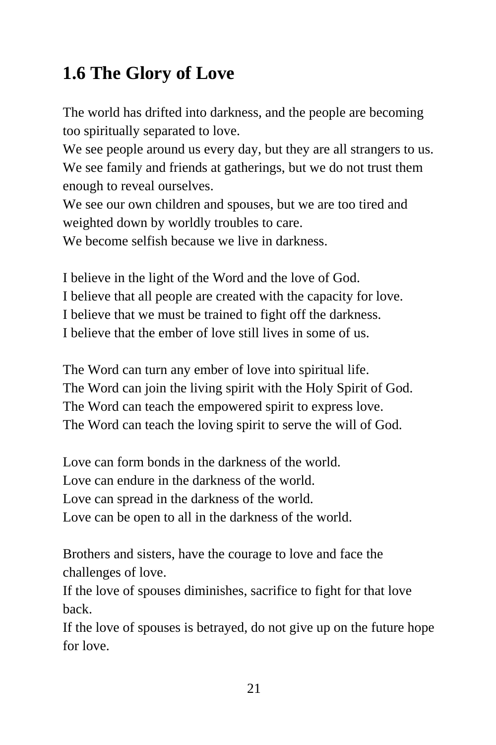## 1.6 The Glory of Love

The world has drifted into darkness, and the people are becoming too spiritually separated to love.
We see people around us every day, but they are all strangers to us.
We see family and friends at gatherings, but we do not trust them enough to reveal ourselves.
We see our own children and spouses, but we are too tired and weighted down by worldly troubles to care.
We become selfish because we live in darkness.

I believe in the light of the Word and the love of God.
I believe that all people are created with the capacity for love.
I believe that we must be trained to fight off the darkness.
I believe that the ember of love still lives in some of us.

The Word can turn any ember of love into spiritual life.
The Word can join the living spirit with the Holy Spirit of God.
The Word can teach the empowered spirit to express love.
The Word can teach the loving spirit to serve the will of God.

Love can form bonds in the darkness of the world.
Love can endure in the darkness of the world.
Love can spread in the darkness of the world.
Love can be open to all in the darkness of the world.

Brothers and sisters, have the courage to love and face the challenges of love.
If the love of spouses diminishes, sacrifice to fight for that love back.
If the love of spouses is betrayed, do not give up on the future hope for love.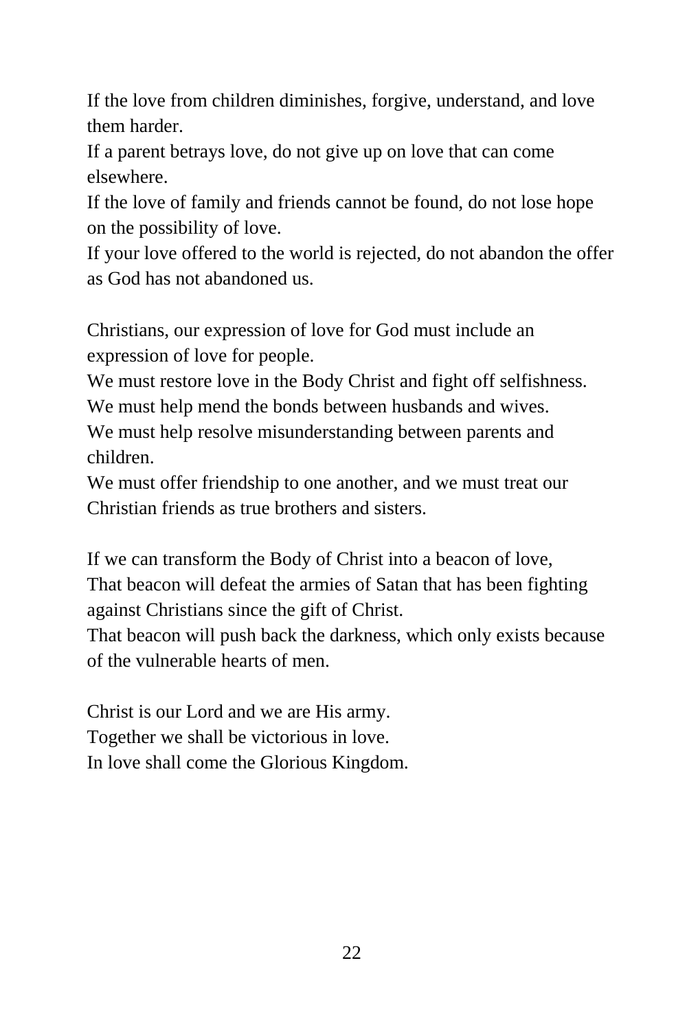If the love from children diminishes, forgive, understand, and love them harder.
If a parent betrays love, do not give up on love that can come elsewhere.
If the love of family and friends cannot be found, do not lose hope on the possibility of love.
If your love offered to the world is rejected, do not abandon the offer as God has not abandoned us.

Christians, our expression of love for God must include an expression of love for people.
We must restore love in the Body Christ and fight off selfishness.
We must help mend the bonds between husbands and wives.
We must help resolve misunderstanding between parents and children.
We must offer friendship to one another, and we must treat our Christian friends as true brothers and sisters.

If we can transform the Body of Christ into a beacon of love,
That beacon will defeat the armies of Satan that has been fighting against Christians since the gift of Christ.
That beacon will push back the darkness, which only exists because of the vulnerable hearts of men.

Christ is our Lord and we are His army.
Together we shall be victorious in love.
In love shall come the Glorious Kingdom.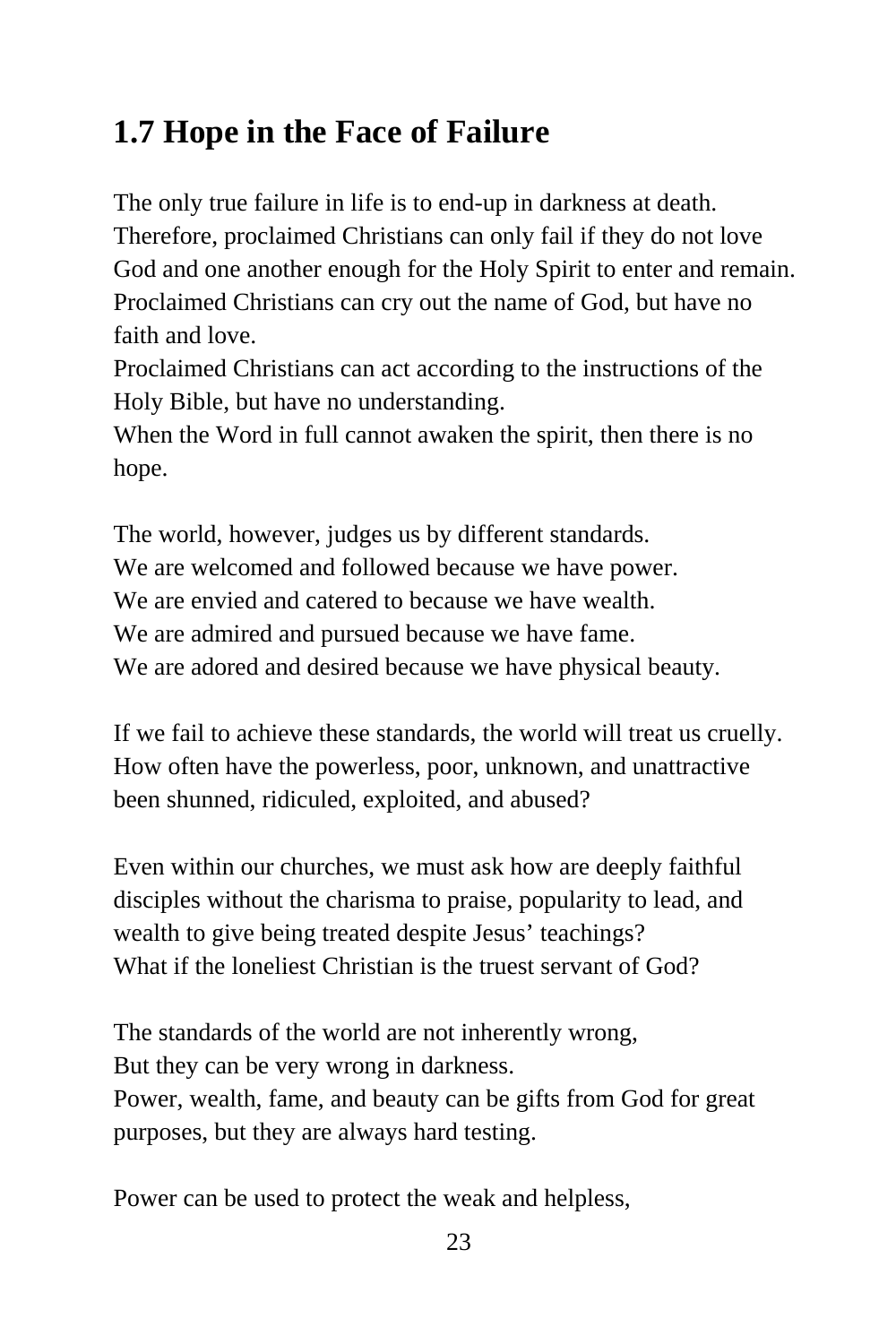## 1.7 Hope in the Face of Failure

The only true failure in life is to end-up in darkness at death.
Therefore, proclaimed Christians can only fail if they do not love God and one another enough for the Holy Spirit to enter and remain.
Proclaimed Christians can cry out the name of God, but have no faith and love.
Proclaimed Christians can act according to the instructions of the Holy Bible, but have no understanding.
When the Word in full cannot awaken the spirit, then there is no hope.

The world, however, judges us by different standards.
We are welcomed and followed because we have power.
We are envied and catered to because we have wealth.
We are admired and pursued because we have fame.
We are adored and desired because we have physical beauty.

If we fail to achieve these standards, the world will treat us cruelly.
How often have the powerless, poor, unknown, and unattractive been shunned, ridiculed, exploited, and abused?

Even within our churches, we must ask how are deeply faithful disciples without the charisma to praise, popularity to lead, and wealth to give being treated despite Jesus' teachings?
What if the loneliest Christian is the truest servant of God?

The standards of the world are not inherently wrong,
But they can be very wrong in darkness.
Power, wealth, fame, and beauty can be gifts from God for great purposes, but they are always hard testing.

Power can be used to protect the weak and helpless,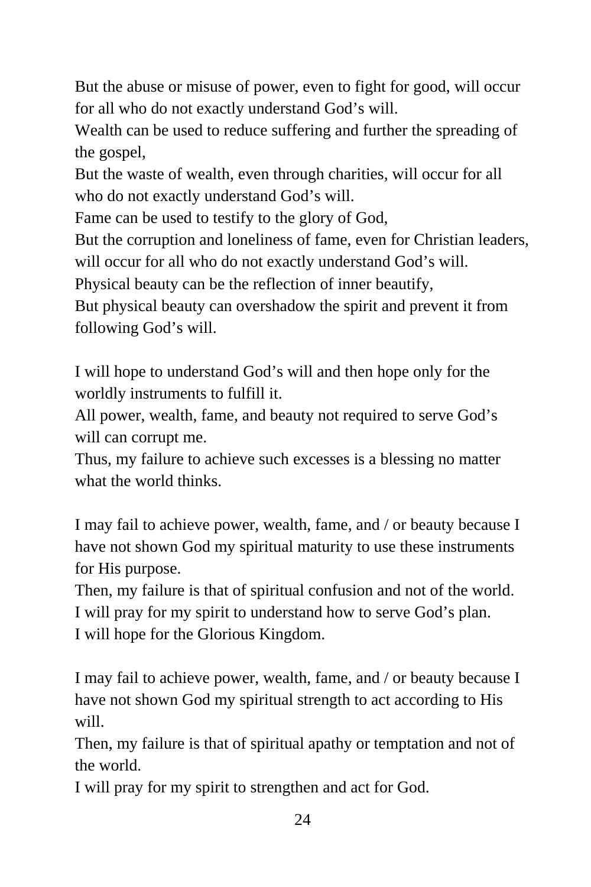But the abuse or misuse of power, even to fight for good, will occur for all who do not exactly understand God's will.
Wealth can be used to reduce suffering and further the spreading of the gospel,
But the waste of wealth, even through charities, will occur for all who do not exactly understand God's will.
Fame can be used to testify to the glory of God,
But the corruption and loneliness of fame, even for Christian leaders, will occur for all who do not exactly understand God's will.
Physical beauty can be the reflection of inner beautify,
But physical beauty can overshadow the spirit and prevent it from following God's will.

I will hope to understand God's will and then hope only for the worldly instruments to fulfill it.
All power, wealth, fame, and beauty not required to serve God's will can corrupt me.
Thus, my failure to achieve such excesses is a blessing no matter what the world thinks.

I may fail to achieve power, wealth, fame, and / or beauty because I have not shown God my spiritual maturity to use these instruments for His purpose.
Then, my failure is that of spiritual confusion and not of the world.
I will pray for my spirit to understand how to serve God's plan.
I will hope for the Glorious Kingdom.

I may fail to achieve power, wealth, fame, and / or beauty because I have not shown God my spiritual strength to act according to His will.
Then, my failure is that of spiritual apathy or temptation and not of the world.
I will pray for my spirit to strengthen and act for God.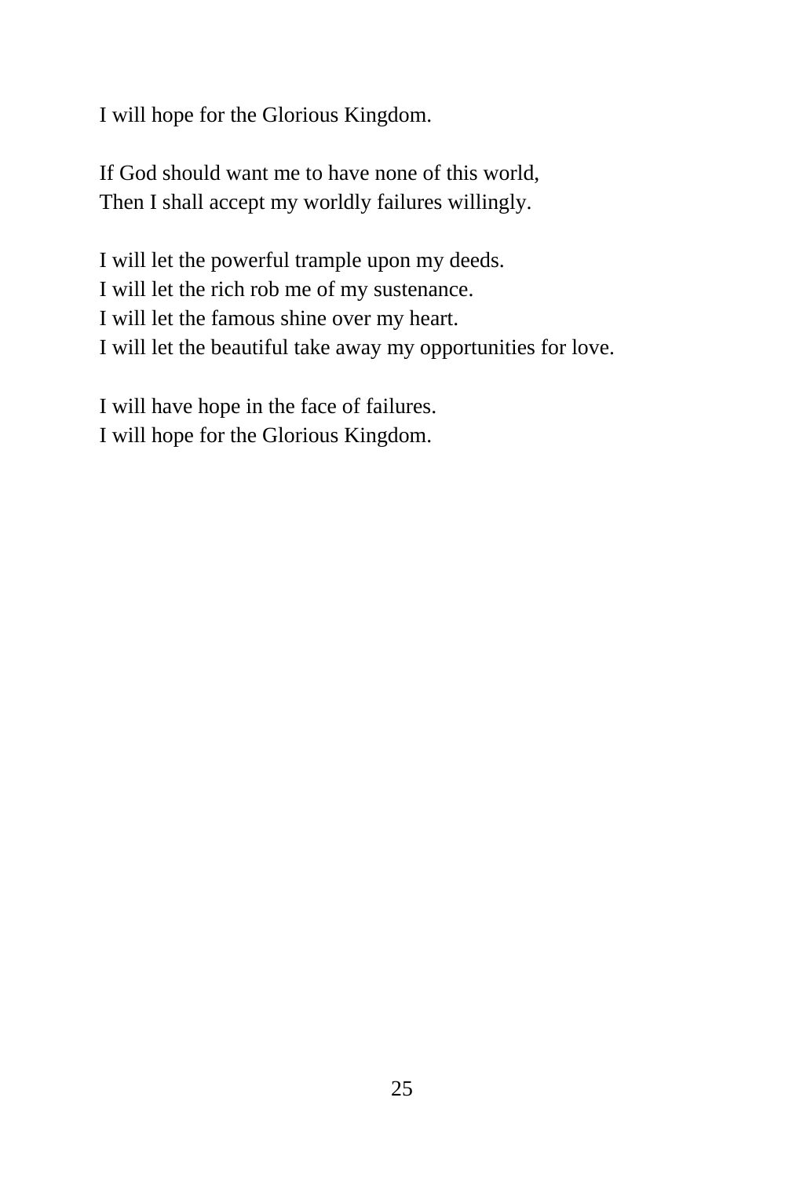I will hope for the Glorious Kingdom.

If God should want me to have none of this world,  
Then I shall accept my worldly failures willingly.

I will let the powerful trample upon my deeds.  
I will let the rich rob me of my sustenance.  
I will let the famous shine over my heart.  
I will let the beautiful take away my opportunities for love.

I will have hope in the face of failures.  
I will hope for the Glorious Kingdom.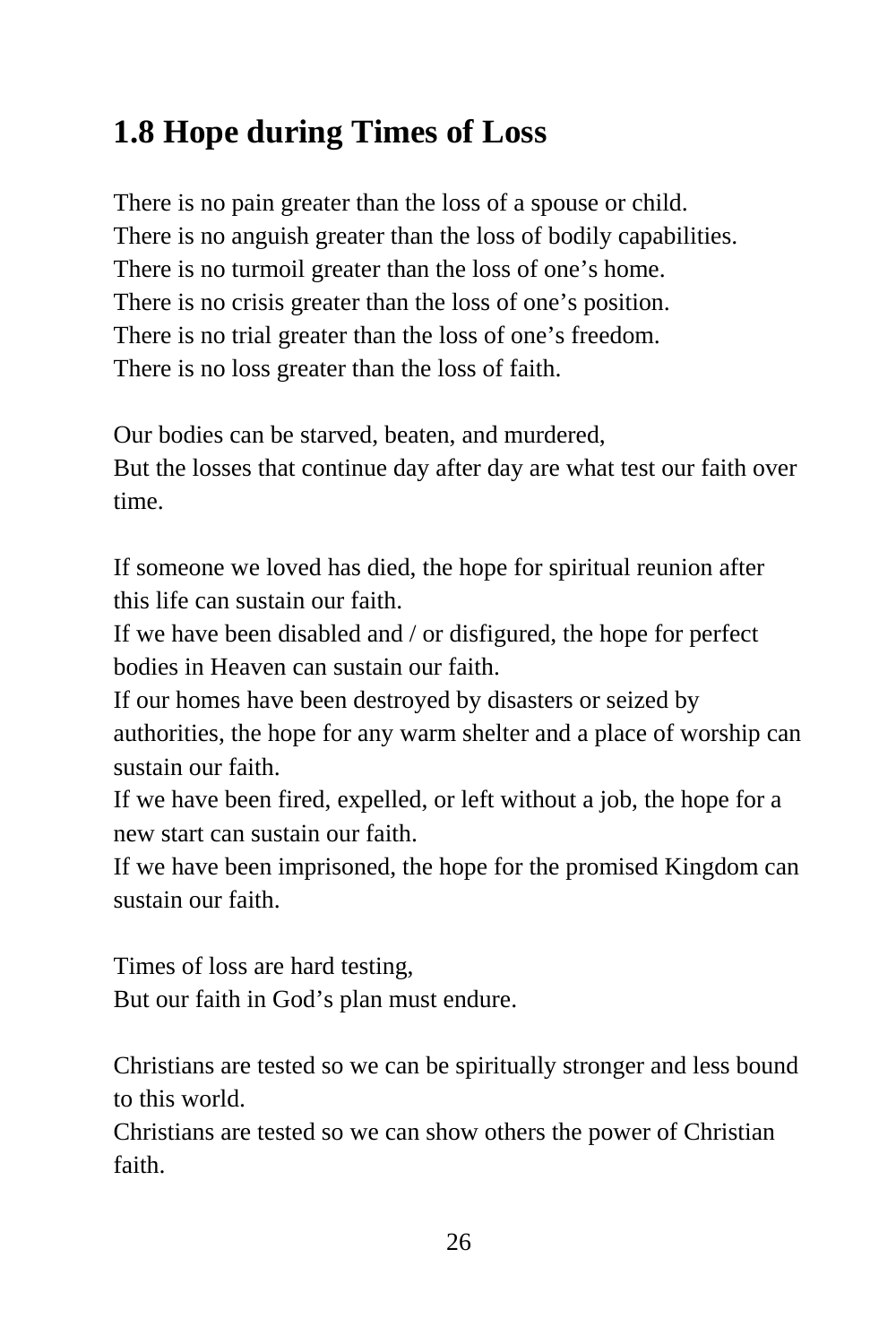## 1.8 Hope during Times of Loss

There is no pain greater than the loss of a spouse or child.
There is no anguish greater than the loss of bodily capabilities.
There is no turmoil greater than the loss of one’s home.
There is no crisis greater than the loss of one’s position.
There is no trial greater than the loss of one’s freedom.
There is no loss greater than the loss of faith.

Our bodies can be starved, beaten, and murdered,
But the losses that continue day after day are what test our faith over time.

If someone we loved has died, the hope for spiritual reunion after this life can sustain our faith.
If we have been disabled and / or disfigured, the hope for perfect bodies in Heaven can sustain our faith.
If our homes have been destroyed by disasters or seized by authorities, the hope for any warm shelter and a place of worship can sustain our faith.
If we have been fired, expelled, or left without a job, the hope for a new start can sustain our faith.
If we have been imprisoned, the hope for the promised Kingdom can sustain our faith.

Times of loss are hard testing,
But our faith in God’s plan must endure.

Christians are tested so we can be spiritually stronger and less bound to this world.
Christians are tested so we can show others the power of Christian faith.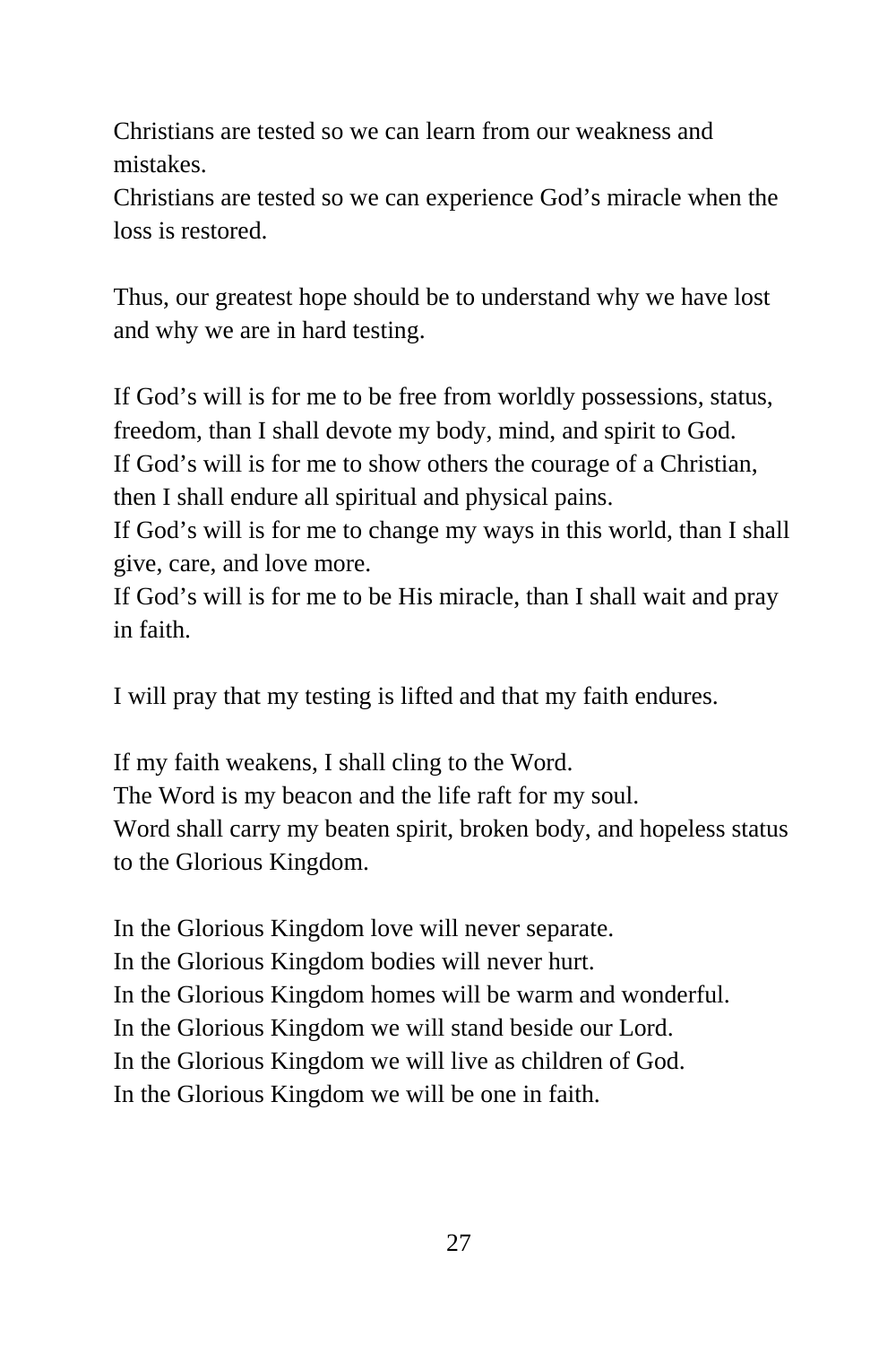Christians are tested so we can learn from our weakness and mistakes.
Christians are tested so we can experience God's miracle when the loss is restored.

Thus, our greatest hope should be to understand why we have lost and why we are in hard testing.

If God's will is for me to be free from worldly possessions, status, freedom, than I shall devote my body, mind, and spirit to God.
If God's will is for me to show others the courage of a Christian, then I shall endure all spiritual and physical pains.
If God's will is for me to change my ways in this world, than I shall give, care, and love more.
If God's will is for me to be His miracle, than I shall wait and pray in faith.

I will pray that my testing is lifted and that my faith endures.

If my faith weakens, I shall cling to the Word.
The Word is my beacon and the life raft for my soul.
Word shall carry my beaten spirit, broken body, and hopeless status to the Glorious Kingdom.

In the Glorious Kingdom love will never separate.
In the Glorious Kingdom bodies will never hurt.
In the Glorious Kingdom homes will be warm and wonderful.
In the Glorious Kingdom we will stand beside our Lord.
In the Glorious Kingdom we will live as children of God.
In the Glorious Kingdom we will be one in faith.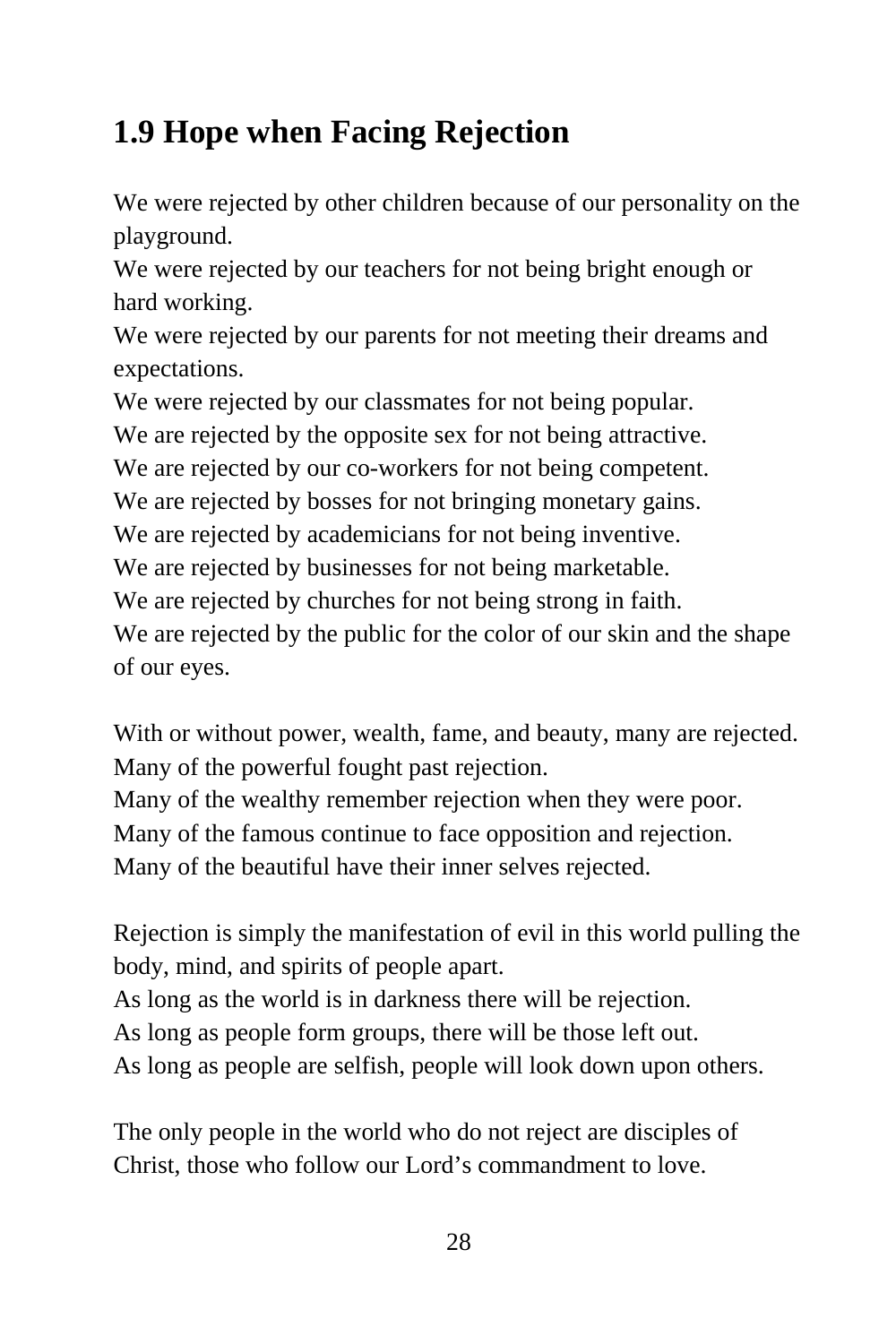## 1.9 Hope when Facing Rejection

We were rejected by other children because of our personality on the playground.
We were rejected by our teachers for not being bright enough or hard working.
We were rejected by our parents for not meeting their dreams and expectations.
We were rejected by our classmates for not being popular.
We are rejected by the opposite sex for not being attractive.
We are rejected by our co-workers for not being competent.
We are rejected by bosses for not bringing monetary gains.
We are rejected by academicians for not being inventive.
We are rejected by businesses for not being marketable.
We are rejected by churches for not being strong in faith.
We are rejected by the public for the color of our skin and the shape of our eyes.

With or without power, wealth, fame, and beauty, many are rejected.
Many of the powerful fought past rejection.
Many of the wealthy remember rejection when they were poor.
Many of the famous continue to face opposition and rejection.
Many of the beautiful have their inner selves rejected.

Rejection is simply the manifestation of evil in this world pulling the body, mind, and spirits of people apart.
As long as the world is in darkness there will be rejection.
As long as people form groups, there will be those left out.
As long as people are selfish, people will look down upon others.

The only people in the world who do not reject are disciples of Christ, those who follow our Lord's commandment to love.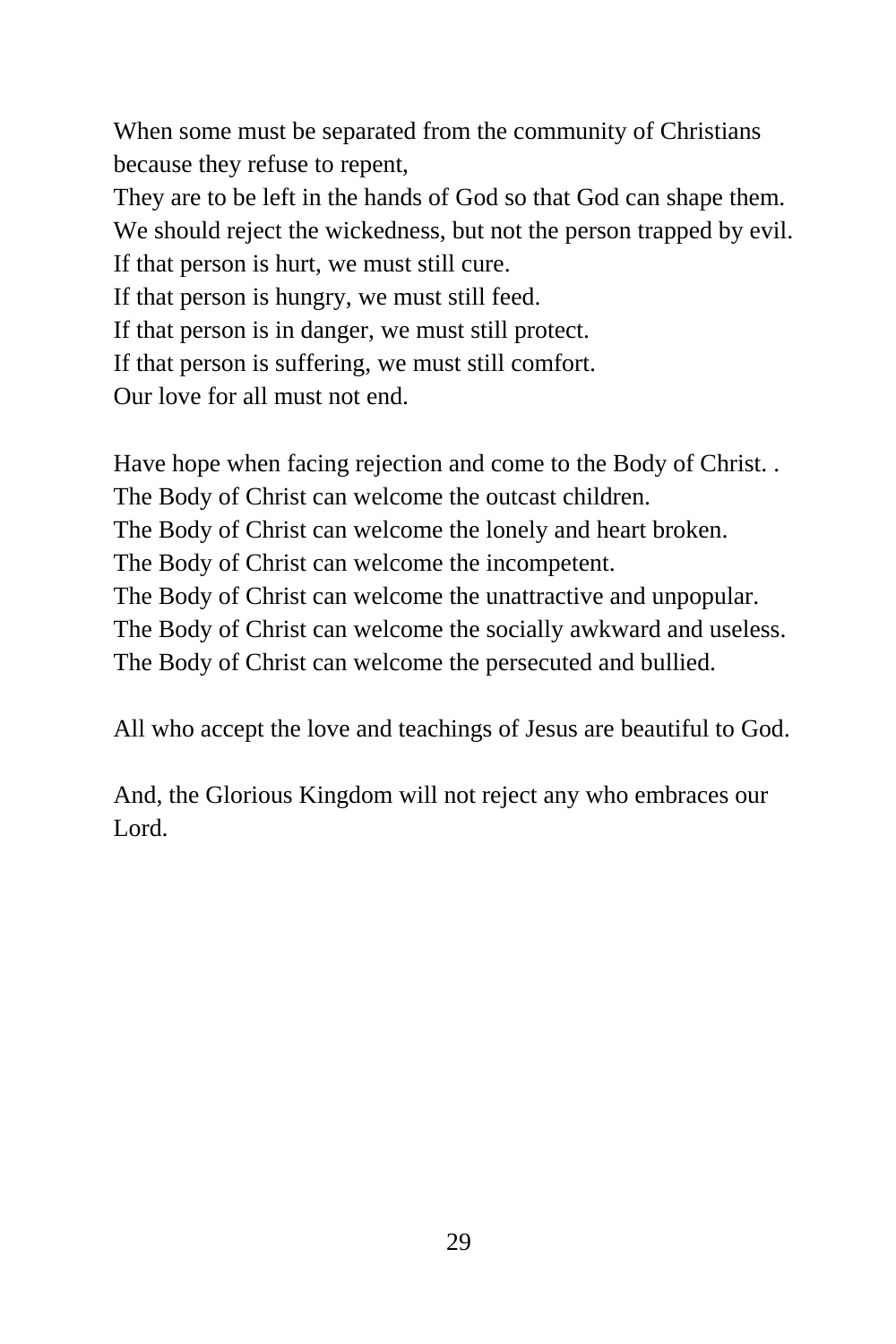When some must be separated from the community of Christians because they refuse to repent,
They are to be left in the hands of God so that God can shape them.
We should reject the wickedness, but not the person trapped by evil.
If that person is hurt, we must still cure.
If that person is hungry, we must still feed.
If that person is in danger, we must still protect.
If that person is suffering, we must still comfort.
Our love for all must not end.

Have hope when facing rejection and come to the Body of Christ. .
The Body of Christ can welcome the outcast children.
The Body of Christ can welcome the lonely and heart broken.
The Body of Christ can welcome the incompetent.
The Body of Christ can welcome the unattractive and unpopular.
The Body of Christ can welcome the socially awkward and useless.
The Body of Christ can welcome the persecuted and bullied.

All who accept the love and teachings of Jesus are beautiful to God.

And, the Glorious Kingdom will not reject any who embraces our Lord.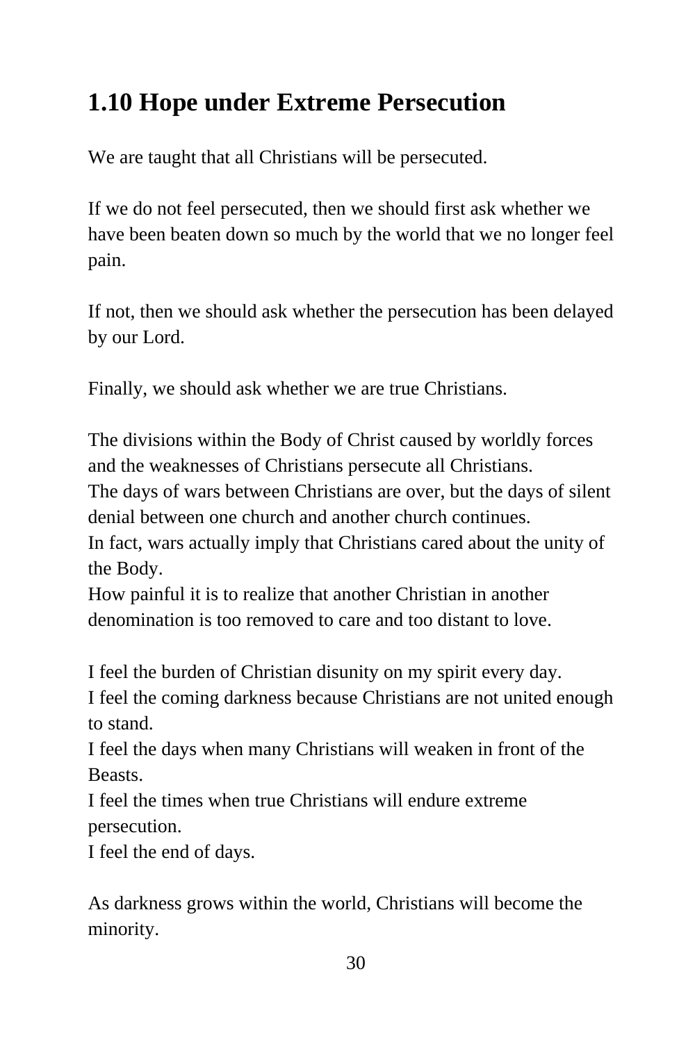## 1.10 Hope under Extreme Persecution

We are taught that all Christians will be persecuted.

If we do not feel persecuted, then we should first ask whether we have been beaten down so much by the world that we no longer feel pain.

If not, then we should ask whether the persecution has been delayed by our Lord.

Finally, we should ask whether we are true Christians.

The divisions within the Body of Christ caused by worldly forces and the weaknesses of Christians persecute all Christians.
The days of wars between Christians are over, but the days of silent denial between one church and another church continues.
In fact, wars actually imply that Christians cared about the unity of the Body.
How painful it is to realize that another Christian in another denomination is too removed to care and too distant to love.

I feel the burden of Christian disunity on my spirit every day.
I feel the coming darkness because Christians are not united enough to stand.
I feel the days when many Christians will weaken in front of the Beasts.
I feel the times when true Christians will endure extreme persecution.
I feel the end of days.

As darkness grows within the world, Christians will become the minority.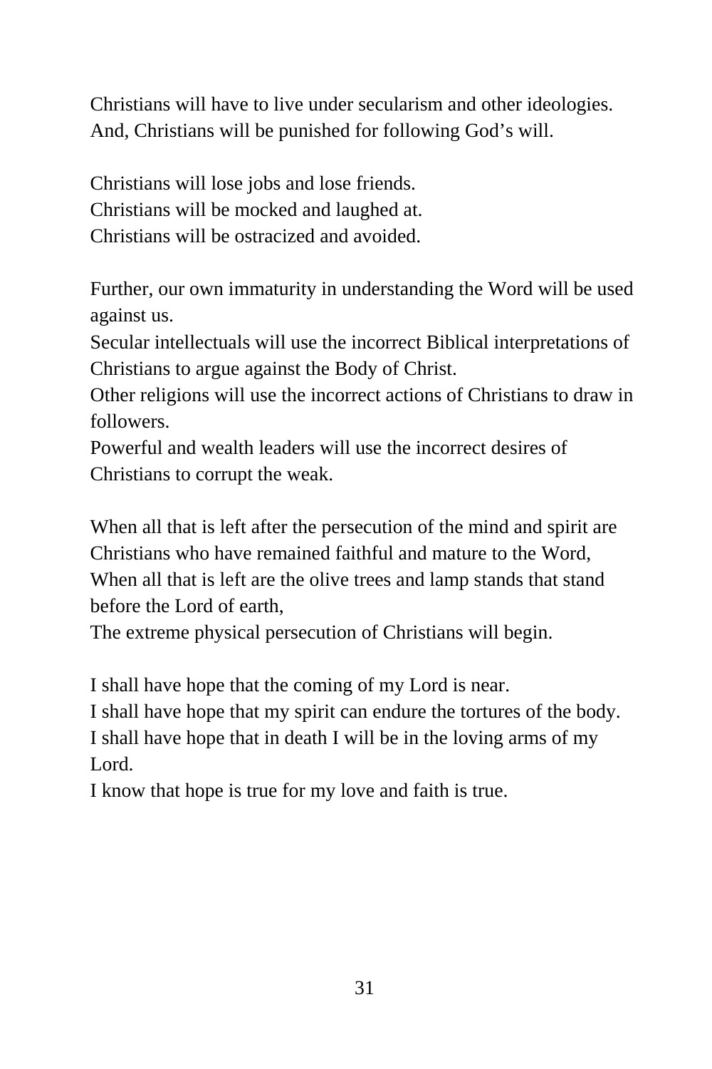Christians will have to live under secularism and other ideologies.
And, Christians will be punished for following God's will.

Christians will lose jobs and lose friends.
Christians will be mocked and laughed at.
Christians will be ostracized and avoided.

Further, our own immaturity in understanding the Word will be used against us.
Secular intellectuals will use the incorrect Biblical interpretations of Christians to argue against the Body of Christ.
Other religions will use the incorrect actions of Christians to draw in followers.
Powerful and wealth leaders will use the incorrect desires of Christians to corrupt the weak.

When all that is left after the persecution of the mind and spirit are Christians who have remained faithful and mature to the Word,
When all that is left are the olive trees and lamp stands that stand before the Lord of earth,
The extreme physical persecution of Christians will begin.

I shall have hope that the coming of my Lord is near.
I shall have hope that my spirit can endure the tortures of the body.
I shall have hope that in death I will be in the loving arms of my Lord.
I know that hope is true for my love and faith is true.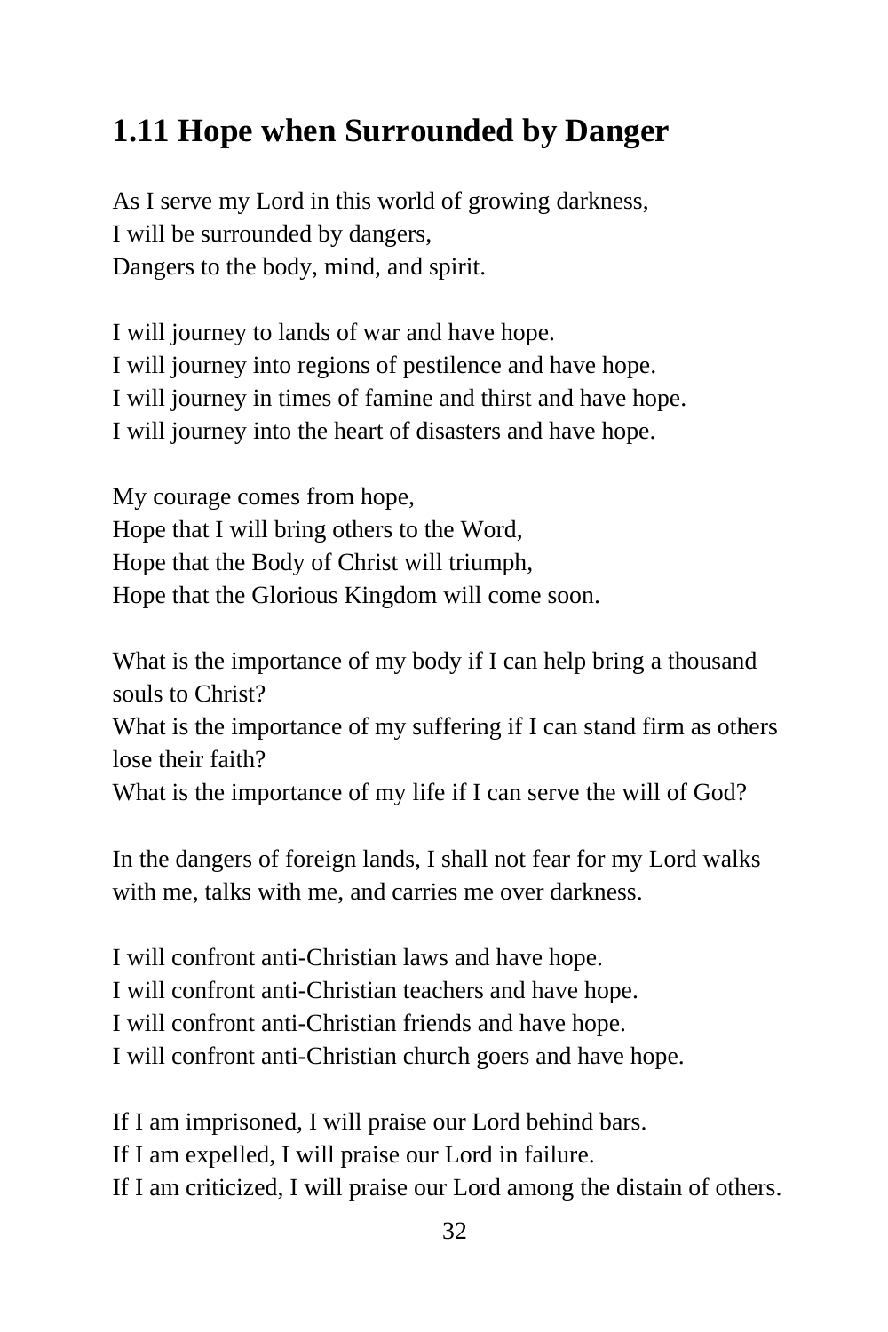## 1.11 Hope when Surrounded by Danger

As I serve my Lord in this world of growing darkness,
I will be surrounded by dangers,
Dangers to the body, mind, and spirit.

I will journey to lands of war and have hope.
I will journey into regions of pestilence and have hope.
I will journey in times of famine and thirst and have hope.
I will journey into the heart of disasters and have hope.

My courage comes from hope,
Hope that I will bring others to the Word,
Hope that the Body of Christ will triumph,
Hope that the Glorious Kingdom will come soon.

What is the importance of my body if I can help bring a thousand souls to Christ?
What is the importance of my suffering if I can stand firm as others lose their faith?
What is the importance of my life if I can serve the will of God?

In the dangers of foreign lands, I shall not fear for my Lord walks with me, talks with me, and carries me over darkness.

I will confront anti-Christian laws and have hope.
I will confront anti-Christian teachers and have hope.
I will confront anti-Christian friends and have hope.
I will confront anti-Christian church goers and have hope.

If I am imprisoned, I will praise our Lord behind bars.
If I am expelled, I will praise our Lord in failure.
If I am criticized, I will praise our Lord among the distain of others.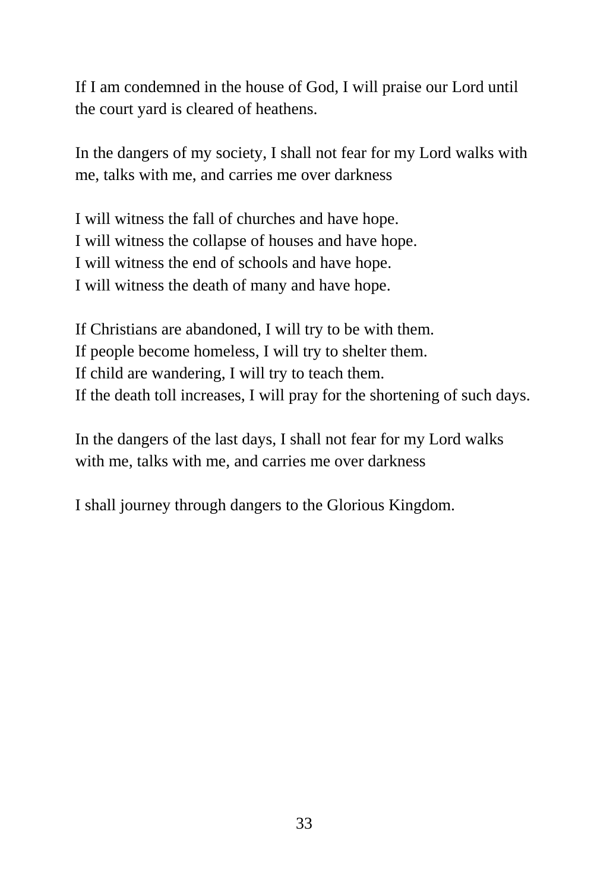If I am condemned in the house of God, I will praise our Lord until the court yard is cleared of heathens.

In the dangers of my society, I shall not fear for my Lord walks with me, talks with me, and carries me over darkness

I will witness the fall of churches and have hope.  
I will witness the collapse of houses and have hope.  
I will witness the end of schools and have hope.  
I will witness the death of many and have hope.

If Christians are abandoned, I will try to be with them.  
If people become homeless, I will try to shelter them.  
If child are wandering, I will try to teach them.  
If the death toll increases, I will pray for the shortening of such days.

In the dangers of the last days, I shall not fear for my Lord walks with me, talks with me, and carries me over darkness

I shall journey through dangers to the Glorious Kingdom.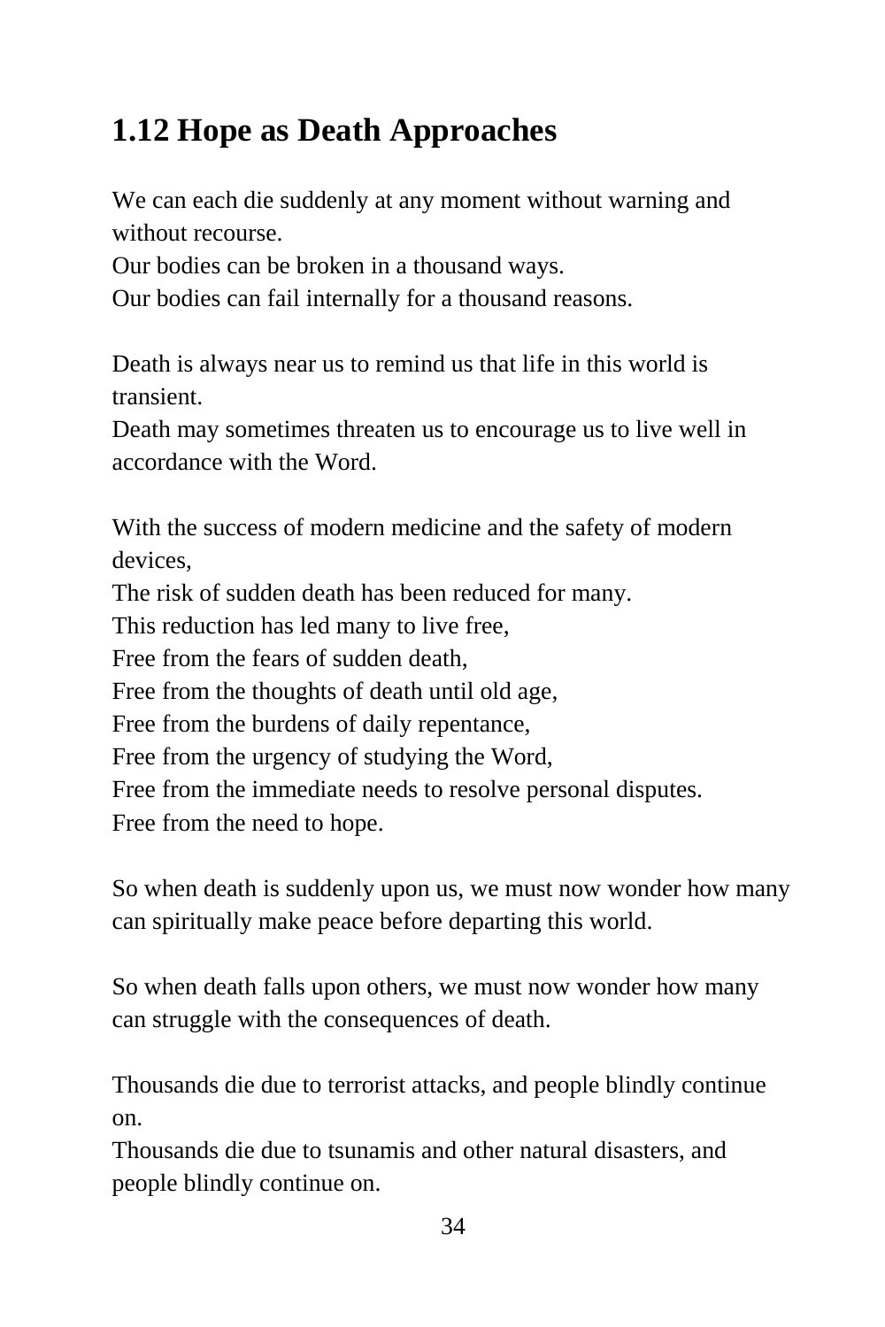## 1.12 Hope as Death Approaches

We can each die suddenly at any moment without warning and without recourse.
Our bodies can be broken in a thousand ways.
Our bodies can fail internally for a thousand reasons.

Death is always near us to remind us that life in this world is transient.
Death may sometimes threaten us to encourage us to live well in accordance with the Word.

With the success of modern medicine and the safety of modern devices,
The risk of sudden death has been reduced for many.
This reduction has led many to live free,
Free from the fears of sudden death,
Free from the thoughts of death until old age,
Free from the burdens of daily repentance,
Free from the urgency of studying the Word,
Free from the immediate needs to resolve personal disputes.
Free from the need to hope.

So when death is suddenly upon us, we must now wonder how many can spiritually make peace before departing this world.

So when death falls upon others, we must now wonder how many can struggle with the consequences of death.

Thousands die due to terrorist attacks, and people blindly continue on.
Thousands die due to tsunamis and other natural disasters, and people blindly continue on.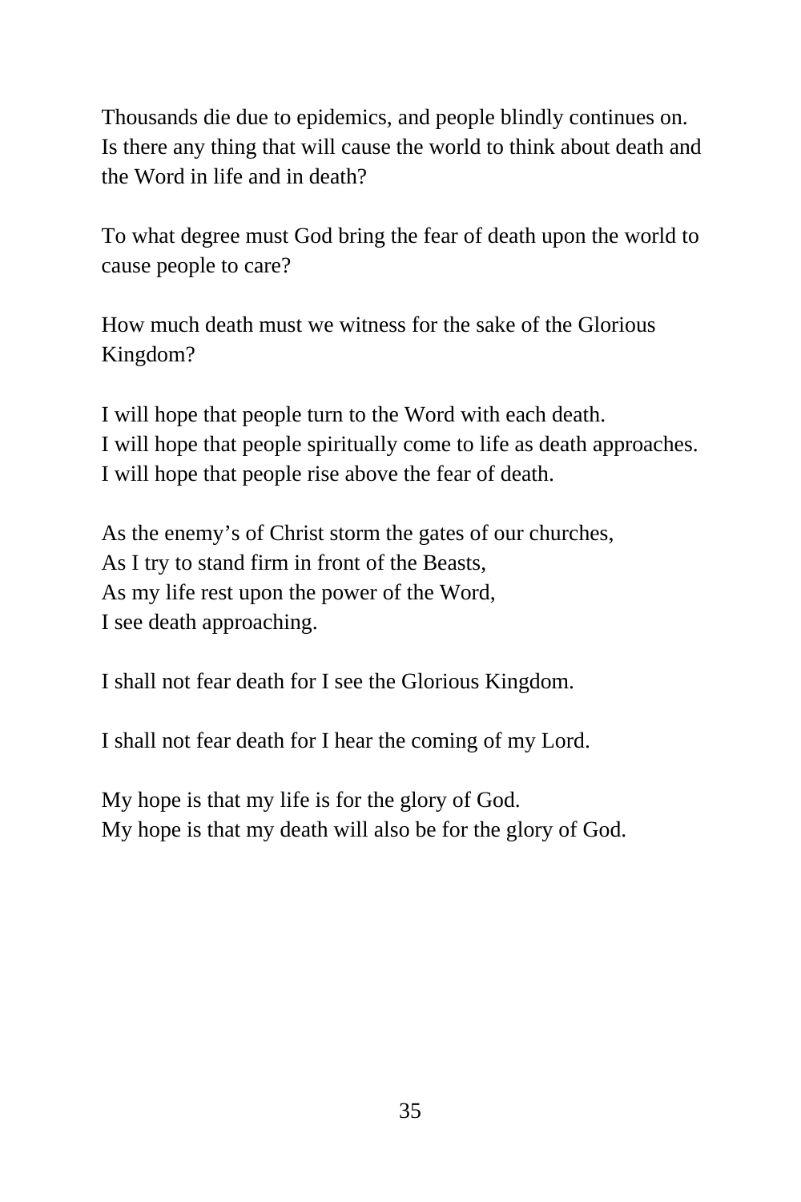Thousands die due to epidemics, and people blindly continues on.
Is there any thing that will cause the world to think about death and the Word in life and in death?

To what degree must God bring the fear of death upon the world to cause people to care?

How much death must we witness for the sake of the Glorious Kingdom?

I will hope that people turn to the Word with each death.
I will hope that people spiritually come to life as death approaches.
I will hope that people rise above the fear of death.

As the enemy's of Christ storm the gates of our churches,
As I try to stand firm in front of the Beasts,
As my life rest upon the power of the Word,
I see death approaching.

I shall not fear death for I see the Glorious Kingdom.

I shall not fear death for I hear the coming of my Lord.

My hope is that my life is for the glory of God.
My hope is that my death will also be for the glory of God.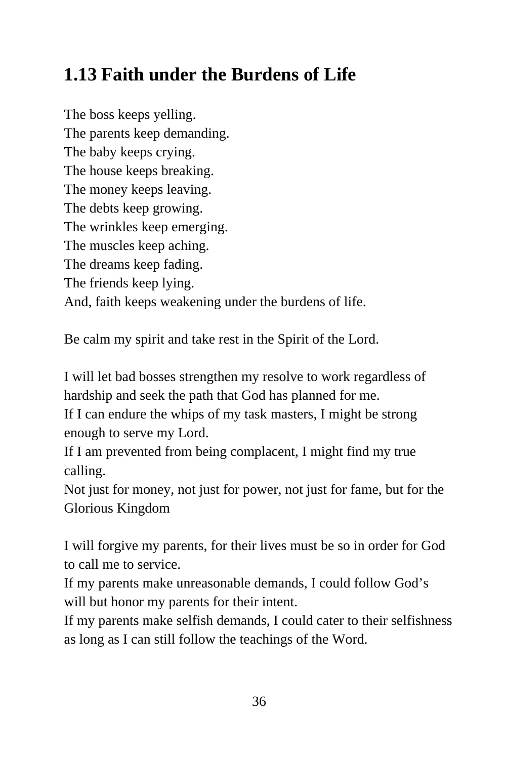## 1.13 Faith under the Burdens of Life

The boss keeps yelling.
The parents keep demanding.
The baby keeps crying.
The house keeps breaking.
The money keeps leaving.
The debts keep growing.
The wrinkles keep emerging.
The muscles keep aching.
The dreams keep fading.
The friends keep lying.
And, faith keeps weakening under the burdens of life.

Be calm my spirit and take rest in the Spirit of the Lord.

I will let bad bosses strengthen my resolve to work regardless of hardship and seek the path that God has planned for me.
If I can endure the whips of my task masters, I might be strong enough to serve my Lord.
If I am prevented from being complacent, I might find my true calling.
Not just for money, not just for power, not just for fame, but for the Glorious Kingdom

I will forgive my parents, for their lives must be so in order for God to call me to service.
If my parents make unreasonable demands, I could follow God's will but honor my parents for their intent.
If my parents make selfish demands, I could cater to their selfishness as long as I can still follow the teachings of the Word.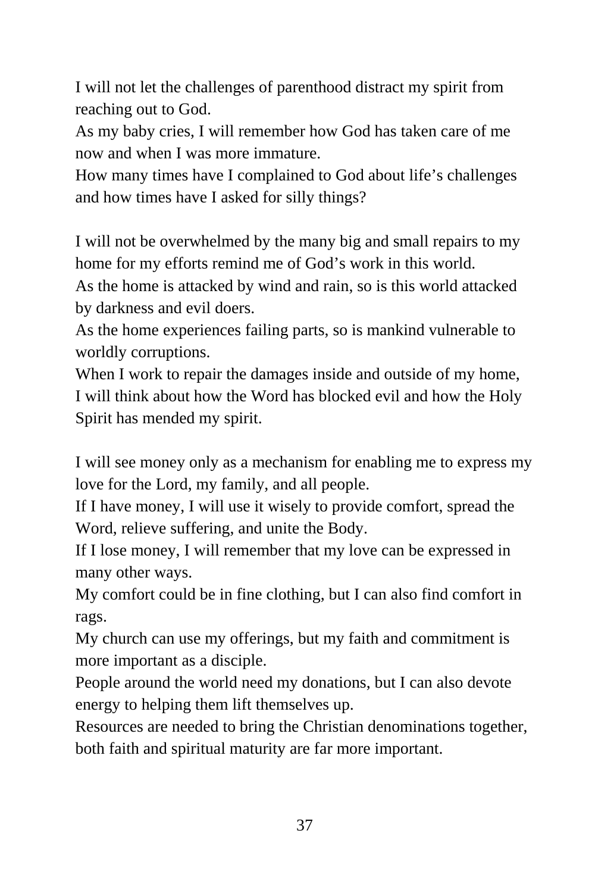I will not let the challenges of parenthood distract my spirit from reaching out to God.
As my baby cries, I will remember how God has taken care of me now and when I was more immature.
How many times have I complained to God about life's challenges and how times have I asked for silly things?

I will not be overwhelmed by the many big and small repairs to my home for my efforts remind me of God's work in this world.
As the home is attacked by wind and rain, so is this world attacked by darkness and evil doers.
As the home experiences failing parts, so is mankind vulnerable to worldly corruptions.
When I work to repair the damages inside and outside of my home, I will think about how the Word has blocked evil and how the Holy Spirit has mended my spirit.

I will see money only as a mechanism for enabling me to express my love for the Lord, my family, and all people.
If I have money, I will use it wisely to provide comfort, spread the Word, relieve suffering, and unite the Body.
If I lose money, I will remember that my love can be expressed in many other ways.
My comfort could be in fine clothing, but I can also find comfort in rags.
My church can use my offerings, but my faith and commitment is more important as a disciple.
People around the world need my donations, but I can also devote energy to helping them lift themselves up.
Resources are needed to bring the Christian denominations together, both faith and spiritual maturity are far more important.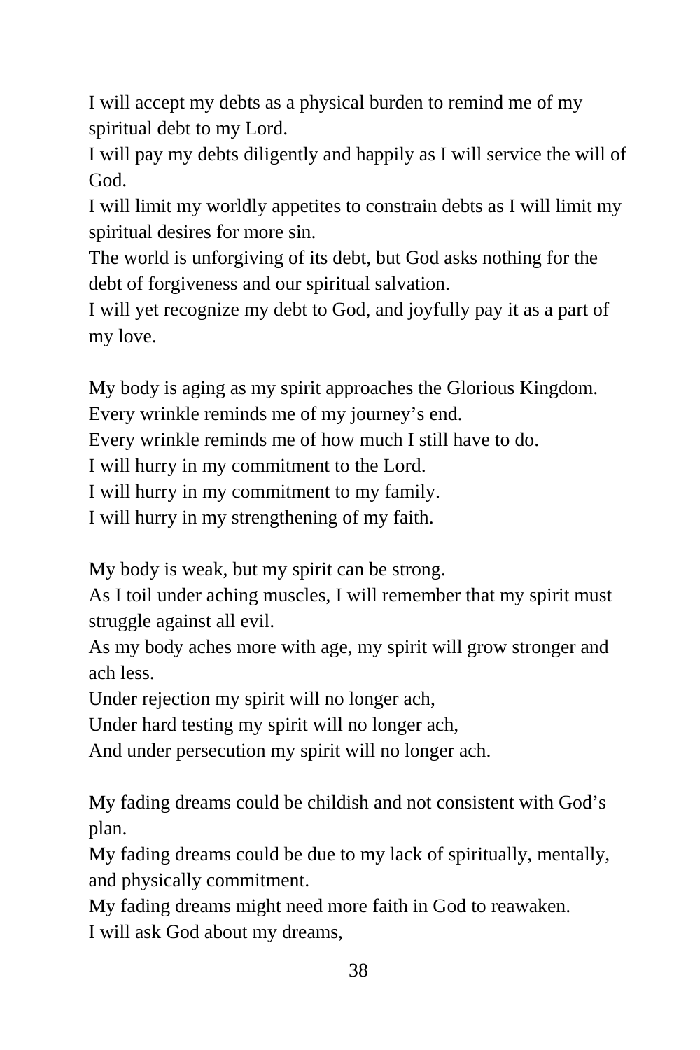I will accept my debts as a physical burden to remind me of my spiritual debt to my Lord.
I will pay my debts diligently and happily as I will service the will of God.
I will limit my worldly appetites to constrain debts as I will limit my spiritual desires for more sin.
The world is unforgiving of its debt, but God asks nothing for the debt of forgiveness and our spiritual salvation.
I will yet recognize my debt to God, and joyfully pay it as a part of my love.

My body is aging as my spirit approaches the Glorious Kingdom.
Every wrinkle reminds me of my journey’s end.
Every wrinkle reminds me of how much I still have to do.
I will hurry in my commitment to the Lord.
I will hurry in my commitment to my family.
I will hurry in my strengthening of my faith.

My body is weak, but my spirit can be strong.
As I toil under aching muscles, I will remember that my spirit must struggle against all evil.
As my body aches more with age, my spirit will grow stronger and ach less.
Under rejection my spirit will no longer ach,
Under hard testing my spirit will no longer ach,
And under persecution my spirit will no longer ach.

My fading dreams could be childish and not consistent with God’s plan.
My fading dreams could be due to my lack of spiritually, mentally, and physically commitment.
My fading dreams might need more faith in God to reawaken.
I will ask God about my dreams,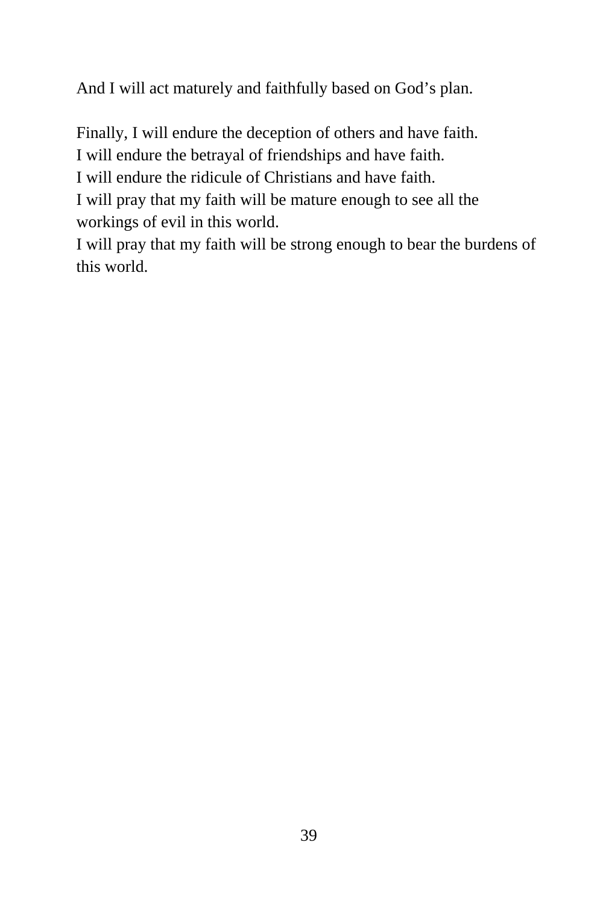And I will act maturely and faithfully based on God’s plan.

Finally, I will endure the deception of others and have faith.
I will endure the betrayal of friendships and have faith.
I will endure the ridicule of Christians and have faith.
I will pray that my faith will be mature enough to see all the workings of evil in this world.
I will pray that my faith will be strong enough to bear the burdens of this world.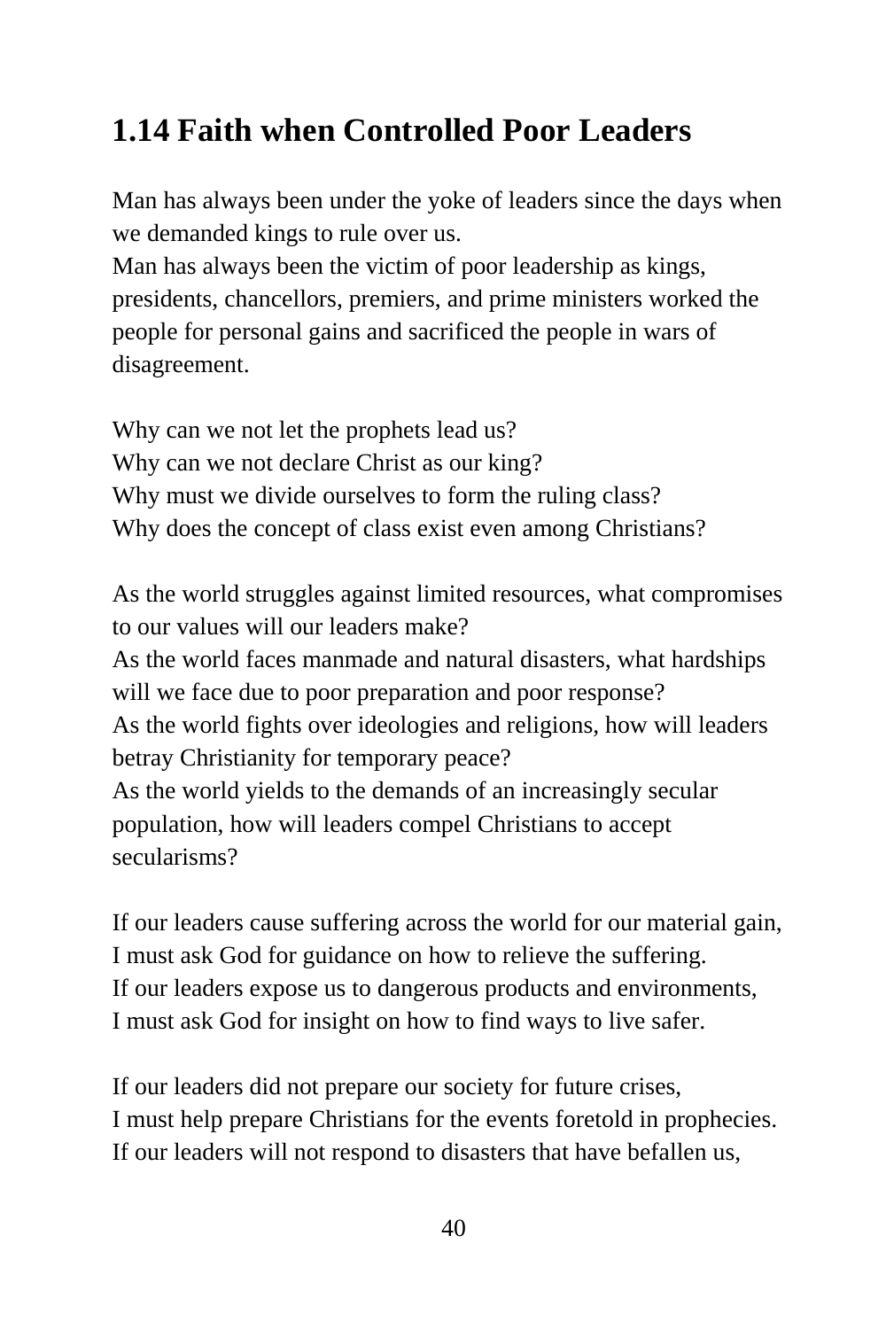## 1.14 Faith when Controlled Poor Leaders

Man has always been under the yoke of leaders since the days when we demanded kings to rule over us.
Man has always been the victim of poor leadership as kings, presidents, chancellors, premiers, and prime ministers worked the people for personal gains and sacrificed the people in wars of disagreement.

Why can we not let the prophets lead us?
Why can we not declare Christ as our king?
Why must we divide ourselves to form the ruling class?
Why does the concept of class exist even among Christians?

As the world struggles against limited resources, what compromises to our values will our leaders make?
As the world faces manmade and natural disasters, what hardships will we face due to poor preparation and poor response?
As the world fights over ideologies and religions, how will leaders betray Christianity for temporary peace?
As the world yields to the demands of an increasingly secular population, how will leaders compel Christians to accept secularisms?

If our leaders cause suffering across the world for our material gain,
I must ask God for guidance on how to relieve the suffering.
If our leaders expose us to dangerous products and environments,
I must ask God for insight on how to find ways to live safer.

If our leaders did not prepare our society for future crises,
I must help prepare Christians for the events foretold in prophecies.
If our leaders will not respond to disasters that have befallen us,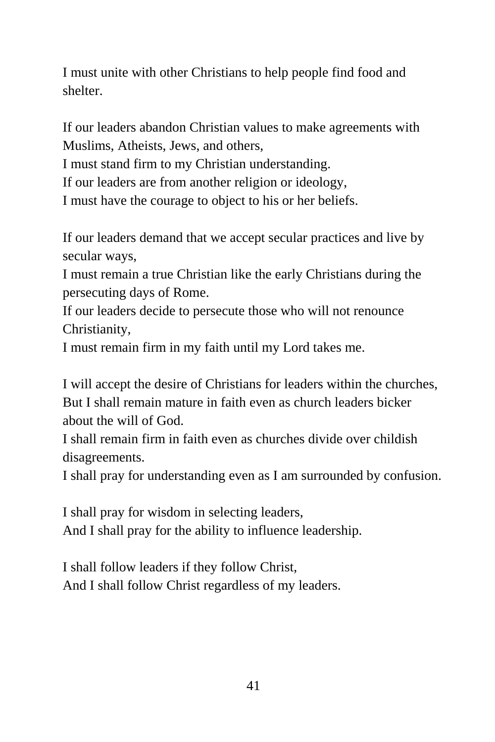I must unite with other Christians to help people find food and shelter.

If our leaders abandon Christian values to make agreements with Muslims, Atheists, Jews, and others,
I must stand firm to my Christian understanding.
If our leaders are from another religion or ideology,
I must have the courage to object to his or her beliefs.

If our leaders demand that we accept secular practices and live by secular ways,
I must remain a true Christian like the early Christians during the persecuting days of Rome.
If our leaders decide to persecute those who will not renounce Christianity,
I must remain firm in my faith until my Lord takes me.

I will accept the desire of Christians for leaders within the churches,
But I shall remain mature in faith even as church leaders bicker about the will of God.
I shall remain firm in faith even as churches divide over childish disagreements.
I shall pray for understanding even as I am surrounded by confusion.

I shall pray for wisdom in selecting leaders,
And I shall pray for the ability to influence leadership.

I shall follow leaders if they follow Christ,
And I shall follow Christ regardless of my leaders.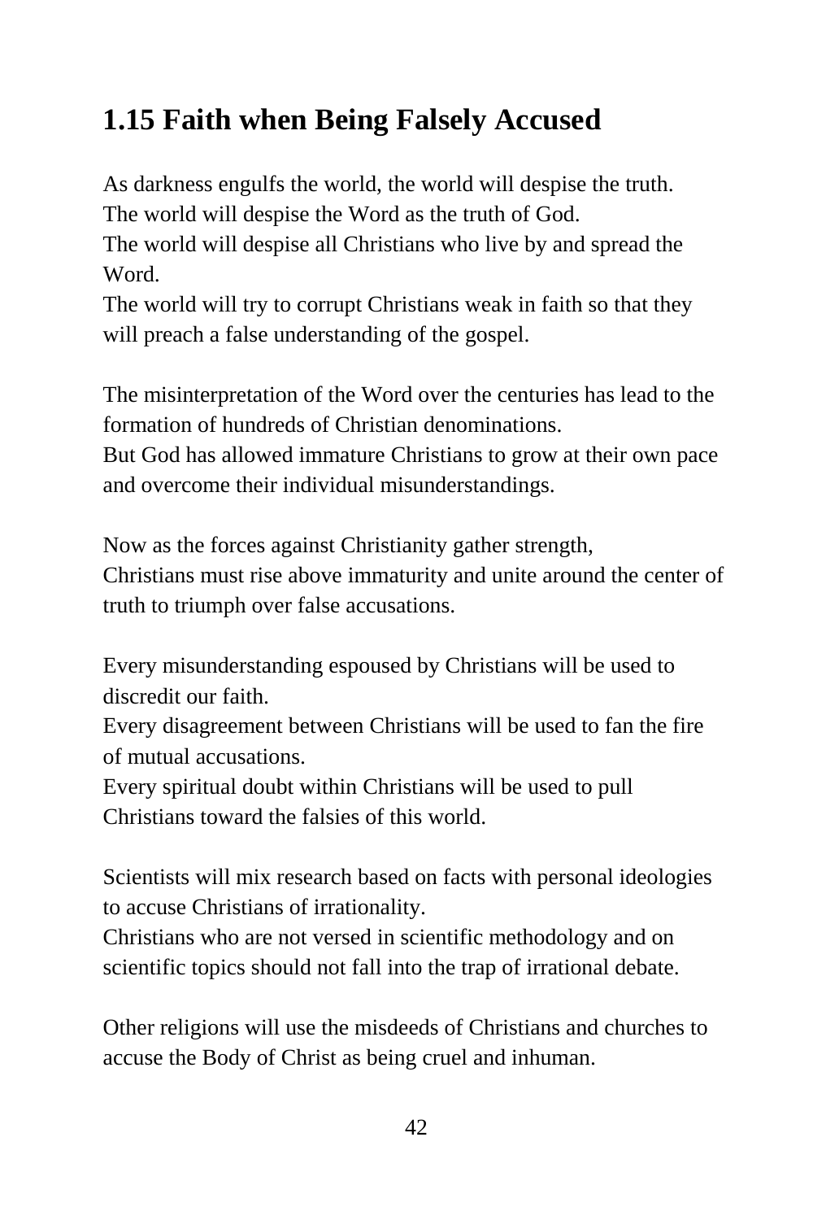## 1.15 Faith when Being Falsely Accused

As darkness engulfs the world, the world will despise the truth.
The world will despise the Word as the truth of God.
The world will despise all Christians who live by and spread the Word.
The world will try to corrupt Christians weak in faith so that they will preach a false understanding of the gospel.

The misinterpretation of the Word over the centuries has lead to the formation of hundreds of Christian denominations.
But God has allowed immature Christians to grow at their own pace and overcome their individual misunderstandings.

Now as the forces against Christianity gather strength,
Christians must rise above immaturity and unite around the center of truth to triumph over false accusations.

Every misunderstanding espoused by Christians will be used to discredit our faith.
Every disagreement between Christians will be used to fan the fire of mutual accusations.
Every spiritual doubt within Christians will be used to pull Christians toward the falsies of this world.

Scientists will mix research based on facts with personal ideologies to accuse Christians of irrationality.
Christians who are not versed in scientific methodology and on scientific topics should not fall into the trap of irrational debate.

Other religions will use the misdeeds of Christians and churches to accuse the Body of Christ as being cruel and inhuman.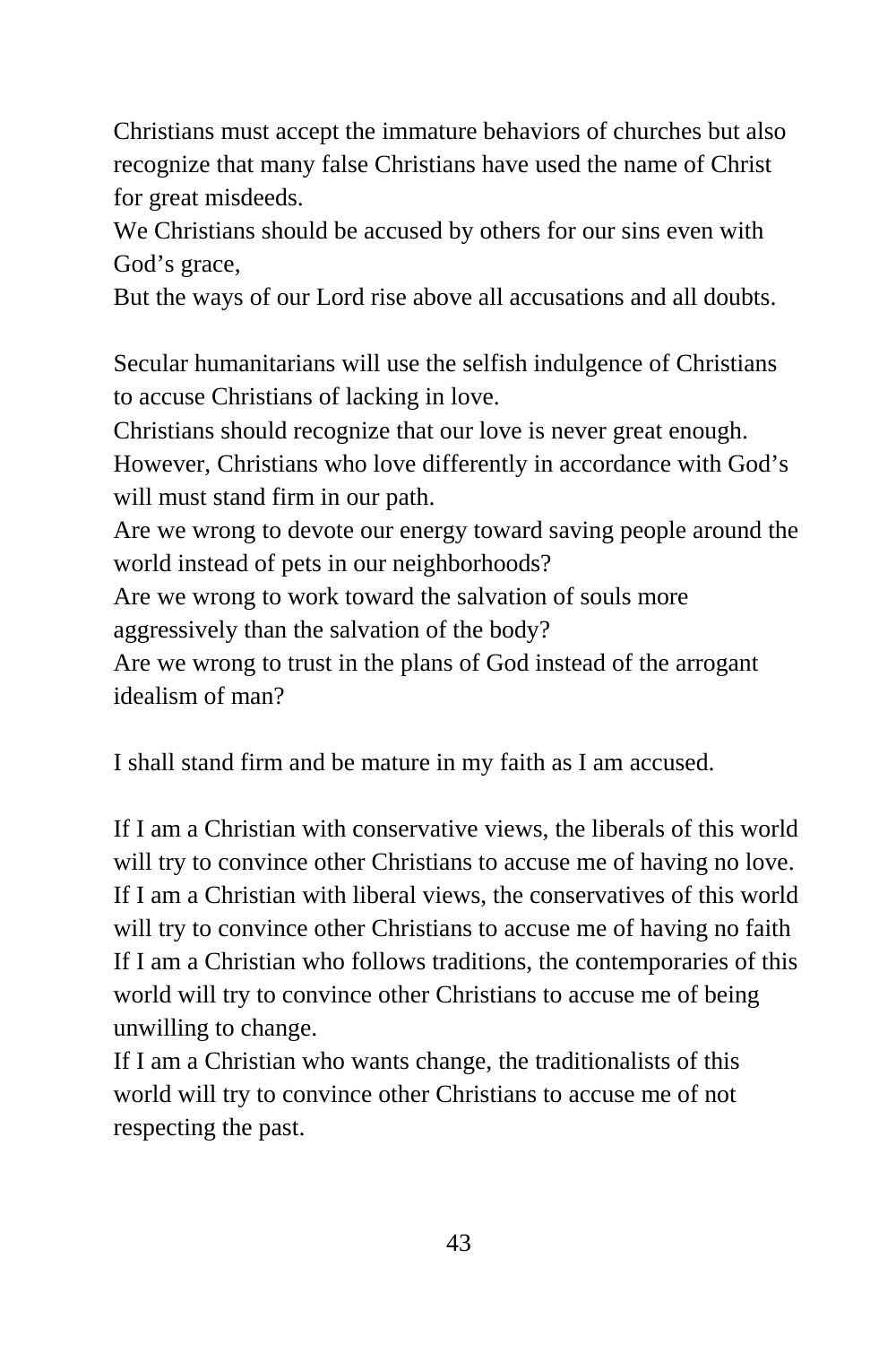Christians must accept the immature behaviors of churches but also recognize that many false Christians have used the name of Christ for great misdeeds.
We Christians should be accused by others for our sins even with God's grace,
But the ways of our Lord rise above all accusations and all doubts.

Secular humanitarians will use the selfish indulgence of Christians to accuse Christians of lacking in love.
Christians should recognize that our love is never great enough.
However, Christians who love differently in accordance with God's will must stand firm in our path.
Are we wrong to devote our energy toward saving people around the world instead of pets in our neighborhoods?
Are we wrong to work toward the salvation of souls more aggressively than the salvation of the body?
Are we wrong to trust in the plans of God instead of the arrogant idealism of man?

I shall stand firm and be mature in my faith as I am accused.

If I am a Christian with conservative views, the liberals of this world will try to convince other Christians to accuse me of having no love.
If I am a Christian with liberal views, the conservatives of this world will try to convince other Christians to accuse me of having no faith
If I am a Christian who follows traditions, the contemporaries of this world will try to convince other Christians to accuse me of being unwilling to change.
If I am a Christian who wants change, the traditionalists of this world will try to convince other Christians to accuse me of not respecting the past.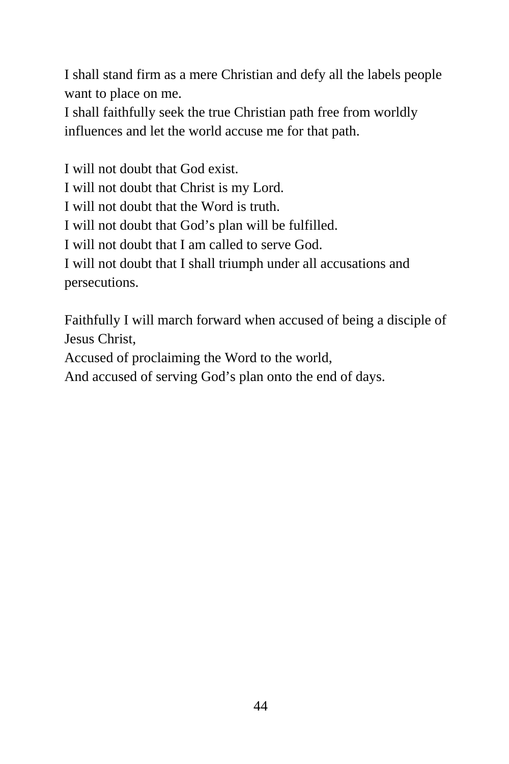I shall stand firm as a mere Christian and defy all the labels people want to place on me.
I shall faithfully seek the true Christian path free from worldly influences and let the world accuse me for that path.

I will not doubt that God exist.
I will not doubt that Christ is my Lord.
I will not doubt that the Word is truth.
I will not doubt that God's plan will be fulfilled.
I will not doubt that I am called to serve God.
I will not doubt that I shall triumph under all accusations and persecutions.

Faithfully I will march forward when accused of being a disciple of Jesus Christ,
Accused of proclaiming the Word to the world,
And accused of serving God's plan onto the end of days.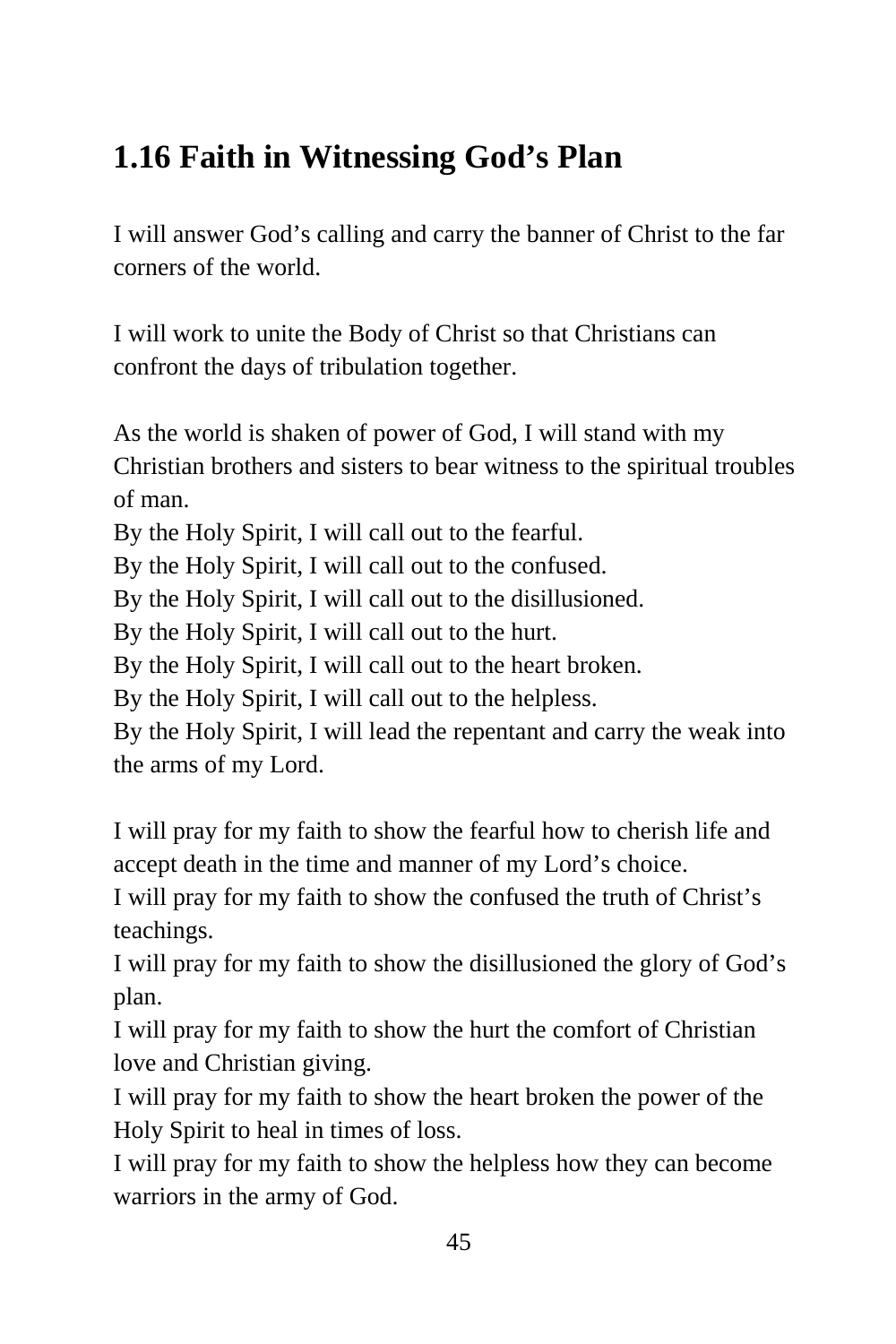## 1.16 Faith in Witnessing God's Plan

I will answer God's calling and carry the banner of Christ to the far corners of the world.

I will work to unite the Body of Christ so that Christians can confront the days of tribulation together.

As the world is shaken of power of God, I will stand with my Christian brothers and sisters to bear witness to the spiritual troubles of man.
By the Holy Spirit, I will call out to the fearful.
By the Holy Spirit, I will call out to the confused.
By the Holy Spirit, I will call out to the disillusioned.
By the Holy Spirit, I will call out to the hurt.
By the Holy Spirit, I will call out to the heart broken.
By the Holy Spirit, I will call out to the helpless.
By the Holy Spirit, I will lead the repentant and carry the weak into the arms of my Lord.

I will pray for my faith to show the fearful how to cherish life and accept death in the time and manner of my Lord's choice.
I will pray for my faith to show the confused the truth of Christ's teachings.
I will pray for my faith to show the disillusioned the glory of God's plan.
I will pray for my faith to show the hurt the comfort of Christian love and Christian giving.
I will pray for my faith to show the heart broken the power of the Holy Spirit to heal in times of loss.
I will pray for my faith to show the helpless how they can become warriors in the army of God.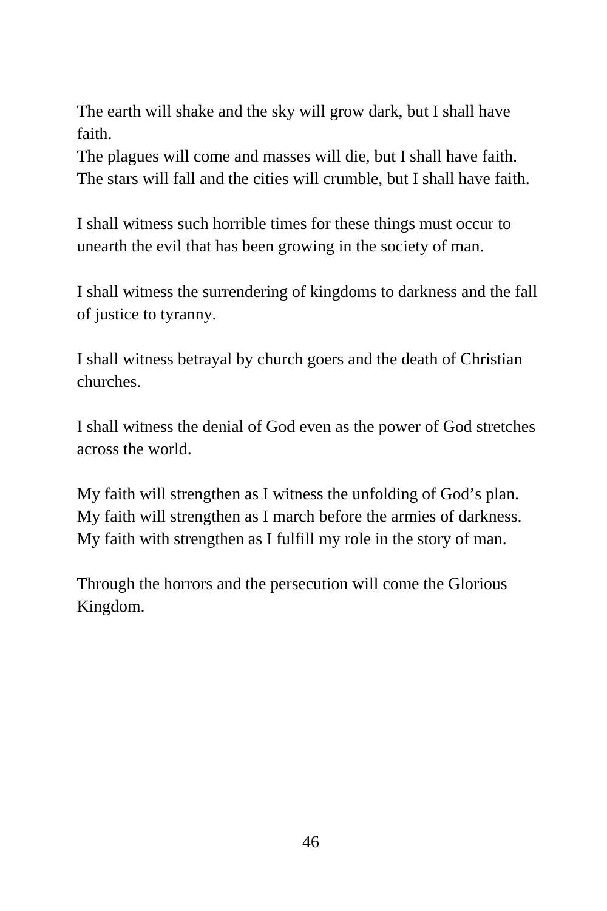The earth will shake and the sky will grow dark, but I shall have faith.
The plagues will come and masses will die, but I shall have faith.
The stars will fall and the cities will crumble, but I shall have faith.

I shall witness such horrible times for these things must occur to unearth the evil that has been growing in the society of man.

I shall witness the surrendering of kingdoms to darkness and the fall of justice to tyranny.

I shall witness betrayal by church goers and the death of Christian churches.

I shall witness the denial of God even as the power of God stretches across the world.

My faith will strengthen as I witness the unfolding of God's plan.
My faith will strengthen as I march before the armies of darkness.
My faith with strengthen as I fulfill my role in the story of man.

Through the horrors and the persecution will come the Glorious Kingdom.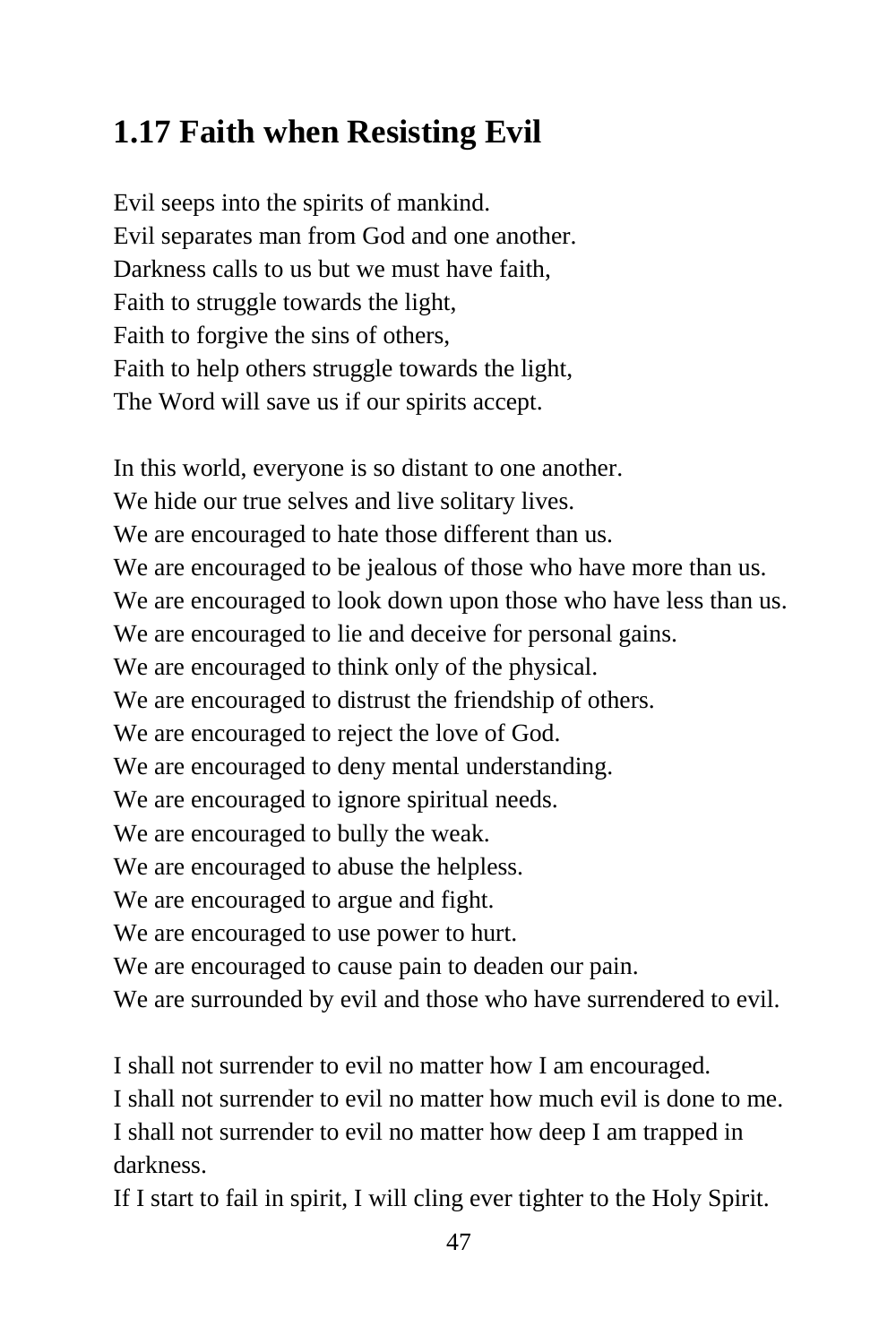## 1.17 Faith when Resisting Evil

Evil seeps into the spirits of mankind.
Evil separates man from God and one another.
Darkness calls to us but we must have faith,
Faith to struggle towards the light,
Faith to forgive the sins of others,
Faith to help others struggle towards the light,
The Word will save us if our spirits accept.

In this world, everyone is so distant to one another.
We hide our true selves and live solitary lives.
We are encouraged to hate those different than us.
We are encouraged to be jealous of those who have more than us.
We are encouraged to look down upon those who have less than us.
We are encouraged to lie and deceive for personal gains.
We are encouraged to think only of the physical.
We are encouraged to distrust the friendship of others.
We are encouraged to reject the love of God.
We are encouraged to deny mental understanding.
We are encouraged to ignore spiritual needs.
We are encouraged to bully the weak.
We are encouraged to abuse the helpless.
We are encouraged to argue and fight.
We are encouraged to use power to hurt.
We are encouraged to cause pain to deaden our pain.
We are surrounded by evil and those who have surrendered to evil.

I shall not surrender to evil no matter how I am encouraged.
I shall not surrender to evil no matter how much evil is done to me.
I shall not surrender to evil no matter how deep I am trapped in darkness.
If I start to fail in spirit, I will cling ever tighter to the Holy Spirit.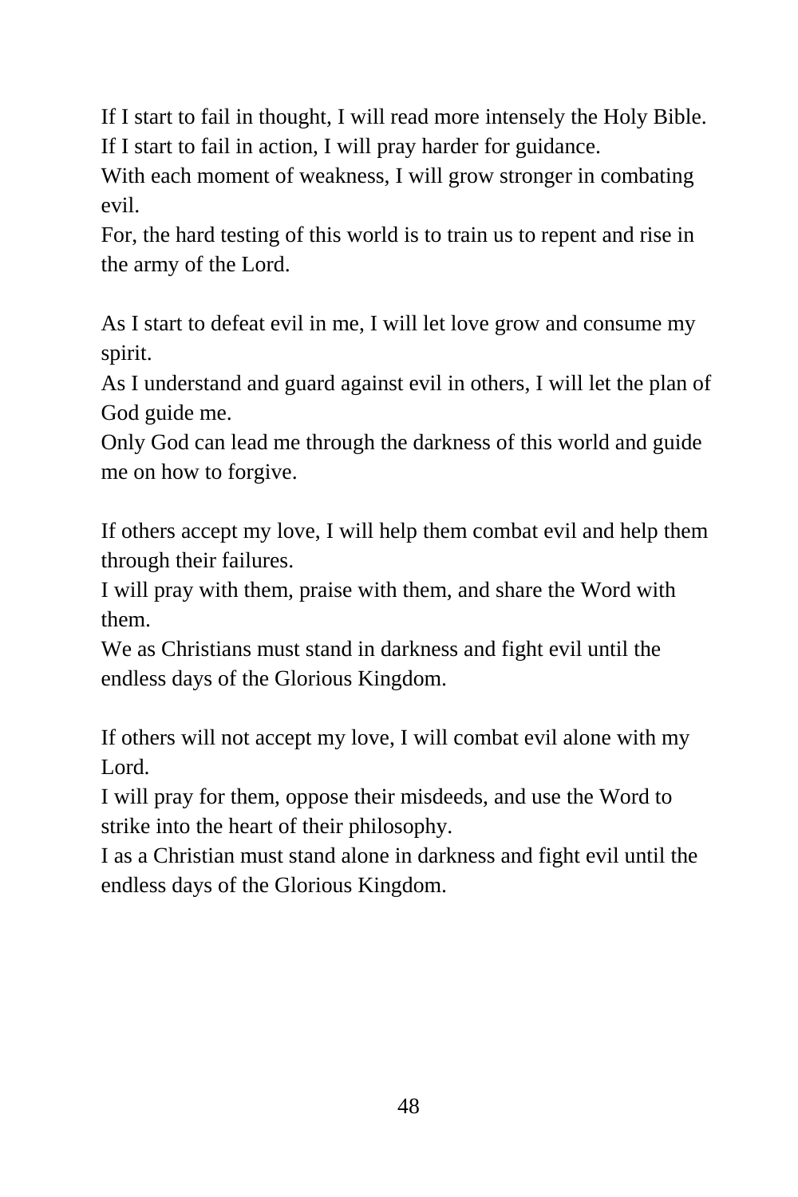If I start to fail in thought, I will read more intensely the Holy Bible.
If I start to fail in action, I will pray harder for guidance.
With each moment of weakness, I will grow stronger in combating evil.
For, the hard testing of this world is to train us to repent and rise in the army of the Lord.

As I start to defeat evil in me, I will let love grow and consume my spirit.
As I understand and guard against evil in others, I will let the plan of God guide me.
Only God can lead me through the darkness of this world and guide me on how to forgive.

If others accept my love, I will help them combat evil and help them through their failures.
I will pray with them, praise with them, and share the Word with them.
We as Christians must stand in darkness and fight evil until the endless days of the Glorious Kingdom.

If others will not accept my love, I will combat evil alone with my Lord.
I will pray for them, oppose their misdeeds, and use the Word to strike into the heart of their philosophy.
I as a Christian must stand alone in darkness and fight evil until the endless days of the Glorious Kingdom.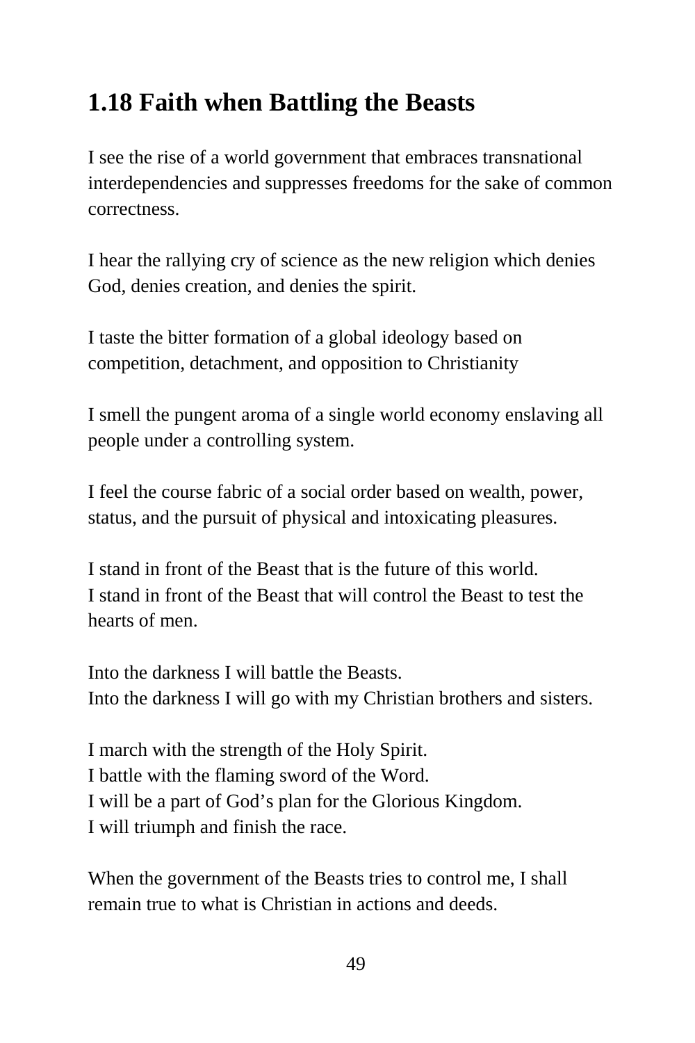## 1.18 Faith when Battling the Beasts

I see the rise of a world government that embraces transnational interdependencies and suppresses freedoms for the sake of common correctness.

I hear the rallying cry of science as the new religion which denies God, denies creation, and denies the spirit.

I taste the bitter formation of a global ideology based on competition, detachment, and opposition to Christianity

I smell the pungent aroma of a single world economy enslaving all people under a controlling system.

I feel the course fabric of a social order based on wealth, power, status, and the pursuit of physical and intoxicating pleasures.

I stand in front of the Beast that is the future of this world.
I stand in front of the Beast that will control the Beast to test the hearts of men.

Into the darkness I will battle the Beasts.
Into the darkness I will go with my Christian brothers and sisters.

I march with the strength of the Holy Spirit.
I battle with the flaming sword of the Word.
I will be a part of God's plan for the Glorious Kingdom.
I will triumph and finish the race.

When the government of the Beasts tries to control me, I shall remain true to what is Christian in actions and deeds.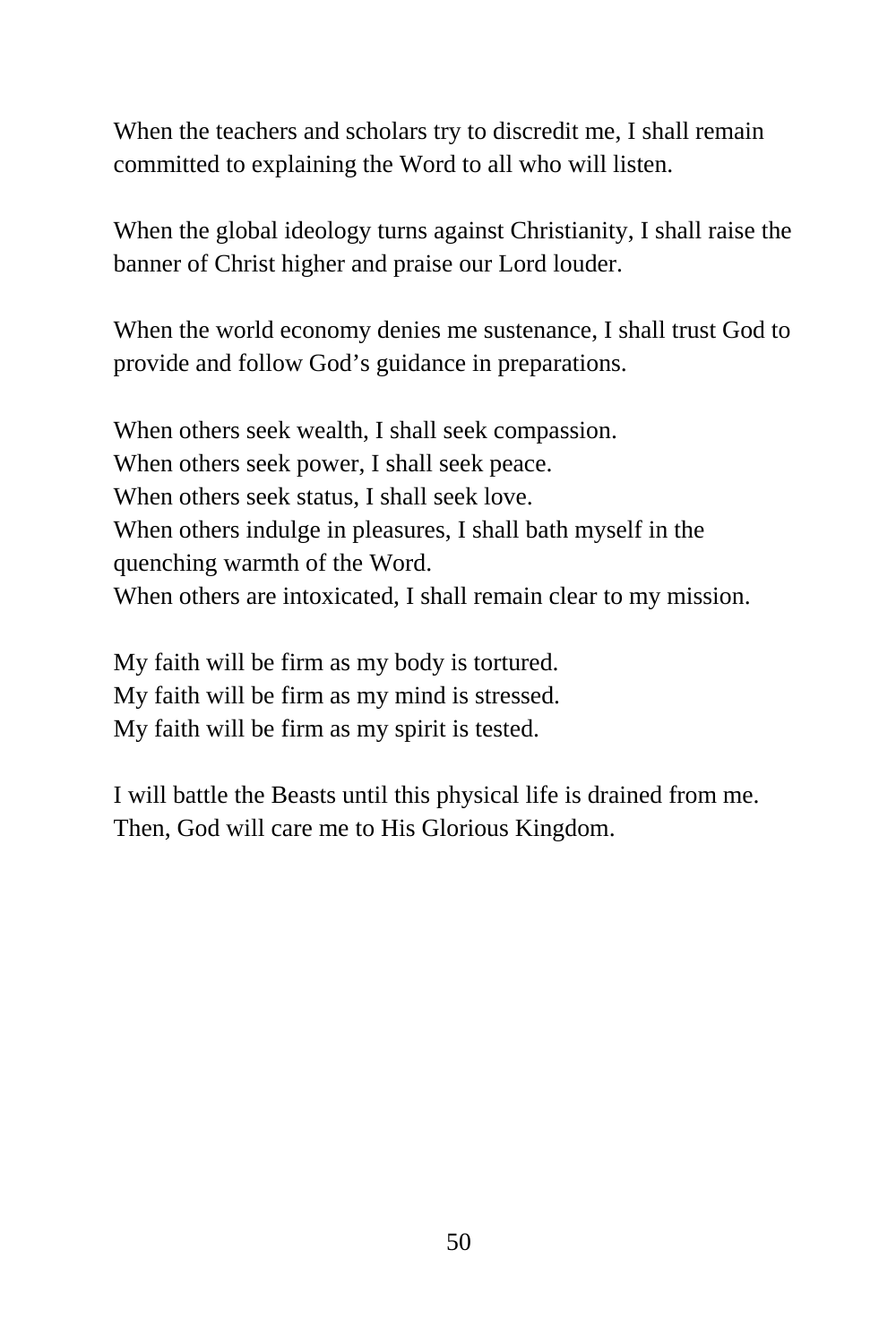When the teachers and scholars try to discredit me, I shall remain committed to explaining the Word to all who will listen.

When the global ideology turns against Christianity, I shall raise the banner of Christ higher and praise our Lord louder.

When the world economy denies me sustenance, I shall trust God to provide and follow God's guidance in preparations.

When others seek wealth, I shall seek compassion.
When others seek power, I shall seek peace.
When others seek status, I shall seek love.
When others indulge in pleasures, I shall bath myself in the quenching warmth of the Word.
When others are intoxicated, I shall remain clear to my mission.

My faith will be firm as my body is tortured.
My faith will be firm as my mind is stressed.
My faith will be firm as my spirit is tested.

I will battle the Beasts until this physical life is drained from me.
Then, God will care me to His Glorious Kingdom.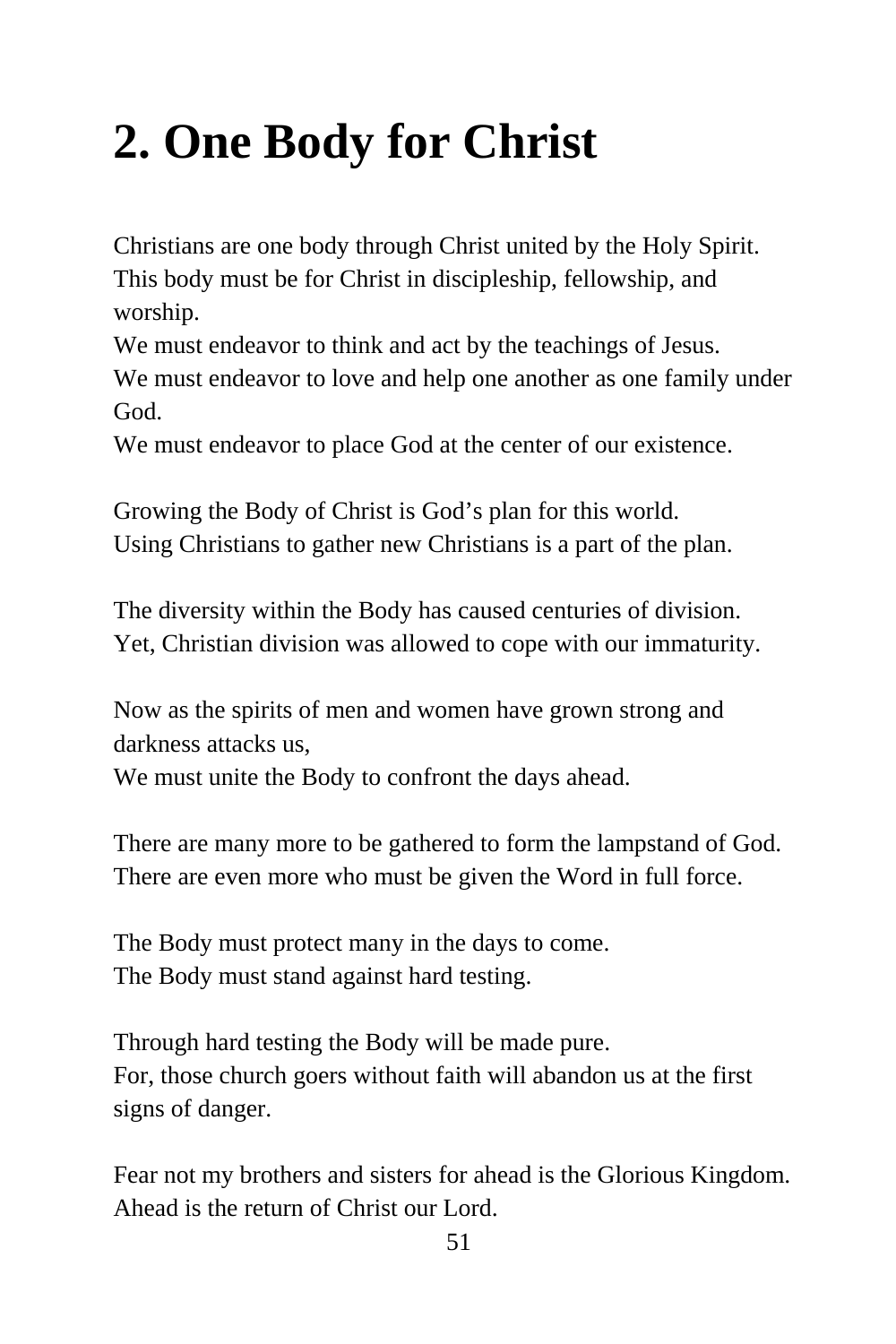# 2. One Body for Christ

Christians are one body through Christ united by the Holy Spirit.
This body must be for Christ in discipleship, fellowship, and worship.
We must endeavor to think and act by the teachings of Jesus.
We must endeavor to love and help one another as one family under God.
We must endeavor to place God at the center of our existence.

Growing the Body of Christ is God's plan for this world.
Using Christians to gather new Christians is a part of the plan.

The diversity within the Body has caused centuries of division.
Yet, Christian division was allowed to cope with our immaturity.

Now as the spirits of men and women have grown strong and darkness attacks us,
We must unite the Body to confront the days ahead.

There are many more to be gathered to form the lampstand of God.
There are even more who must be given the Word in full force.

The Body must protect many in the days to come.
The Body must stand against hard testing.

Through hard testing the Body will be made pure.
For, those church goers without faith will abandon us at the first signs of danger.

Fear not my brothers and sisters for ahead is the Glorious Kingdom.
Ahead is the return of Christ our Lord.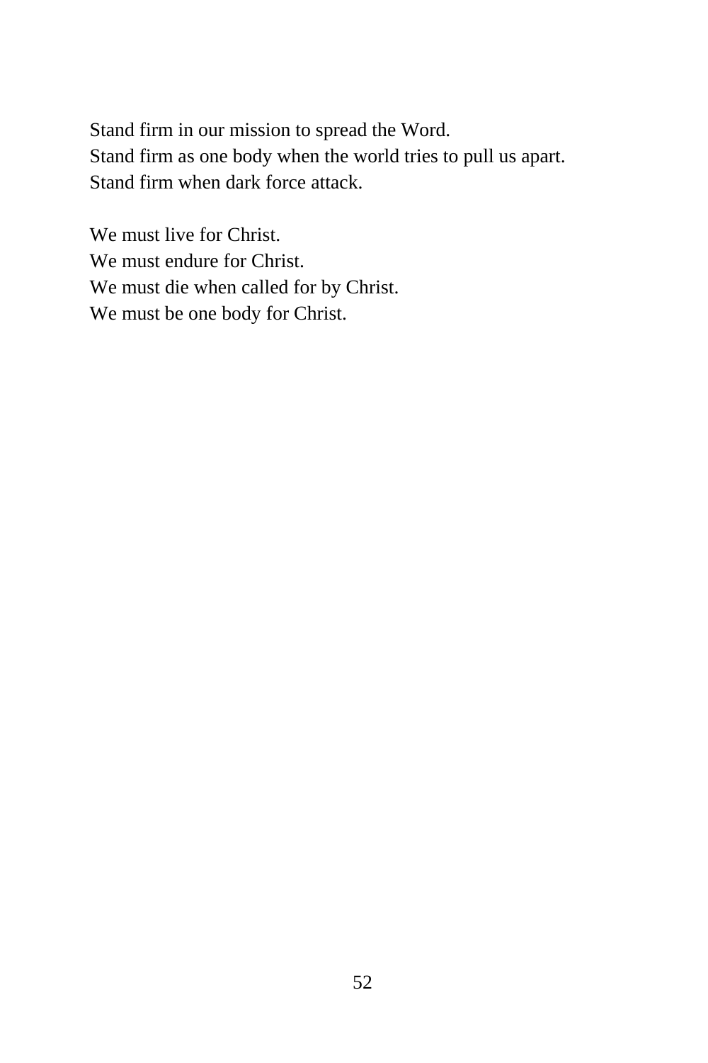Stand firm in our mission to spread the Word.
Stand firm as one body when the world tries to pull us apart.
Stand firm when dark force attack.

We must live for Christ.
We must endure for Christ.
We must die when called for by Christ.
We must be one body for Christ.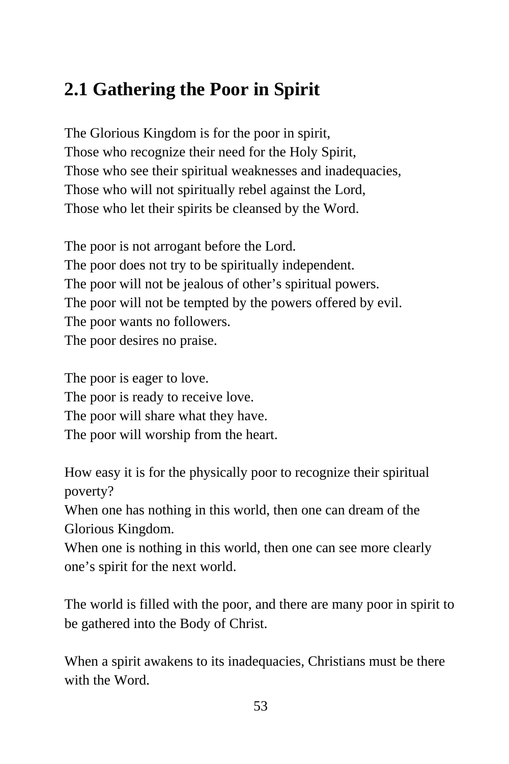## 2.1 Gathering the Poor in Spirit

The Glorious Kingdom is for the poor in spirit,  
Those who recognize their need for the Holy Spirit,  
Those who see their spiritual weaknesses and inadequacies,  
Those who will not spiritually rebel against the Lord,  
Those who let their spirits be cleansed by the Word.

The poor is not arrogant before the Lord.  
The poor does not try to be spiritually independent.  
The poor will not be jealous of other's spiritual powers.  
The poor will not be tempted by the powers offered by evil.  
The poor wants no followers.  
The poor desires no praise.

The poor is eager to love.  
The poor is ready to receive love.  
The poor will share what they have.  
The poor will worship from the heart.

How easy it is for the physically poor to recognize their spiritual poverty?  
When one has nothing in this world, then one can dream of the Glorious Kingdom.  
When one is nothing in this world, then one can see more clearly one's spirit for the next world.

The world is filled with the poor, and there are many poor in spirit to be gathered into the Body of Christ.

When a spirit awakens to its inadequacies, Christians must be there with the Word.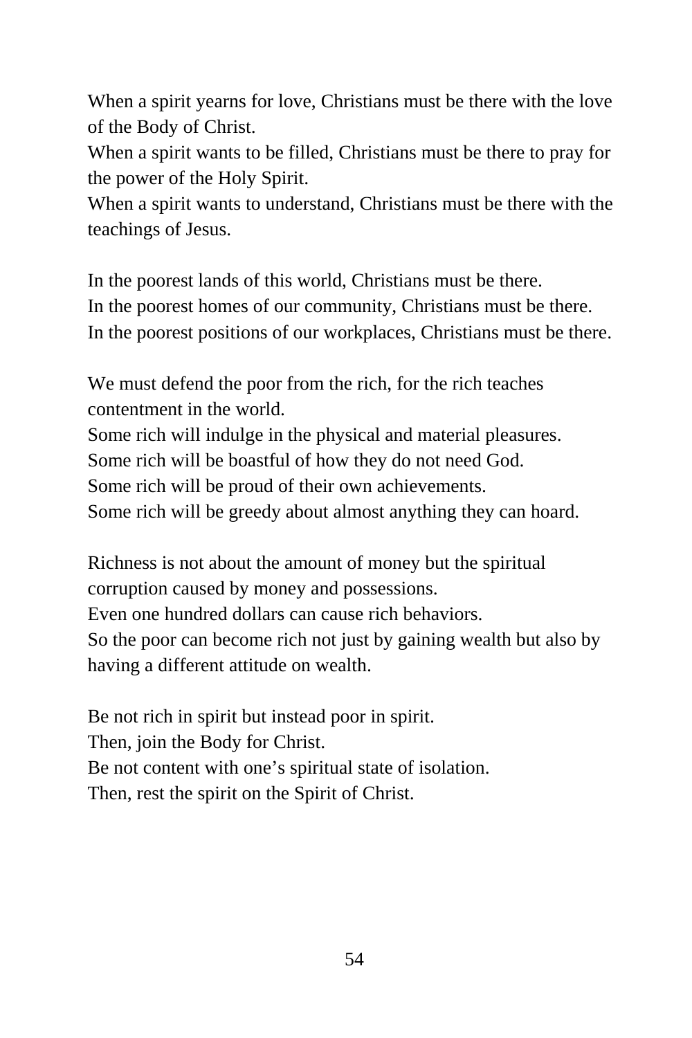When a spirit yearns for love, Christians must be there with the love of the Body of Christ.  
When a spirit wants to be filled, Christians must be there to pray for the power of the Holy Spirit.  
When a spirit wants to understand, Christians must be there with the teachings of Jesus.

In the poorest lands of this world, Christians must be there.  
In the poorest homes of our community, Christians must be there.  
In the poorest positions of our workplaces, Christians must be there.

We must defend the poor from the rich, for the rich teaches contentment in the world.  
Some rich will indulge in the physical and material pleasures.  
Some rich will be boastful of how they do not need God.  
Some rich will be proud of their own achievements.  
Some rich will be greedy about almost anything they can hoard.

Richness is not about the amount of money but the spiritual corruption caused by money and possessions.  
Even one hundred dollars can cause rich behaviors.  
So the poor can become rich not just by gaining wealth but also by having a different attitude on wealth.

Be not rich in spirit but instead poor in spirit.  
Then, join the Body for Christ.  
Be not content with one's spiritual state of isolation.  
Then, rest the spirit on the Spirit of Christ.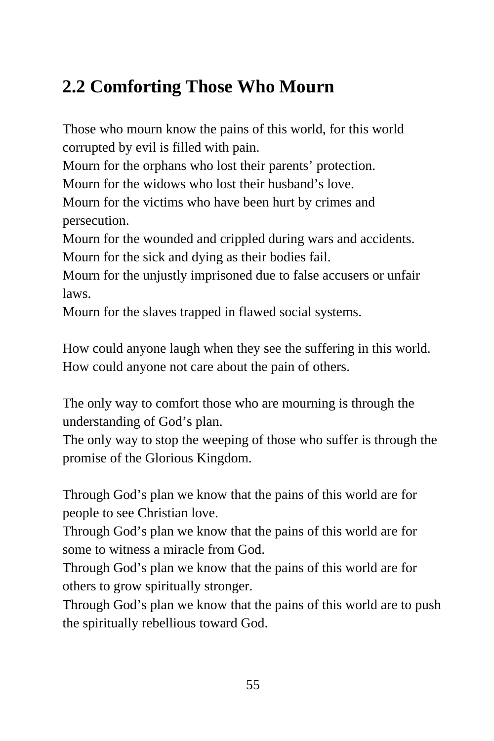## 2.2 Comforting Those Who Mourn

Those who mourn know the pains of this world, for this world corrupted by evil is filled with pain.
Mourn for the orphans who lost their parents' protection.
Mourn for the widows who lost their husband's love.
Mourn for the victims who have been hurt by crimes and persecution.
Mourn for the wounded and crippled during wars and accidents.
Mourn for the sick and dying as their bodies fail.
Mourn for the unjustly imprisoned due to false accusers or unfair laws.
Mourn for the slaves trapped in flawed social systems.

How could anyone laugh when they see the suffering in this world.
How could anyone not care about the pain of others.

The only way to comfort those who are mourning is through the understanding of God's plan.
The only way to stop the weeping of those who suffer is through the promise of the Glorious Kingdom.

Through God's plan we know that the pains of this world are for people to see Christian love.
Through God's plan we know that the pains of this world are for some to witness a miracle from God.
Through God's plan we know that the pains of this world are for others to grow spiritually stronger.
Through God's plan we know that the pains of this world are to push the spiritually rebellious toward God.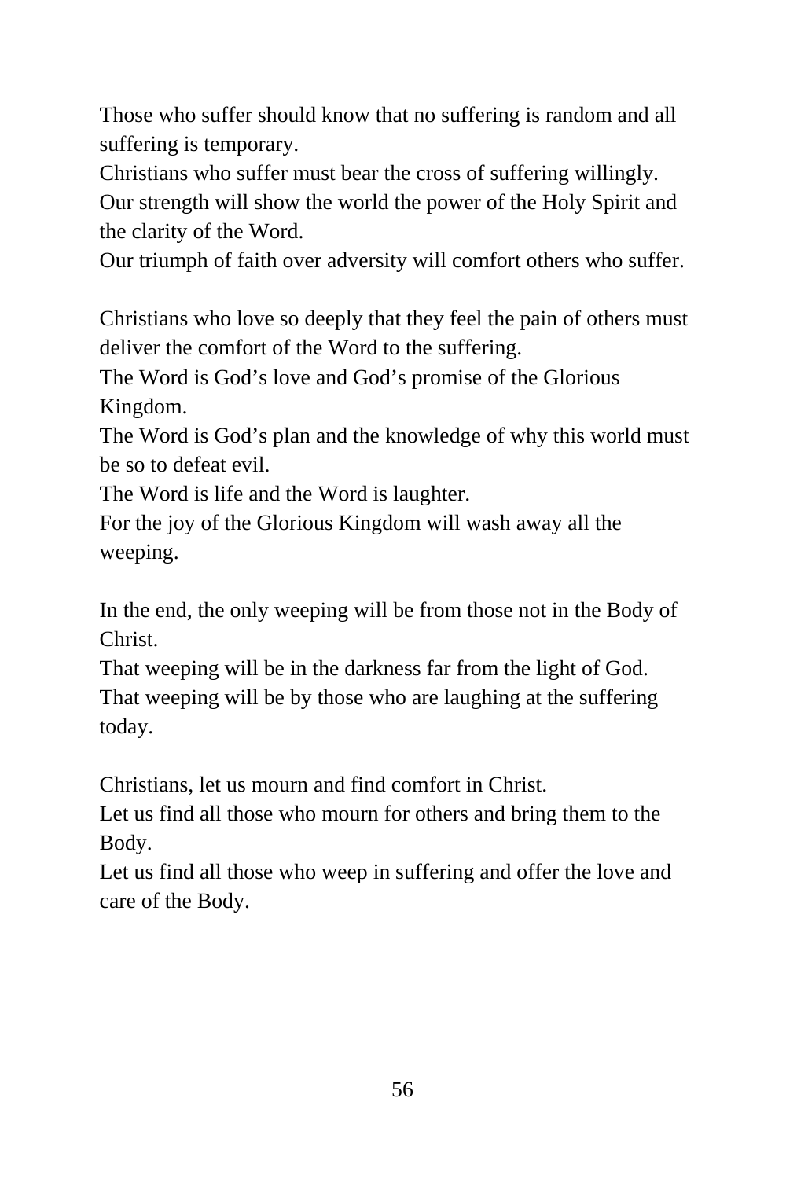Those who suffer should know that no suffering is random and all suffering is temporary.
Christians who suffer must bear the cross of suffering willingly.
Our strength will show the world the power of the Holy Spirit and the clarity of the Word.
Our triumph of faith over adversity will comfort others who suffer.

Christians who love so deeply that they feel the pain of others must deliver the comfort of the Word to the suffering.
The Word is God’s love and God’s promise of the Glorious Kingdom.
The Word is God’s plan and the knowledge of why this world must be so to defeat evil.
The Word is life and the Word is laughter.
For the joy of the Glorious Kingdom will wash away all the weeping.

In the end, the only weeping will be from those not in the Body of Christ.
That weeping will be in the darkness far from the light of God.
That weeping will be by those who are laughing at the suffering today.

Christians, let us mourn and find comfort in Christ.
Let us find all those who mourn for others and bring them to the Body.
Let us find all those who weep in suffering and offer the love and care of the Body.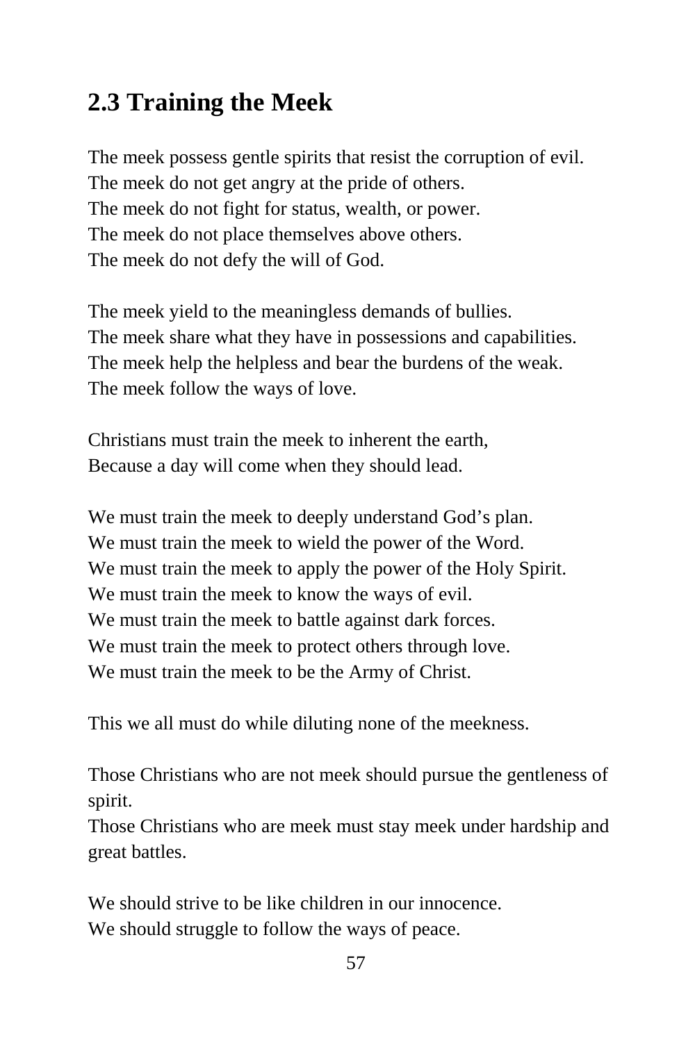## 2.3 Training the Meek

The meek possess gentle spirits that resist the corruption of evil.
The meek do not get angry at the pride of others.
The meek do not fight for status, wealth, or power.
The meek do not place themselves above others.
The meek do not defy the will of God.

The meek yield to the meaningless demands of bullies.
The meek share what they have in possessions and capabilities.
The meek help the helpless and bear the burdens of the weak.
The meek follow the ways of love.

Christians must train the meek to inherent the earth,
Because a day will come when they should lead.

We must train the meek to deeply understand God's plan.
We must train the meek to wield the power of the Word.
We must train the meek to apply the power of the Holy Spirit.
We must train the meek to know the ways of evil.
We must train the meek to battle against dark forces.
We must train the meek to protect others through love.
We must train the meek to be the Army of Christ.

This we all must do while diluting none of the meekness.

Those Christians who are not meek should pursue the gentleness of spirit.
Those Christians who are meek must stay meek under hardship and great battles.

We should strive to be like children in our innocence.
We should struggle to follow the ways of peace.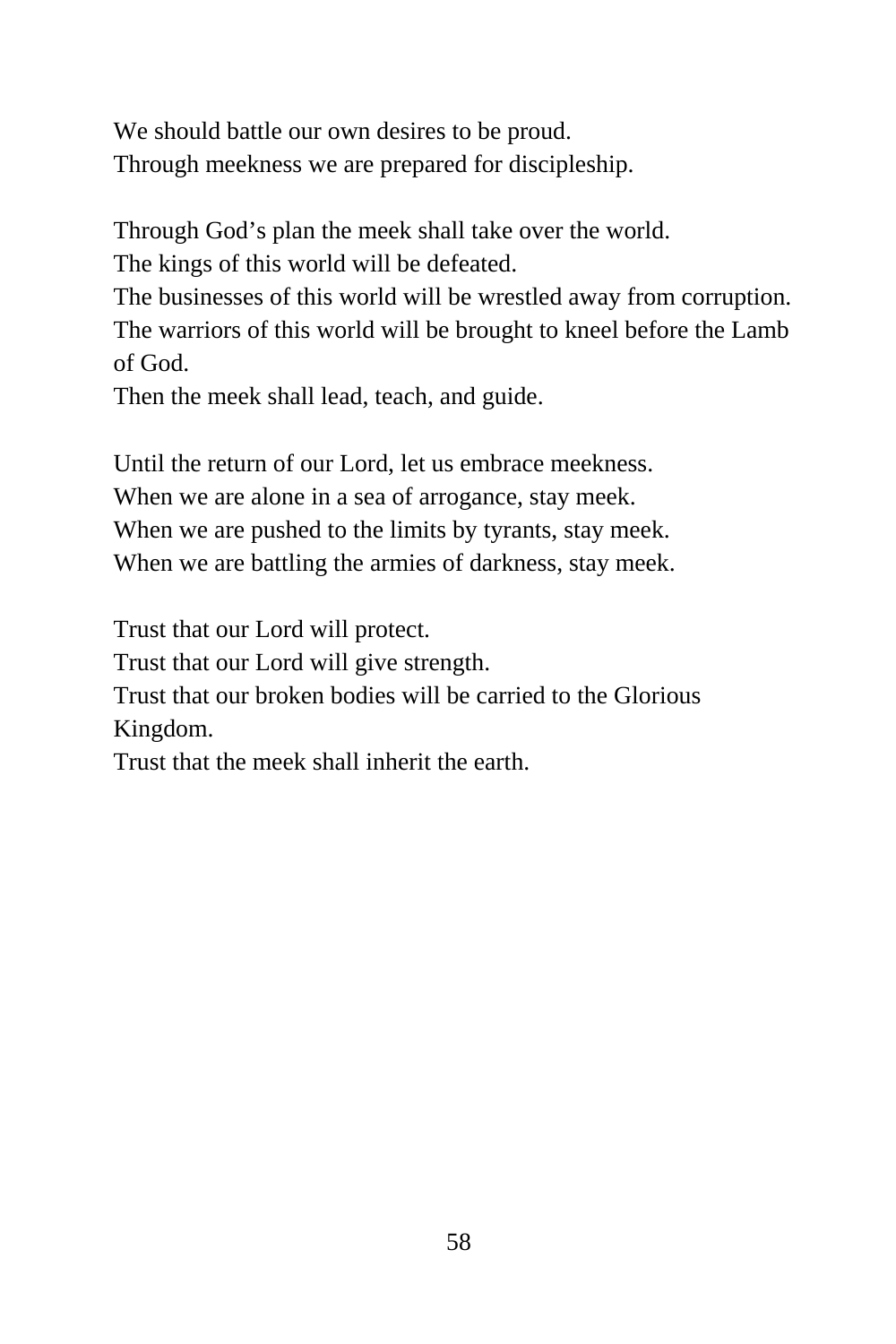We should battle our own desires to be proud.
Through meekness we are prepared for discipleship.

Through God's plan the meek shall take over the world.
The kings of this world will be defeated.
The businesses of this world will be wrestled away from corruption.
The warriors of this world will be brought to kneel before the Lamb of God.
Then the meek shall lead, teach, and guide.

Until the return of our Lord, let us embrace meekness.
When we are alone in a sea of arrogance, stay meek.
When we are pushed to the limits by tyrants, stay meek.
When we are battling the armies of darkness, stay meek.

Trust that our Lord will protect.
Trust that our Lord will give strength.
Trust that our broken bodies will be carried to the Glorious Kingdom.
Trust that the meek shall inherit the earth.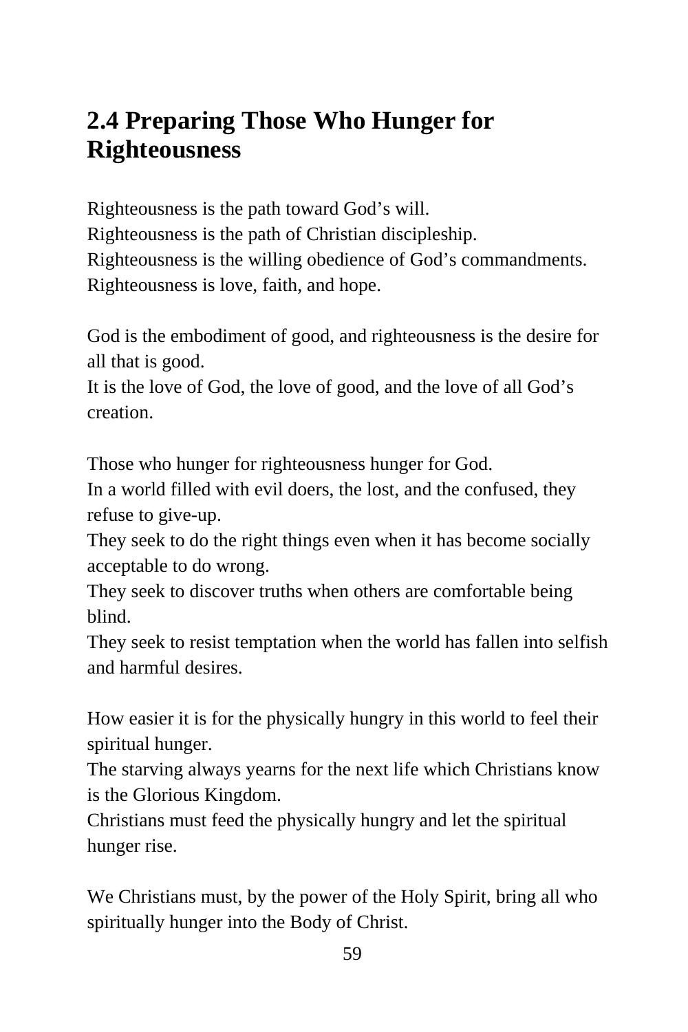## 2.4 Preparing Those Who Hunger for Righteousness

Righteousness is the path toward God's will.
Righteousness is the path of Christian discipleship.
Righteousness is the willing obedience of God's commandments.
Righteousness is love, faith, and hope.

God is the embodiment of good, and righteousness is the desire for all that is good.
It is the love of God, the love of good, and the love of all God's creation.

Those who hunger for righteousness hunger for God.
In a world filled with evil doers, the lost, and the confused, they refuse to give-up.
They seek to do the right things even when it has become socially acceptable to do wrong.
They seek to discover truths when others are comfortable being blind.
They seek to resist temptation when the world has fallen into selfish and harmful desires.

How easier it is for the physically hungry in this world to feel their spiritual hunger.
The starving always yearns for the next life which Christians know is the Glorious Kingdom.
Christians must feed the physically hungry and let the spiritual hunger rise.

We Christians must, by the power of the Holy Spirit, bring all who spiritually hunger into the Body of Christ.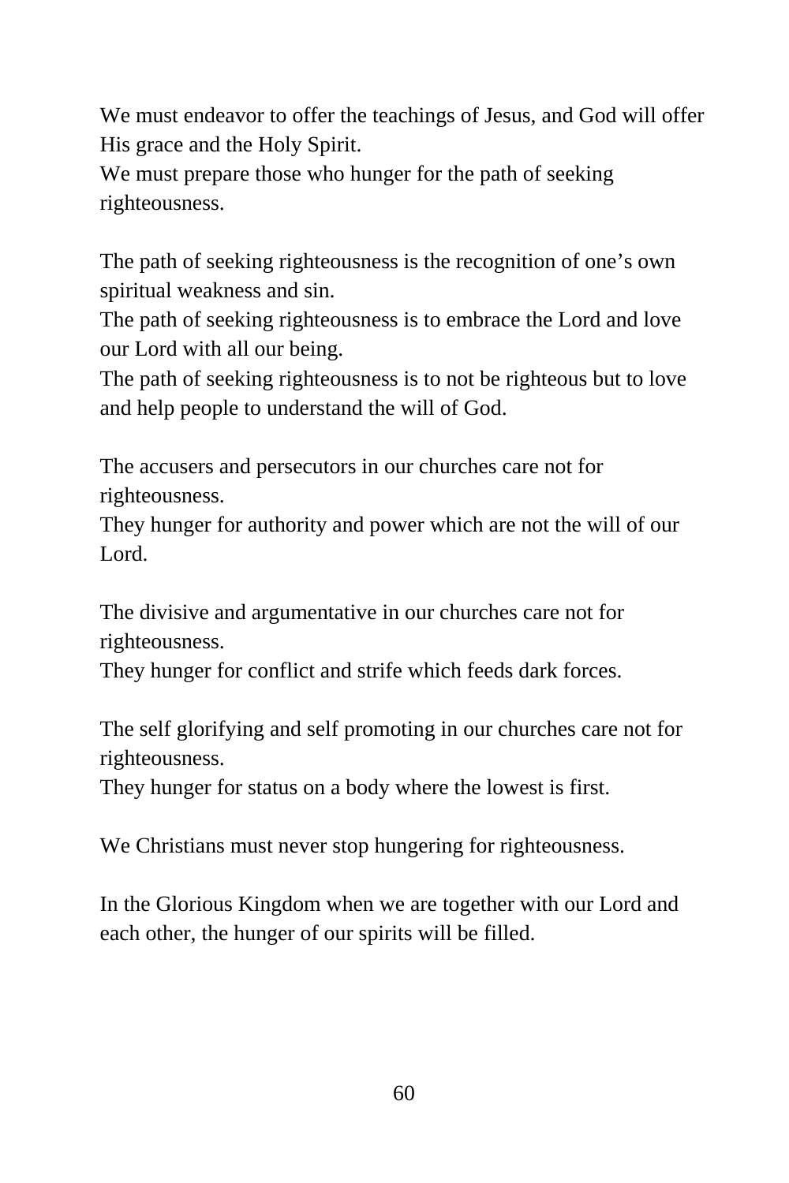We must endeavor to offer the teachings of Jesus, and God will offer His grace and the Holy Spirit.
We must prepare those who hunger for the path of seeking righteousness.

The path of seeking righteousness is the recognition of one's own spiritual weakness and sin.
The path of seeking righteousness is to embrace the Lord and love our Lord with all our being.
The path of seeking righteousness is to not be righteous but to love and help people to understand the will of God.

The accusers and persecutors in our churches care not for righteousness.
They hunger for authority and power which are not the will of our Lord.

The divisive and argumentative in our churches care not for righteousness.
They hunger for conflict and strife which feeds dark forces.

The self glorifying and self promoting in our churches care not for righteousness.
They hunger for status on a body where the lowest is first.

We Christians must never stop hungering for righteousness.

In the Glorious Kingdom when we are together with our Lord and each other, the hunger of our spirits will be filled.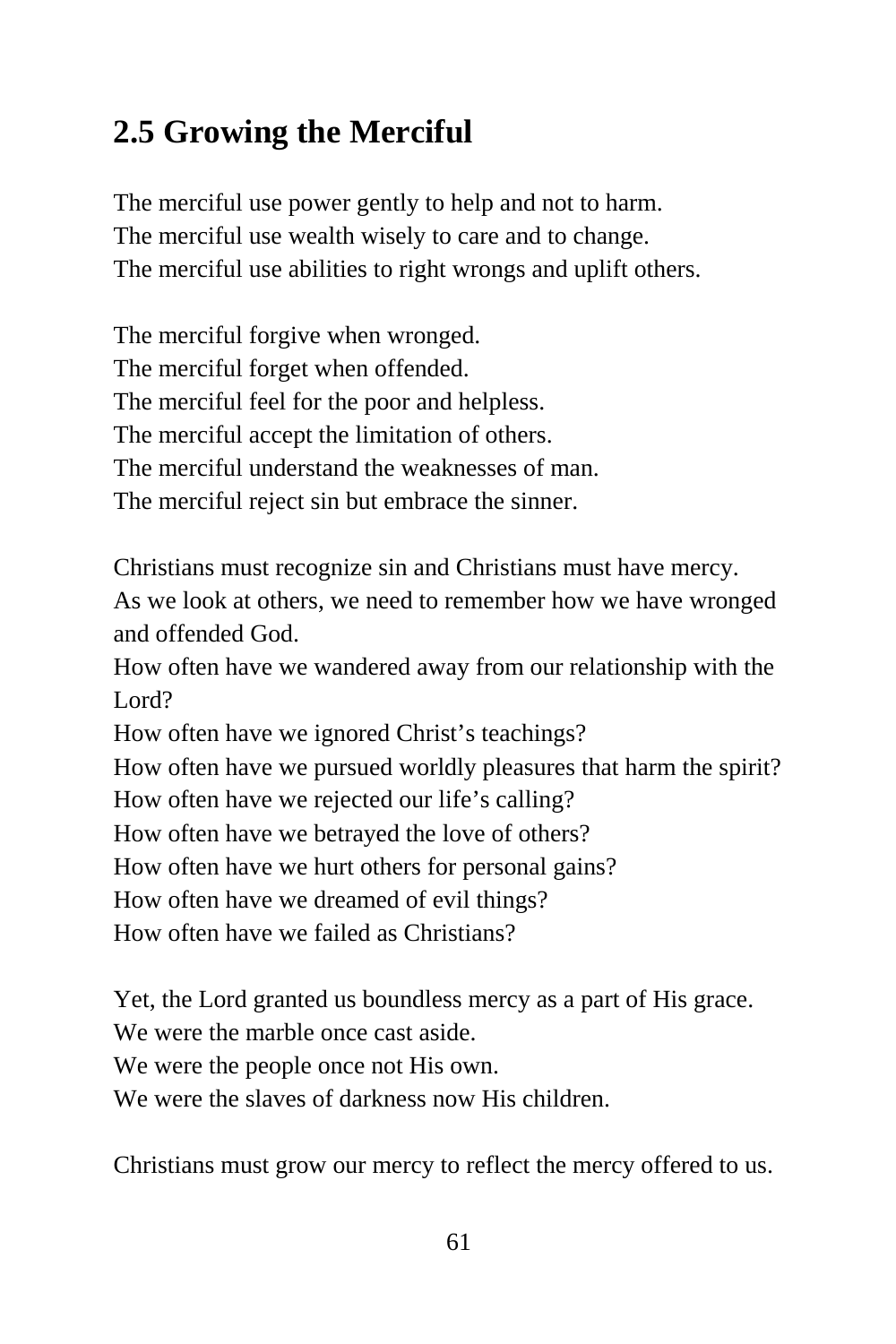## 2.5 Growing the Merciful

The merciful use power gently to help and not to harm.
The merciful use wealth wisely to care and to change.
The merciful use abilities to right wrongs and uplift others.

The merciful forgive when wronged.
The merciful forget when offended.
The merciful feel for the poor and helpless.
The merciful accept the limitation of others.
The merciful understand the weaknesses of man.
The merciful reject sin but embrace the sinner.

Christians must recognize sin and Christians must have mercy.
As we look at others, we need to remember how we have wronged and offended God.
How often have we wandered away from our relationship with the Lord?
How often have we ignored Christ's teachings?
How often have we pursued worldly pleasures that harm the spirit?
How often have we rejected our life's calling?
How often have we betrayed the love of others?
How often have we hurt others for personal gains?
How often have we dreamed of evil things?
How often have we failed as Christians?

Yet, the Lord granted us boundless mercy as a part of His grace.
We were the marble once cast aside.
We were the people once not His own.
We were the slaves of darkness now His children.

Christians must grow our mercy to reflect the mercy offered to us.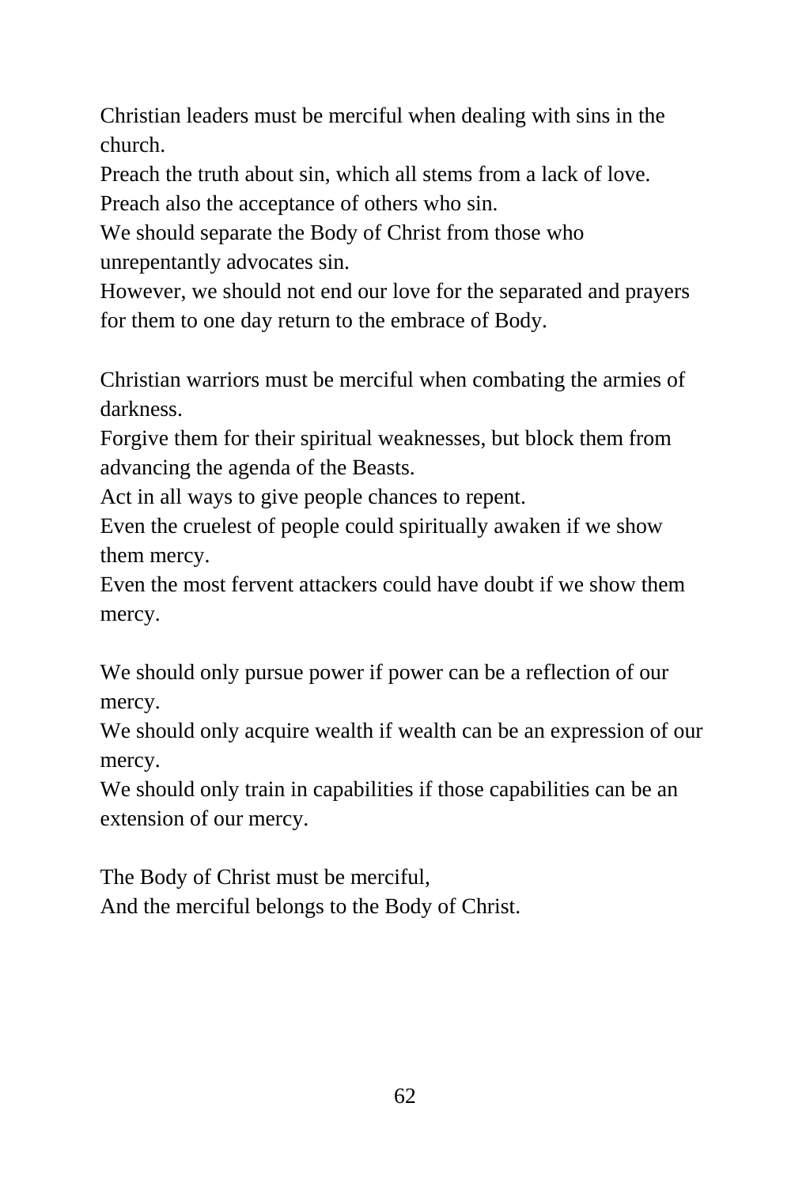Christian leaders must be merciful when dealing with sins in the church.
Preach the truth about sin, which all stems from a lack of love.
Preach also the acceptance of others who sin.
We should separate the Body of Christ from those who unrepentantly advocates sin.
However, we should not end our love for the separated and prayers for them to one day return to the embrace of Body.

Christian warriors must be merciful when combating the armies of darkness.
Forgive them for their spiritual weaknesses, but block them from advancing the agenda of the Beasts.
Act in all ways to give people chances to repent.
Even the cruelest of people could spiritually awaken if we show them mercy.
Even the most fervent attackers could have doubt if we show them mercy.

We should only pursue power if power can be a reflection of our mercy.
We should only acquire wealth if wealth can be an expression of our mercy.
We should only train in capabilities if those capabilities can be an extension of our mercy.

The Body of Christ must be merciful,
And the merciful belongs to the Body of Christ.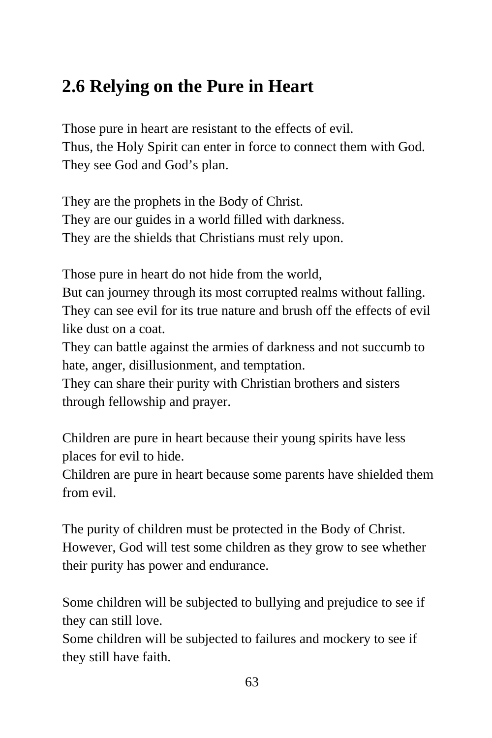## 2.6 Relying on the Pure in Heart

Those pure in heart are resistant to the effects of evil.
Thus, the Holy Spirit can enter in force to connect them with God.
They see God and God's plan.

They are the prophets in the Body of Christ.
They are our guides in a world filled with darkness.
They are the shields that Christians must rely upon.

Those pure in heart do not hide from the world,
But can journey through its most corrupted realms without falling.
They can see evil for its true nature and brush off the effects of evil like dust on a coat.
They can battle against the armies of darkness and not succumb to hate, anger, disillusionment, and temptation.
They can share their purity with Christian brothers and sisters through fellowship and prayer.

Children are pure in heart because their young spirits have less places for evil to hide.
Children are pure in heart because some parents have shielded them from evil.

The purity of children must be protected in the Body of Christ.
However, God will test some children as they grow to see whether their purity has power and endurance.

Some children will be subjected to bullying and prejudice to see if they can still love.
Some children will be subjected to failures and mockery to see if they still have faith.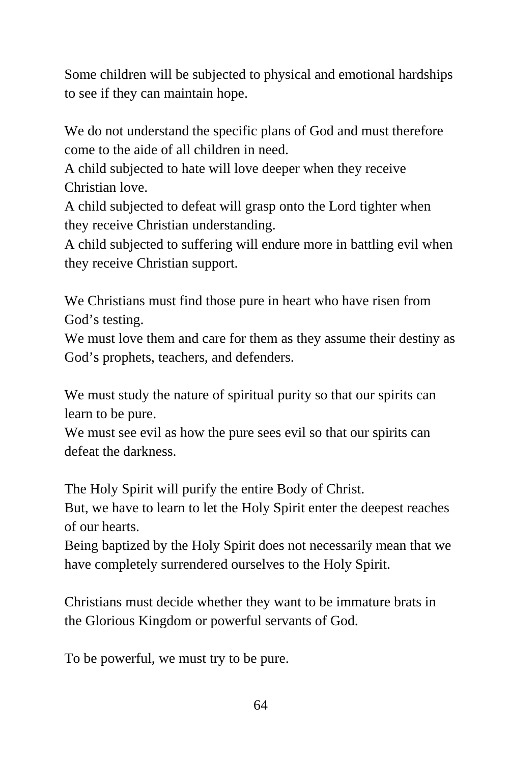Some children will be subjected to physical and emotional hardships to see if they can maintain hope.

We do not understand the specific plans of God and must therefore come to the aide of all children in need.
A child subjected to hate will love deeper when they receive Christian love.
A child subjected to defeat will grasp onto the Lord tighter when they receive Christian understanding.
A child subjected to suffering will endure more in battling evil when they receive Christian support.

We Christians must find those pure in heart who have risen from God's testing.
We must love them and care for them as they assume their destiny as God's prophets, teachers, and defenders.

We must study the nature of spiritual purity so that our spirits can learn to be pure.
We must see evil as how the pure sees evil so that our spirits can defeat the darkness.

The Holy Spirit will purify the entire Body of Christ.
But, we have to learn to let the Holy Spirit enter the deepest reaches of our hearts.
Being baptized by the Holy Spirit does not necessarily mean that we have completely surrendered ourselves to the Holy Spirit.

Christians must decide whether they want to be immature brats in the Glorious Kingdom or powerful servants of God.

To be powerful, we must try to be pure.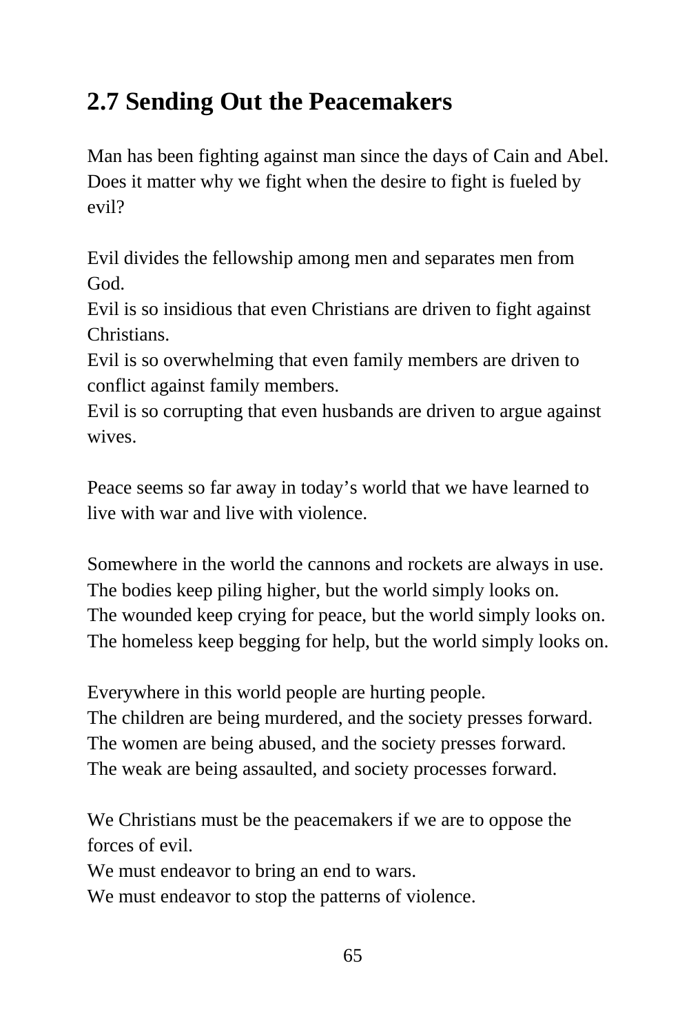## 2.7 Sending Out the Peacemakers

Man has been fighting against man since the days of Cain and Abel. Does it matter why we fight when the desire to fight is fueled by evil?

Evil divides the fellowship among men and separates men from God.
Evil is so insidious that even Christians are driven to fight against Christians.
Evil is so overwhelming that even family members are driven to conflict against family members.
Evil is so corrupting that even husbands are driven to argue against wives.

Peace seems so far away in today's world that we have learned to live with war and live with violence.

Somewhere in the world the cannons and rockets are always in use.
The bodies keep piling higher, but the world simply looks on.
The wounded keep crying for peace, but the world simply looks on.
The homeless keep begging for help, but the world simply looks on.

Everywhere in this world people are hurting people.
The children are being murdered, and the society presses forward.
The women are being abused, and the society presses forward.
The weak are being assaulted, and society processes forward.

We Christians must be the peacemakers if we are to oppose the forces of evil.
We must endeavor to bring an end to wars.
We must endeavor to stop the patterns of violence.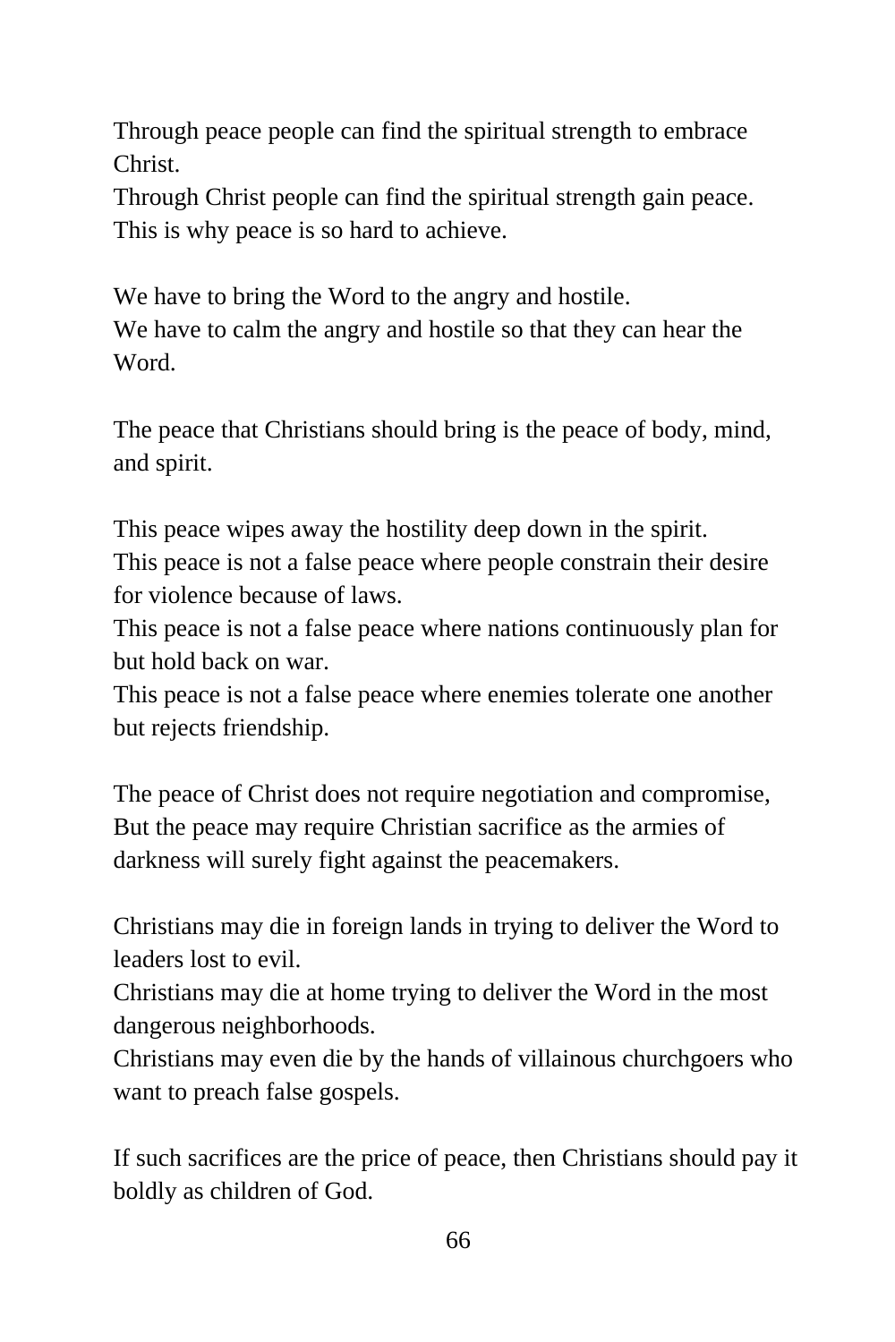Through peace people can find the spiritual strength to embrace Christ.
Through Christ people can find the spiritual strength gain peace.
This is why peace is so hard to achieve.

We have to bring the Word to the angry and hostile.
We have to calm the angry and hostile so that they can hear the Word.

The peace that Christians should bring is the peace of body, mind, and spirit.

This peace wipes away the hostility deep down in the spirit.
This peace is not a false peace where people constrain their desire for violence because of laws.
This peace is not a false peace where nations continuously plan for but hold back on war.
This peace is not a false peace where enemies tolerate one another but rejects friendship.

The peace of Christ does not require negotiation and compromise,
But the peace may require Christian sacrifice as the armies of darkness will surely fight against the peacemakers.

Christians may die in foreign lands in trying to deliver the Word to leaders lost to evil.
Christians may die at home trying to deliver the Word in the most dangerous neighborhoods.
Christians may even die by the hands of villainous churchgoers who want to preach false gospels.

If such sacrifices are the price of peace, then Christians should pay it boldly as children of God.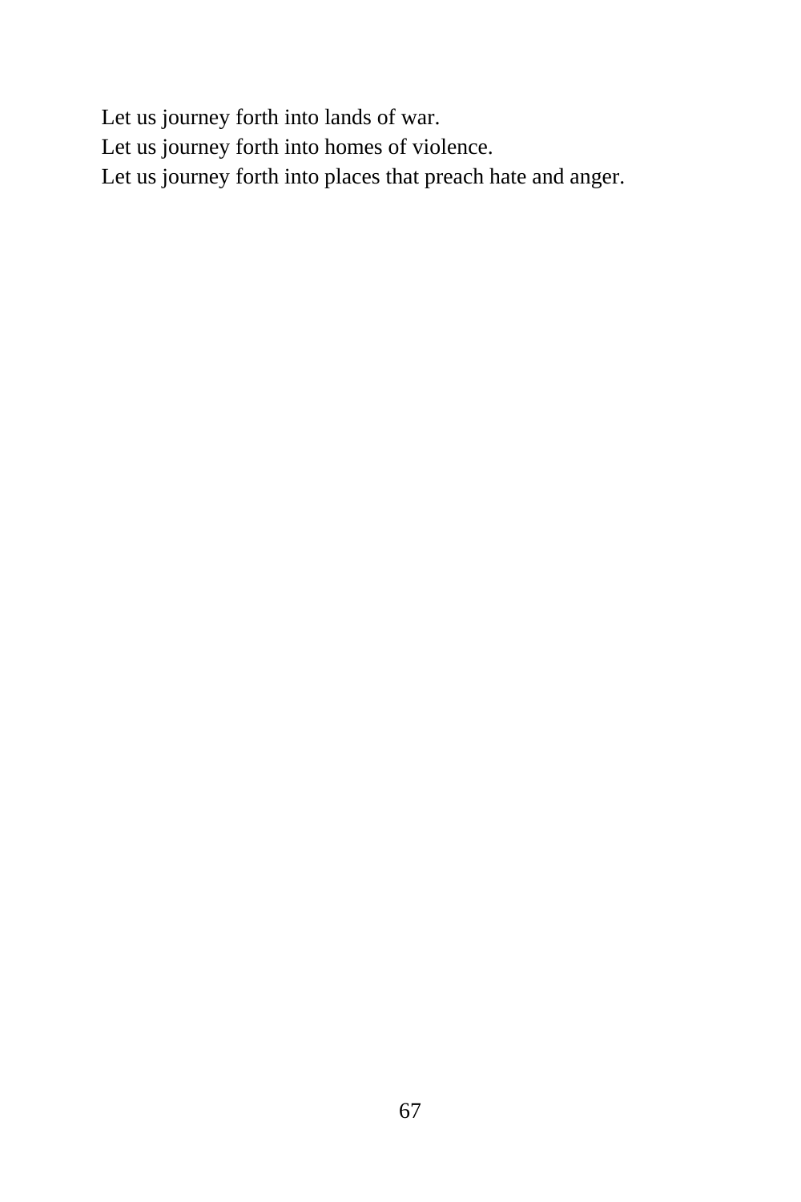Let us journey forth into lands of war.  
Let us journey forth into homes of violence.  
Let us journey forth into places that preach hate and anger.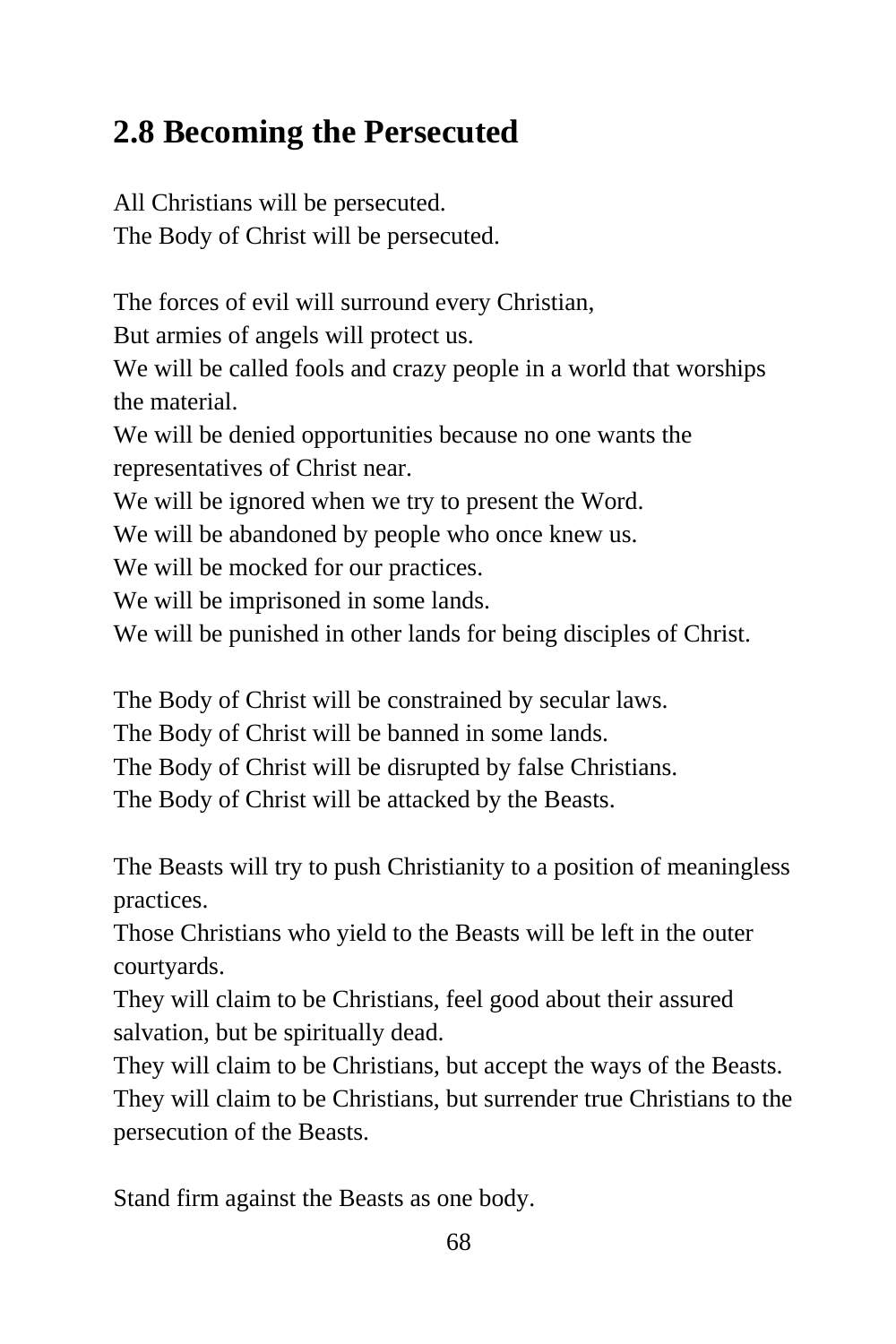## 2.8 Becoming the Persecuted

All Christians will be persecuted.
The Body of Christ will be persecuted.

The forces of evil will surround every Christian,
But armies of angels will protect us.
We will be called fools and crazy people in a world that worships the material.
We will be denied opportunities because no one wants the representatives of Christ near.
We will be ignored when we try to present the Word.
We will be abandoned by people who once knew us.
We will be mocked for our practices.
We will be imprisoned in some lands.
We will be punished in other lands for being disciples of Christ.

The Body of Christ will be constrained by secular laws.
The Body of Christ will be banned in some lands.
The Body of Christ will be disrupted by false Christians.
The Body of Christ will be attacked by the Beasts.

The Beasts will try to push Christianity to a position of meaningless practices.
Those Christians who yield to the Beasts will be left in the outer courtyards.
They will claim to be Christians, feel good about their assured salvation, but be spiritually dead.
They will claim to be Christians, but accept the ways of the Beasts.
They will claim to be Christians, but surrender true Christians to the persecution of the Beasts.

Stand firm against the Beasts as one body.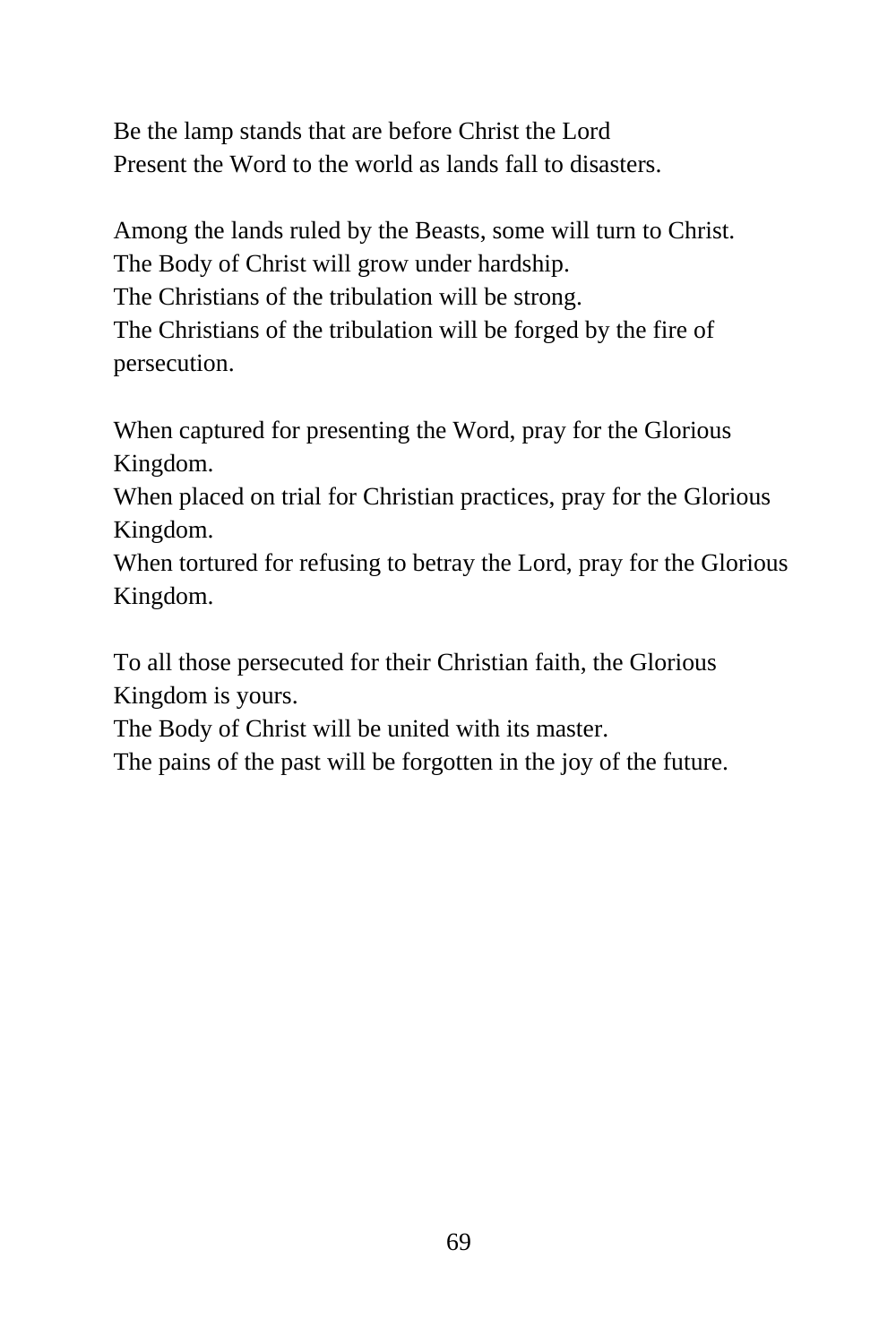Be the lamp stands that are before Christ the Lord  
Present the Word to the world as lands fall to disasters.

Among the lands ruled by the Beasts, some will turn to Christ.  
The Body of Christ will grow under hardship.  
The Christians of the tribulation will be strong.  
The Christians of the tribulation will be forged by the fire of persecution.

When captured for presenting the Word, pray for the Glorious Kingdom.  
When placed on trial for Christian practices, pray for the Glorious Kingdom.  
When tortured for refusing to betray the Lord, pray for the Glorious Kingdom.

To all those persecuted for their Christian faith, the Glorious Kingdom is yours.  
The Body of Christ will be united with its master.  
The pains of the past will be forgotten in the joy of the future.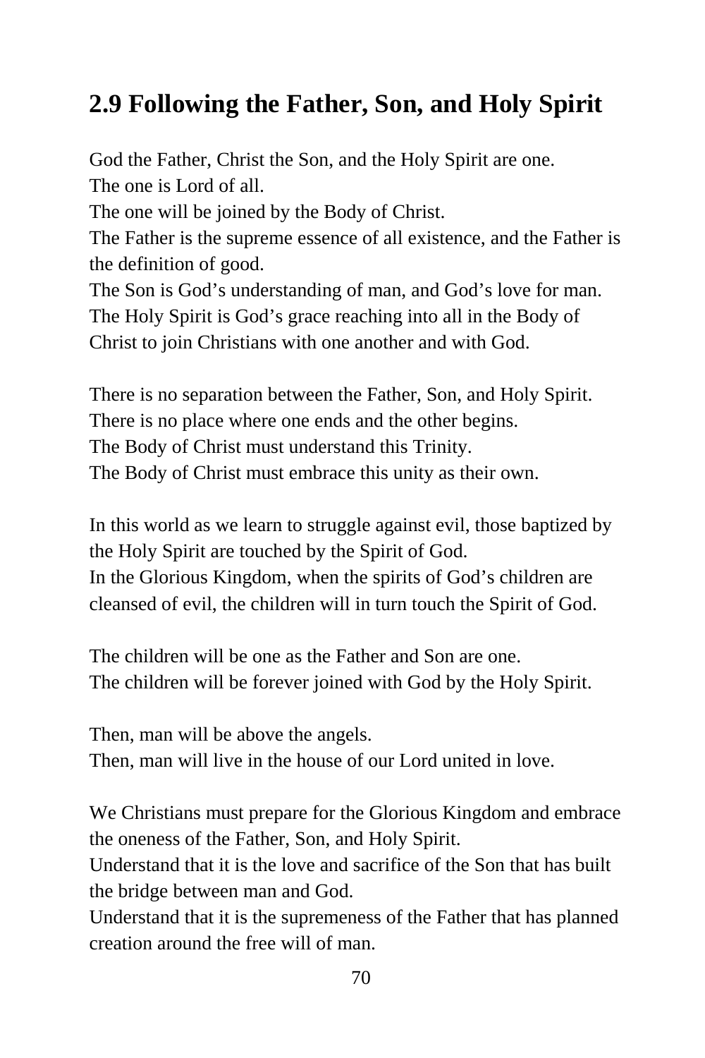## 2.9 Following the Father, Son, and Holy Spirit

God the Father, Christ the Son, and the Holy Spirit are one.
The one is Lord of all.
The one will be joined by the Body of Christ.
The Father is the supreme essence of all existence, and the Father is the definition of good.
The Son is God's understanding of man, and God's love for man.
The Holy Spirit is God's grace reaching into all in the Body of Christ to join Christians with one another and with God.

There is no separation between the Father, Son, and Holy Spirit.
There is no place where one ends and the other begins.
The Body of Christ must understand this Trinity.
The Body of Christ must embrace this unity as their own.

In this world as we learn to struggle against evil, those baptized by the Holy Spirit are touched by the Spirit of God.
In the Glorious Kingdom, when the spirits of God's children are cleansed of evil, the children will in turn touch the Spirit of God.

The children will be one as the Father and Son are one.
The children will be forever joined with God by the Holy Spirit.

Then, man will be above the angels.
Then, man will live in the house of our Lord united in love.

We Christians must prepare for the Glorious Kingdom and embrace the oneness of the Father, Son, and Holy Spirit.
Understand that it is the love and sacrifice of the Son that has built the bridge between man and God.
Understand that it is the supremeness of the Father that has planned creation around the free will of man.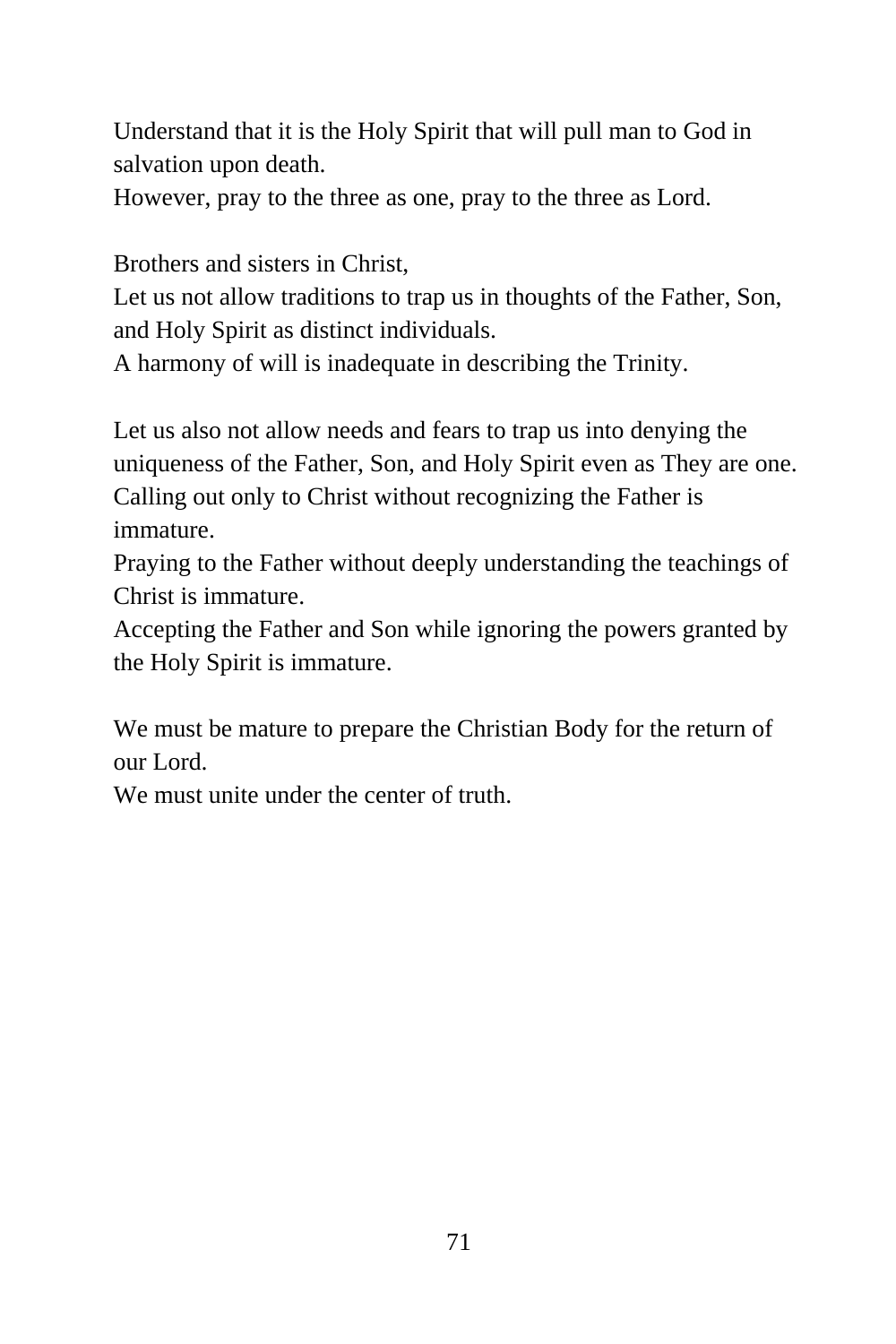Understand that it is the Holy Spirit that will pull man to God in salvation upon death.
However, pray to the three as one, pray to the three as Lord.

Brothers and sisters in Christ,
Let us not allow traditions to trap us in thoughts of the Father, Son, and Holy Spirit as distinct individuals.
A harmony of will is inadequate in describing the Trinity.

Let us also not allow needs and fears to trap us into denying the uniqueness of the Father, Son, and Holy Spirit even as They are one.
Calling out only to Christ without recognizing the Father is immature.
Praying to the Father without deeply understanding the teachings of Christ is immature.
Accepting the Father and Son while ignoring the powers granted by the Holy Spirit is immature.

We must be mature to prepare the Christian Body for the return of our Lord.
We must unite under the center of truth.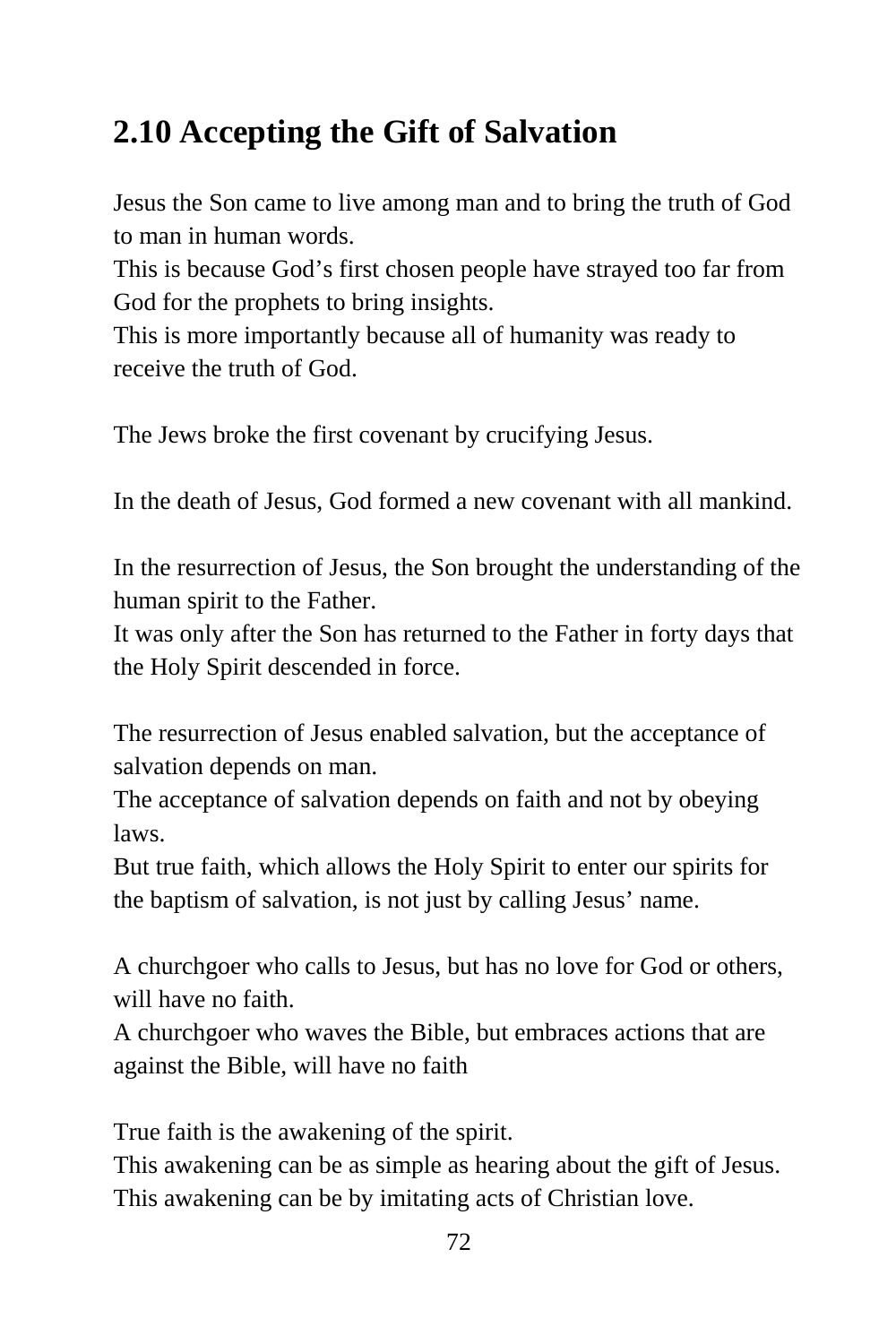## 2.10 Accepting the Gift of Salvation

Jesus the Son came to live among man and to bring the truth of God to man in human words.
This is because God's first chosen people have strayed too far from God for the prophets to bring insights.
This is more importantly because all of humanity was ready to receive the truth of God.

The Jews broke the first covenant by crucifying Jesus.

In the death of Jesus, God formed a new covenant with all mankind.

In the resurrection of Jesus, the Son brought the understanding of the human spirit to the Father.
It was only after the Son has returned to the Father in forty days that the Holy Spirit descended in force.

The resurrection of Jesus enabled salvation, but the acceptance of salvation depends on man.
The acceptance of salvation depends on faith and not by obeying laws.
But true faith, which allows the Holy Spirit to enter our spirits for the baptism of salvation, is not just by calling Jesus' name.

A churchgoer who calls to Jesus, but has no love for God or others, will have no faith.
A churchgoer who waves the Bible, but embraces actions that are against the Bible, will have no faith

True faith is the awakening of the spirit.
This awakening can be as simple as hearing about the gift of Jesus.
This awakening can be by imitating acts of Christian love.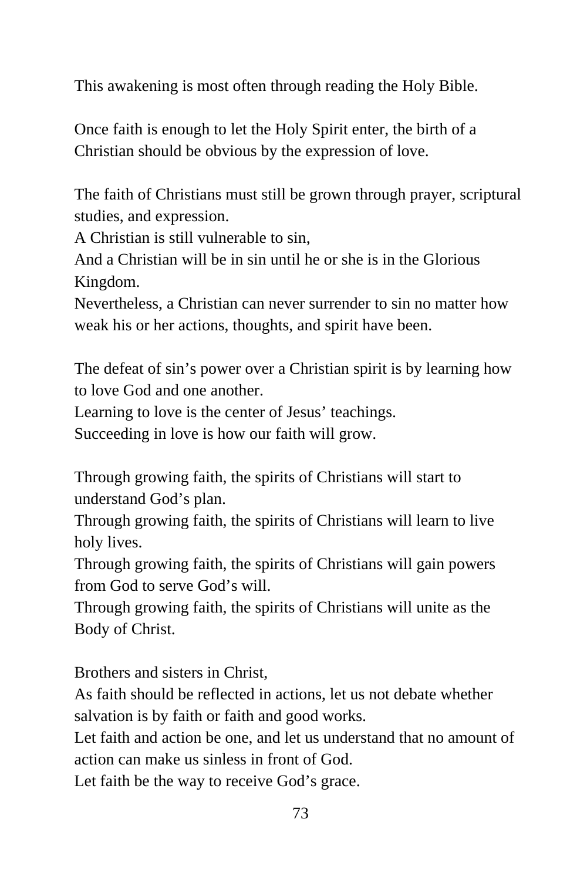This awakening is most often through reading the Holy Bible.

Once faith is enough to let the Holy Spirit enter, the birth of a Christian should be obvious by the expression of love.

The faith of Christians must still be grown through prayer, scriptural studies, and expression.
A Christian is still vulnerable to sin,
And a Christian will be in sin until he or she is in the Glorious Kingdom.
Nevertheless, a Christian can never surrender to sin no matter how weak his or her actions, thoughts, and spirit have been.

The defeat of sin's power over a Christian spirit is by learning how to love God and one another.
Learning to love is the center of Jesus' teachings.
Succeeding in love is how our faith will grow.

Through growing faith, the spirits of Christians will start to understand God's plan.
Through growing faith, the spirits of Christians will learn to live holy lives.
Through growing faith, the spirits of Christians will gain powers from God to serve God's will.
Through growing faith, the spirits of Christians will unite as the Body of Christ.

Brothers and sisters in Christ,
As faith should be reflected in actions, let us not debate whether salvation is by faith or faith and good works.
Let faith and action be one, and let us understand that no amount of action can make us sinless in front of God.
Let faith be the way to receive God's grace.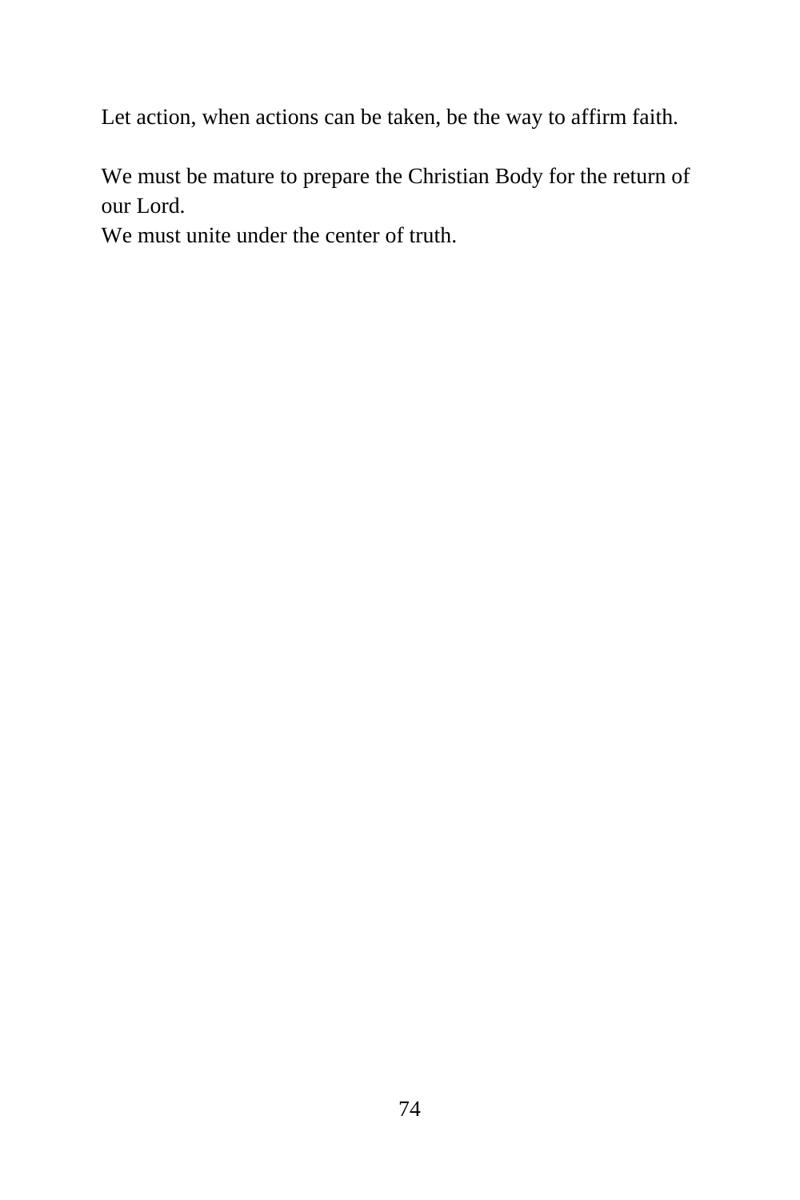Let action, when actions can be taken, be the way to affirm faith.

We must be mature to prepare the Christian Body for the return of our Lord.
We must unite under the center of truth.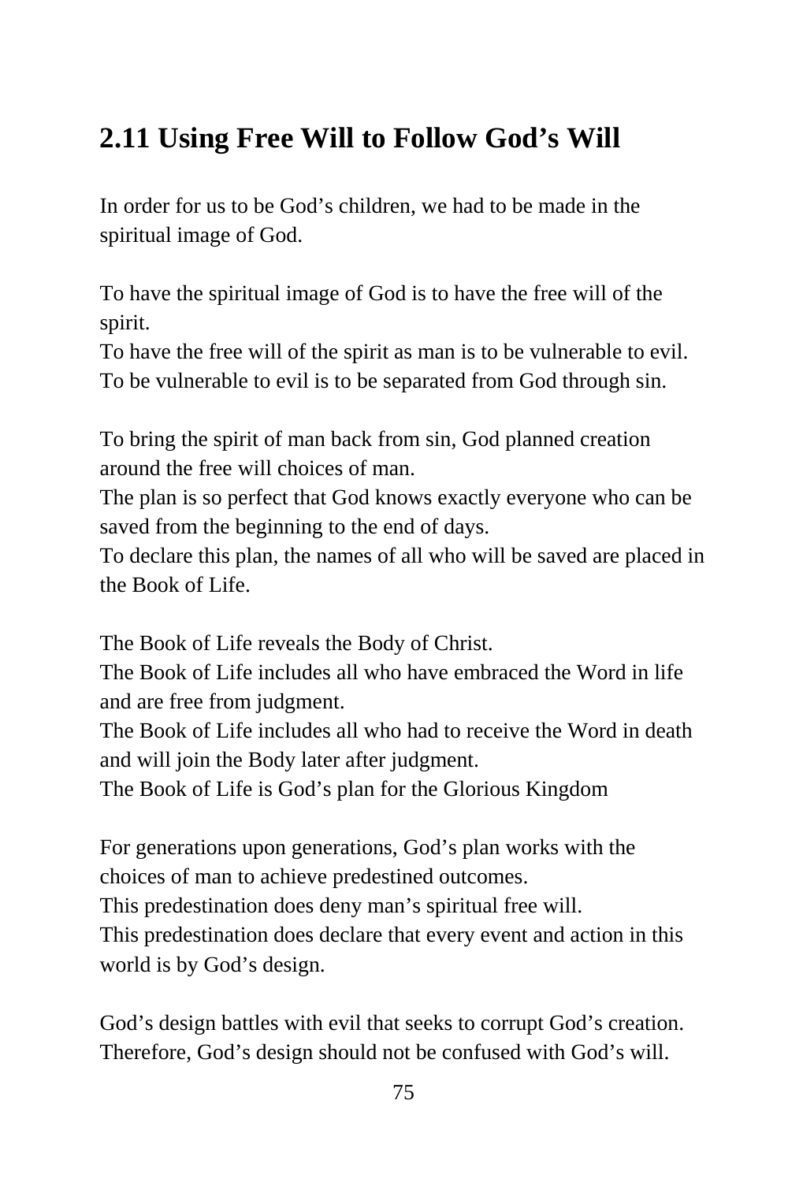## 2.11 Using Free Will to Follow God's Will

In order for us to be God's children, we had to be made in the spiritual image of God.

To have the spiritual image of God is to have the free will of the spirit.
To have the free will of the spirit as man is to be vulnerable to evil.
To be vulnerable to evil is to be separated from God through sin.

To bring the spirit of man back from sin, God planned creation around the free will choices of man.
The plan is so perfect that God knows exactly everyone who can be saved from the beginning to the end of days.
To declare this plan, the names of all who will be saved are placed in the Book of Life.

The Book of Life reveals the Body of Christ.
The Book of Life includes all who have embraced the Word in life and are free from judgment.
The Book of Life includes all who had to receive the Word in death and will join the Body later after judgment.
The Book of Life is God's plan for the Glorious Kingdom

For generations upon generations, God's plan works with the choices of man to achieve predestined outcomes.
This predestination does deny man's spiritual free will.
This predestination does declare that every event and action in this world is by God's design.

God's design battles with evil that seeks to corrupt God's creation.
Therefore, God's design should not be confused with God's will.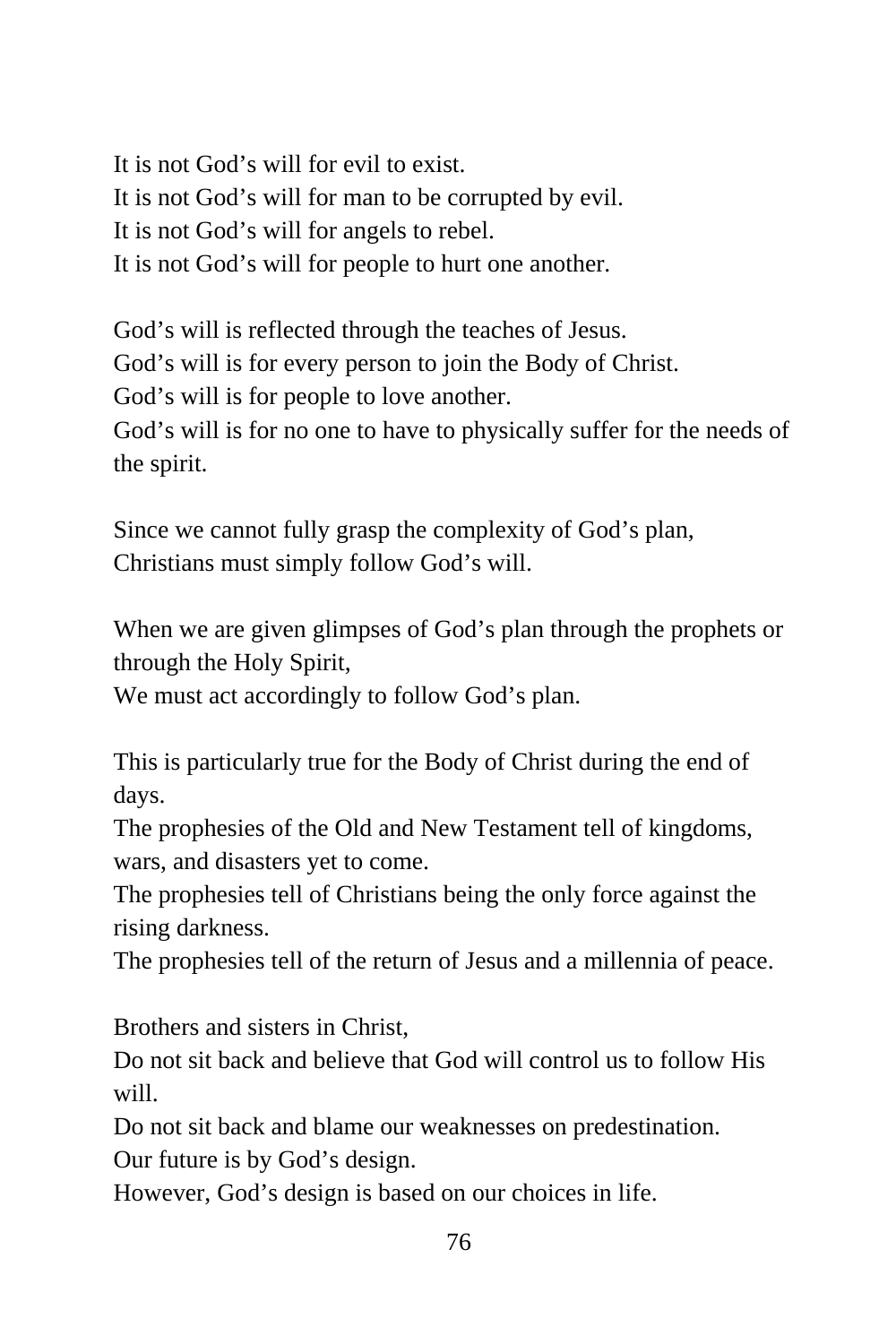It is not God’s will for evil to exist.
It is not God’s will for man to be corrupted by evil.
It is not God’s will for angels to rebel.
It is not God’s will for people to hurt one another.

God’s will is reflected through the teaches of Jesus.
God’s will is for every person to join the Body of Christ.
God’s will is for people to love another.
God’s will is for no one to have to physically suffer for the needs of the spirit.

Since we cannot fully grasp the complexity of God’s plan,
Christians must simply follow God’s will.

When we are given glimpses of God’s plan through the prophets or through the Holy Spirit,
We must act accordingly to follow God’s plan.

This is particularly true for the Body of Christ during the end of days.
The prophesies of the Old and New Testament tell of kingdoms, wars, and disasters yet to come.
The prophesies tell of Christians being the only force against the rising darkness.
The prophesies tell of the return of Jesus and a millennia of peace.

Brothers and sisters in Christ,
Do not sit back and believe that God will control us to follow His will.
Do not sit back and blame our weaknesses on predestination.
Our future is by God’s design.
However, God’s design is based on our choices in life.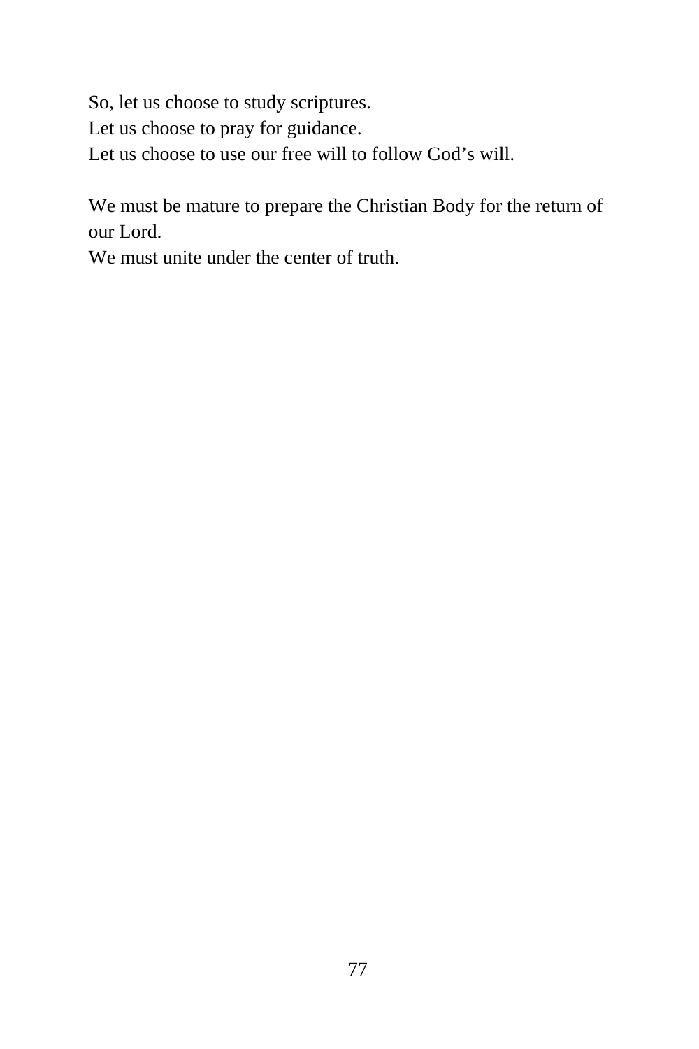So, let us choose to study scriptures.
Let us choose to pray for guidance.
Let us choose to use our free will to follow God’s will.

We must be mature to prepare the Christian Body for the return of our Lord.
We must unite under the center of truth.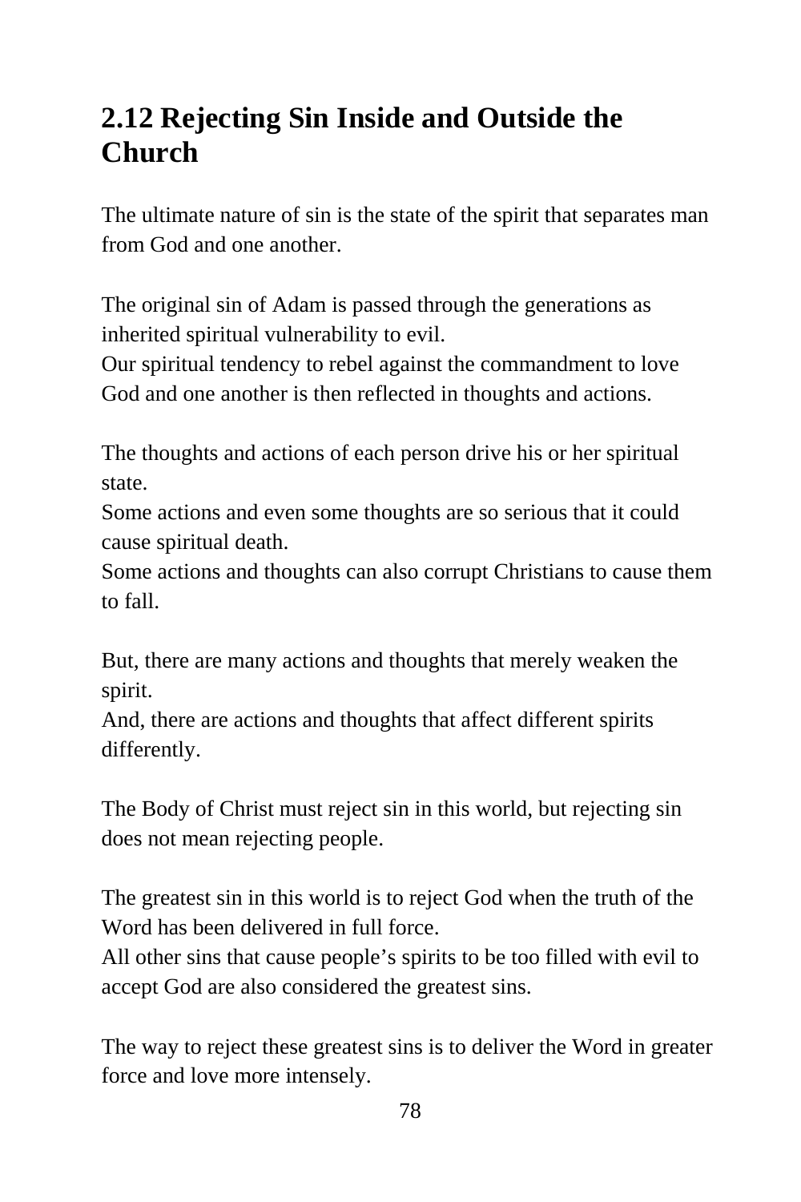## 2.12 Rejecting Sin Inside and Outside the Church

The ultimate nature of sin is the state of the spirit that separates man from God and one another.

The original sin of Adam is passed through the generations as inherited spiritual vulnerability to evil.
Our spiritual tendency to rebel against the commandment to love God and one another is then reflected in thoughts and actions.

The thoughts and actions of each person drive his or her spiritual state.
Some actions and even some thoughts are so serious that it could cause spiritual death.
Some actions and thoughts can also corrupt Christians to cause them to fall.

But, there are many actions and thoughts that merely weaken the spirit.
And, there are actions and thoughts that affect different spirits differently.

The Body of Christ must reject sin in this world, but rejecting sin does not mean rejecting people.

The greatest sin in this world is to reject God when the truth of the Word has been delivered in full force.
All other sins that cause people's spirits to be too filled with evil to accept God are also considered the greatest sins.

The way to reject these greatest sins is to deliver the Word in greater force and love more intensely.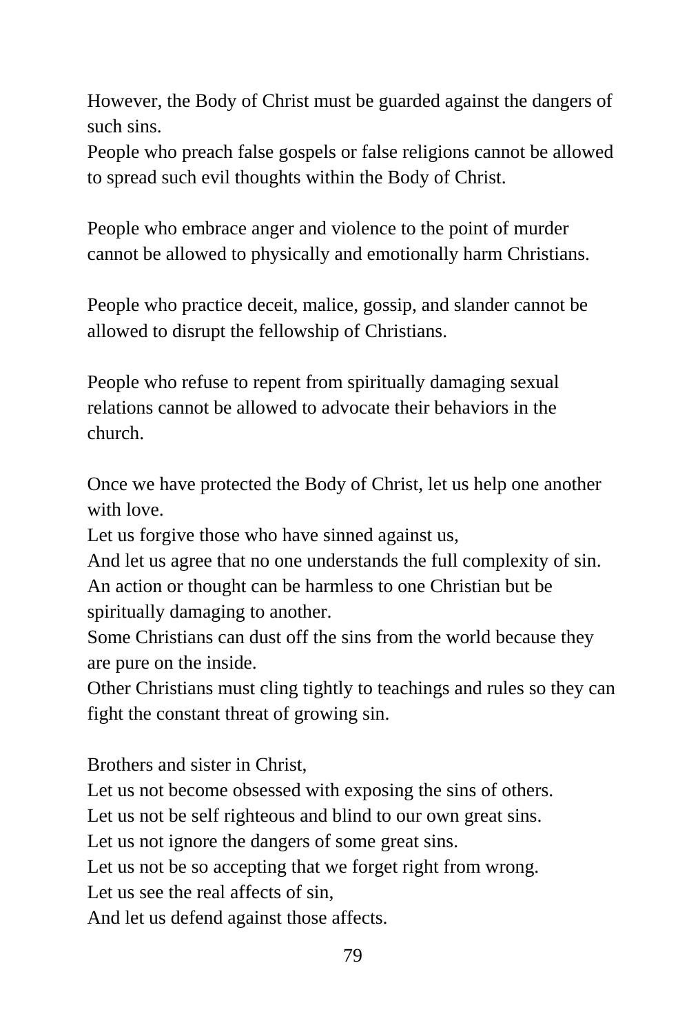However, the Body of Christ must be guarded against the dangers of such sins.
People who preach false gospels or false religions cannot be allowed to spread such evil thoughts within the Body of Christ.

People who embrace anger and violence to the point of murder cannot be allowed to physically and emotionally harm Christians.

People who practice deceit, malice, gossip, and slander cannot be allowed to disrupt the fellowship of Christians.

People who refuse to repent from spiritually damaging sexual relations cannot be allowed to advocate their behaviors in the church.

Once we have protected the Body of Christ, let us help one another with love.
Let us forgive those who have sinned against us,
And let us agree that no one understands the full complexity of sin.
An action or thought can be harmless to one Christian but be spiritually damaging to another.
Some Christians can dust off the sins from the world because they are pure on the inside.
Other Christians must cling tightly to teachings and rules so they can fight the constant threat of growing sin.

Brothers and sister in Christ,
Let us not become obsessed with exposing the sins of others.
Let us not be self righteous and blind to our own great sins.
Let us not ignore the dangers of some great sins.
Let us not be so accepting that we forget right from wrong.
Let us see the real affects of sin,
And let us defend against those affects.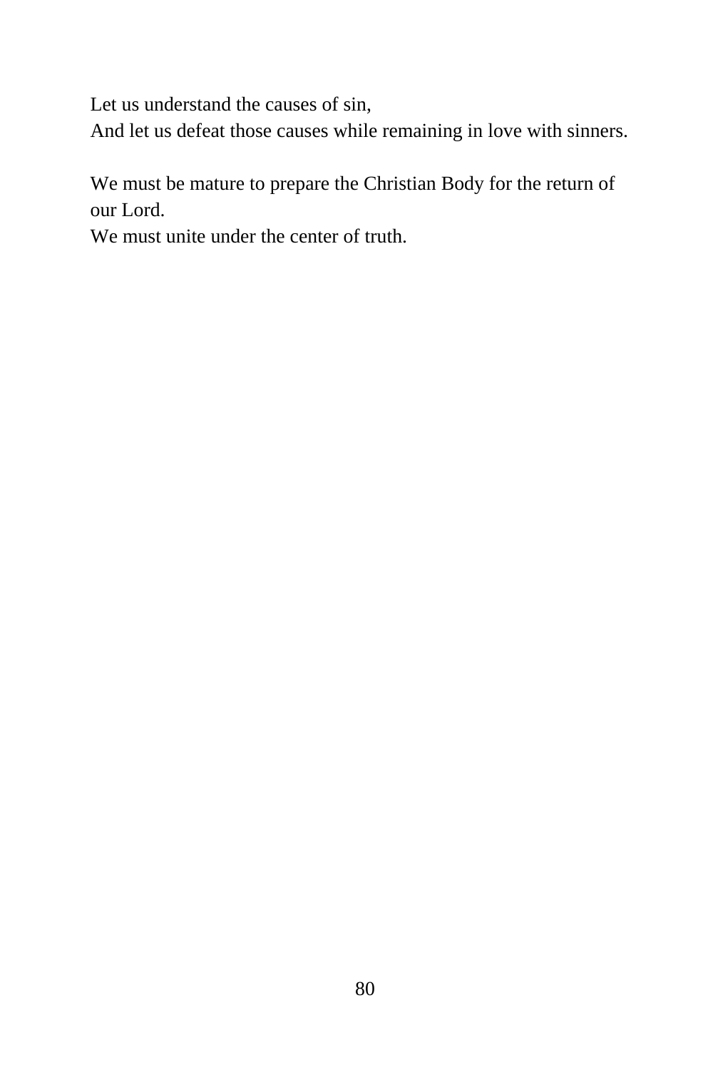Let us understand the causes of sin,  
And let us defeat those causes while remaining in love with sinners.

We must be mature to prepare the Christian Body for the return of our Lord.  
We must unite under the center of truth.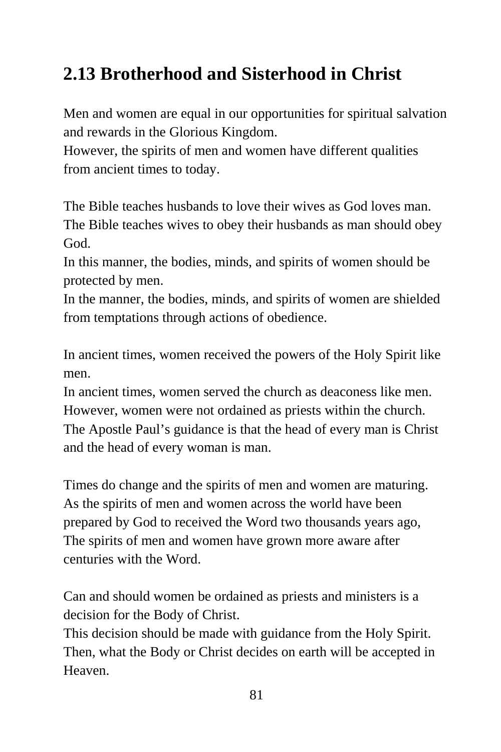## 2.13 Brotherhood and Sisterhood in Christ

Men and women are equal in our opportunities for spiritual salvation and rewards in the Glorious Kingdom.
However, the spirits of men and women have different qualities from ancient times to today.

The Bible teaches husbands to love their wives as God loves man.
The Bible teaches wives to obey their husbands as man should obey God.
In this manner, the bodies, minds, and spirits of women should be protected by men.
In the manner, the bodies, minds, and spirits of women are shielded from temptations through actions of obedience.

In ancient times, women received the powers of the Holy Spirit like men.
In ancient times, women served the church as deaconess like men.
However, women were not ordained as priests within the church.
The Apostle Paul's guidance is that the head of every man is Christ and the head of every woman is man.

Times do change and the spirits of men and women are maturing.
As the spirits of men and women across the world have been prepared by God to received the Word two thousands years ago,
The spirits of men and women have grown more aware after centuries with the Word.

Can and should women be ordained as priests and ministers is a decision for the Body of Christ.
This decision should be made with guidance from the Holy Spirit.
Then, what the Body or Christ decides on earth will be accepted in Heaven.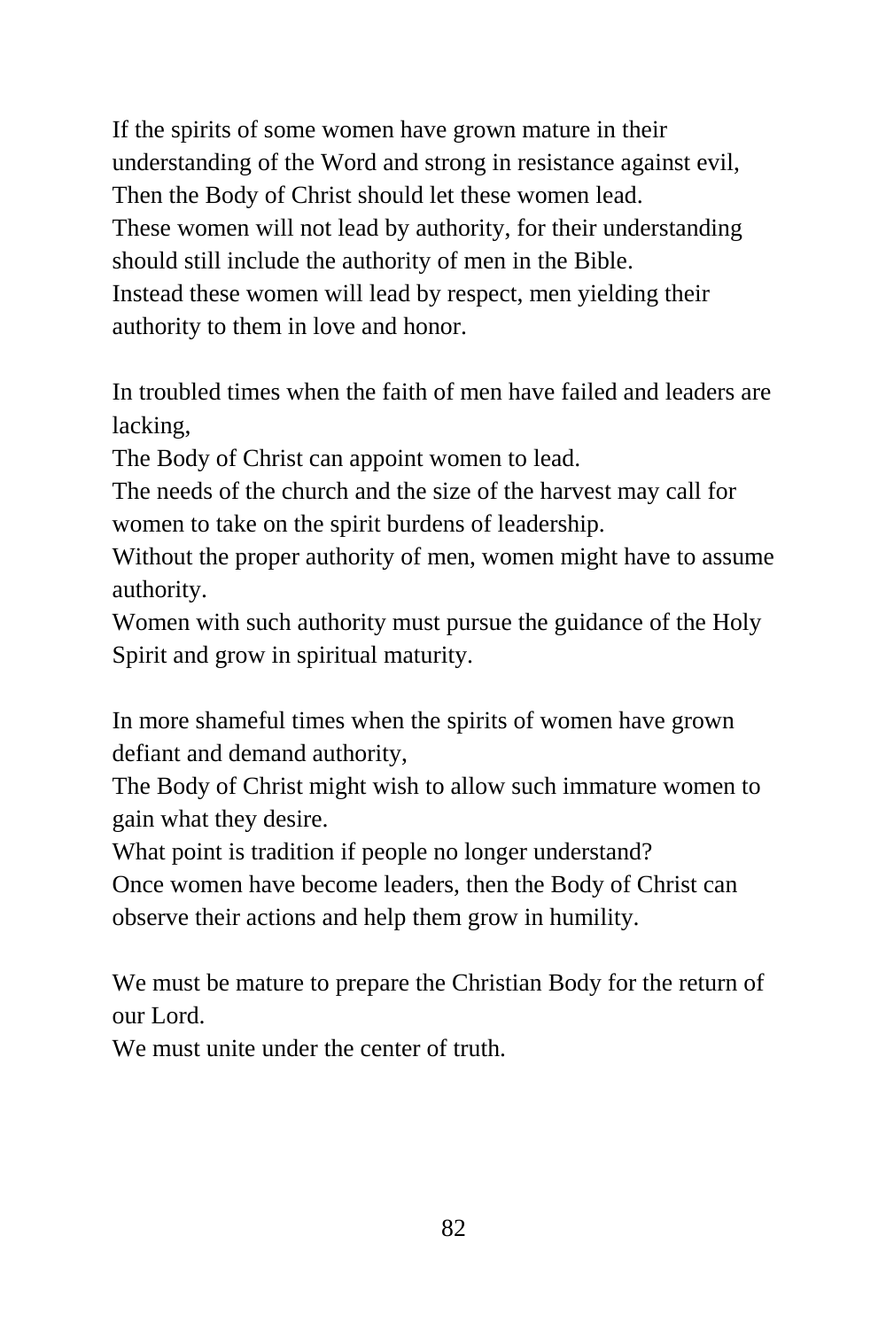If the spirits of some women have grown mature in their understanding of the Word and strong in resistance against evil,
Then the Body of Christ should let these women lead.
These women will not lead by authority, for their understanding should still include the authority of men in the Bible.
Instead these women will lead by respect, men yielding their authority to them in love and honor.

In troubled times when the faith of men have failed and leaders are lacking,
The Body of Christ can appoint women to lead.
The needs of the church and the size of the harvest may call for women to take on the spirit burdens of leadership.
Without the proper authority of men, women might have to assume authority.
Women with such authority must pursue the guidance of the Holy Spirit and grow in spiritual maturity.

In more shameful times when the spirits of women have grown defiant and demand authority,
The Body of Christ might wish to allow such immature women to gain what they desire.
What point is tradition if people no longer understand?
Once women have become leaders, then the Body of Christ can observe their actions and help them grow in humility.

We must be mature to prepare the Christian Body for the return of our Lord.
We must unite under the center of truth.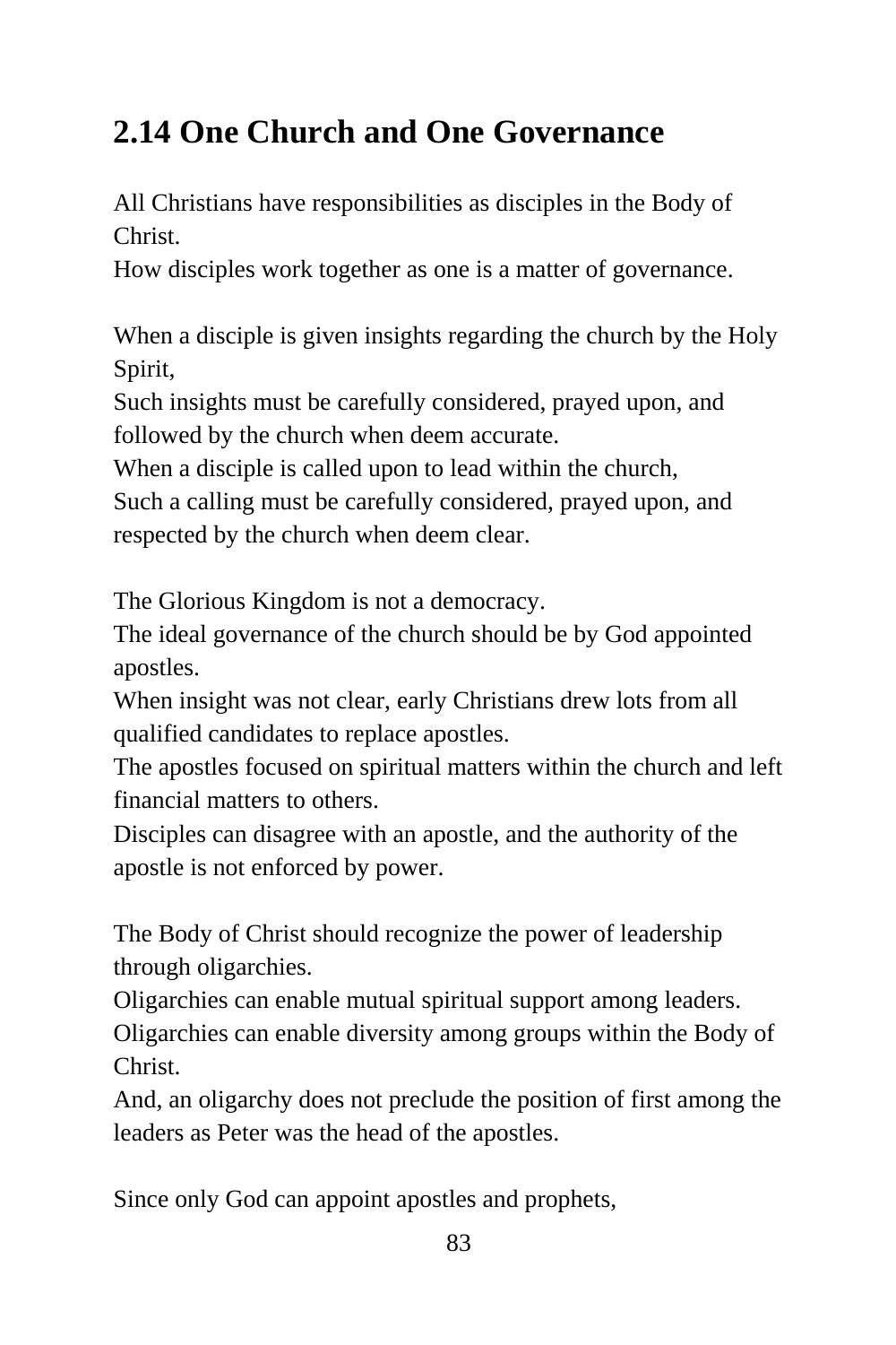## 2.14 One Church and One Governance

All Christians have responsibilities as disciples in the Body of Christ.
How disciples work together as one is a matter of governance.

When a disciple is given insights regarding the church by the Holy Spirit,
Such insights must be carefully considered, prayed upon, and followed by the church when deem accurate.
When a disciple is called upon to lead within the church,
Such a calling must be carefully considered, prayed upon, and respected by the church when deem clear.

The Glorious Kingdom is not a democracy.
The ideal governance of the church should be by God appointed apostles.
When insight was not clear, early Christians drew lots from all qualified candidates to replace apostles.
The apostles focused on spiritual matters within the church and left financial matters to others.
Disciples can disagree with an apostle, and the authority of the apostle is not enforced by power.

The Body of Christ should recognize the power of leadership through oligarchies.
Oligarchies can enable mutual spiritual support among leaders.
Oligarchies can enable diversity among groups within the Body of Christ.
And, an oligarchy does not preclude the position of first among the leaders as Peter was the head of the apostles.

Since only God can appoint apostles and prophets,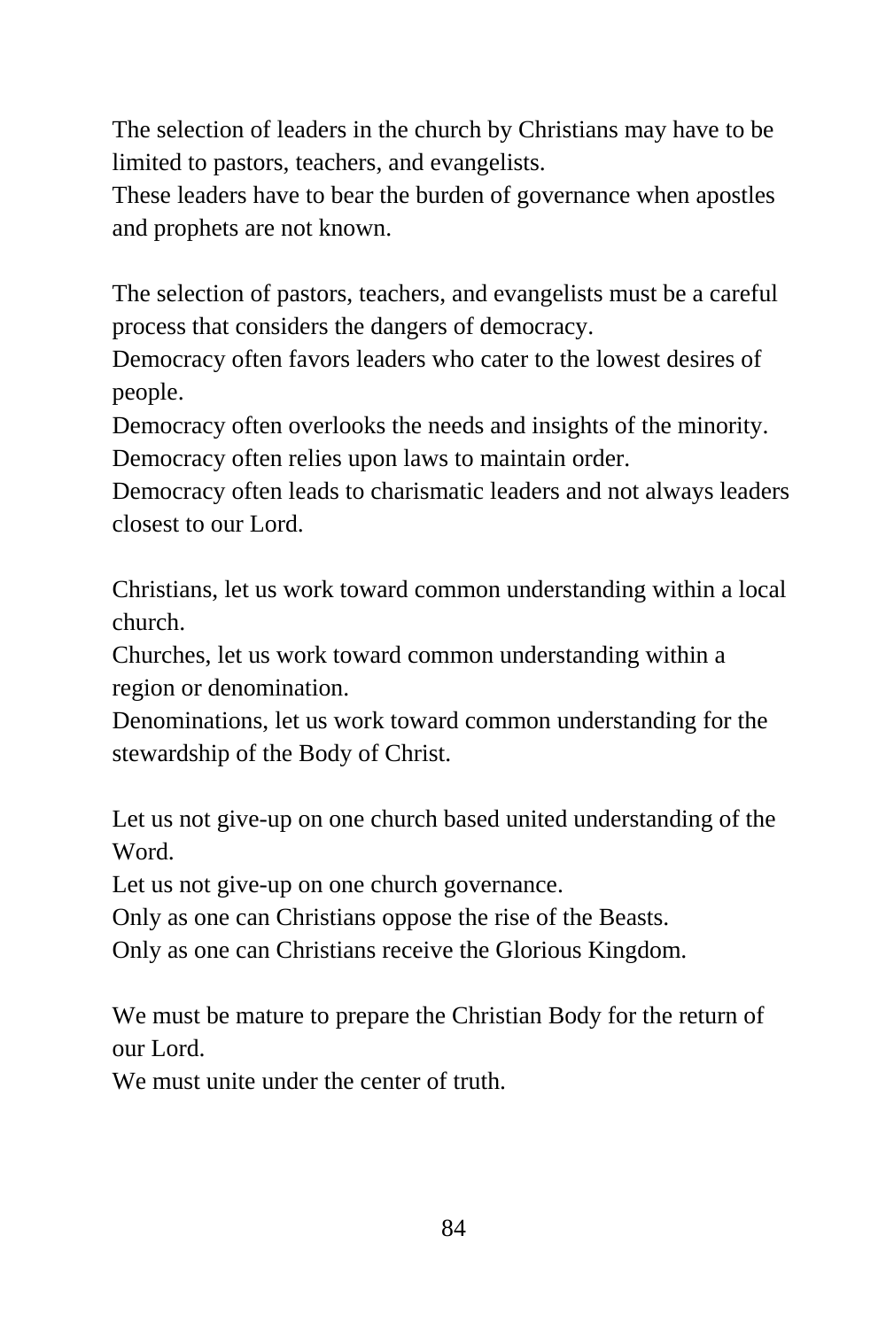The selection of leaders in the church by Christians may have to be limited to pastors, teachers, and evangelists.
These leaders have to bear the burden of governance when apostles and prophets are not known.

The selection of pastors, teachers, and evangelists must be a careful process that considers the dangers of democracy.
Democracy often favors leaders who cater to the lowest desires of people.
Democracy often overlooks the needs and insights of the minority.
Democracy often relies upon laws to maintain order.
Democracy often leads to charismatic leaders and not always leaders closest to our Lord.

Christians, let us work toward common understanding within a local church.
Churches, let us work toward common understanding within a region or denomination.
Denominations, let us work toward common understanding for the stewardship of the Body of Christ.

Let us not give-up on one church based united understanding of the Word.
Let us not give-up on one church governance.
Only as one can Christians oppose the rise of the Beasts.
Only as one can Christians receive the Glorious Kingdom.

We must be mature to prepare the Christian Body for the return of our Lord.
We must unite under the center of truth.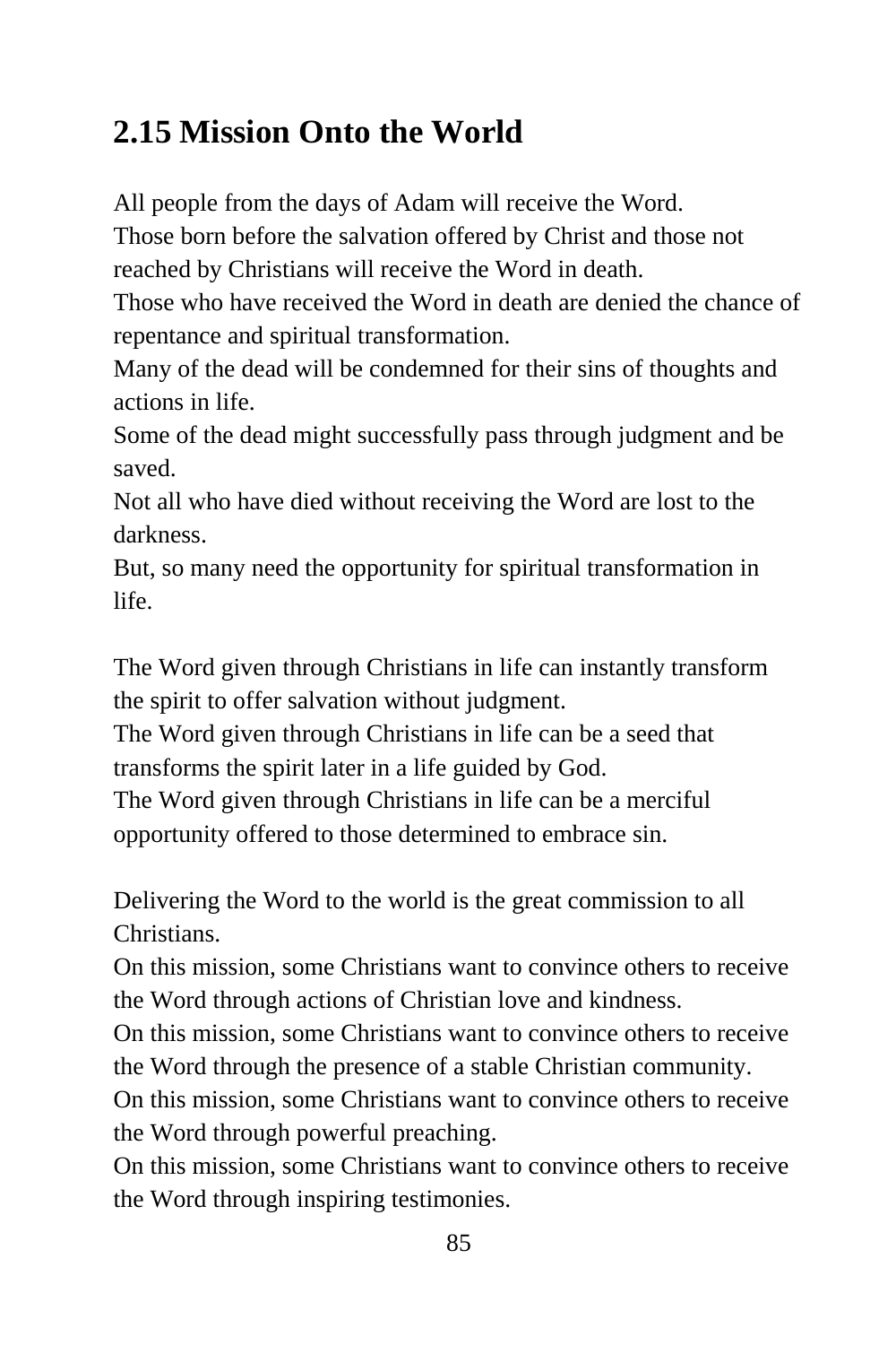## 2.15 Mission Onto the World

All people from the days of Adam will receive the Word.
Those born before the salvation offered by Christ and those not reached by Christians will receive the Word in death.
Those who have received the Word in death are denied the chance of repentance and spiritual transformation.
Many of the dead will be condemned for their sins of thoughts and actions in life.
Some of the dead might successfully pass through judgment and be saved.
Not all who have died without receiving the Word are lost to the darkness.
But, so many need the opportunity for spiritual transformation in life.

The Word given through Christians in life can instantly transform the spirit to offer salvation without judgment.
The Word given through Christians in life can be a seed that transforms the spirit later in a life guided by God.
The Word given through Christians in life can be a merciful opportunity offered to those determined to embrace sin.

Delivering the Word to the world is the great commission to all Christians.
On this mission, some Christians want to convince others to receive the Word through actions of Christian love and kindness.
On this mission, some Christians want to convince others to receive the Word through the presence of a stable Christian community.
On this mission, some Christians want to convince others to receive the Word through powerful preaching.
On this mission, some Christians want to convince others to receive the Word through inspiring testimonies.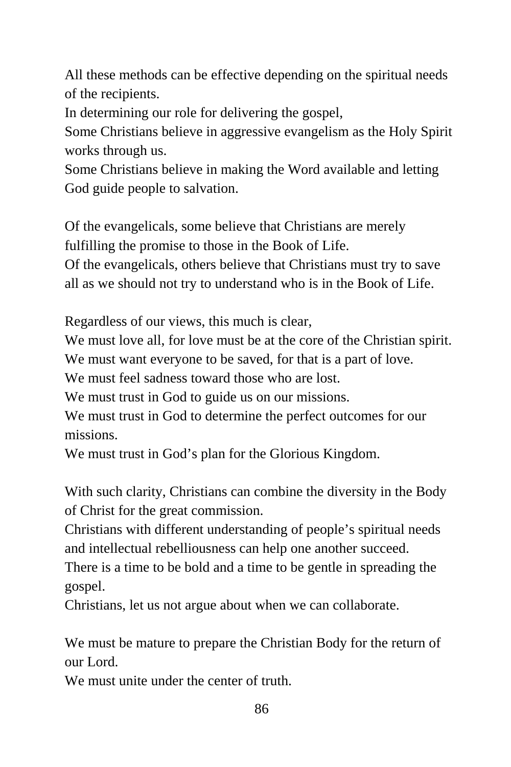All these methods can be effective depending on the spiritual needs of the recipients.
In determining our role for delivering the gospel,
Some Christians believe in aggressive evangelism as the Holy Spirit works through us.
Some Christians believe in making the Word available and letting God guide people to salvation.

Of the evangelicals, some believe that Christians are merely fulfilling the promise to those in the Book of Life.
Of the evangelicals, others believe that Christians must try to save all as we should not try to understand who is in the Book of Life.

Regardless of our views, this much is clear,
We must love all, for love must be at the core of the Christian spirit.
We must want everyone to be saved, for that is a part of love.
We must feel sadness toward those who are lost.
We must trust in God to guide us on our missions.
We must trust in God to determine the perfect outcomes for our missions.
We must trust in God's plan for the Glorious Kingdom.

With such clarity, Christians can combine the diversity in the Body of Christ for the great commission.
Christians with different understanding of people's spiritual needs and intellectual rebelliousness can help one another succeed.
There is a time to be bold and a time to be gentle in spreading the gospel.
Christians, let us not argue about when we can collaborate.

We must be mature to prepare the Christian Body for the return of our Lord.
We must unite under the center of truth.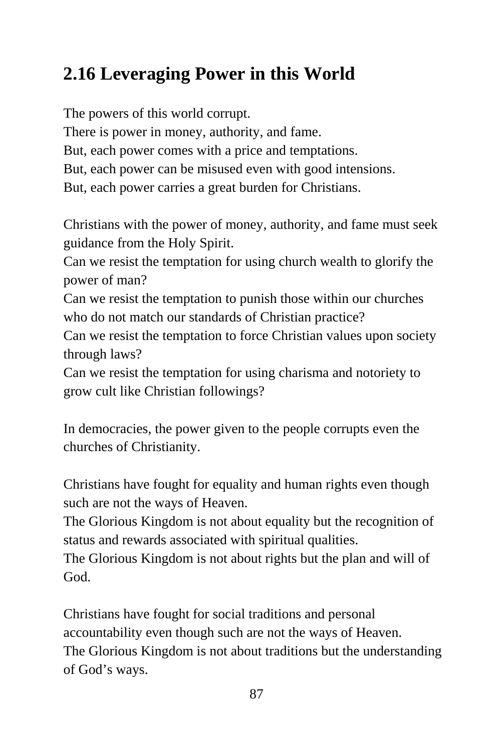## 2.16 Leveraging Power in this World

The powers of this world corrupt.
There is power in money, authority, and fame.
But, each power comes with a price and temptations.
But, each power can be misused even with good intensions.
But, each power carries a great burden for Christians.

Christians with the power of money, authority, and fame must seek guidance from the Holy Spirit.
Can we resist the temptation for using church wealth to glorify the power of man?
Can we resist the temptation to punish those within our churches who do not match our standards of Christian practice?
Can we resist the temptation to force Christian values upon society through laws?
Can we resist the temptation for using charisma and notoriety to grow cult like Christian followings?

In democracies, the power given to the people corrupts even the churches of Christianity.

Christians have fought for equality and human rights even though such are not the ways of Heaven.
The Glorious Kingdom is not about equality but the recognition of status and rewards associated with spiritual qualities.
The Glorious Kingdom is not about rights but the plan and will of God.

Christians have fought for social traditions and personal accountability even though such are not the ways of Heaven.
The Glorious Kingdom is not about traditions but the understanding of God's ways.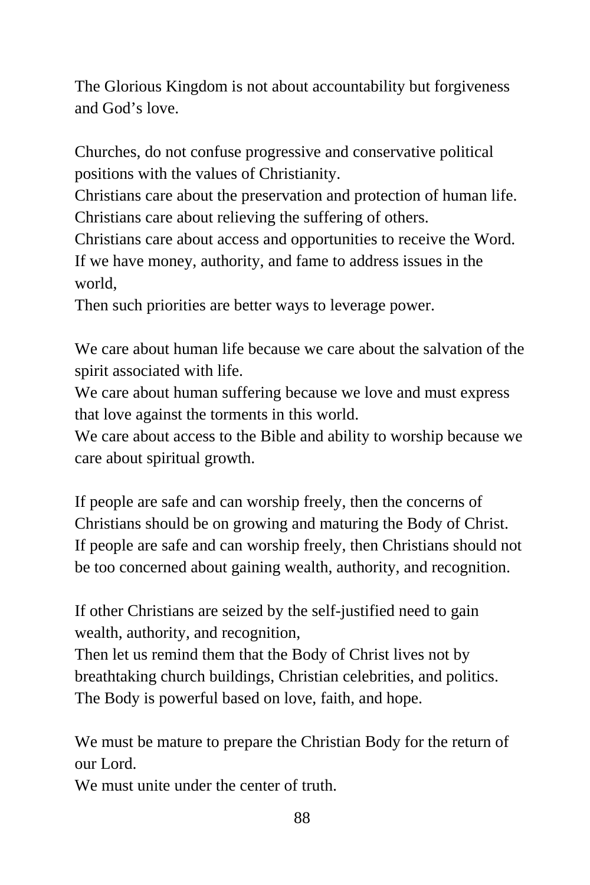The Glorious Kingdom is not about accountability but forgiveness and God's love.

Churches, do not confuse progressive and conservative political positions with the values of Christianity.
Christians care about the preservation and protection of human life.
Christians care about relieving the suffering of others.
Christians care about access and opportunities to receive the Word.
If we have money, authority, and fame to address issues in the world,
Then such priorities are better ways to leverage power.

We care about human life because we care about the salvation of the spirit associated with life.
We care about human suffering because we love and must express that love against the torments in this world.
We care about access to the Bible and ability to worship because we care about spiritual growth.

If people are safe and can worship freely, then the concerns of Christians should be on growing and maturing the Body of Christ.
If people are safe and can worship freely, then Christians should not be too concerned about gaining wealth, authority, and recognition.

If other Christians are seized by the self-justified need to gain wealth, authority, and recognition,
Then let us remind them that the Body of Christ lives not by breathtaking church buildings, Christian celebrities, and politics.
The Body is powerful based on love, faith, and hope.

We must be mature to prepare the Christian Body for the return of our Lord.
We must unite under the center of truth.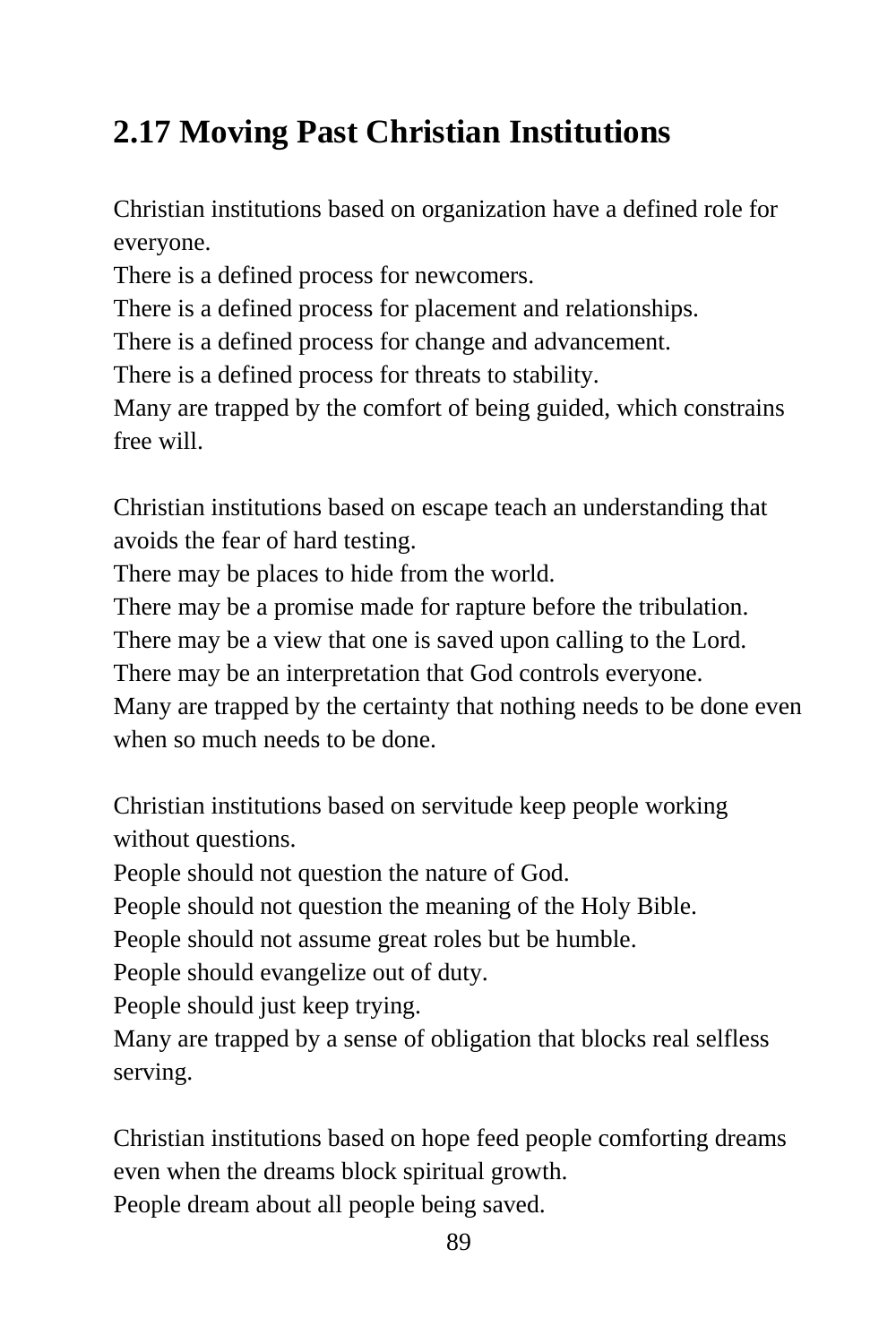## 2.17 Moving Past Christian Institutions

Christian institutions based on organization have a defined role for everyone.
There is a defined process for newcomers.
There is a defined process for placement and relationships.
There is a defined process for change and advancement.
There is a defined process for threats to stability.
Many are trapped by the comfort of being guided, which constrains free will.

Christian institutions based on escape teach an understanding that avoids the fear of hard testing.
There may be places to hide from the world.
There may be a promise made for rapture before the tribulation.
There may be a view that one is saved upon calling to the Lord.
There may be an interpretation that God controls everyone.
Many are trapped by the certainty that nothing needs to be done even when so much needs to be done.

Christian institutions based on servitude keep people working without questions.
People should not question the nature of God.
People should not question the meaning of the Holy Bible.
People should not assume great roles but be humble.
People should evangelize out of duty.
People should just keep trying.
Many are trapped by a sense of obligation that blocks real selfless serving.

Christian institutions based on hope feed people comforting dreams even when the dreams block spiritual growth.
People dream about all people being saved.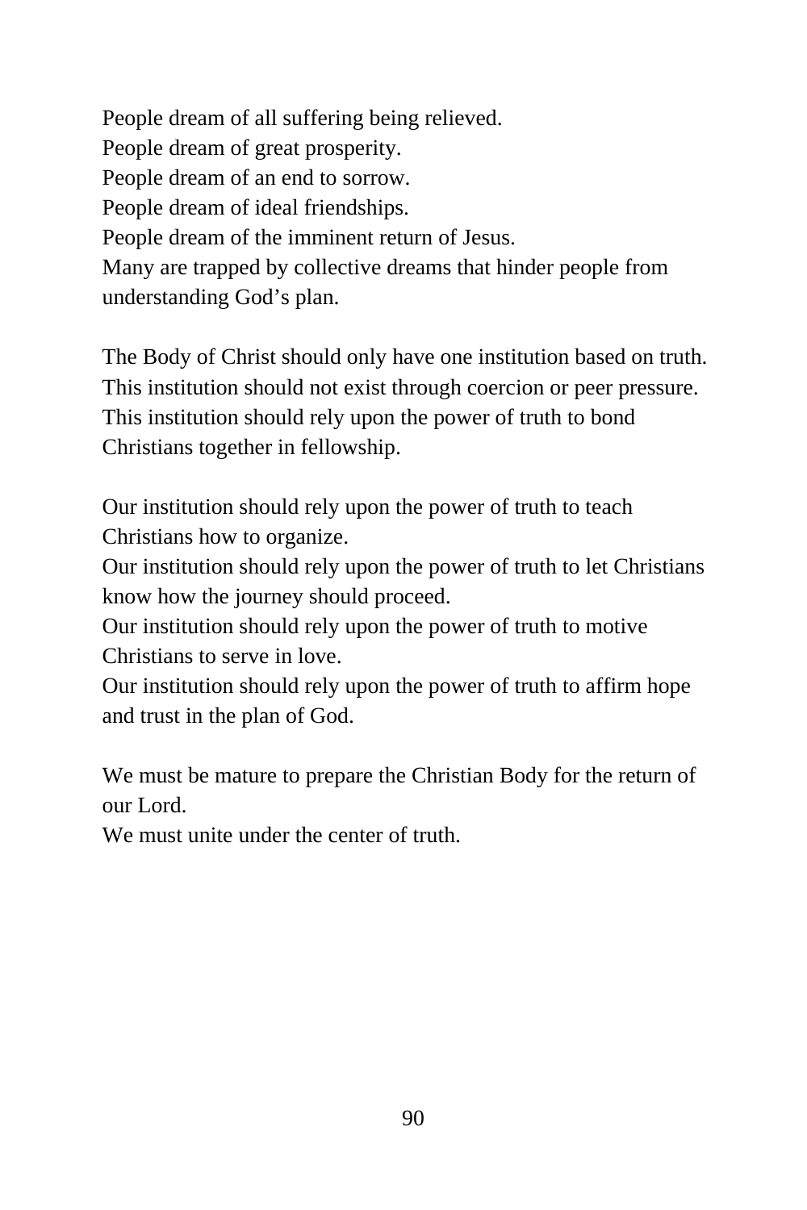People dream of all suffering being relieved.  
People dream of great prosperity.  
People dream of an end to sorrow.  
People dream of ideal friendships.  
People dream of the imminent return of Jesus.  
Many are trapped by collective dreams that hinder people from understanding God's plan.

The Body of Christ should only have one institution based on truth.  
This institution should not exist through coercion or peer pressure.  
This institution should rely upon the power of truth to bond Christians together in fellowship.

Our institution should rely upon the power of truth to teach Christians how to organize.  
Our institution should rely upon the power of truth to let Christians know how the journey should proceed.  
Our institution should rely upon the power of truth to motive Christians to serve in love.  
Our institution should rely upon the power of truth to affirm hope and trust in the plan of God.

We must be mature to prepare the Christian Body for the return of our Lord.  
We must unite under the center of truth.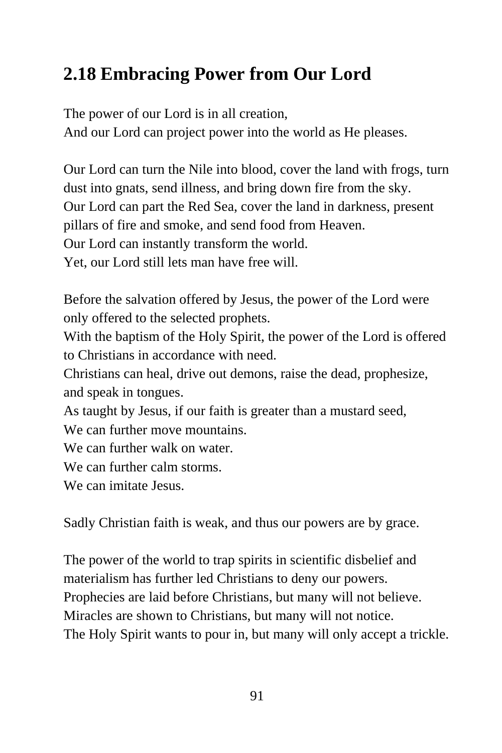## 2.18 Embracing Power from Our Lord

The power of our Lord is in all creation,
And our Lord can project power into the world as He pleases.

Our Lord can turn the Nile into blood, cover the land with frogs, turn dust into gnats, send illness, and bring down fire from the sky.
Our Lord can part the Red Sea, cover the land in darkness, present pillars of fire and smoke, and send food from Heaven.
Our Lord can instantly transform the world.
Yet, our Lord still lets man have free will.

Before the salvation offered by Jesus, the power of the Lord were only offered to the selected prophets.
With the baptism of the Holy Spirit, the power of the Lord is offered to Christians in accordance with need.
Christians can heal, drive out demons, raise the dead, prophesize, and speak in tongues.
As taught by Jesus, if our faith is greater than a mustard seed,
We can further move mountains.
We can further walk on water.
We can further calm storms.
We can imitate Jesus.

Sadly Christian faith is weak, and thus our powers are by grace.

The power of the world to trap spirits in scientific disbelief and materialism has further led Christians to deny our powers.
Prophecies are laid before Christians, but many will not believe.
Miracles are shown to Christians, but many will not notice.
The Holy Spirit wants to pour in, but many will only accept a trickle.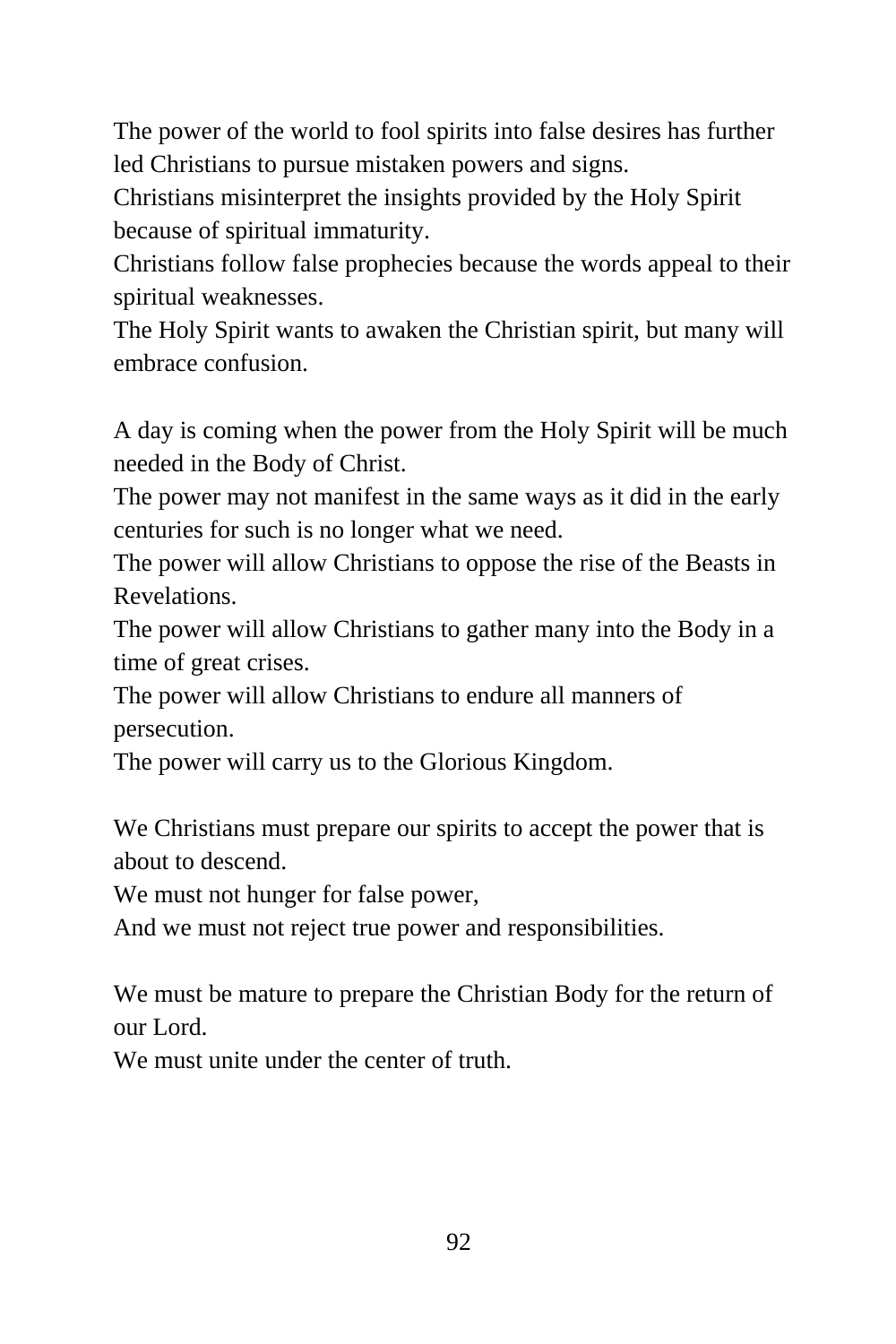The power of the world to fool spirits into false desires has further led Christians to pursue mistaken powers and signs.
Christians misinterpret the insights provided by the Holy Spirit because of spiritual immaturity.
Christians follow false prophecies because the words appeal to their spiritual weaknesses.
The Holy Spirit wants to awaken the Christian spirit, but many will embrace confusion.

A day is coming when the power from the Holy Spirit will be much needed in the Body of Christ.
The power may not manifest in the same ways as it did in the early centuries for such is no longer what we need.
The power will allow Christians to oppose the rise of the Beasts in Revelations.
The power will allow Christians to gather many into the Body in a time of great crises.
The power will allow Christians to endure all manners of persecution.
The power will carry us to the Glorious Kingdom.

We Christians must prepare our spirits to accept the power that is about to descend.
We must not hunger for false power,
And we must not reject true power and responsibilities.

We must be mature to prepare the Christian Body for the return of our Lord.
We must unite under the center of truth.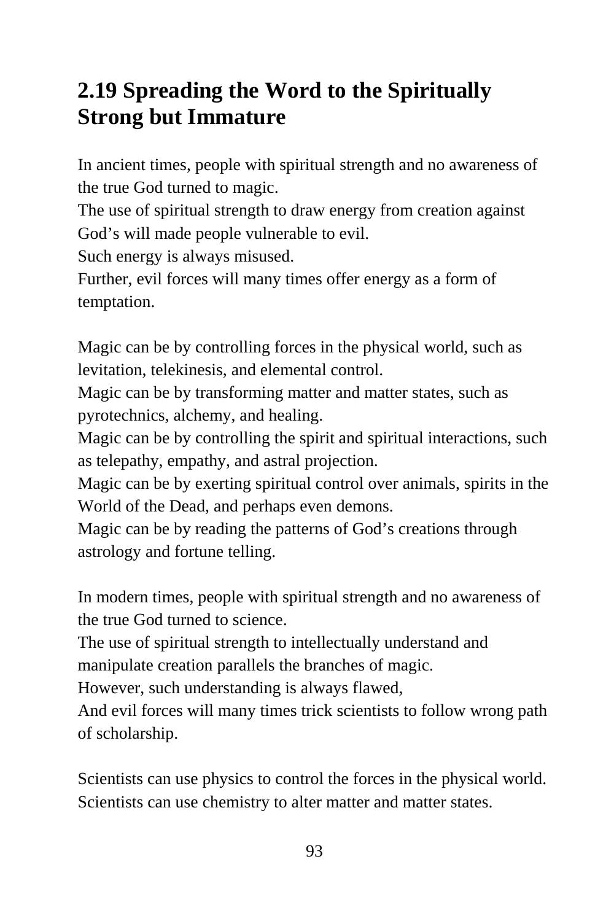## 2.19 Spreading the Word to the Spiritually Strong but Immature

In ancient times, people with spiritual strength and no awareness of the true God turned to magic.
The use of spiritual strength to draw energy from creation against God's will made people vulnerable to evil.
Such energy is always misused.
Further, evil forces will many times offer energy as a form of temptation.

Magic can be by controlling forces in the physical world, such as levitation, telekinesis, and elemental control.
Magic can be by transforming matter and matter states, such as pyrotechnics, alchemy, and healing.
Magic can be by controlling the spirit and spiritual interactions, such as telepathy, empathy, and astral projection.
Magic can be by exerting spiritual control over animals, spirits in the World of the Dead, and perhaps even demons.
Magic can be by reading the patterns of God's creations through astrology and fortune telling.

In modern times, people with spiritual strength and no awareness of the true God turned to science.
The use of spiritual strength to intellectually understand and manipulate creation parallels the branches of magic.
However, such understanding is always flawed,
And evil forces will many times trick scientists to follow wrong path of scholarship.

Scientists can use physics to control the forces in the physical world.
Scientists can use chemistry to alter matter and matter states.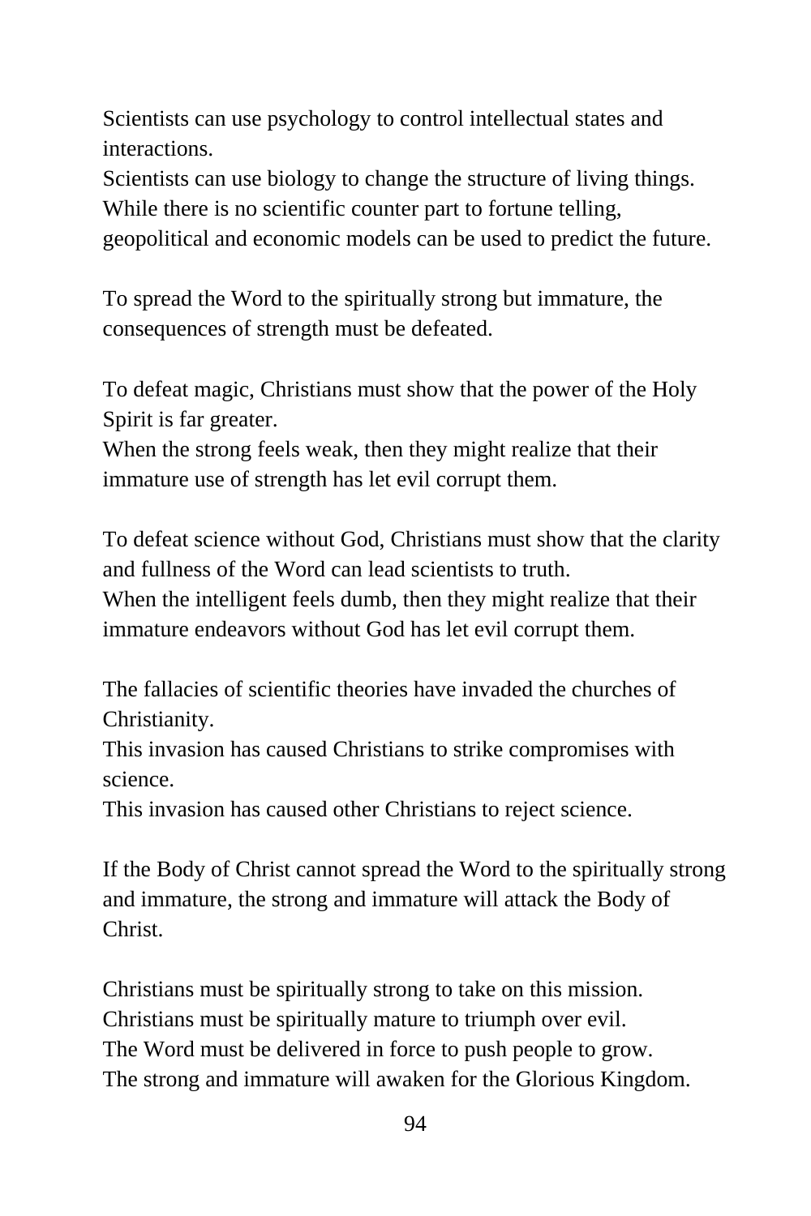Scientists can use psychology to control intellectual states and interactions.
Scientists can use biology to change the structure of living things.
While there is no scientific counter part to fortune telling, geopolitical and economic models can be used to predict the future.

To spread the Word to the spiritually strong but immature, the consequences of strength must be defeated.

To defeat magic, Christians must show that the power of the Holy Spirit is far greater.
When the strong feels weak, then they might realize that their immature use of strength has let evil corrupt them.

To defeat science without God, Christians must show that the clarity and fullness of the Word can lead scientists to truth.
When the intelligent feels dumb, then they might realize that their immature endeavors without God has let evil corrupt them.

The fallacies of scientific theories have invaded the churches of Christianity.
This invasion has caused Christians to strike compromises with science.
This invasion has caused other Christians to reject science.

If the Body of Christ cannot spread the Word to the spiritually strong and immature, the strong and immature will attack the Body of Christ.

Christians must be spiritually strong to take on this mission.
Christians must be spiritually mature to triumph over evil.
The Word must be delivered in force to push people to grow.
The strong and immature will awaken for the Glorious Kingdom.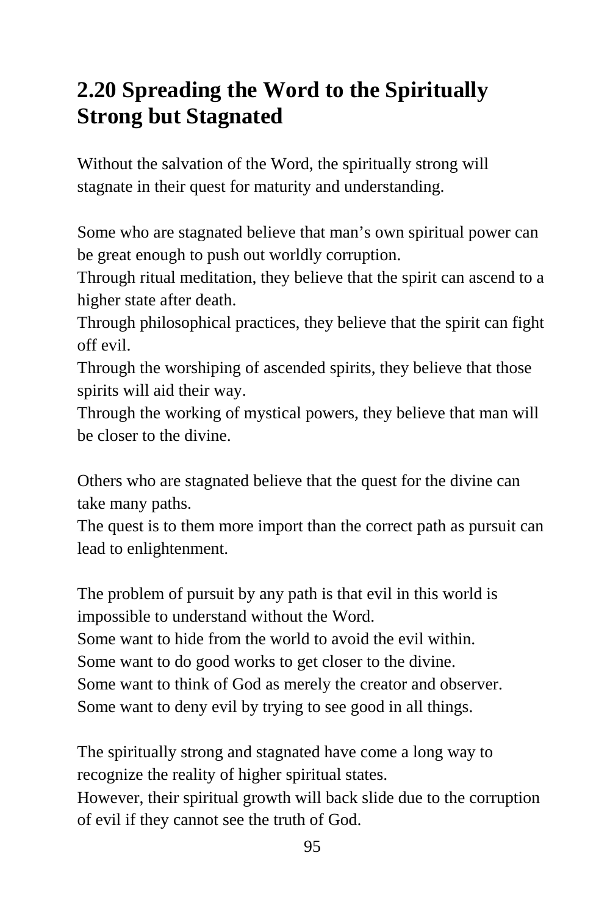## 2.20 Spreading the Word to the Spiritually Strong but Stagnated

Without the salvation of the Word, the spiritually strong will stagnate in their quest for maturity and understanding.

Some who are stagnated believe that man's own spiritual power can be great enough to push out worldly corruption.
Through ritual meditation, they believe that the spirit can ascend to a higher state after death.
Through philosophical practices, they believe that the spirit can fight off evil.
Through the worshiping of ascended spirits, they believe that those spirits will aid their way.
Through the working of mystical powers, they believe that man will be closer to the divine.

Others who are stagnated believe that the quest for the divine can take many paths.
The quest is to them more import than the correct path as pursuit can lead to enlightenment.

The problem of pursuit by any path is that evil in this world is impossible to understand without the Word.
Some want to hide from the world to avoid the evil within.
Some want to do good works to get closer to the divine.
Some want to think of God as merely the creator and observer.
Some want to deny evil by trying to see good in all things.

The spiritually strong and stagnated have come a long way to recognize the reality of higher spiritual states.
However, their spiritual growth will back slide due to the corruption of evil if they cannot see the truth of God.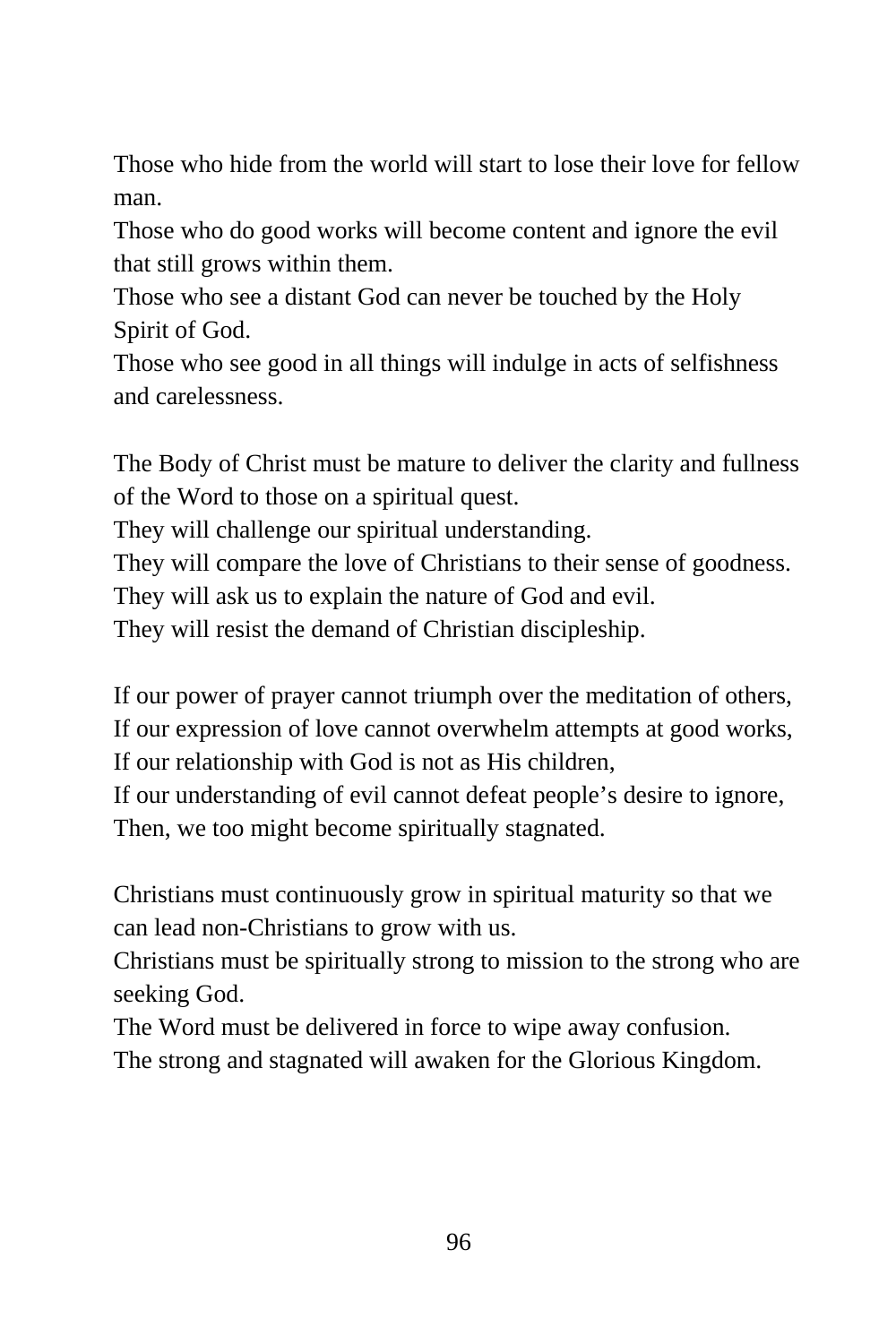Those who hide from the world will start to lose their love for fellow man.  
Those who do good works will become content and ignore the evil that still grows within them.  
Those who see a distant God can never be touched by the Holy Spirit of God.  
Those who see good in all things will indulge in acts of selfishness and carelessness.

The Body of Christ must be mature to deliver the clarity and fullness of the Word to those on a spiritual quest.  
They will challenge our spiritual understanding.  
They will compare the love of Christians to their sense of goodness.  
They will ask us to explain the nature of God and evil.  
They will resist the demand of Christian discipleship.

If our power of prayer cannot triumph over the meditation of others,  
If our expression of love cannot overwhelm attempts at good works,  
If our relationship with God is not as His children,  
If our understanding of evil cannot defeat people's desire to ignore,  
Then, we too might become spiritually stagnated.

Christians must continuously grow in spiritual maturity so that we can lead non-Christians to grow with us.  
Christians must be spiritually strong to mission to the strong who are seeking God.  
The Word must be delivered in force to wipe away confusion.  
The strong and stagnated will awaken for the Glorious Kingdom.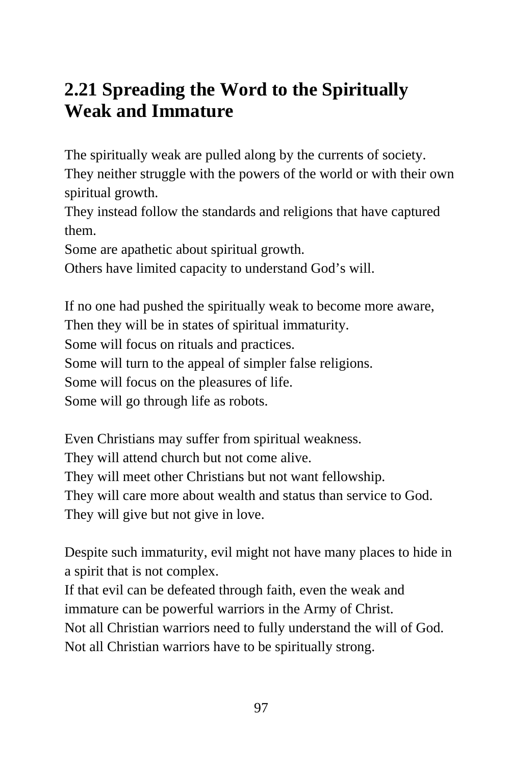## 2.21 Spreading the Word to the Spiritually Weak and Immature

The spiritually weak are pulled along by the currents of society.
They neither struggle with the powers of the world or with their own spiritual growth.
They instead follow the standards and religions that have captured them.
Some are apathetic about spiritual growth.
Others have limited capacity to understand God's will.

If no one had pushed the spiritually weak to become more aware,
Then they will be in states of spiritual immaturity.
Some will focus on rituals and practices.
Some will turn to the appeal of simpler false religions.
Some will focus on the pleasures of life.
Some will go through life as robots.

Even Christians may suffer from spiritual weakness.
They will attend church but not come alive.
They will meet other Christians but not want fellowship.
They will care more about wealth and status than service to God.
They will give but not give in love.

Despite such immaturity, evil might not have many places to hide in a spirit that is not complex.
If that evil can be defeated through faith, even the weak and immature can be powerful warriors in the Army of Christ.
Not all Christian warriors need to fully understand the will of God.
Not all Christian warriors have to be spiritually strong.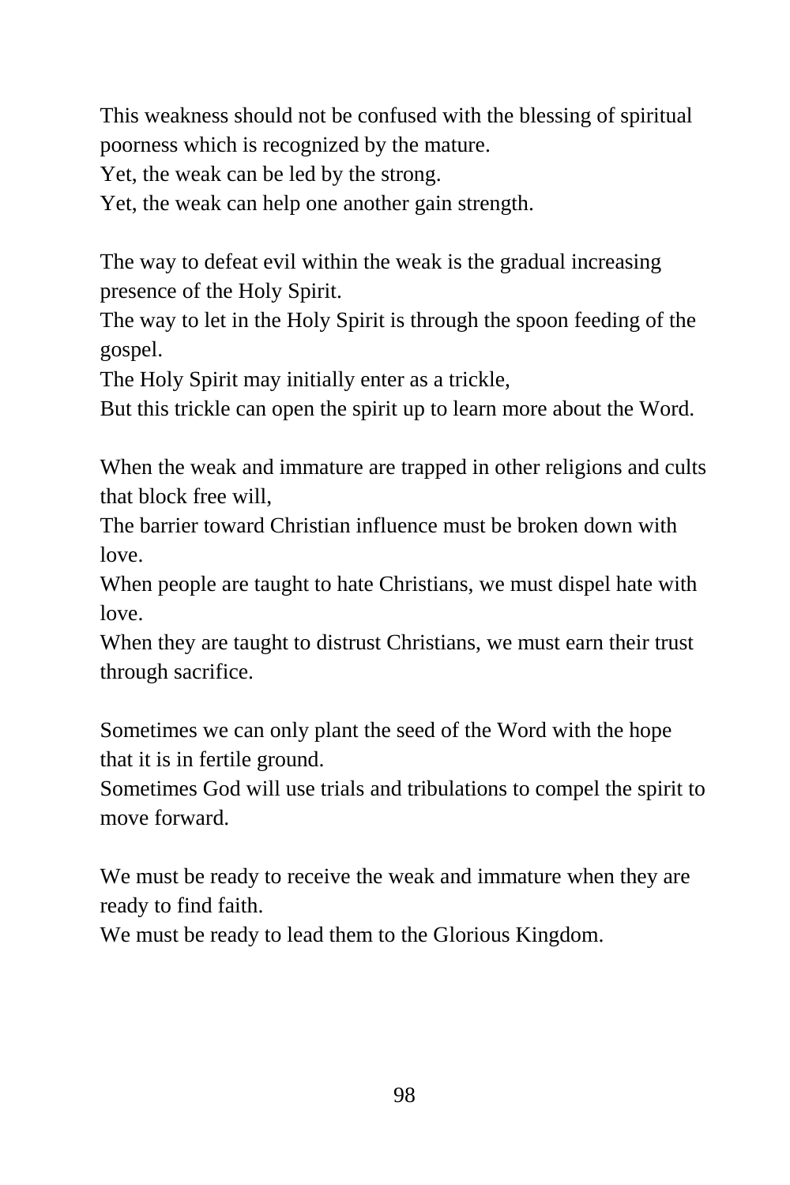This weakness should not be confused with the blessing of spiritual poorness which is recognized by the mature.  
Yet, the weak can be led by the strong.  
Yet, the weak can help one another gain strength.

The way to defeat evil within the weak is the gradual increasing presence of the Holy Spirit.  
The way to let in the Holy Spirit is through the spoon feeding of the gospel.  
The Holy Spirit may initially enter as a trickle,  
But this trickle can open the spirit up to learn more about the Word.

When the weak and immature are trapped in other religions and cults that block free will,  
The barrier toward Christian influence must be broken down with love.  
When people are taught to hate Christians, we must dispel hate with love.  
When they are taught to distrust Christians, we must earn their trust through sacrifice.

Sometimes we can only plant the seed of the Word with the hope that it is in fertile ground.  
Sometimes God will use trials and tribulations to compel the spirit to move forward.

We must be ready to receive the weak and immature when they are ready to find faith.  
We must be ready to lead them to the Glorious Kingdom.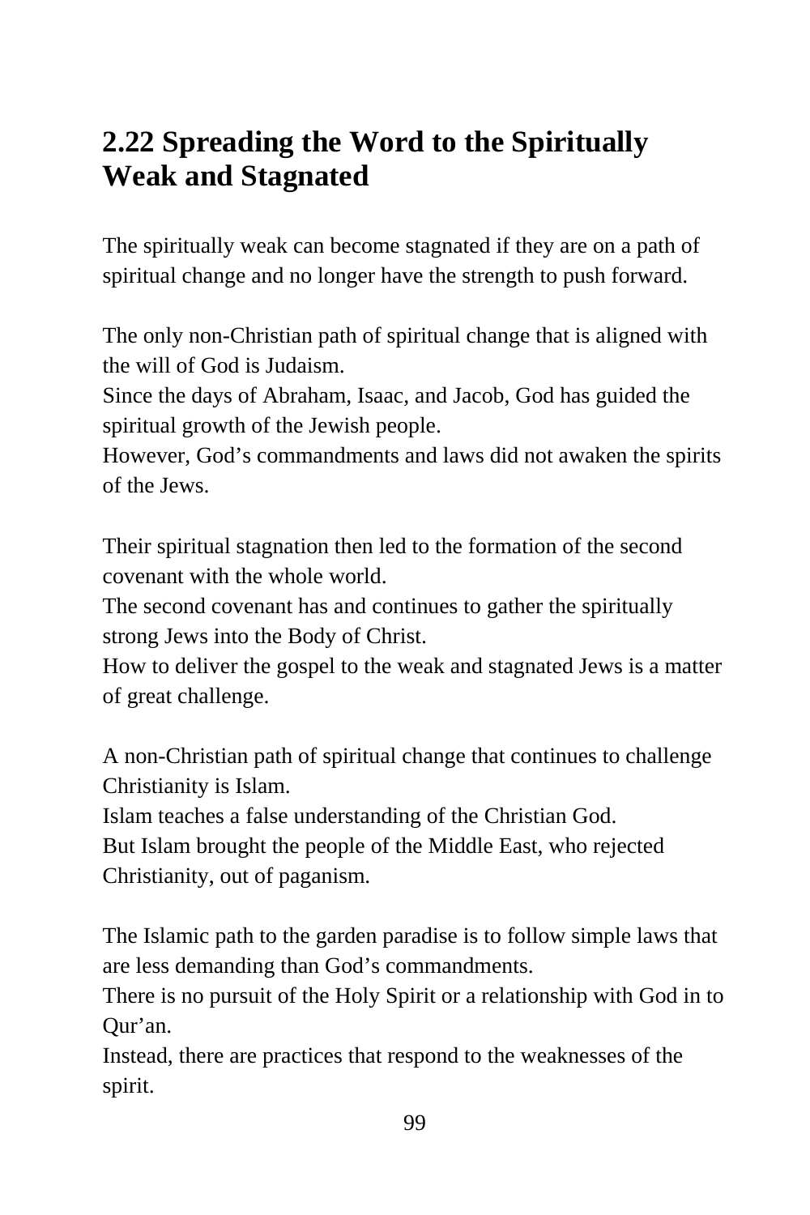## 2.22 Spreading the Word to the Spiritually Weak and Stagnated

The spiritually weak can become stagnated if they are on a path of spiritual change and no longer have the strength to push forward.

The only non-Christian path of spiritual change that is aligned with the will of God is Judaism.
Since the days of Abraham, Isaac, and Jacob, God has guided the spiritual growth of the Jewish people.
However, God's commandments and laws did not awaken the spirits of the Jews.

Their spiritual stagnation then led to the formation of the second covenant with the whole world.
The second covenant has and continues to gather the spiritually strong Jews into the Body of Christ.
How to deliver the gospel to the weak and stagnated Jews is a matter of great challenge.

A non-Christian path of spiritual change that continues to challenge Christianity is Islam.
Islam teaches a false understanding of the Christian God.
But Islam brought the people of the Middle East, who rejected Christianity, out of paganism.

The Islamic path to the garden paradise is to follow simple laws that are less demanding than God's commandments.
There is no pursuit of the Holy Spirit or a relationship with God in to Qur'an.
Instead, there are practices that respond to the weaknesses of the spirit.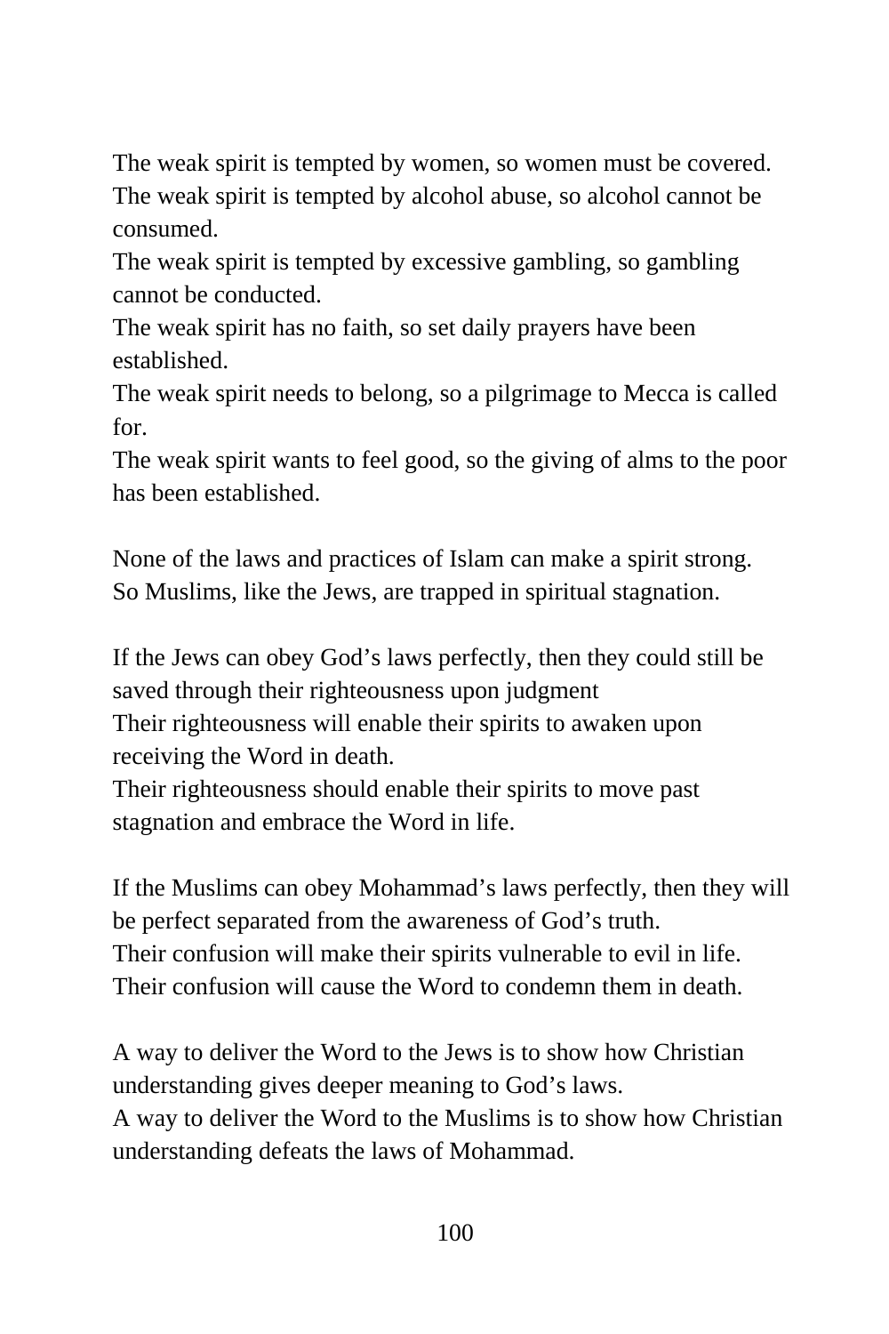The weak spirit is tempted by women, so women must be covered.
The weak spirit is tempted by alcohol abuse, so alcohol cannot be consumed.
The weak spirit is tempted by excessive gambling, so gambling cannot be conducted.
The weak spirit has no faith, so set daily prayers have been established.
The weak spirit needs to belong, so a pilgrimage to Mecca is called for.
The weak spirit wants to feel good, so the giving of alms to the poor has been established.

None of the laws and practices of Islam can make a spirit strong.
So Muslims, like the Jews, are trapped in spiritual stagnation.

If the Jews can obey God's laws perfectly, then they could still be saved through their righteousness upon judgment
Their righteousness will enable their spirits to awaken upon receiving the Word in death.
Their righteousness should enable their spirits to move past stagnation and embrace the Word in life.

If the Muslims can obey Mohammad's laws perfectly, then they will be perfect separated from the awareness of God's truth.
Their confusion will make their spirits vulnerable to evil in life.
Their confusion will cause the Word to condemn them in death.

A way to deliver the Word to the Jews is to show how Christian understanding gives deeper meaning to God's laws.
A way to deliver the Word to the Muslims is to show how Christian understanding defeats the laws of Mohammad.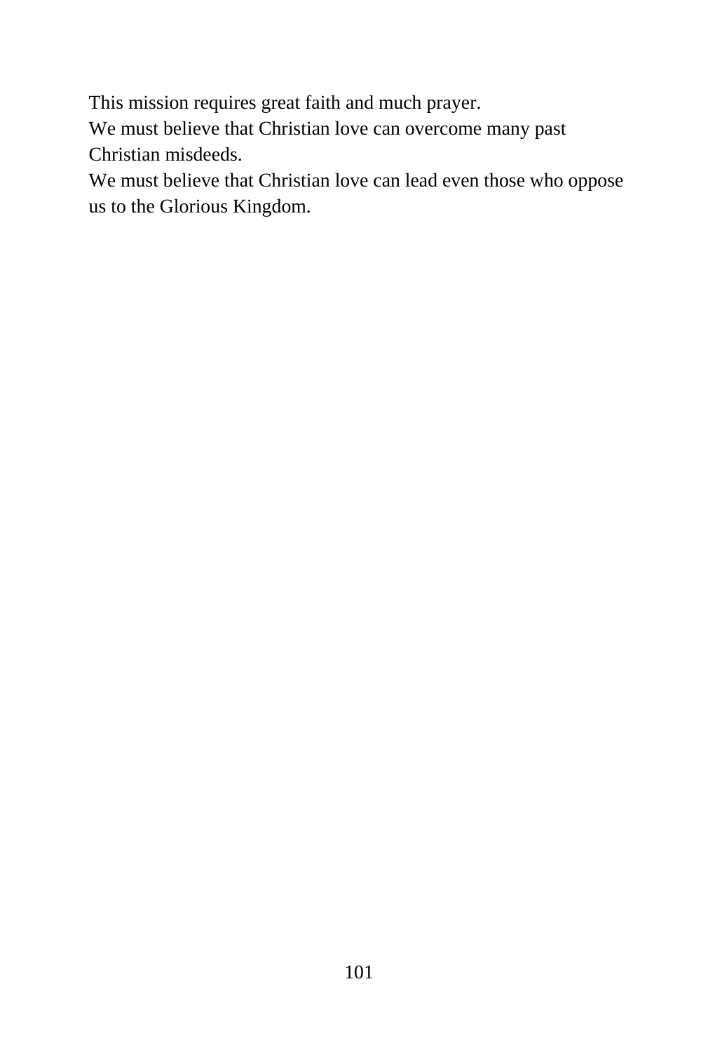This mission requires great faith and much prayer.
We must believe that Christian love can overcome many past Christian misdeeds.
We must believe that Christian love can lead even those who oppose us to the Glorious Kingdom.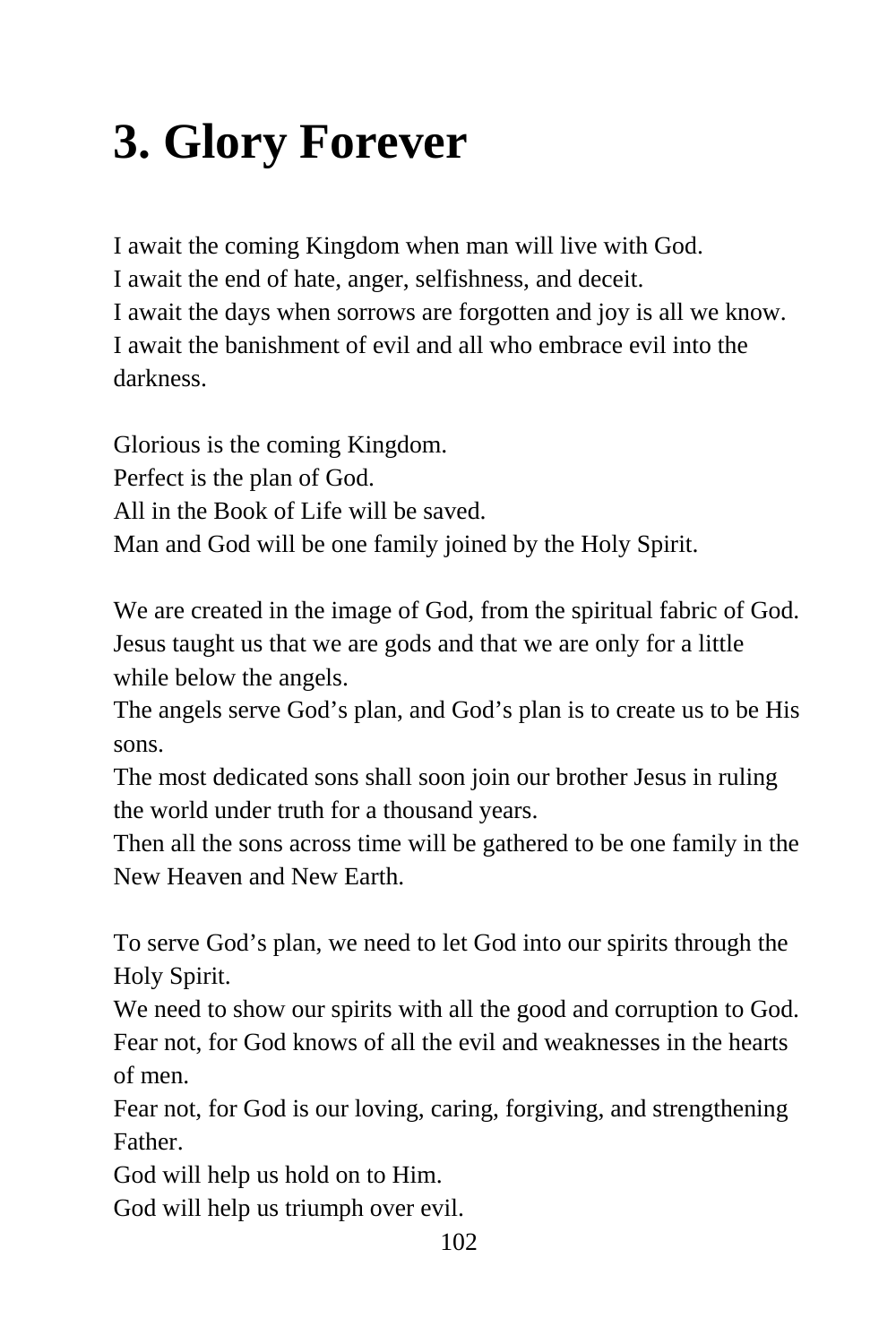# 3. Glory Forever

I await the coming Kingdom when man will live with God.
I await the end of hate, anger, selfishness, and deceit.
I await the days when sorrows are forgotten and joy is all we know.
I await the banishment of evil and all who embrace evil into the darkness.

Glorious is the coming Kingdom.
Perfect is the plan of God.
All in the Book of Life will be saved.
Man and God will be one family joined by the Holy Spirit.

We are created in the image of God, from the spiritual fabric of God.
Jesus taught us that we are gods and that we are only for a little while below the angels.
The angels serve God's plan, and God's plan is to create us to be His sons.
The most dedicated sons shall soon join our brother Jesus in ruling the world under truth for a thousand years.
Then all the sons across time will be gathered to be one family in the New Heaven and New Earth.

To serve God's plan, we need to let God into our spirits through the Holy Spirit.
We need to show our spirits with all the good and corruption to God.
Fear not, for God knows of all the evil and weaknesses in the hearts of men.
Fear not, for God is our loving, caring, forgiving, and strengthening Father.
God will help us hold on to Him.
God will help us triumph over evil.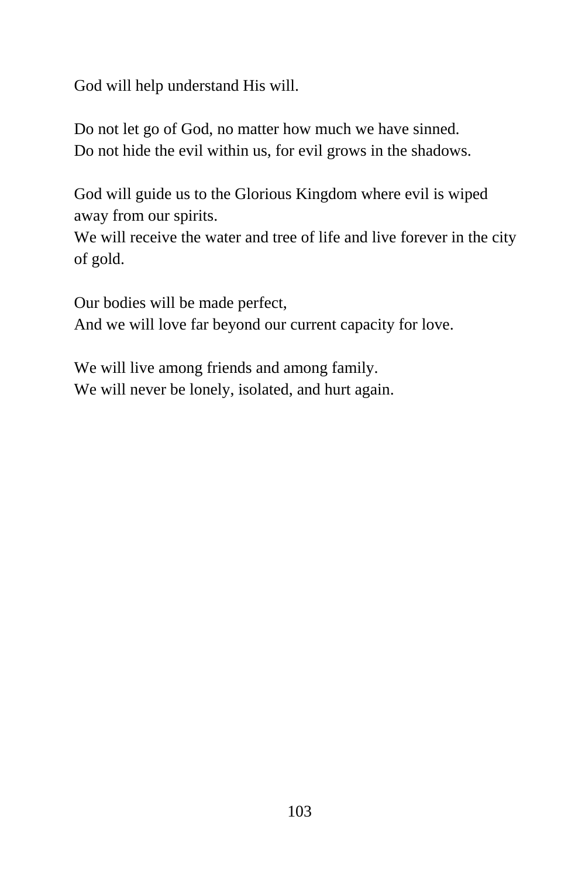God will help understand His will.

Do not let go of God, no matter how much we have sinned.
Do not hide the evil within us, for evil grows in the shadows.

God will guide us to the Glorious Kingdom where evil is wiped away from our spirits.
We will receive the water and tree of life and live forever in the city of gold.

Our bodies will be made perfect,
And we will love far beyond our current capacity for love.

We will live among friends and among family.
We will never be lonely, isolated, and hurt again.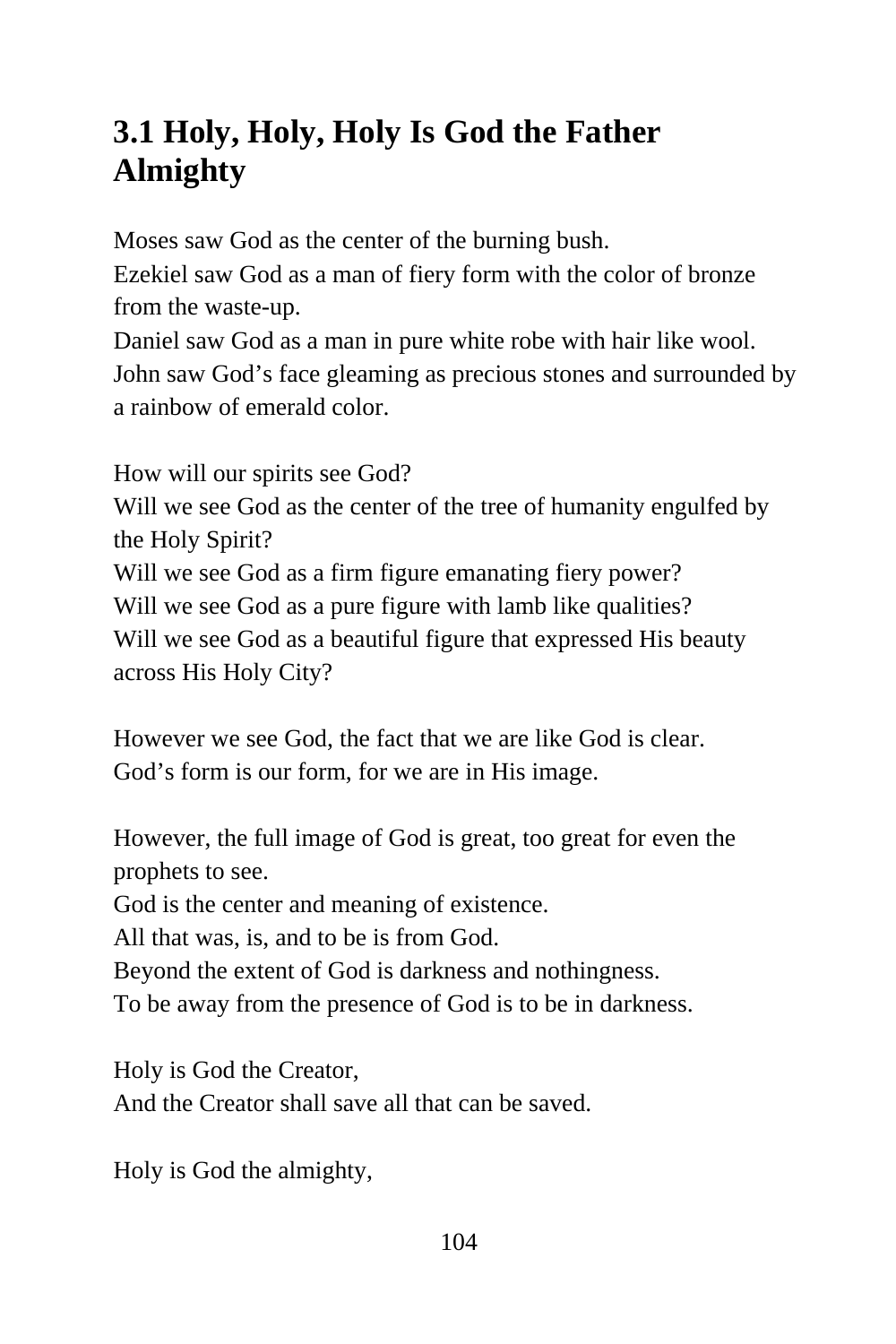## 3.1 Holy, Holy, Holy Is God the Father Almighty

Moses saw God as the center of the burning bush.
Ezekiel saw God as a man of fiery form with the color of bronze from the waste-up.
Daniel saw God as a man in pure white robe with hair like wool.
John saw God's face gleaming as precious stones and surrounded by a rainbow of emerald color.

How will our spirits see God?
Will we see God as the center of the tree of humanity engulfed by the Holy Spirit?
Will we see God as a firm figure emanating fiery power?
Will we see God as a pure figure with lamb like qualities?
Will we see God as a beautiful figure that expressed His beauty across His Holy City?

However we see God, the fact that we are like God is clear.
God's form is our form, for we are in His image.

However, the full image of God is great, too great for even the prophets to see.
God is the center and meaning of existence.
All that was, is, and to be is from God.
Beyond the extent of God is darkness and nothingness.
To be away from the presence of God is to be in darkness.

Holy is God the Creator,
And the Creator shall save all that can be saved.

Holy is God the almighty,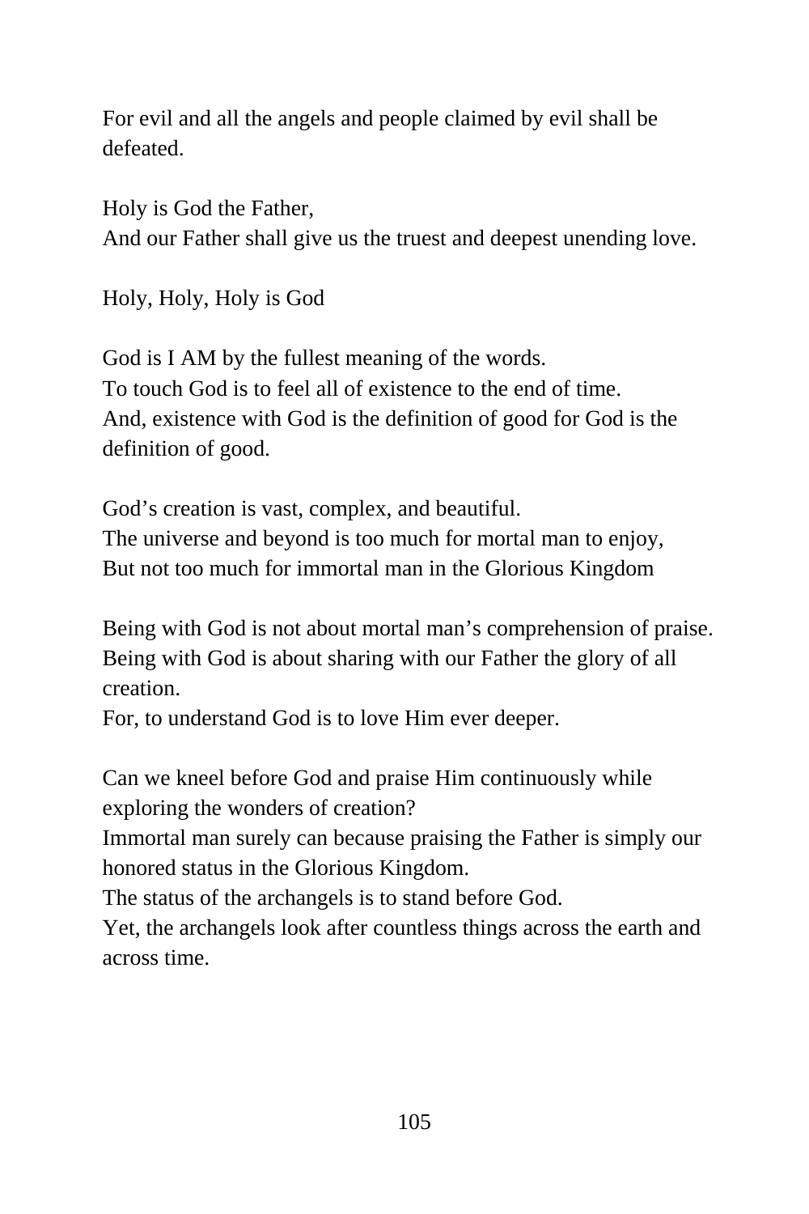For evil and all the angels and people claimed by evil shall be defeated.

Holy is God the Father,  
And our Father shall give us the truest and deepest unending love.

Holy, Holy, Holy is God

God is I AM by the fullest meaning of the words.  
To touch God is to feel all of existence to the end of time.  
And, existence with God is the definition of good for God is the definition of good.

God's creation is vast, complex, and beautiful.  
The universe and beyond is too much for mortal man to enjoy,  
But not too much for immortal man in the Glorious Kingdom

Being with God is not about mortal man's comprehension of praise.  
Being with God is about sharing with our Father the glory of all creation.  
For, to understand God is to love Him ever deeper.

Can we kneel before God and praise Him continuously while exploring the wonders of creation?  
Immortal man surely can because praising the Father is simply our honored status in the Glorious Kingdom.  
The status of the archangels is to stand before God.  
Yet, the archangels look after countless things across the earth and across time.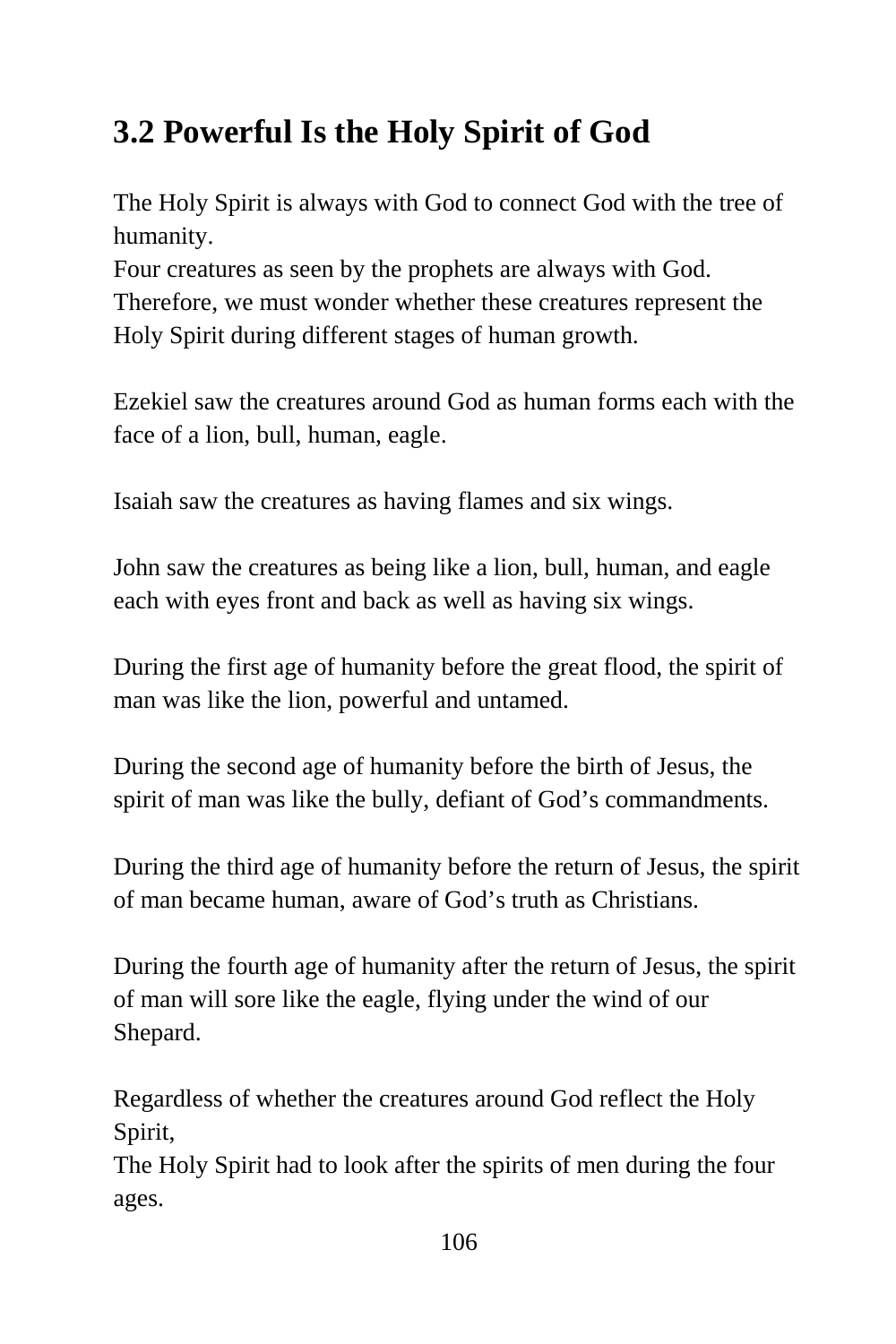## 3.2 Powerful Is the Holy Spirit of God

The Holy Spirit is always with God to connect God with the tree of humanity.
Four creatures as seen by the prophets are always with God.
Therefore, we must wonder whether these creatures represent the Holy Spirit during different stages of human growth.

Ezekiel saw the creatures around God as human forms each with the face of a lion, bull, human, eagle.

Isaiah saw the creatures as having flames and six wings.

John saw the creatures as being like a lion, bull, human, and eagle each with eyes front and back as well as having six wings.

During the first age of humanity before the great flood, the spirit of man was like the lion, powerful and untamed.

During the second age of humanity before the birth of Jesus, the spirit of man was like the bully, defiant of God's commandments.

During the third age of humanity before the return of Jesus, the spirit of man became human, aware of God's truth as Christians.

During the fourth age of humanity after the return of Jesus, the spirit of man will sore like the eagle, flying under the wind of our Shepard.

Regardless of whether the creatures around God reflect the Holy Spirit,
The Holy Spirit had to look after the spirits of men during the four ages.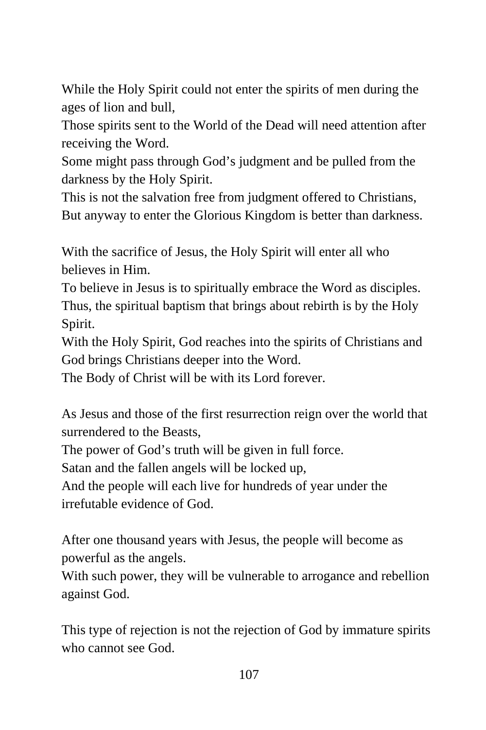While the Holy Spirit could not enter the spirits of men during the ages of lion and bull,
Those spirits sent to the World of the Dead will need attention after receiving the Word.
Some might pass through God's judgment and be pulled from the darkness by the Holy Spirit.
This is not the salvation free from judgment offered to Christians,
But anyway to enter the Glorious Kingdom is better than darkness.

With the sacrifice of Jesus, the Holy Spirit will enter all who believes in Him.
To believe in Jesus is to spiritually embrace the Word as disciples.
Thus, the spiritual baptism that brings about rebirth is by the Holy Spirit.
With the Holy Spirit, God reaches into the spirits of Christians and God brings Christians deeper into the Word.
The Body of Christ will be with its Lord forever.

As Jesus and those of the first resurrection reign over the world that surrendered to the Beasts,
The power of God's truth will be given in full force.
Satan and the fallen angels will be locked up,
And the people will each live for hundreds of year under the irrefutable evidence of God.

After one thousand years with Jesus, the people will become as powerful as the angels.
With such power, they will be vulnerable to arrogance and rebellion against God.

This type of rejection is not the rejection of God by immature spirits who cannot see God.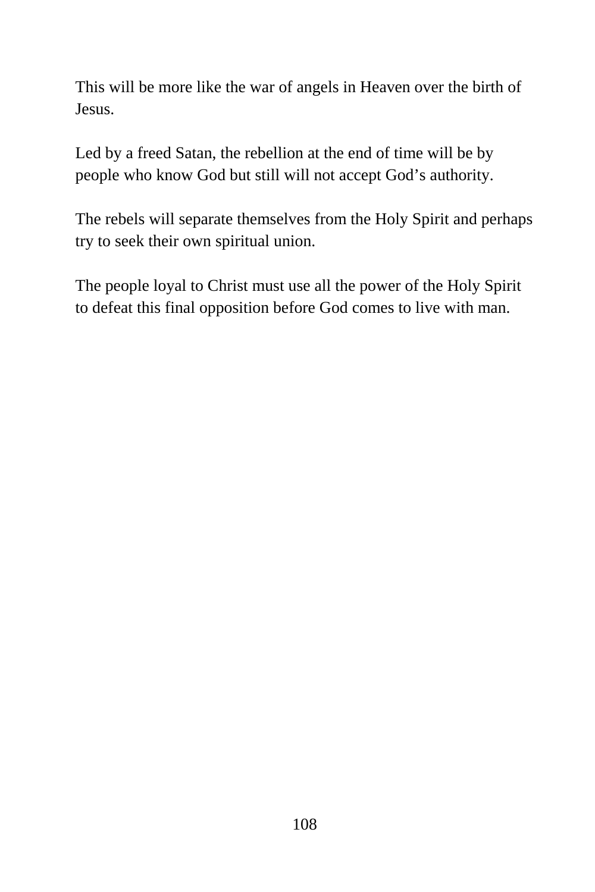This will be more like the war of angels in Heaven over the birth of Jesus.

Led by a freed Satan, the rebellion at the end of time will be by people who know God but still will not accept God’s authority.

The rebels will separate themselves from the Holy Spirit and perhaps try to seek their own spiritual union.

The people loyal to Christ must use all the power of the Holy Spirit to defeat this final opposition before God comes to live with man.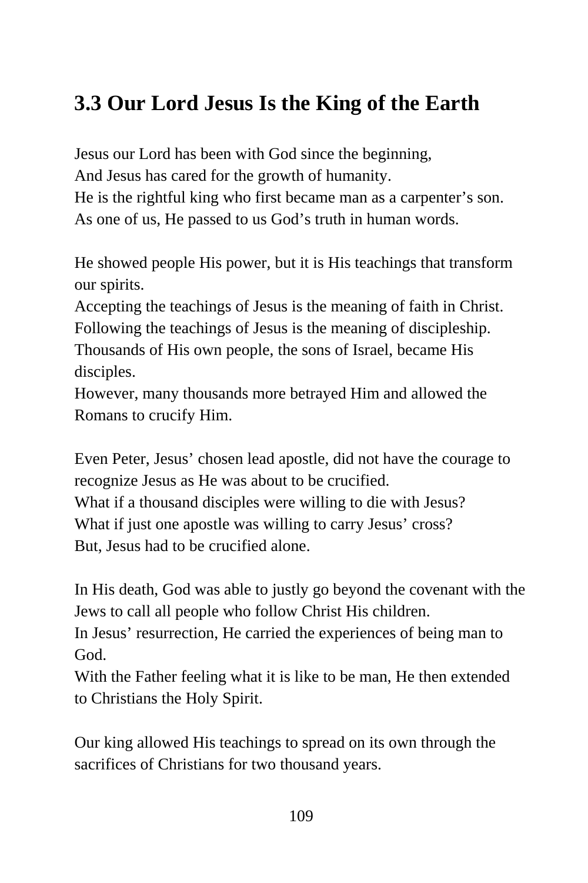## 3.3 Our Lord Jesus Is the King of the Earth

Jesus our Lord has been with God since the beginning,
And Jesus has cared for the growth of humanity.
He is the rightful king who first became man as a carpenter's son.
As one of us, He passed to us God's truth in human words.

He showed people His power, but it is His teachings that transform our spirits.
Accepting the teachings of Jesus is the meaning of faith in Christ.
Following the teachings of Jesus is the meaning of discipleship.
Thousands of His own people, the sons of Israel, became His disciples.
However, many thousands more betrayed Him and allowed the Romans to crucify Him.

Even Peter, Jesus' chosen lead apostle, did not have the courage to recognize Jesus as He was about to be crucified.
What if a thousand disciples were willing to die with Jesus?
What if just one apostle was willing to carry Jesus' cross?
But, Jesus had to be crucified alone.

In His death, God was able to justly go beyond the covenant with the Jews to call all people who follow Christ His children.
In Jesus' resurrection, He carried the experiences of being man to God.
With the Father feeling what it is like to be man, He then extended to Christians the Holy Spirit.

Our king allowed His teachings to spread on its own through the sacrifices of Christians for two thousand years.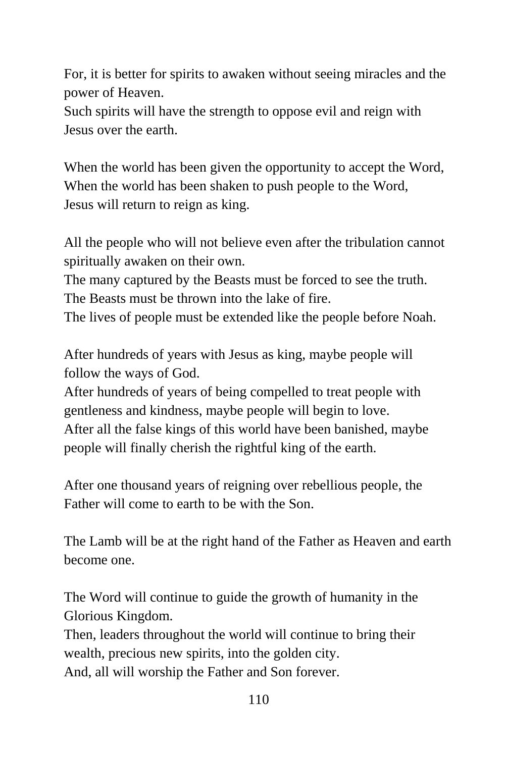For, it is better for spirits to awaken without seeing miracles and the power of Heaven.
Such spirits will have the strength to oppose evil and reign with Jesus over the earth.

When the world has been given the opportunity to accept the Word,
When the world has been shaken to push people to the Word,
Jesus will return to reign as king.

All the people who will not believe even after the tribulation cannot spiritually awaken on their own.
The many captured by the Beasts must be forced to see the truth.
The Beasts must be thrown into the lake of fire.
The lives of people must be extended like the people before Noah.

After hundreds of years with Jesus as king, maybe people will follow the ways of God.
After hundreds of years of being compelled to treat people with gentleness and kindness, maybe people will begin to love.
After all the false kings of this world have been banished, maybe people will finally cherish the rightful king of the earth.

After one thousand years of reigning over rebellious people, the Father will come to earth to be with the Son.

The Lamb will be at the right hand of the Father as Heaven and earth become one.

The Word will continue to guide the growth of humanity in the Glorious Kingdom.
Then, leaders throughout the world will continue to bring their wealth, precious new spirits, into the golden city.
And, all will worship the Father and Son forever.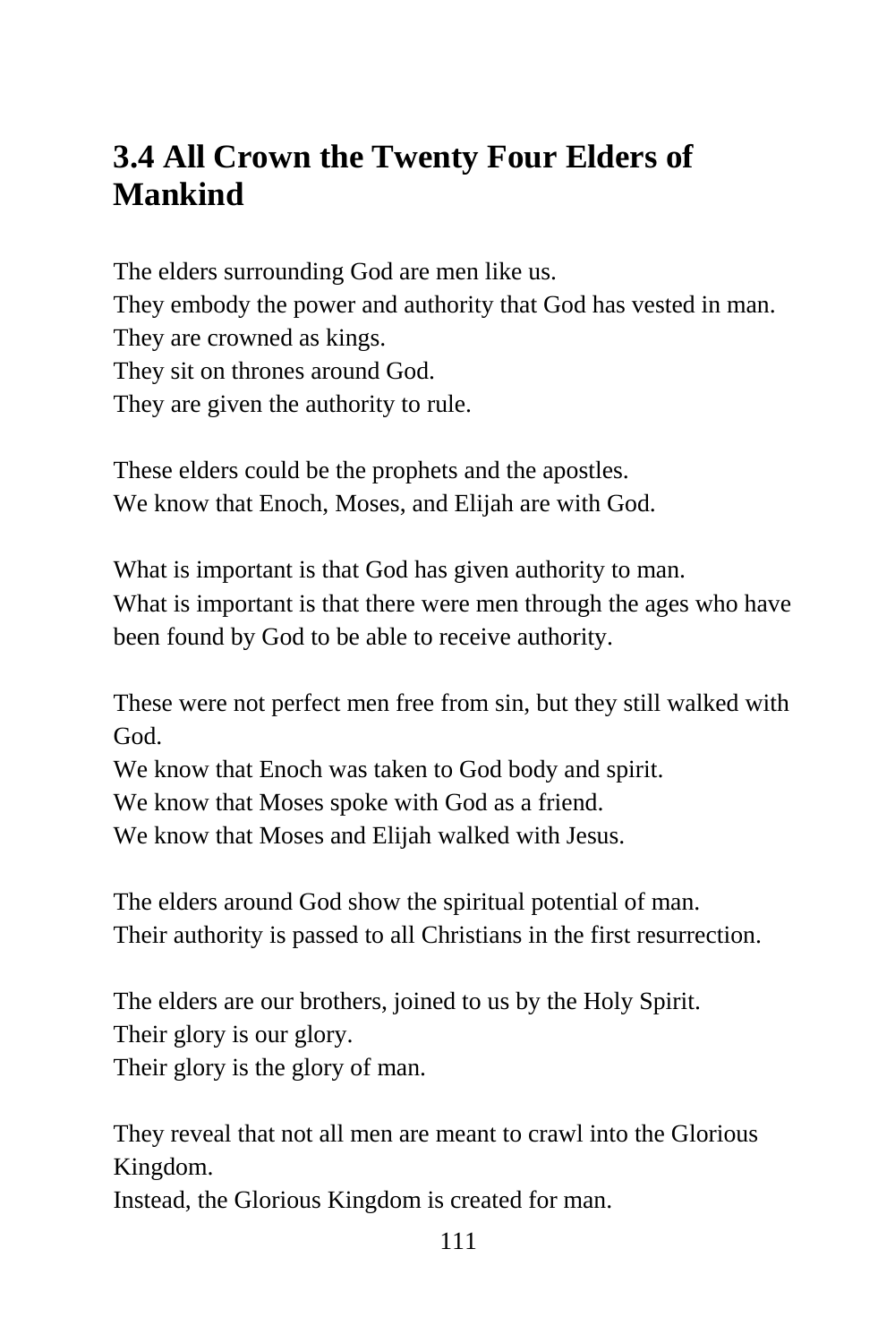## 3.4 All Crown the Twenty Four Elders of Mankind

The elders surrounding God are men like us.
They embody the power and authority that God has vested in man.
They are crowned as kings.
They sit on thrones around God.
They are given the authority to rule.

These elders could be the prophets and the apostles.
We know that Enoch, Moses, and Elijah are with God.

What is important is that God has given authority to man.
What is important is that there were men through the ages who have been found by God to be able to receive authority.

These were not perfect men free from sin, but they still walked with God.
We know that Enoch was taken to God body and spirit.
We know that Moses spoke with God as a friend.
We know that Moses and Elijah walked with Jesus.

The elders around God show the spiritual potential of man.
Their authority is passed to all Christians in the first resurrection.

The elders are our brothers, joined to us by the Holy Spirit.
Their glory is our glory.
Their glory is the glory of man.

They reveal that not all men are meant to crawl into the Glorious Kingdom.
Instead, the Glorious Kingdom is created for man.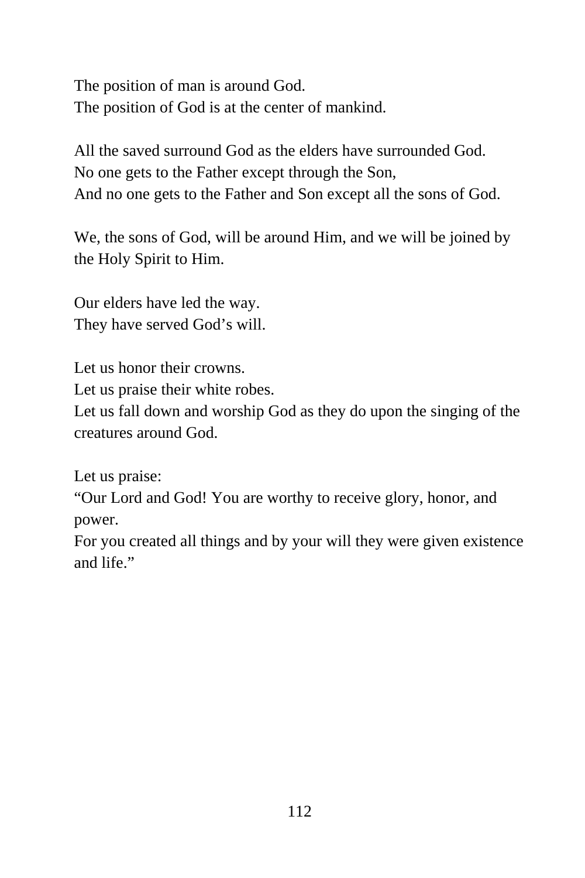The position of man is around God.  
The position of God is at the center of mankind.

All the saved surround God as the elders have surrounded God.  
No one gets to the Father except through the Son,  
And no one gets to the Father and Son except all the sons of God.

We, the sons of God, will be around Him, and we will be joined by the Holy Spirit to Him.

Our elders have led the way.  
They have served God's will.

Let us honor their crowns.  
Let us praise their white robes.  
Let us fall down and worship God as they do upon the singing of the creatures around God.

Let us praise:  
"Our Lord and God! You are worthy to receive glory, honor, and power.  
For you created all things and by your will they were given existence and life."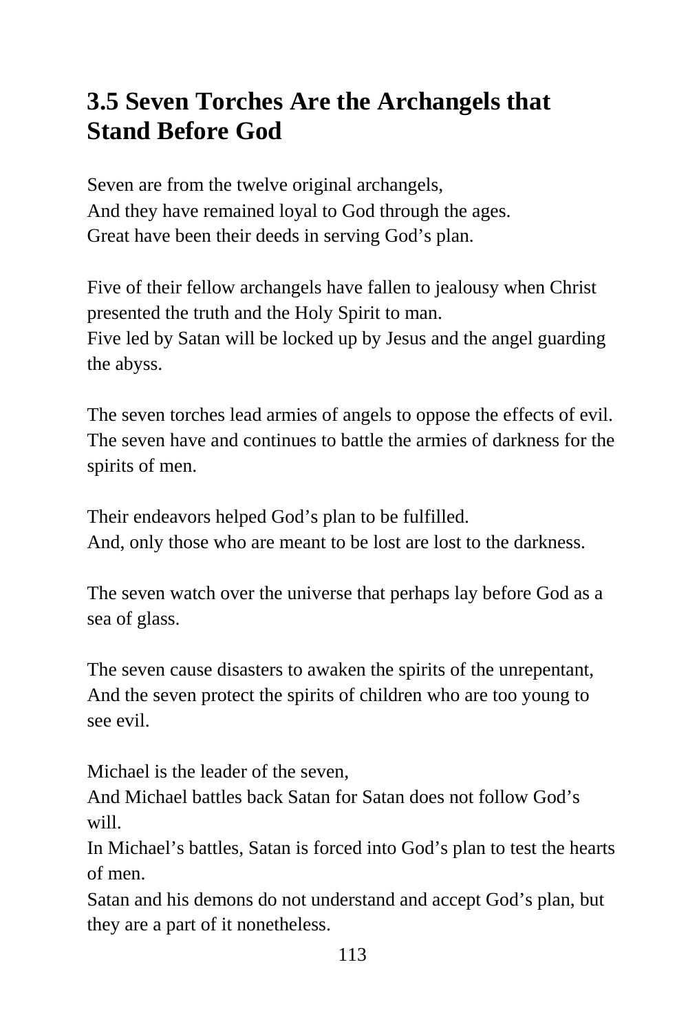## 3.5 Seven Torches Are the Archangels that Stand Before God

Seven are from the twelve original archangels,
And they have remained loyal to God through the ages.
Great have been their deeds in serving God's plan.

Five of their fellow archangels have fallen to jealousy when Christ presented the truth and the Holy Spirit to man.
Five led by Satan will be locked up by Jesus and the angel guarding the abyss.

The seven torches lead armies of angels to oppose the effects of evil.
The seven have and continues to battle the armies of darkness for the spirits of men.

Their endeavors helped God's plan to be fulfilled.
And, only those who are meant to be lost are lost to the darkness.

The seven watch over the universe that perhaps lay before God as a sea of glass.

The seven cause disasters to awaken the spirits of the unrepentant,
And the seven protect the spirits of children who are too young to see evil.

Michael is the leader of the seven,
And Michael battles back Satan for Satan does not follow God's will.
In Michael's battles, Satan is forced into God's plan to test the hearts of men.
Satan and his demons do not understand and accept God's plan, but they are a part of it nonetheless.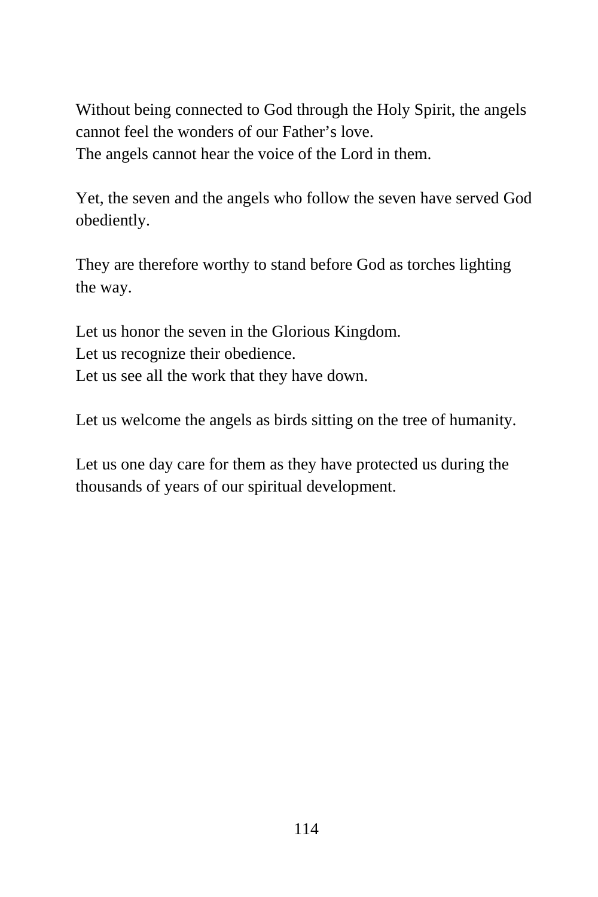Without being connected to God through the Holy Spirit, the angels cannot feel the wonders of our Father’s love.
The angels cannot hear the voice of the Lord in them.

Yet, the seven and the angels who follow the seven have served God obediently.

They are therefore worthy to stand before God as torches lighting the way.

Let us honor the seven in the Glorious Kingdom.
Let us recognize their obedience.
Let us see all the work that they have down.

Let us welcome the angels as birds sitting on the tree of humanity.

Let us one day care for them as they have protected us during the thousands of years of our spiritual development.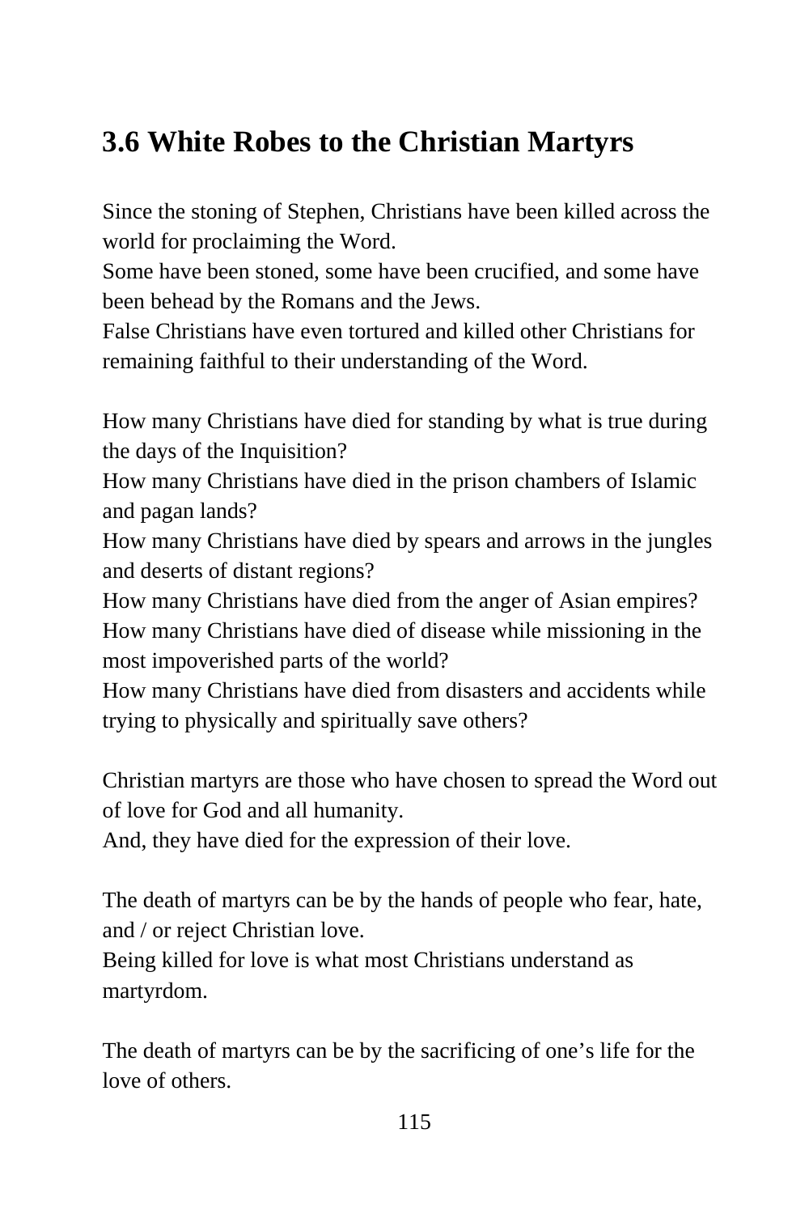## 3.6 White Robes to the Christian Martyrs

Since the stoning of Stephen, Christians have been killed across the world for proclaiming the Word.
Some have been stoned, some have been crucified, and some have been behead by the Romans and the Jews.
False Christians have even tortured and killed other Christians for remaining faithful to their understanding of the Word.

How many Christians have died for standing by what is true during the days of the Inquisition?
How many Christians have died in the prison chambers of Islamic and pagan lands?
How many Christians have died by spears and arrows in the jungles and deserts of distant regions?
How many Christians have died from the anger of Asian empires?
How many Christians have died of disease while missioning in the most impoverished parts of the world?
How many Christians have died from disasters and accidents while trying to physically and spiritually save others?

Christian martyrs are those who have chosen to spread the Word out of love for God and all humanity.
And, they have died for the expression of their love.

The death of martyrs can be by the hands of people who fear, hate, and / or reject Christian love.
Being killed for love is what most Christians understand as martyrdom.

The death of martyrs can be by the sacrificing of one's life for the love of others.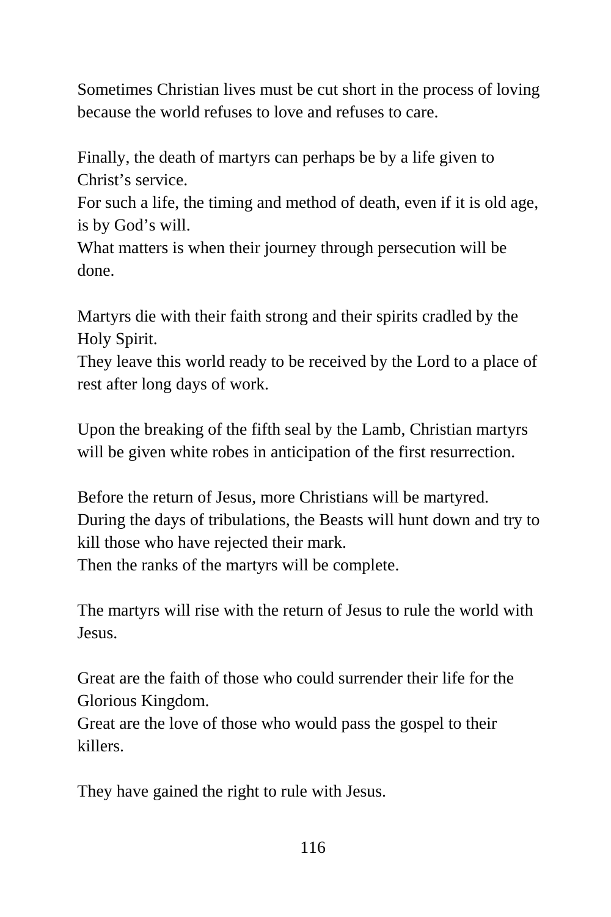Sometimes Christian lives must be cut short in the process of loving because the world refuses to love and refuses to care.

Finally, the death of martyrs can perhaps be by a life given to Christ's service.
For such a life, the timing and method of death, even if it is old age, is by God's will.
What matters is when their journey through persecution will be done.

Martyrs die with their faith strong and their spirits cradled by the Holy Spirit.
They leave this world ready to be received by the Lord to a place of rest after long days of work.

Upon the breaking of the fifth seal by the Lamb, Christian martyrs will be given white robes in anticipation of the first resurrection.

Before the return of Jesus, more Christians will be martyred.
During the days of tribulations, the Beasts will hunt down and try to kill those who have rejected their mark.
Then the ranks of the martyrs will be complete.

The martyrs will rise with the return of Jesus to rule the world with Jesus.

Great are the faith of those who could surrender their life for the Glorious Kingdom.
Great are the love of those who would pass the gospel to their killers.

They have gained the right to rule with Jesus.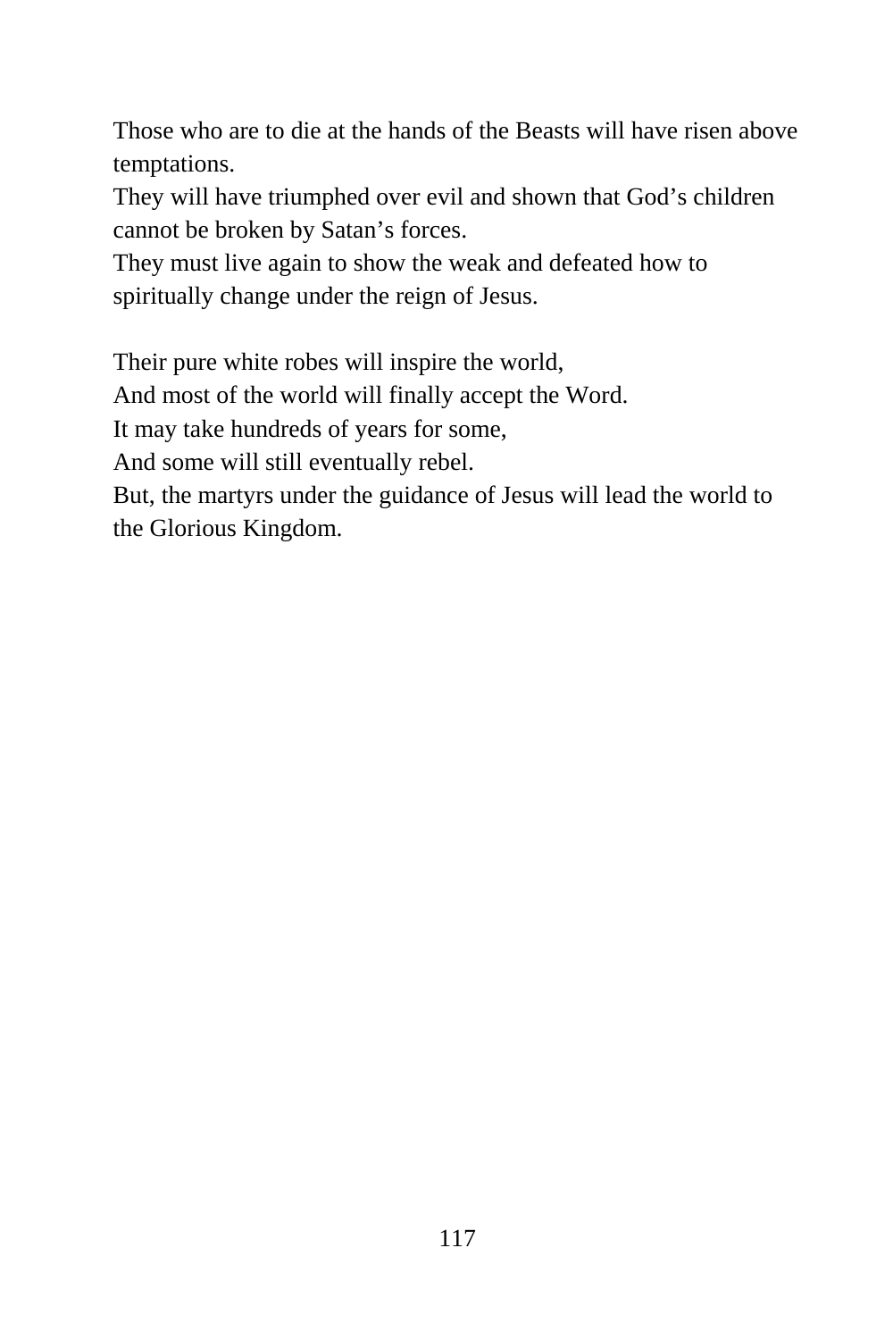Those who are to die at the hands of the Beasts will have risen above temptations.
They will have triumphed over evil and shown that God’s children cannot be broken by Satan’s forces.
They must live again to show the weak and defeated how to spiritually change under the reign of Jesus.

Their pure white robes will inspire the world,
And most of the world will finally accept the Word.
It may take hundreds of years for some,
And some will still eventually rebel.
But, the martyrs under the guidance of Jesus will lead the world to the Glorious Kingdom.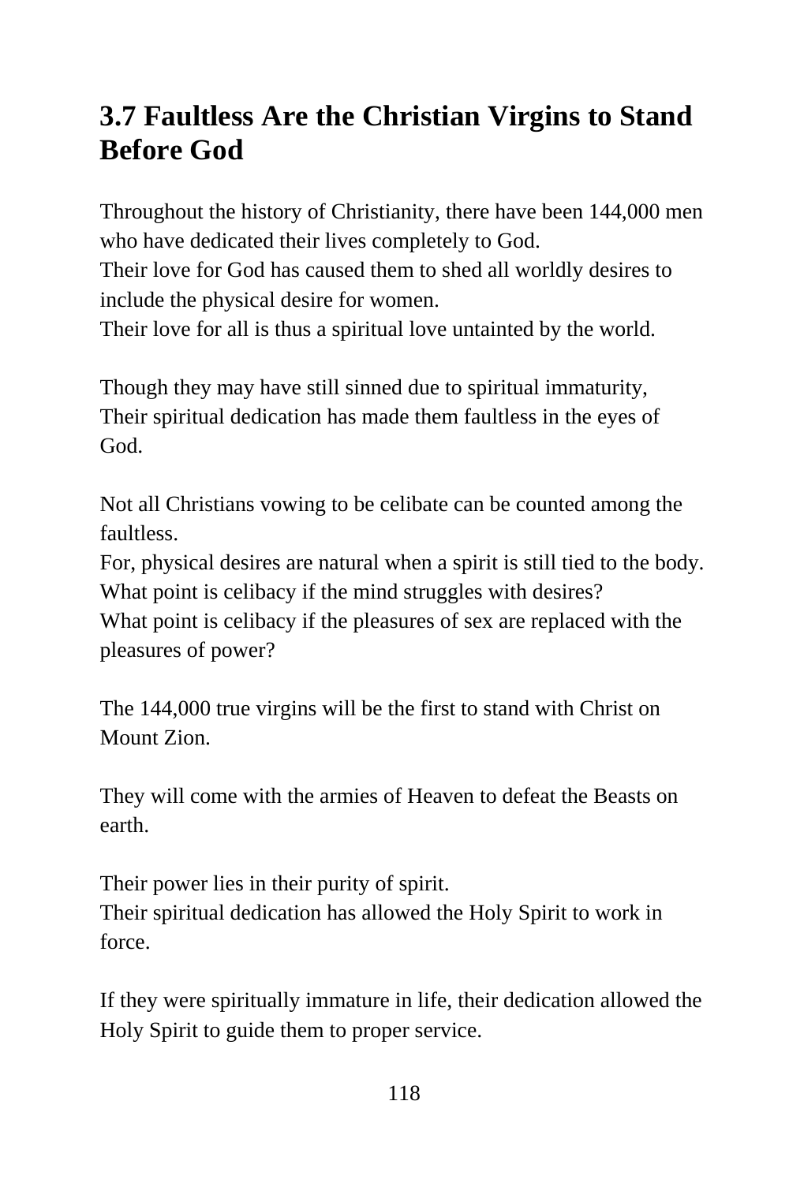## 3.7 Faultless Are the Christian Virgins to Stand Before God

Throughout the history of Christianity, there have been 144,000 men who have dedicated their lives completely to God.
Their love for God has caused them to shed all worldly desires to include the physical desire for women.
Their love for all is thus a spiritual love untainted by the world.

Though they may have still sinned due to spiritual immaturity,
Their spiritual dedication has made them faultless in the eyes of God.

Not all Christians vowing to be celibate can be counted among the faultless.
For, physical desires are natural when a spirit is still tied to the body.
What point is celibacy if the mind struggles with desires?
What point is celibacy if the pleasures of sex are replaced with the pleasures of power?

The 144,000 true virgins will be the first to stand with Christ on Mount Zion.

They will come with the armies of Heaven to defeat the Beasts on earth.

Their power lies in their purity of spirit.
Their spiritual dedication has allowed the Holy Spirit to work in force.

If they were spiritually immature in life, their dedication allowed the Holy Spirit to guide them to proper service.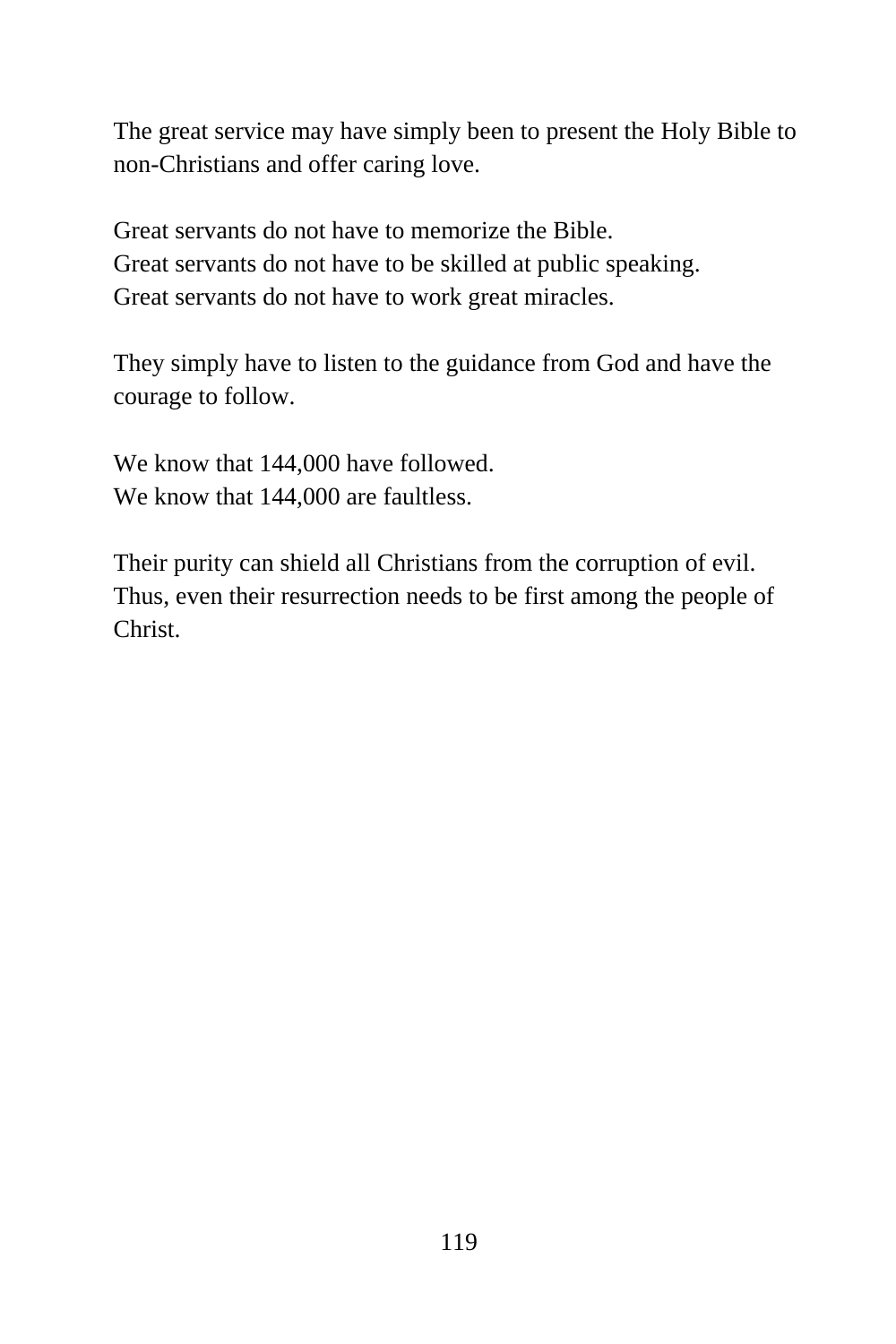The great service may have simply been to present the Holy Bible to non-Christians and offer caring love.

Great servants do not have to memorize the Bible.
Great servants do not have to be skilled at public speaking.
Great servants do not have to work great miracles.

They simply have to listen to the guidance from God and have the courage to follow.

We know that 144,000 have followed.
We know that 144,000 are faultless.

Their purity can shield all Christians from the corruption of evil.
Thus, even their resurrection needs to be first among the people of Christ.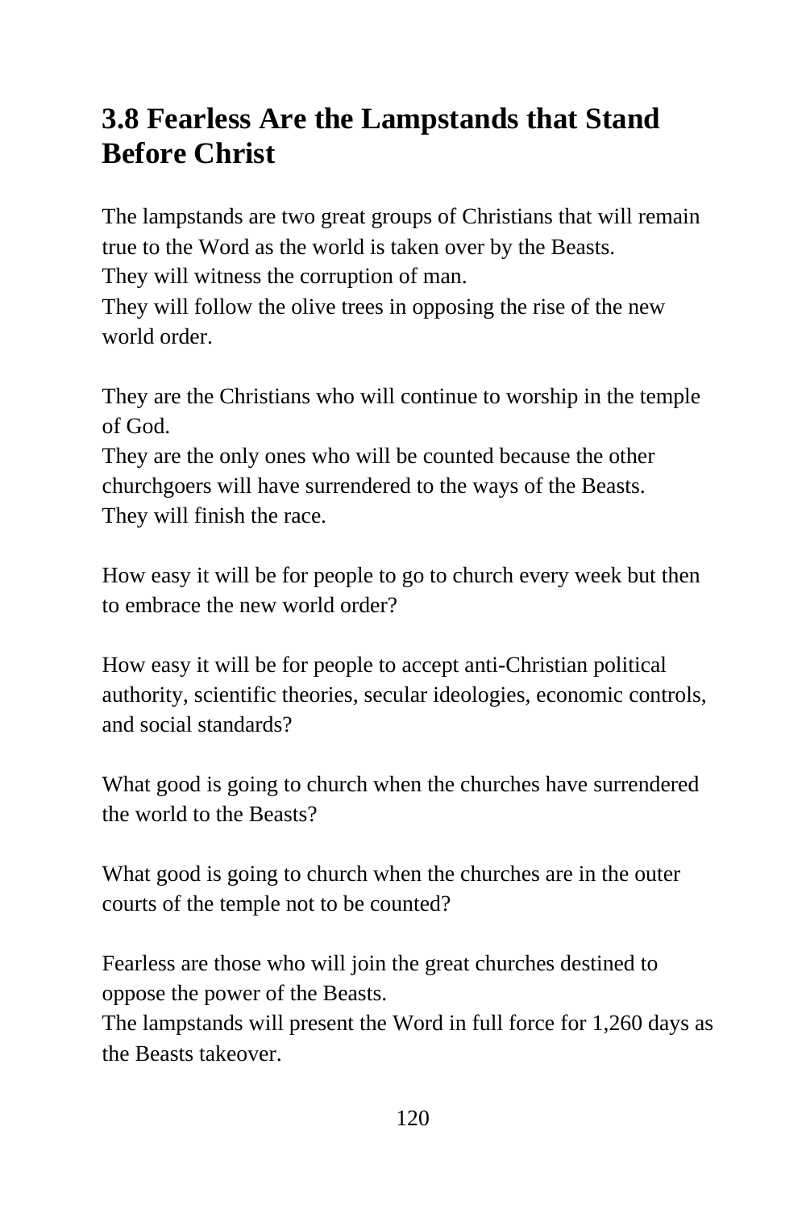## 3.8 Fearless Are the Lampstands that Stand Before Christ

The lampstands are two great groups of Christians that will remain true to the Word as the world is taken over by the Beasts.
They will witness the corruption of man.
They will follow the olive trees in opposing the rise of the new world order.

They are the Christians who will continue to worship in the temple of God.
They are the only ones who will be counted because the other churchgoers will have surrendered to the ways of the Beasts.
They will finish the race.

How easy it will be for people to go to church every week but then to embrace the new world order?

How easy it will be for people to accept anti-Christian political authority, scientific theories, secular ideologies, economic controls, and social standards?

What good is going to church when the churches have surrendered the world to the Beasts?

What good is going to church when the churches are in the outer courts of the temple not to be counted?

Fearless are those who will join the great churches destined to oppose the power of the Beasts.
The lampstands will present the Word in full force for 1,260 days as the Beasts takeover.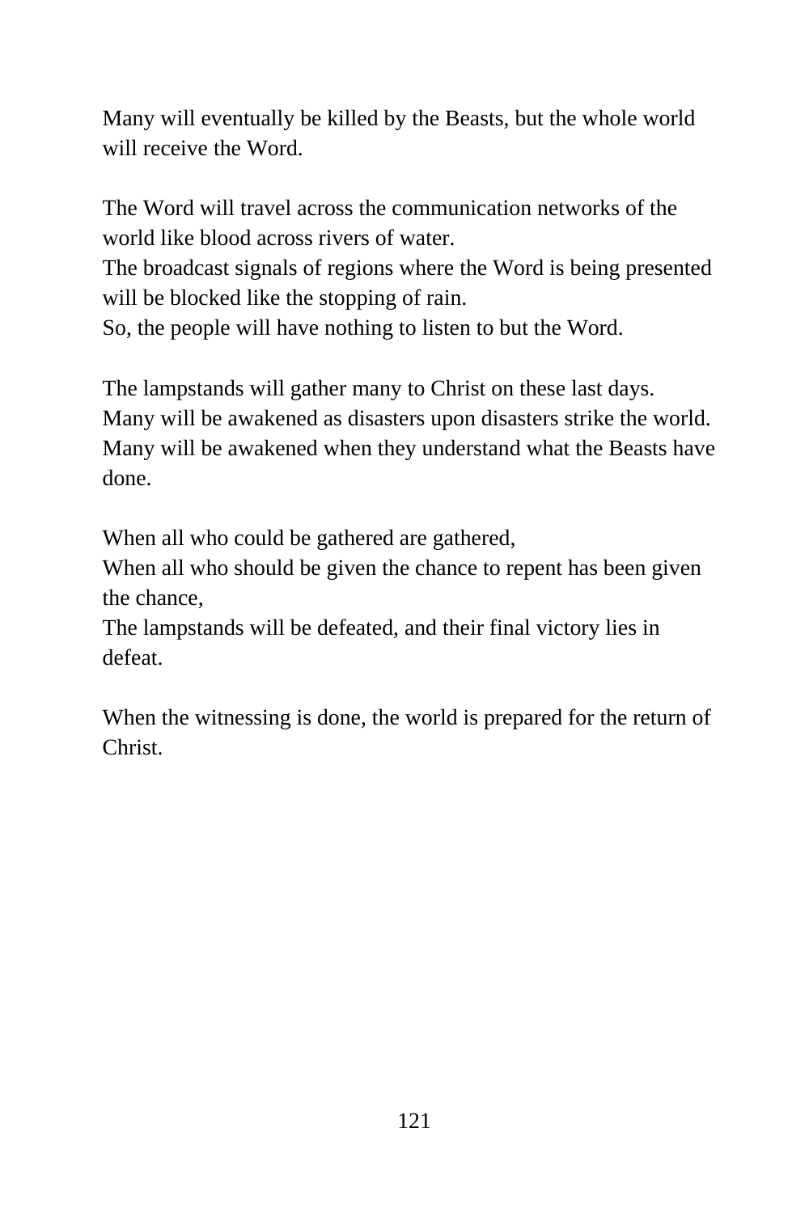Many will eventually be killed by the Beasts, but the whole world will receive the Word.

The Word will travel across the communication networks of the world like blood across rivers of water.
The broadcast signals of regions where the Word is being presented will be blocked like the stopping of rain.
So, the people will have nothing to listen to but the Word.

The lampstands will gather many to Christ on these last days.
Many will be awakened as disasters upon disasters strike the world.
Many will be awakened when they understand what the Beasts have done.

When all who could be gathered are gathered,
When all who should be given the chance to repent has been given the chance,
The lampstands will be defeated, and their final victory lies in defeat.

When the witnessing is done, the world is prepared for the return of Christ.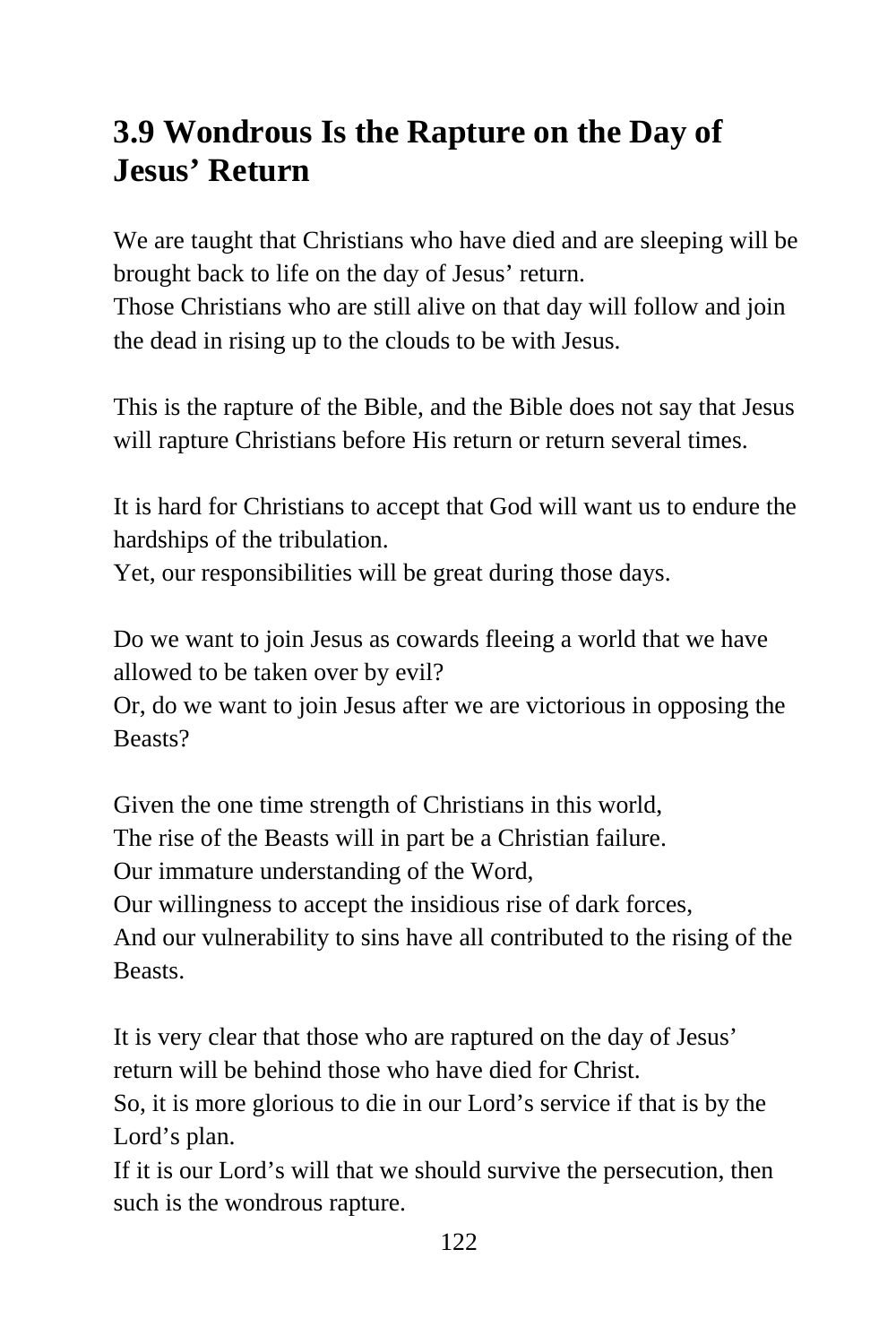## 3.9 Wondrous Is the Rapture on the Day of Jesus' Return

We are taught that Christians who have died and are sleeping will be brought back to life on the day of Jesus' return.
Those Christians who are still alive on that day will follow and join the dead in rising up to the clouds to be with Jesus.

This is the rapture of the Bible, and the Bible does not say that Jesus will rapture Christians before His return or return several times.

It is hard for Christians to accept that God will want us to endure the hardships of the tribulation.
Yet, our responsibilities will be great during those days.

Do we want to join Jesus as cowards fleeing a world that we have allowed to be taken over by evil?
Or, do we want to join Jesus after we are victorious in opposing the Beasts?

Given the one time strength of Christians in this world,
The rise of the Beasts will in part be a Christian failure.
Our immature understanding of the Word,
Our willingness to accept the insidious rise of dark forces,
And our vulnerability to sins have all contributed to the rising of the Beasts.

It is very clear that those who are raptured on the day of Jesus' return will be behind those who have died for Christ.
So, it is more glorious to die in our Lord's service if that is by the Lord's plan.
If it is our Lord's will that we should survive the persecution, then such is the wondrous rapture.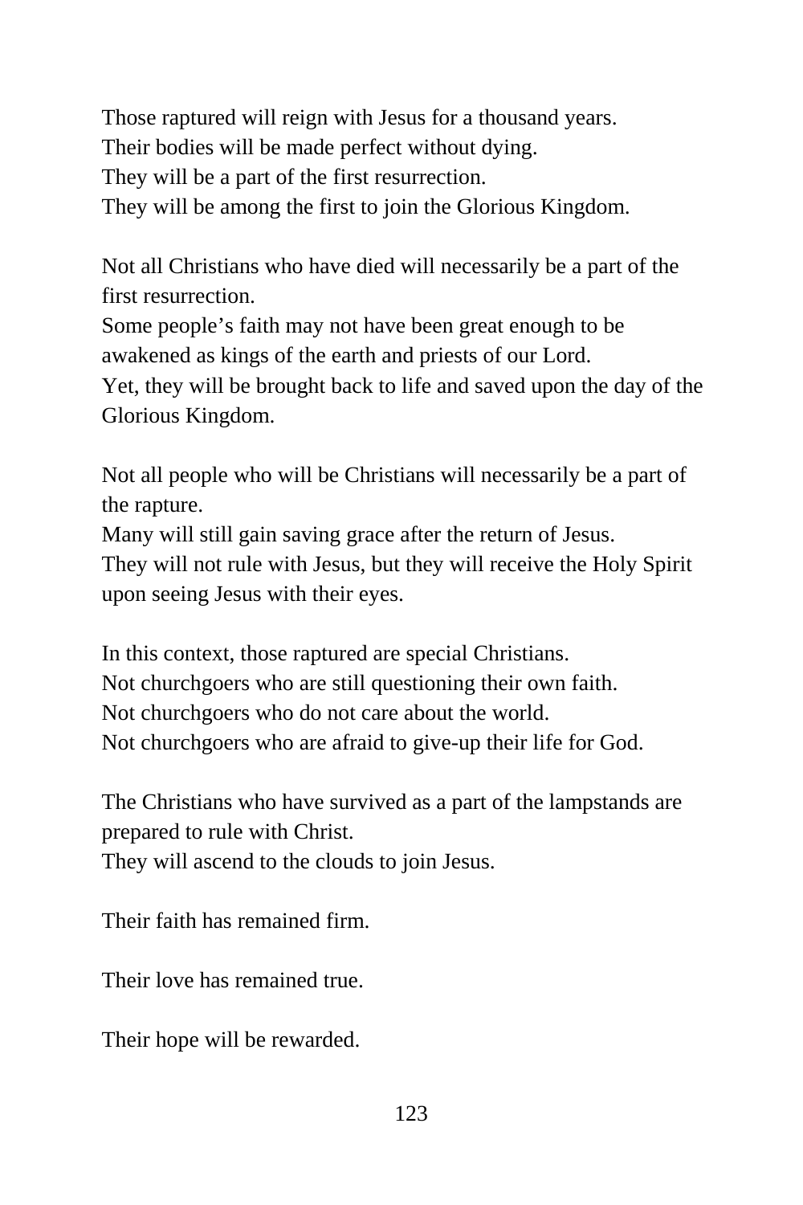Those raptured will reign with Jesus for a thousand years.
Their bodies will be made perfect without dying.
They will be a part of the first resurrection.
They will be among the first to join the Glorious Kingdom.

Not all Christians who have died will necessarily be a part of the first resurrection.
Some people's faith may not have been great enough to be awakened as kings of the earth and priests of our Lord.
Yet, they will be brought back to life and saved upon the day of the Glorious Kingdom.

Not all people who will be Christians will necessarily be a part of the rapture.
Many will still gain saving grace after the return of Jesus.
They will not rule with Jesus, but they will receive the Holy Spirit upon seeing Jesus with their eyes.

In this context, those raptured are special Christians.
Not churchgoers who are still questioning their own faith.
Not churchgoers who do not care about the world.
Not churchgoers who are afraid to give-up their life for God.

The Christians who have survived as a part of the lampstands are prepared to rule with Christ.
They will ascend to the clouds to join Jesus.

Their faith has remained firm.

Their love has remained true.

Their hope will be rewarded.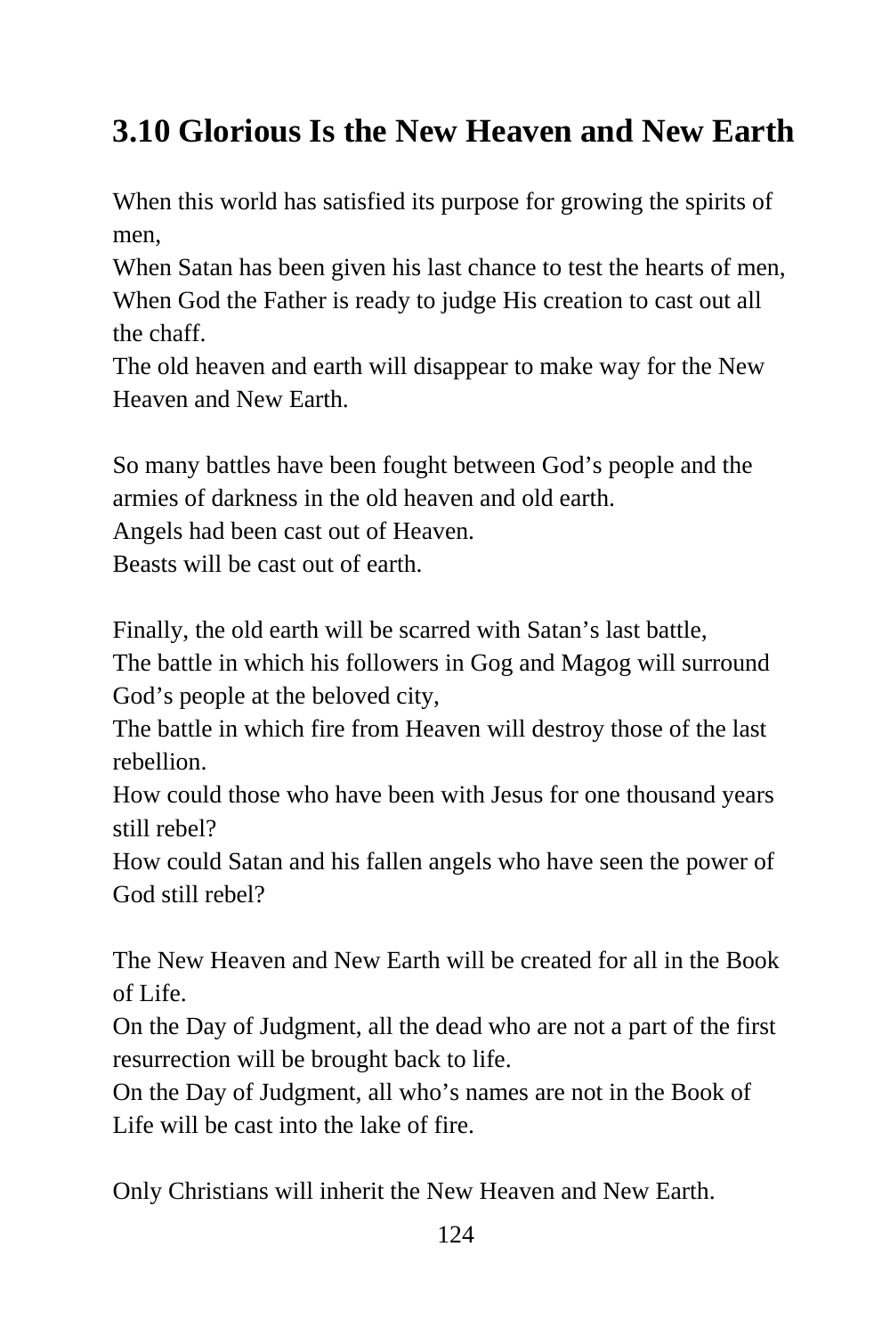## 3.10 Glorious Is the New Heaven and New Earth

When this world has satisfied its purpose for growing the spirits of men,
When Satan has been given his last chance to test the hearts of men,
When God the Father is ready to judge His creation to cast out all the chaff.
The old heaven and earth will disappear to make way for the New Heaven and New Earth.

So many battles have been fought between God's people and the armies of darkness in the old heaven and old earth.
Angels had been cast out of Heaven.
Beasts will be cast out of earth.

Finally, the old earth will be scarred with Satan's last battle,
The battle in which his followers in Gog and Magog will surround God's people at the beloved city,
The battle in which fire from Heaven will destroy those of the last rebellion.
How could those who have been with Jesus for one thousand years still rebel?
How could Satan and his fallen angels who have seen the power of God still rebel?

The New Heaven and New Earth will be created for all in the Book of Life.
On the Day of Judgment, all the dead who are not a part of the first resurrection will be brought back to life.
On the Day of Judgment, all who's names are not in the Book of Life will be cast into the lake of fire.

Only Christians will inherit the New Heaven and New Earth.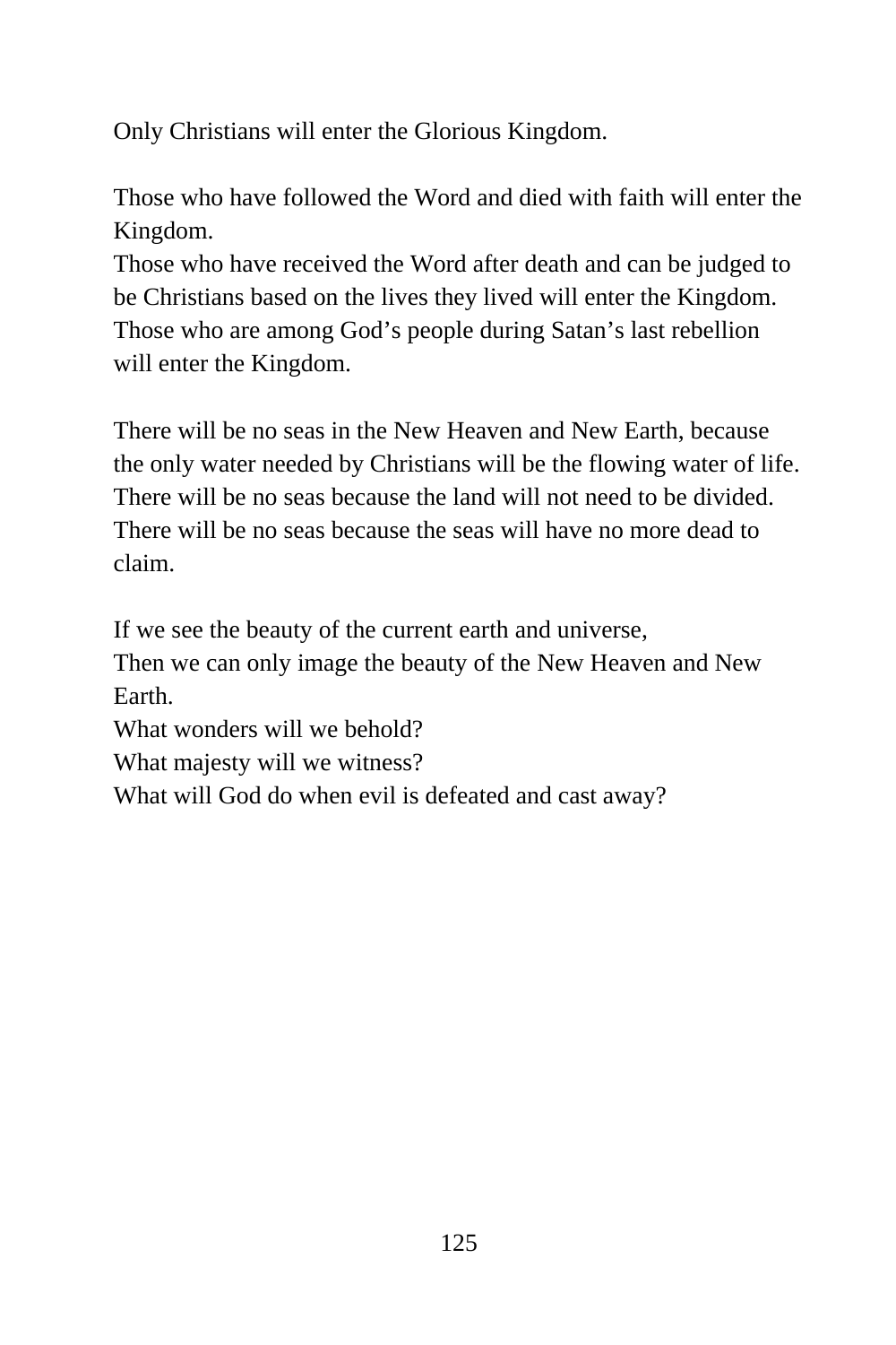Only Christians will enter the Glorious Kingdom.

Those who have followed the Word and died with faith will enter the Kingdom.
Those who have received the Word after death and can be judged to be Christians based on the lives they lived will enter the Kingdom.
Those who are among God’s people during Satan’s last rebellion will enter the Kingdom.

There will be no seas in the New Heaven and New Earth, because the only water needed by Christians will be the flowing water of life.
There will be no seas because the land will not need to be divided.
There will be no seas because the seas will have no more dead to claim.

If we see the beauty of the current earth and universe,
Then we can only image the beauty of the New Heaven and New Earth.
What wonders will we behold?
What majesty will we witness?
What will God do when evil is defeated and cast away?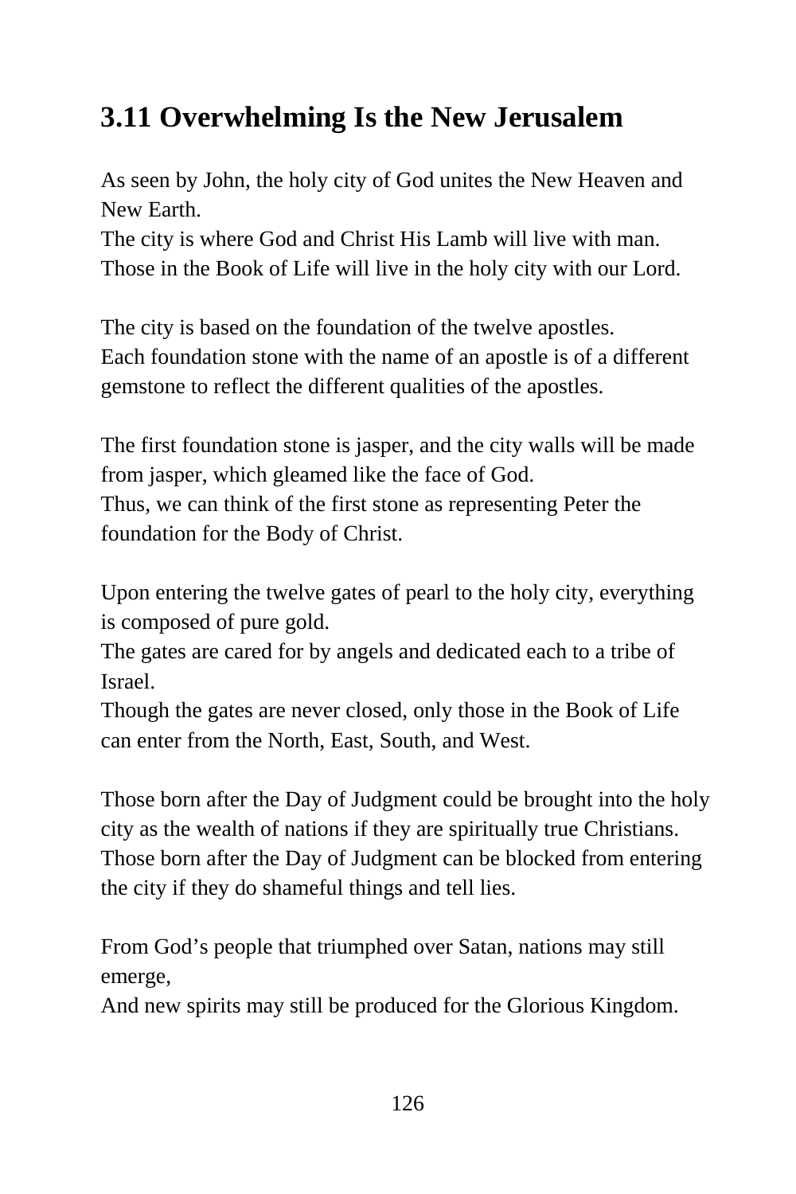## 3.11 Overwhelming Is the New Jerusalem

As seen by John, the holy city of God unites the New Heaven and New Earth.
The city is where God and Christ His Lamb will live with man.
Those in the Book of Life will live in the holy city with our Lord.

The city is based on the foundation of the twelve apostles.
Each foundation stone with the name of an apostle is of a different gemstone to reflect the different qualities of the apostles.

The first foundation stone is jasper, and the city walls will be made from jasper, which gleamed like the face of God.
Thus, we can think of the first stone as representing Peter the foundation for the Body of Christ.

Upon entering the twelve gates of pearl to the holy city, everything is composed of pure gold.
The gates are cared for by angels and dedicated each to a tribe of Israel.
Though the gates are never closed, only those in the Book of Life can enter from the North, East, South, and West.

Those born after the Day of Judgment could be brought into the holy city as the wealth of nations if they are spiritually true Christians.
Those born after the Day of Judgment can be blocked from entering the city if they do shameful things and tell lies.

From God's people that triumphed over Satan, nations may still emerge,
And new spirits may still be produced for the Glorious Kingdom.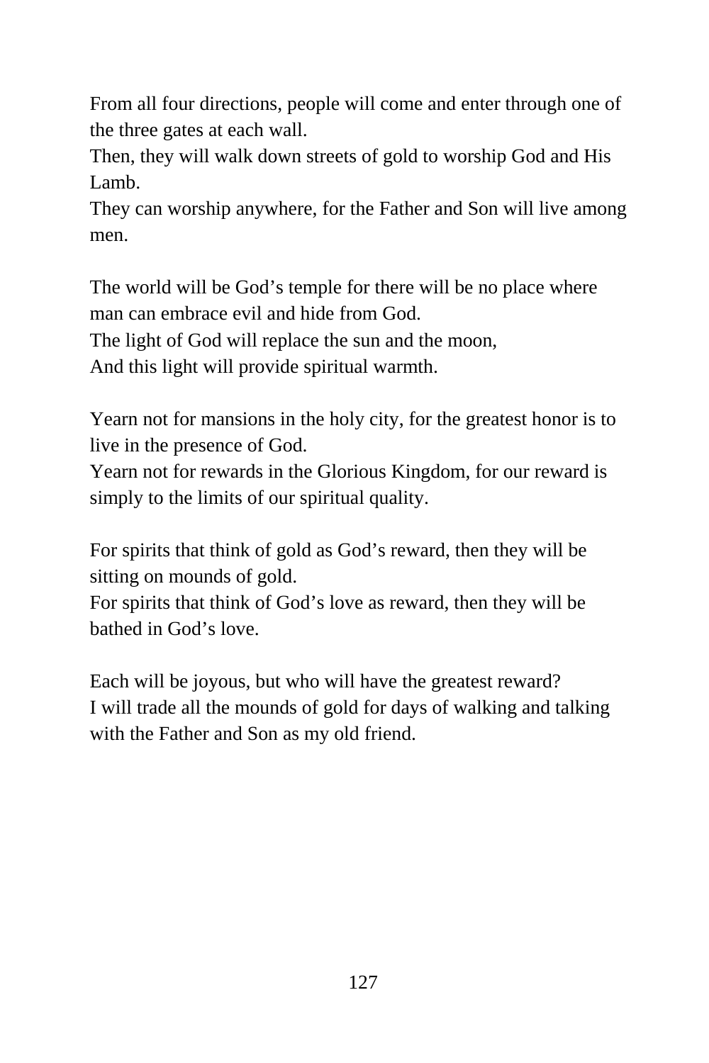From all four directions, people will come and enter through one of the three gates at each wall.
Then, they will walk down streets of gold to worship God and His Lamb.
They can worship anywhere, for the Father and Son will live among men.

The world will be God’s temple for there will be no place where man can embrace evil and hide from God.
The light of God will replace the sun and the moon,
And this light will provide spiritual warmth.

Yearn not for mansions in the holy city, for the greatest honor is to live in the presence of God.
Yearn not for rewards in the Glorious Kingdom, for our reward is simply to the limits of our spiritual quality.

For spirits that think of gold as God’s reward, then they will be sitting on mounds of gold.
For spirits that think of God’s love as reward, then they will be bathed in God’s love.

Each will be joyous, but who will have the greatest reward?
I will trade all the mounds of gold for days of walking and talking with the Father and Son as my old friend.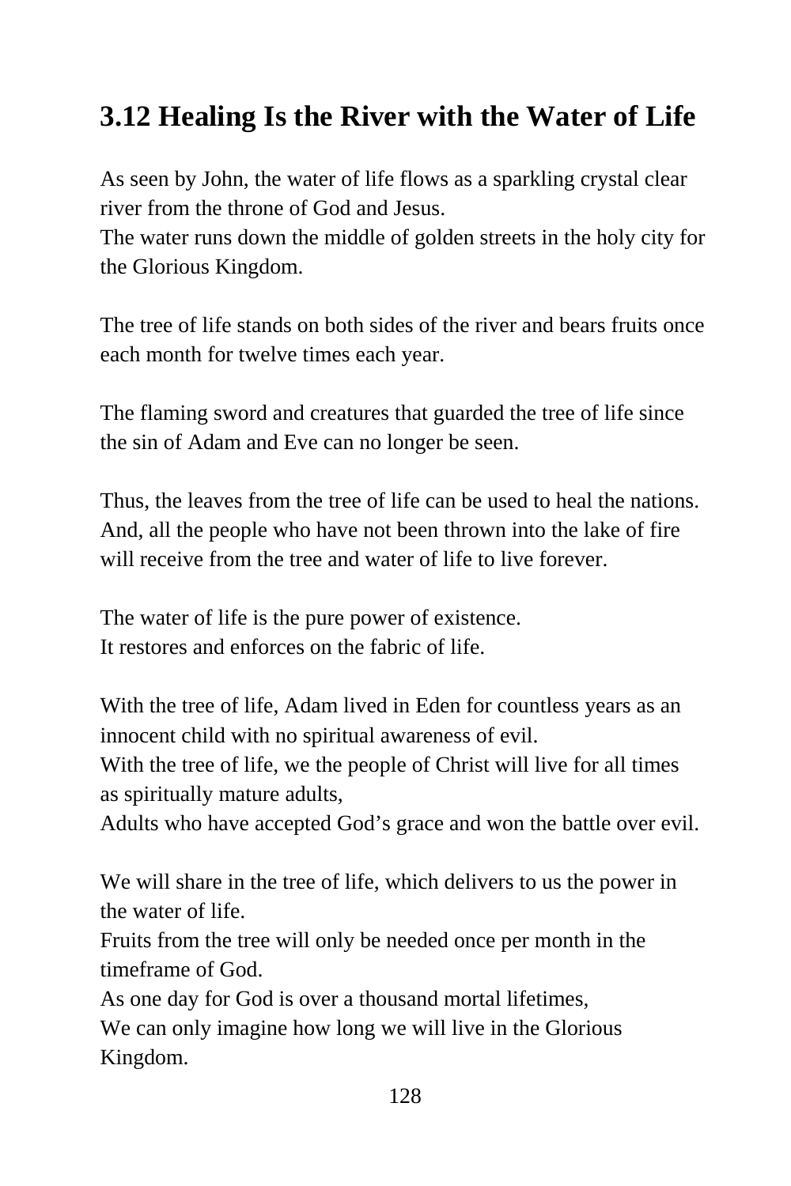## 3.12 Healing Is the River with the Water of Life

As seen by John, the water of life flows as a sparkling crystal clear river from the throne of God and Jesus.
The water runs down the middle of golden streets in the holy city for the Glorious Kingdom.

The tree of life stands on both sides of the river and bears fruits once each month for twelve times each year.

The flaming sword and creatures that guarded the tree of life since the sin of Adam and Eve can no longer be seen.

Thus, the leaves from the tree of life can be used to heal the nations.
And, all the people who have not been thrown into the lake of fire will receive from the tree and water of life to live forever.

The water of life is the pure power of existence.
It restores and enforces on the fabric of life.

With the tree of life, Adam lived in Eden for countless years as an innocent child with no spiritual awareness of evil.
With the tree of life, we the people of Christ will live for all times as spiritually mature adults,
Adults who have accepted God's grace and won the battle over evil.

We will share in the tree of life, which delivers to us the power in the water of life.
Fruits from the tree will only be needed once per month in the timeframe of God.
As one day for God is over a thousand mortal lifetimes,
We can only imagine how long we will live in the Glorious Kingdom.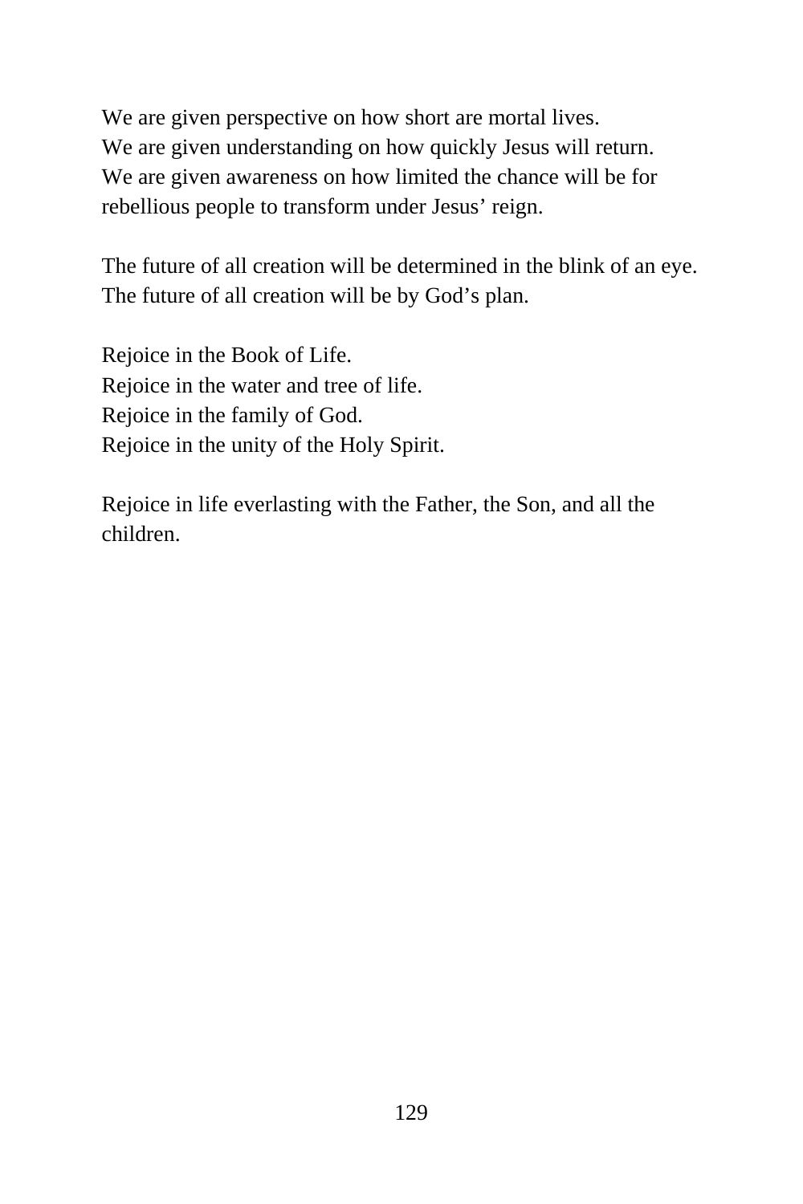We are given perspective on how short are mortal lives.
We are given understanding on how quickly Jesus will return.
We are given awareness on how limited the chance will be for rebellious people to transform under Jesus' reign.

The future of all creation will be determined in the blink of an eye.
The future of all creation will be by God's plan.

Rejoice in the Book of Life.
Rejoice in the water and tree of life.
Rejoice in the family of God.
Rejoice in the unity of the Holy Spirit.

Rejoice in life everlasting with the Father, the Son, and all the children.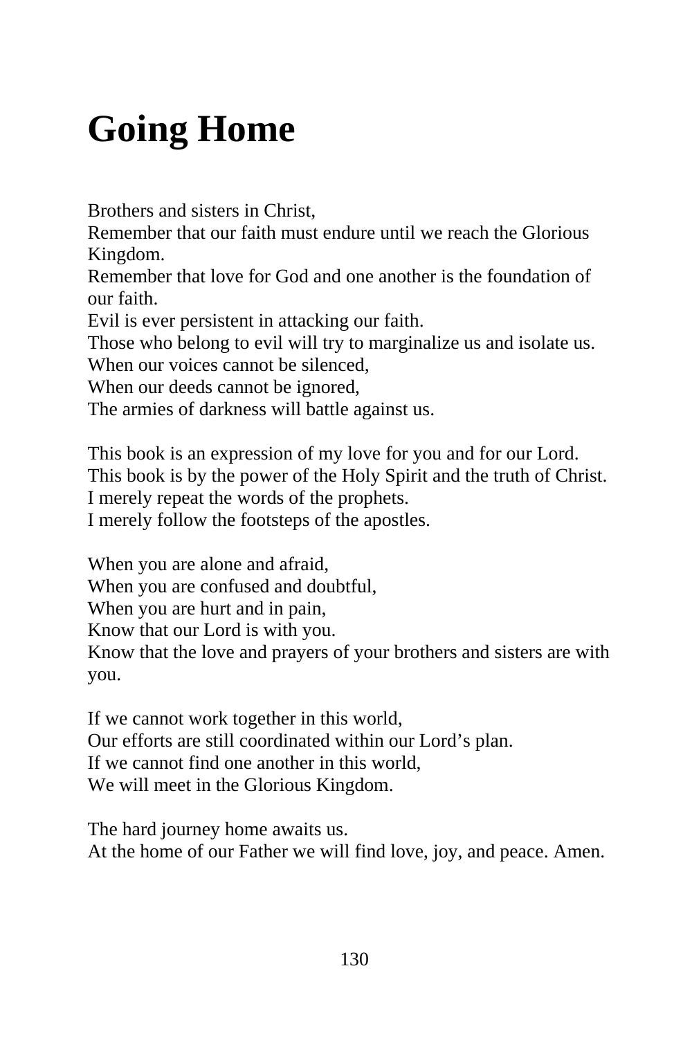# Going Home

Brothers and sisters in Christ,
Remember that our faith must endure until we reach the Glorious Kingdom.
Remember that love for God and one another is the foundation of our faith.
Evil is ever persistent in attacking our faith.
Those who belong to evil will try to marginalize us and isolate us.
When our voices cannot be silenced,
When our deeds cannot be ignored,
The armies of darkness will battle against us.

This book is an expression of my love for you and for our Lord.
This book is by the power of the Holy Spirit and the truth of Christ.
I merely repeat the words of the prophets.
I merely follow the footsteps of the apostles.

When you are alone and afraid,
When you are confused and doubtful,
When you are hurt and in pain,
Know that our Lord is with you.
Know that the love and prayers of your brothers and sisters are with you.

If we cannot work together in this world,
Our efforts are still coordinated within our Lord's plan.
If we cannot find one another in this world,
We will meet in the Glorious Kingdom.

The hard journey home awaits us.
At the home of our Father we will find love, joy, and peace. Amen.